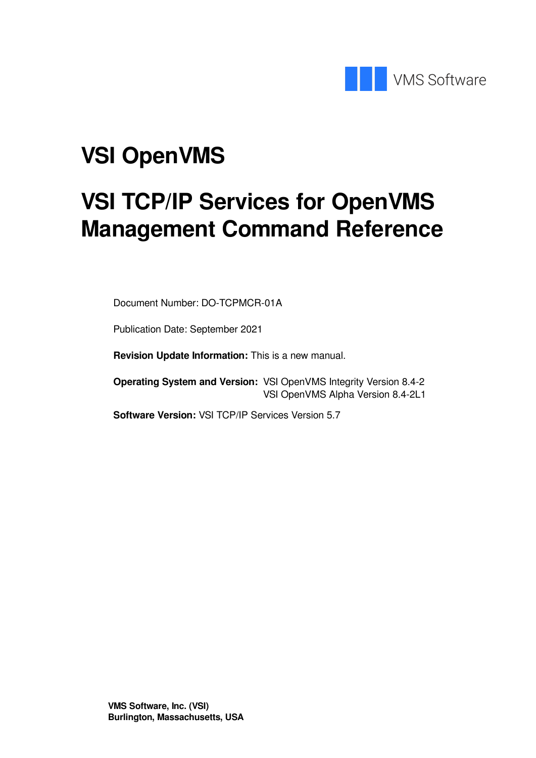VMS Software

# VSI OpenVMS

# VSI TCP/IP Services for OpenVMS Management Command Reference

Document Number: DO-TCPMCR-01A

Publication Date: September 2021

**Revision Update Information:** This is a new manual.

**Operating System and Version:** VSI OpenVMS Integrity Version 8.4-2
VSI OpenVMS Alpha Version 8.4-2L1

**Software Version:** VSI TCP/IP Services Version 5.7

**VMS Software, Inc. (VSI)**
**Burlington, Massachusetts, USA**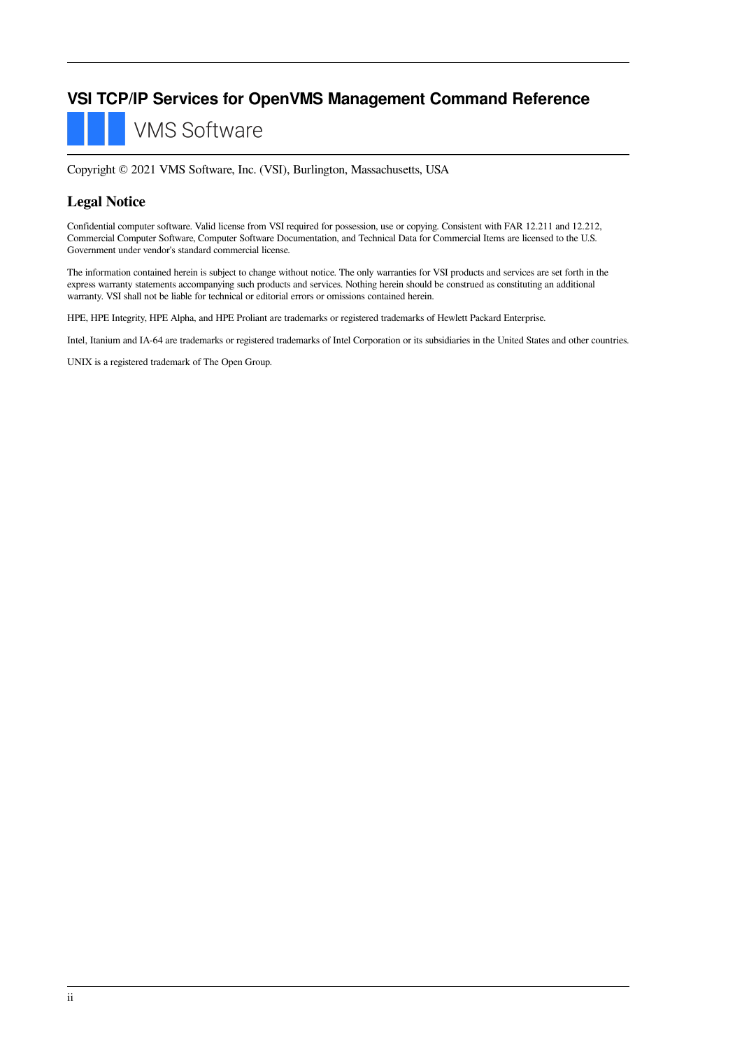# VSI TCP/IP Services for OpenVMS Management Command Reference

VMS Software

Copyright © 2021 VMS Software, Inc. (VSI), Burlington, Massachusetts, USA

## Legal Notice

Confidential computer software. Valid license from VSI required for possession, use or copying. Consistent with FAR 12.211 and 12.212, Commercial Computer Software, Computer Software Documentation, and Technical Data for Commercial Items are licensed to the U.S. Government under vendor's standard commercial license.

The information contained herein is subject to change without notice. The only warranties for VSI products and services are set forth in the express warranty statements accompanying such products and services. Nothing herein should be construed as constituting an additional warranty. VSI shall not be liable for technical or editorial errors or omissions contained herein.

HPE, HPE Integrity, HPE Alpha, and HPE Proliant are trademarks or registered trademarks of Hewlett Packard Enterprise.

Intel, Itanium and IA-64 are trademarks or registered trademarks of Intel Corporation or its subsidiaries in the United States and other countries.

UNIX is a registered trademark of The Open Group.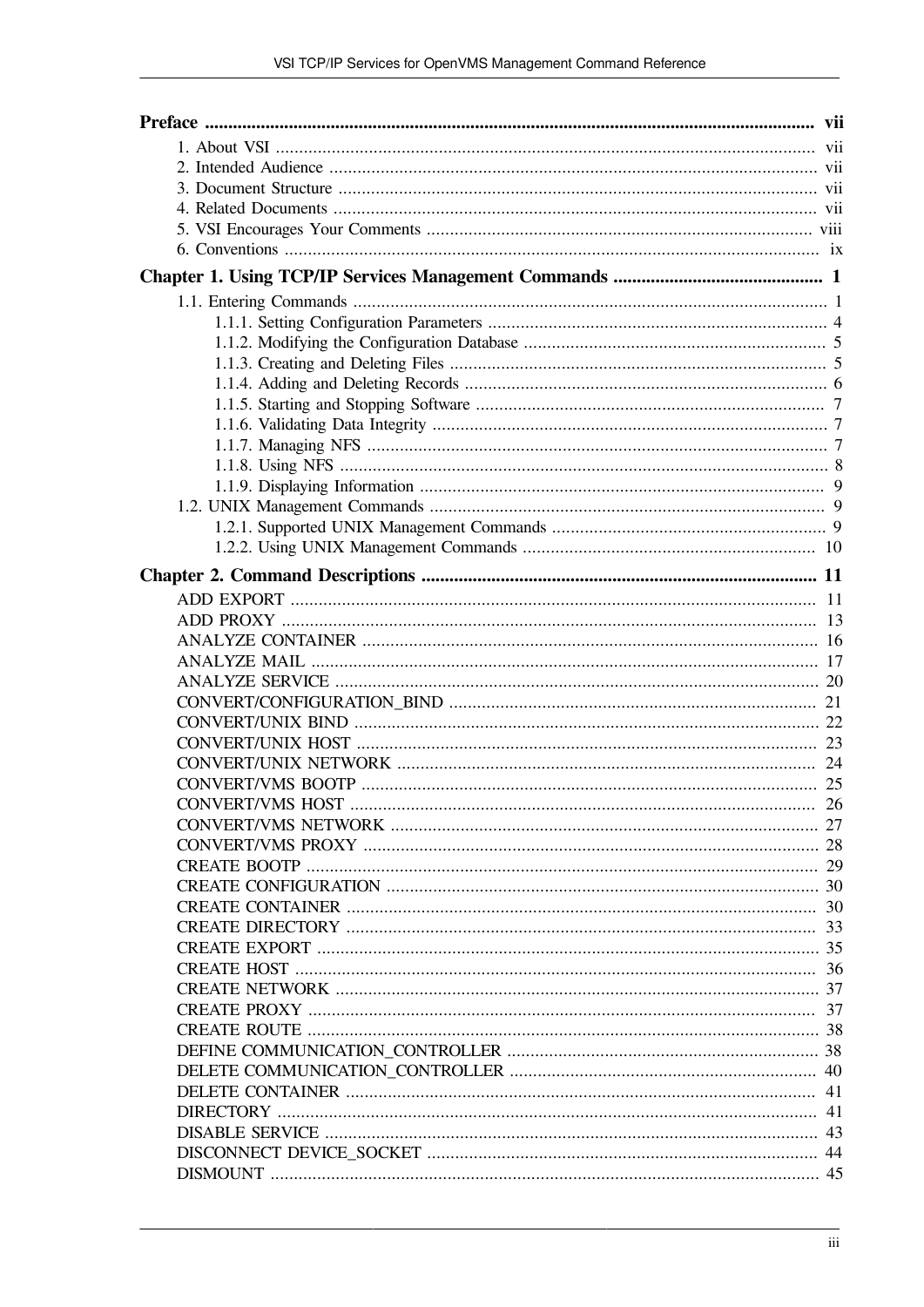**Preface .................................................................................................................................. vii**

- 1. About VSI .................................................................................................................... vii
- 2. Intended Audience ......................................................................................................... vii
- 3. Document Structure ....................................................................................................... vii
- 4. Related Documents ........................................................................................................ vii
- 5. VSI Encourages Your Comments ................................................................................... viii
- 6. Conventions .................................................................................................................. ix

**Chapter 1. Using TCP/IP Services Management Commands ............................................ 1**

- 1.1. Entering Commands ..................................................................................................... 1
  - 1.1.1. Setting Configuration Parameters ......................................................................... 4
  - 1.1.2. Modifying the Configuration Database ................................................................ 5
  - 1.1.3. Creating and Deleting Files ................................................................................. 5
  - 1.1.4. Adding and Deleting Records .............................................................................. 6
  - 1.1.5. Starting and Stopping Software ........................................................................... 7
  - 1.1.6. Validating Data Integrity ..................................................................................... 7
  - 1.1.7. Managing NFS .................................................................................................... 7
  - 1.1.8. Using NFS .......................................................................................................... 8
  - 1.1.9. Displaying Information ....................................................................................... 9
- 1.2. UNIX Management Commands ..................................................................................... 9
  - 1.2.1. Supported UNIX Management Commands ........................................................... 9
  - 1.2.2. Using UNIX Management Commands ............................................................... 10

**Chapter 2. Command Descriptions .................................................................................... 11**

- ADD EXPORT ................................................................................................................. 11
- ADD PROXY .................................................................................................................. 13
- ANALYZE CONTAINER ................................................................................................. 16
- ANALYZE MAIL ............................................................................................................ 17
- ANALYZE SERVICE ....................................................................................................... 20
- CONVERT/CONFIGURATION_BIND .............................................................................. 21
- CONVERT/UNIX BIND .................................................................................................. 22
- CONVERT/UNIX HOST .................................................................................................. 23
- CONVERT/UNIX NETWORK .......................................................................................... 24
- CONVERT/VMS BOOTP ................................................................................................. 25
- CONVERT/VMS HOST ................................................................................................... 26
- CONVERT/VMS NETWORK ........................................................................................... 27
- CONVERT/VMS PROXY ................................................................................................. 28
- CREATE BOOTP ............................................................................................................. 29
- CREATE CONFIGURATION ............................................................................................ 30
- CREATE CONTAINER .................................................................................................... 30
- CREATE DIRECTORY .................................................................................................... 33
- CREATE EXPORT ........................................................................................................... 35
- CREATE HOST ............................................................................................................... 36
- CREATE NETWORK ....................................................................................................... 37
- CREATE PROXY ............................................................................................................ 37
- CREATE ROUTE ............................................................................................................. 38
- DEFINE COMMUNICATION_CONTROLLER .................................................................. 38
- DELETE COMMUNICATION_CONTROLLER .................................................................. 40
- DELETE CONTAINER .................................................................................................... 41
- DIRECTORY ................................................................................................................... 41
- DISABLE SERVICE ......................................................................................................... 43
- DISCONNECT DEVICE_SOCKET .................................................................................... 44
- DISMOUNT ..................................................................................................................... 45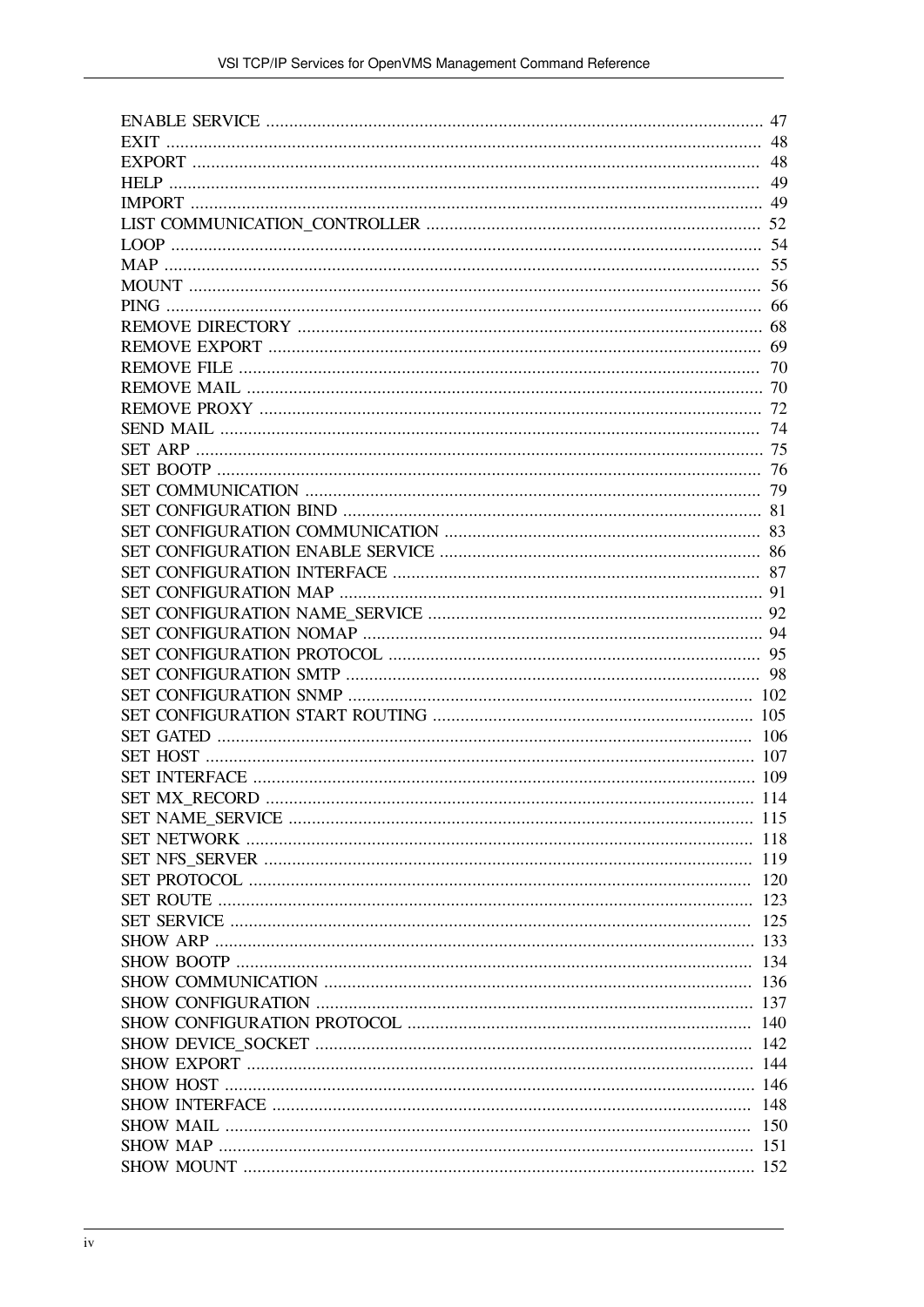ENABLE SERVICE ........................................................................................................ 47
EXIT ............................................................................................................................ 48
EXPORT ..................................................................................................................... 48
HELP ........................................................................................................................... 49
IMPORT ...................................................................................................................... 49
LIST COMMUNICATION_CONTROLLER ........................................................................ 52
LOOP ........................................................................................................................... 54
MAP ............................................................................................................................. 55
MOUNT ........................................................................................................................ 56
PING ............................................................................................................................ 66
REMOVE DIRECTORY .................................................................................................. 68
REMOVE EXPORT ........................................................................................................ 69
REMOVE FILE .............................................................................................................. 70
REMOVE MAIL ............................................................................................................. 70
REMOVE PROXY .......................................................................................................... 72
SEND MAIL ................................................................................................................... 74
SET ARP ....................................................................................................................... 75
SET BOOTP ................................................................................................................... 76
SET COMMUNICATION ................................................................................................. 79
SET CONFIGURATION BIND ........................................................................................ 81
SET CONFIGURATION COMMUNICATION .................................................................... 83
SET CONFIGURATION ENABLE SERVICE ..................................................................... 86
SET CONFIGURATION INTERFACE .............................................................................. 87
SET CONFIGURATION MAP .......................................................................................... 91
SET CONFIGURATION NAME_SERVICE ........................................................................ 92
SET CONFIGURATION NOMAP ..................................................................................... 94
SET CONFIGURATION PROTOCOL ............................................................................... 95
SET CONFIGURATION SMTP ........................................................................................ 98
SET CONFIGURATION SNMP ....................................................................................... 102
SET CONFIGURATION START ROUTING ...................................................................... 105
SET GATED .................................................................................................................. 106
SET HOST .................................................................................................................... 107
SET INTERFACE ........................................................................................................... 109
SET MX_RECORD ......................................................................................................... 114
SET NAME_SERVICE .................................................................................................... 115
SET NETWORK ............................................................................................................. 118
SET NFS_SERVER ......................................................................................................... 119
SET PROTOCOL ............................................................................................................ 120
SET ROUTE .................................................................................................................. 123
SET SERVICE ................................................................................................................ 125
SHOW ARP ................................................................................................................... 133
SHOW BOOTP ............................................................................................................... 134
SHOW COMMUNICATION ............................................................................................ 136
SHOW CONFIGURATION ............................................................................................. 137
SHOW CONFIGURATION PROTOCOL .......................................................................... 140
SHOW DEVICE_SOCKET .............................................................................................. 142
SHOW EXPORT ............................................................................................................. 144
SHOW HOST ................................................................................................................. 146
SHOW INTERFACE ....................................................................................................... 148
SHOW MAIL ................................................................................................................. 150
SHOW MAP .................................................................................................................. 151
SHOW MOUNT ............................................................................................................. 152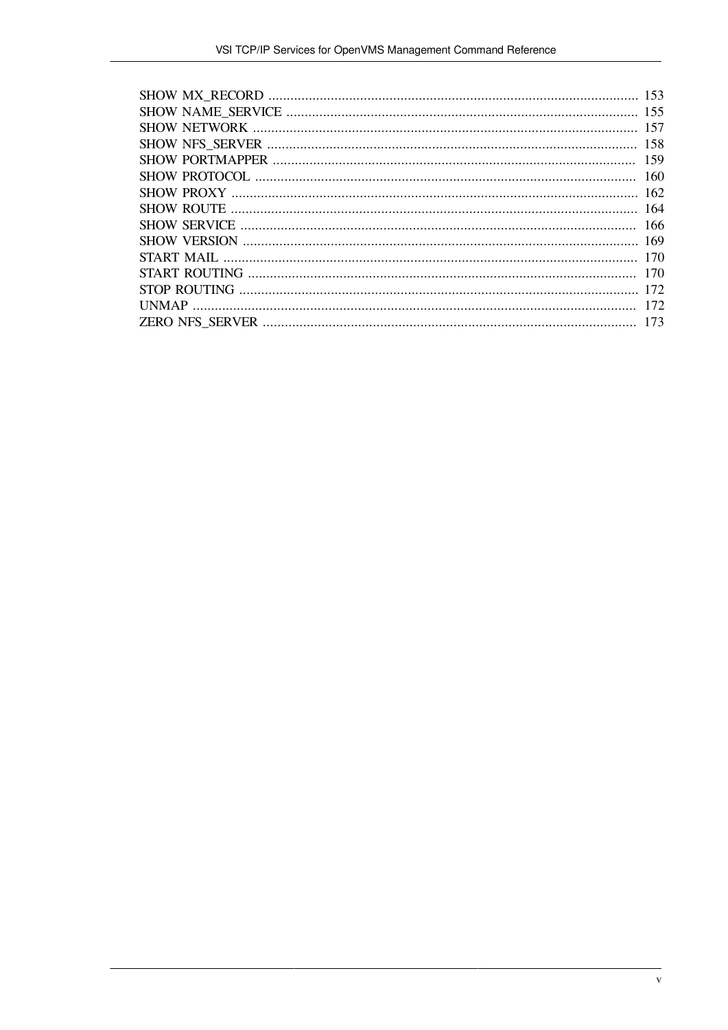SHOW MX_RECORD .................................................................................................... 153
SHOW NAME_SERVICE ............................................................................................... 155
SHOW NETWORK ........................................................................................................ 157
SHOW NFS_SERVER .................................................................................................... 158
SHOW PORTMAPPER .................................................................................................. 159
SHOW PROTOCOL ....................................................................................................... 160
SHOW PROXY ............................................................................................................. 162
SHOW ROUTE ............................................................................................................. 164
SHOW SERVICE .......................................................................................................... 166
SHOW VERSION .......................................................................................................... 169
START MAIL ............................................................................................................... 170
START ROUTING ......................................................................................................... 170
STOP ROUTING ........................................................................................................... 172
UNMAP ....................................................................................................................... 172
ZERO NFS_SERVER ..................................................................................................... 173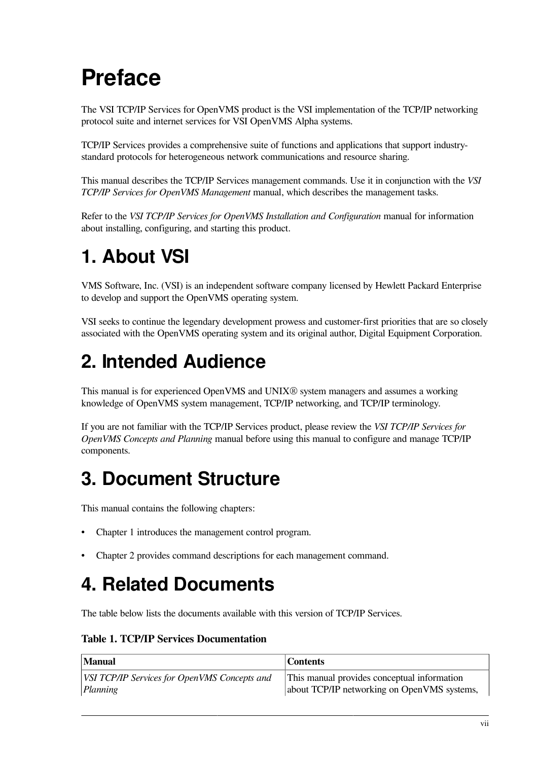# Preface

The VSI TCP/IP Services for OpenVMS product is the VSI implementation of the TCP/IP networking protocol suite and internet services for VSI OpenVMS Alpha systems.

TCP/IP Services provides a comprehensive suite of functions and applications that support industry-standard protocols for heterogeneous network communications and resource sharing.

This manual describes the TCP/IP Services management commands. Use it in conjunction with the *VSI TCP/IP Services for OpenVMS Management* manual, which describes the management tasks.

Refer to the *VSI TCP/IP Services for OpenVMS Installation and Configuration* manual for information about installing, configuring, and starting this product.

# 1. About VSI

VMS Software, Inc. (VSI) is an independent software company licensed by Hewlett Packard Enterprise to develop and support the OpenVMS operating system.

VSI seeks to continue the legendary development prowess and customer-first priorities that are so closely associated with the OpenVMS operating system and its original author, Digital Equipment Corporation.

# 2. Intended Audience

This manual is for experienced OpenVMS and UNIX® system managers and assumes a working knowledge of OpenVMS system management, TCP/IP networking, and TCP/IP terminology.

If you are not familiar with the TCP/IP Services product, please review the *VSI TCP/IP Services for OpenVMS Concepts and Planning* manual before using this manual to configure and manage TCP/IP components.

# 3. Document Structure

This manual contains the following chapters:

- Chapter 1 introduces the management control program.
- Chapter 2 provides command descriptions for each management command.

# 4. Related Documents

The table below lists the documents available with this version of TCP/IP Services.

**Table 1. TCP/IP Services Documentation**

| Manual | Contents |
|---|---|
| *VSI TCP/IP Services for OpenVMS Concepts and Planning* | This manual provides conceptual information about TCP/IP networking on OpenVMS systems, |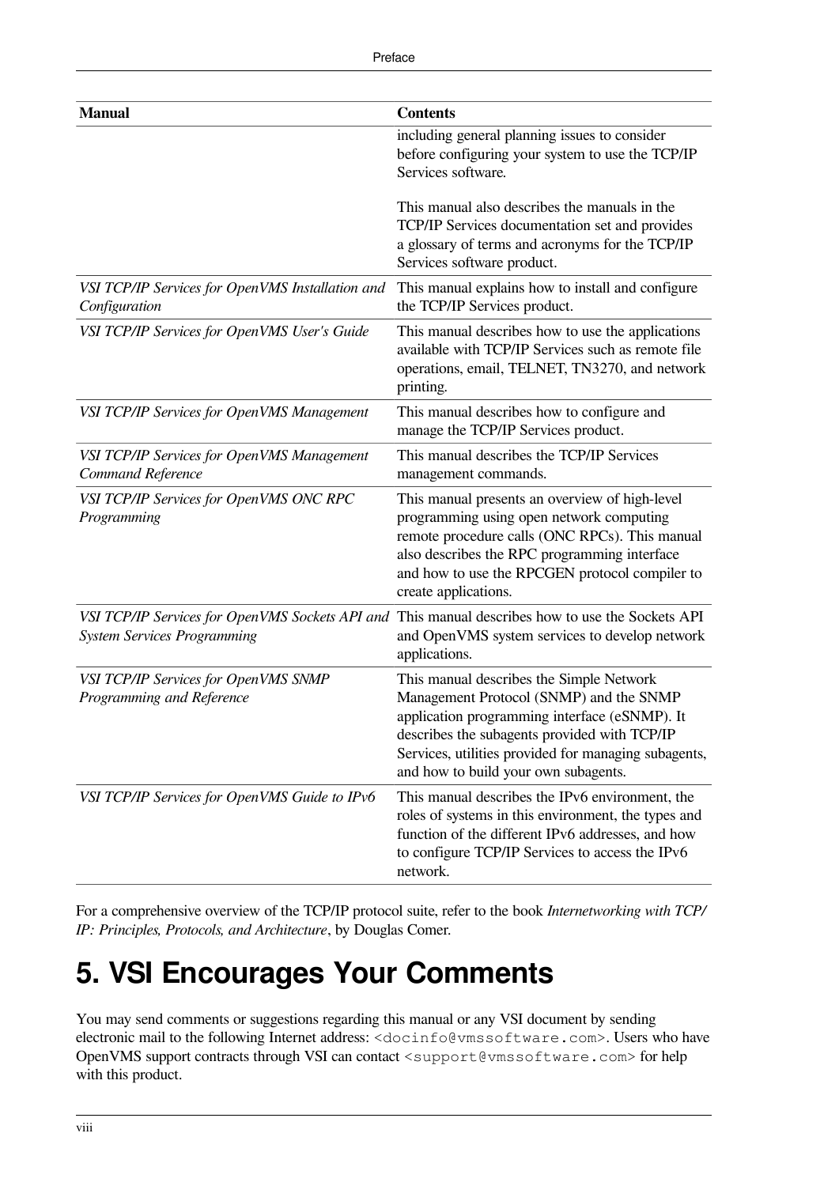| Manual | Contents |
| --- | --- |
| | including general planning issues to consider before configuring your system to use the TCP/IP Services software.<br><br>This manual also describes the manuals in the TCP/IP Services documentation set and provides a glossary of terms and acronyms for the TCP/IP Services software product. |
| *VSI TCP/IP Services for OpenVMS Installation and Configuration* | This manual explains how to install and configure the TCP/IP Services product. |
| *VSI TCP/IP Services for OpenVMS User's Guide* | This manual describes how to use the applications available with TCP/IP Services such as remote file operations, email, TELNET, TN3270, and network printing. |
| *VSI TCP/IP Services for OpenVMS Management* | This manual describes how to configure and manage the TCP/IP Services product. |
| *VSI TCP/IP Services for OpenVMS Management Command Reference* | This manual describes the TCP/IP Services management commands. |
| *VSI TCP/IP Services for OpenVMS ONC RPC Programming* | This manual presents an overview of high-level programming using open network computing remote procedure calls (ONC RPCs). This manual also describes the RPC programming interface and how to use the RPCGEN protocol compiler to create applications. |
| *VSI TCP/IP Services for OpenVMS Sockets API and System Services Programming* | This manual describes how to use the Sockets API and OpenVMS system services to develop network applications. |
| *VSI TCP/IP Services for OpenVMS SNMP Programming and Reference* | This manual describes the Simple Network Management Protocol (SNMP) and the SNMP application programming interface (eSNMP). It describes the subagents provided with TCP/IP Services, utilities provided for managing subagents, and how to build your own subagents. |
| *VSI TCP/IP Services for OpenVMS Guide to IPv6* | This manual describes the IPv6 environment, the roles of systems in this environment, the types and function of the different IPv6 addresses, and how to configure TCP/IP Services to access the IPv6 network. |

For a comprehensive overview of the TCP/IP protocol suite, refer to the book *Internetworking with TCP/IP: Principles, Protocols, and Architecture*, by Douglas Comer.

# 5. VSI Encourages Your Comments

You may send comments or suggestions regarding this manual or any VSI document by sending electronic mail to the following Internet address: `<docinfo@vmssoftware.com>`. Users who have OpenVMS support contracts through VSI can contact `<support@vmssoftware.com>` for help with this product.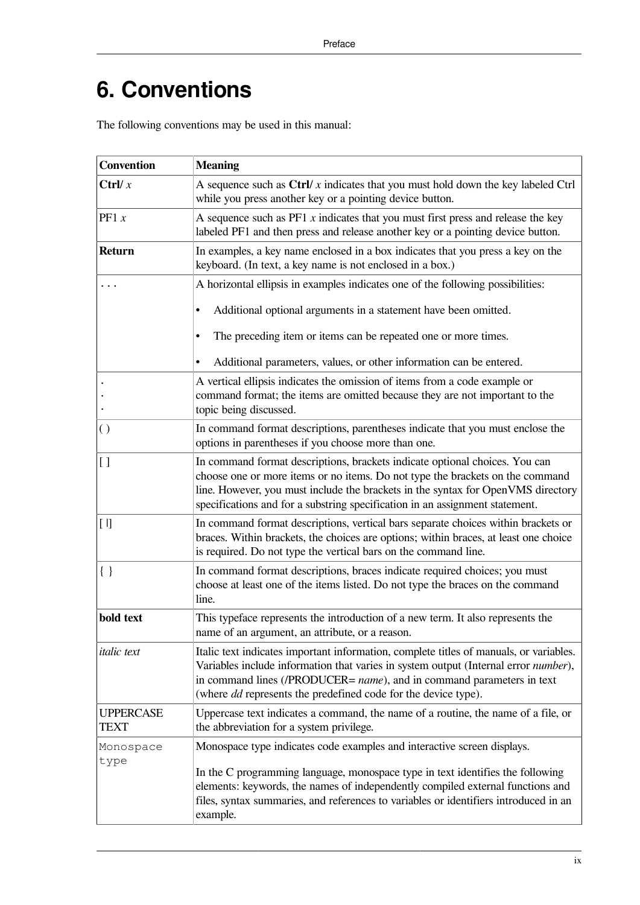# 6. Conventions

The following conventions may be used in this manual:

| Convention | Meaning |
|---|---|
| **Ctrl/** *x* | A sequence such as **Ctrl/** *x* indicates that you must hold down the key labeled Ctrl while you press another key or a pointing device button. |
| PF1 *x* | A sequence such as PF1 *x* indicates that you must first press and release the key labeled PF1 and then press and release another key or a pointing device button. |
| **Return** | In examples, a key name enclosed in a box indicates that you press a key on the keyboard. (In text, a key name is not enclosed in a box.) |
| . . . | A horizontal ellipsis in examples indicates one of the following possibilities:<br>• Additional optional arguments in a statement have been omitted.<br>• The preceding item or items can be repeated one or more times.<br>• Additional parameters, values, or other information can be entered. |
| .<br>.<br>. | A vertical ellipsis indicates the omission of items from a code example or command format; the items are omitted because they are not important to the topic being discussed. |
| ( ) | In command format descriptions, parentheses indicate that you must enclose the options in parentheses if you choose more than one. |
| [ ] | In command format descriptions, brackets indicate optional choices. You can choose one or more items or no items. Do not type the brackets on the command line. However, you must include the brackets in the syntax for OpenVMS directory specifications and for a substring specification in an assignment statement. |
| [ \|] | In command format descriptions, vertical bars separate choices within brackets or braces. Within brackets, the choices are options; within braces, at least one choice is required. Do not type the vertical bars on the command line. |
| { } | In command format descriptions, braces indicate required choices; you must choose at least one of the items listed. Do not type the braces on the command line. |
| **bold text** | This typeface represents the introduction of a new term. It also represents the name of an argument, an attribute, or a reason. |
| *italic text* | Italic text indicates important information, complete titles of manuals, or variables. Variables include information that varies in system output (Internal error *number*), in command lines (/PRODUCER= *name*), and in command parameters in text (where *dd* represents the predefined code for the device type). |
| UPPERCASE TEXT | Uppercase text indicates a command, the name of a routine, the name of a file, or the abbreviation for a system privilege. |
| `Monospace type` | Monospace type indicates code examples and interactive screen displays.<br>In the C programming language, monospace type in text identifies the following elements: keywords, the names of independently compiled external functions and files, syntax summaries, and references to variables or identifiers introduced in an example. |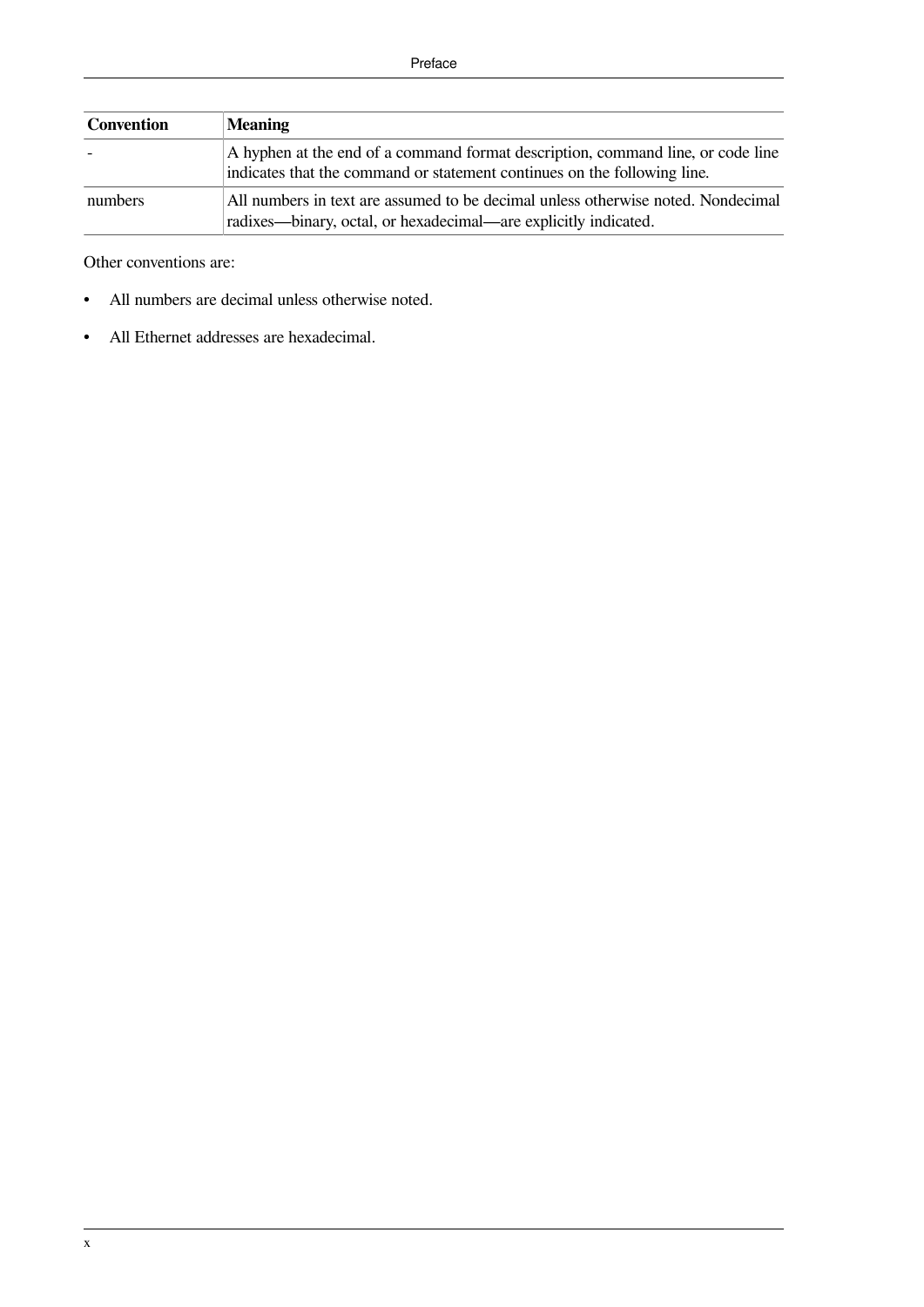| Convention | Meaning |
| --- | --- |
| - | A hyphen at the end of a command format description, command line, or code line indicates that the command or statement continues on the following line. |
| numbers | All numbers in text are assumed to be decimal unless otherwise noted. Nondecimal radixes—binary, octal, or hexadecimal—are explicitly indicated. |

Other conventions are:

- All numbers are decimal unless otherwise noted.
- All Ethernet addresses are hexadecimal.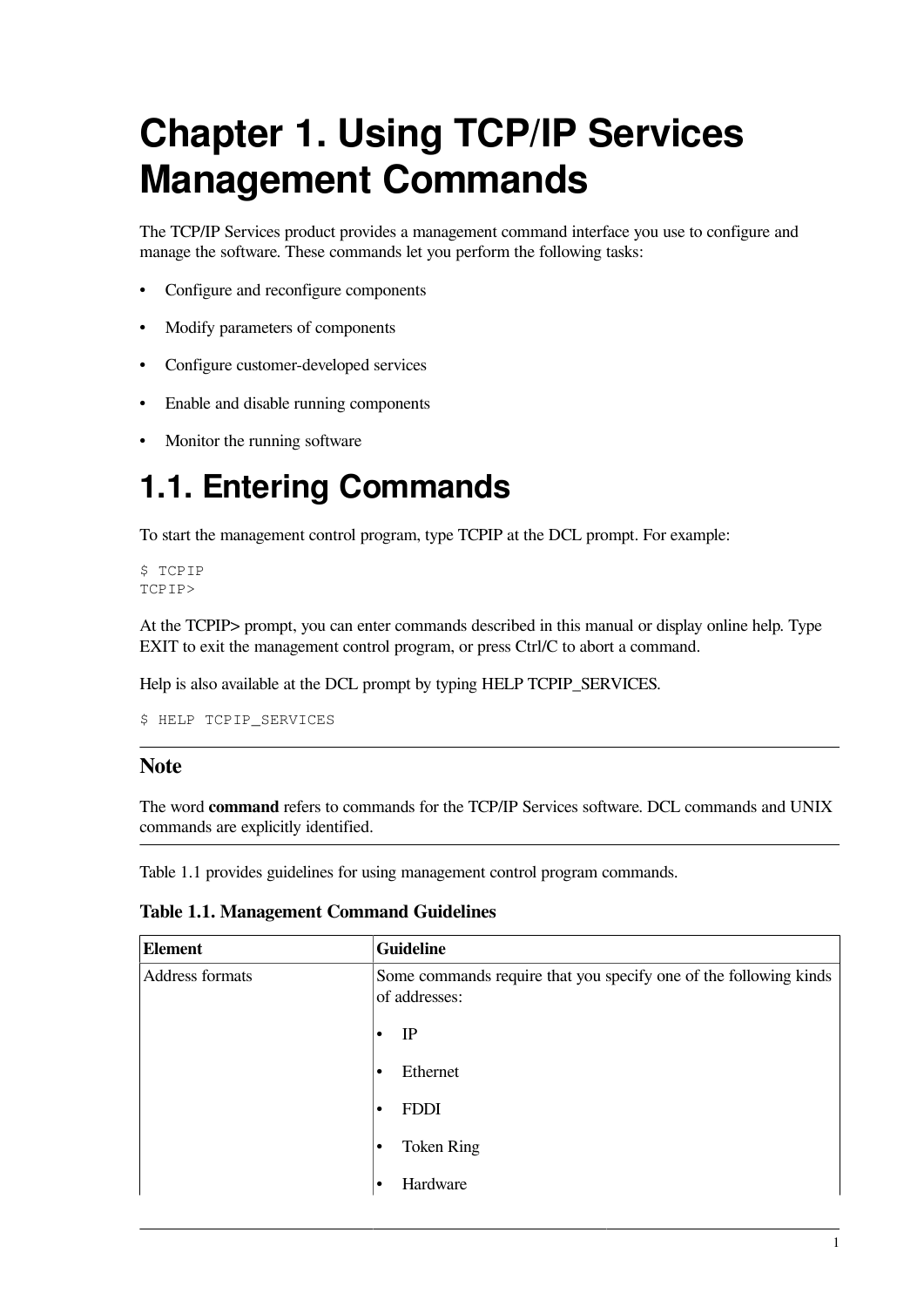# Chapter 1. Using TCP/IP Services Management Commands

The TCP/IP Services product provides a management command interface you use to configure and manage the software. These commands let you perform the following tasks:

- Configure and reconfigure components
- Modify parameters of components
- Configure customer-developed services
- Enable and disable running components
- Monitor the running software

## 1.1. Entering Commands

To start the management control program, type TCPIP at the DCL prompt. For example:

```
$ TCPIP
TCPIP>
```

At the TCPIP> prompt, you can enter commands described in this manual or display online help. Type EXIT to exit the management control program, or press Ctrl/C to abort a command.

Help is also available at the DCL prompt by typing HELP TCPIP_SERVICES.

```
$ HELP TCPIP_SERVICES
```

---

### Note

The word **command** refers to commands for the TCP/IP Services software. DCL commands and UNIX commands are explicitly identified.

---

Table 1.1 provides guidelines for using management control program commands.

**Table 1.1. Management Command Guidelines**

| Element | Guideline |
|---|---|
| Address formats | Some commands require that you specify one of the following kinds of addresses:<br>• IP<br>• Ethernet<br>• FDDI<br>• Token Ring<br>• Hardware |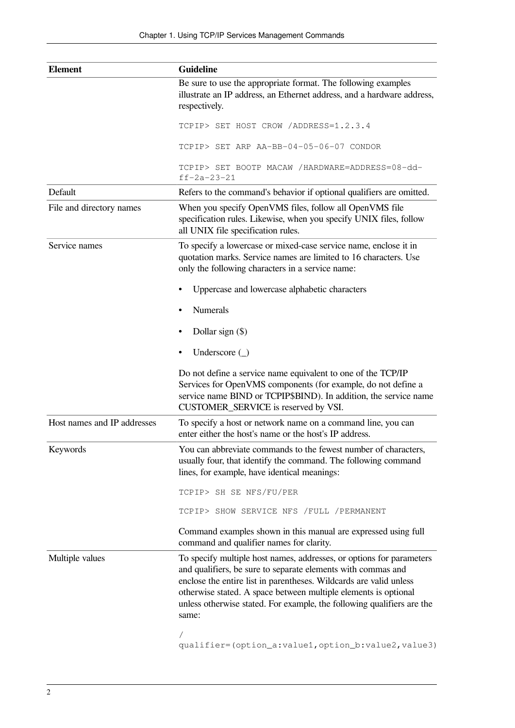| Element | Guideline |
| --- | --- |
| | Be sure to use the appropriate format. The following examples illustrate an IP address, an Ethernet address, and a hardware address, respectively.<br><br>`TCPIP> SET HOST CROW /ADDRESS=1.2.3.4`<br><br>`TCPIP> SET ARP AA-BB-04-05-06-07 CONDOR`<br><br>`TCPIP> SET BOOTP MACAW /HARDWARE=ADDRESS=08-dd-ff-2a-23-21` |
| Default | Refers to the command's behavior if optional qualifiers are omitted. |
| File and directory names | When you specify OpenVMS files, follow all OpenVMS file specification rules. Likewise, when you specify UNIX files, follow all UNIX file specification rules. |
| Service names | To specify a lowercase or mixed-case service name, enclose it in quotation marks. Service names are limited to 16 characters. Use only the following characters in a service name:<br><br>• Uppercase and lowercase alphabetic characters<br><br>• Numerals<br><br>• Dollar sign ($)<br><br>• Underscore (_)<br><br>Do not define a service name equivalent to one of the TCP/IP Services for OpenVMS components (for example, do not define a service name BIND or TCPIP$BIND). In addition, the service name CUSTOMER_SERVICE is reserved by VSI. |
| Host names and IP addresses | To specify a host or network name on a command line, you can enter either the host's name or the host's IP address. |
| Keywords | You can abbreviate commands to the fewest number of characters, usually four, that identify the command. The following command lines, for example, have identical meanings:<br><br>`TCPIP> SH SE NFS/FU/PER`<br><br>`TCPIP> SHOW SERVICE NFS /FULL /PERMANENT`<br><br>Command examples shown in this manual are expressed using full command and qualifier names for clarity. |
| Multiple values | To specify multiple host names, addresses, or options for parameters and qualifiers, be sure to separate elements with commas and enclose the entire list in parentheses. Wildcards are valid unless otherwise stated. A space between multiple elements is optional unless otherwise stated. For example, the following qualifiers are the same:<br><br>`/qualifier=(option_a:value1,option_b:value2,value3)` |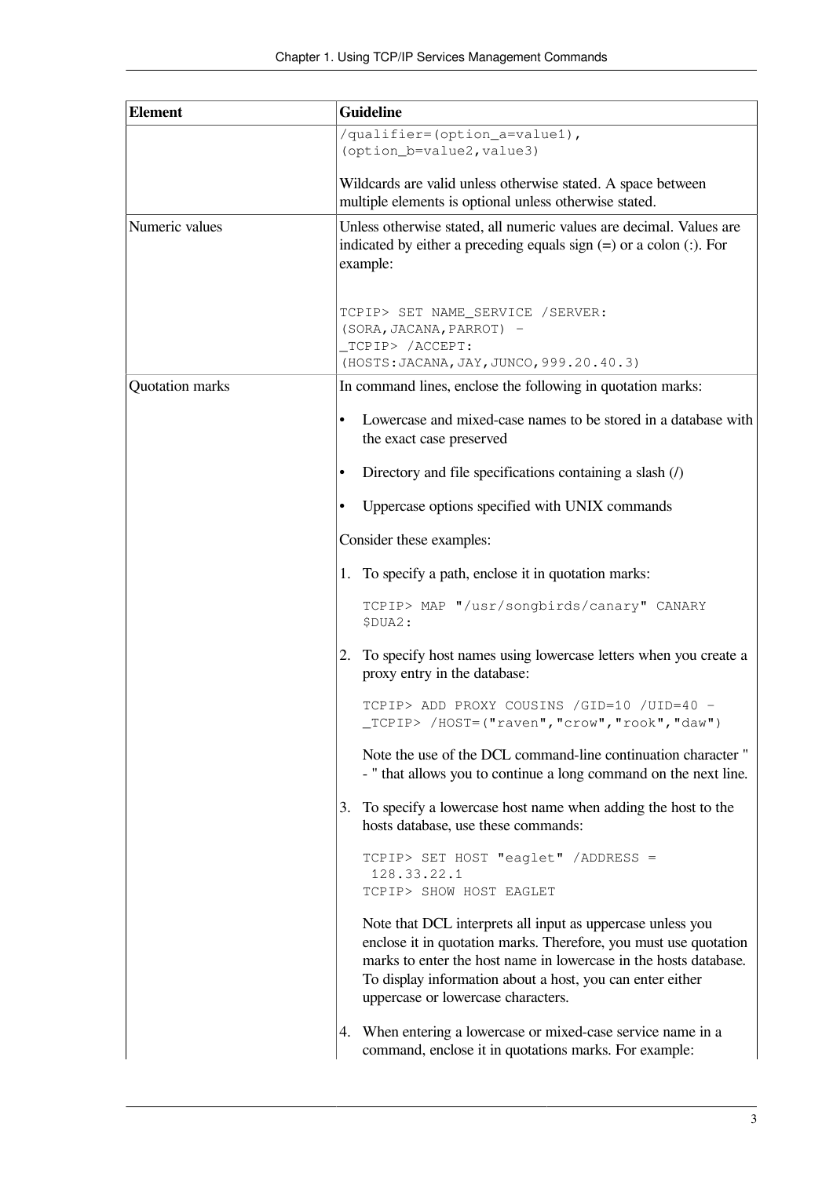| Element | Guideline |
|---|---|
| | `/qualifier=(option_a=value1),`<br>`(option_b=value2,value3)`<br><br>Wildcards are valid unless otherwise stated. A space between multiple elements is optional unless otherwise stated. |
| Numeric values | Unless otherwise stated, all numeric values are decimal. Values are indicated by either a preceding equals sign (=) or a colon (:). For example:<br><br>`TCPIP> SET NAME_SERVICE /SERVER:`<br>`(SORA,JACANA,PARROT) -`<br>`_TCPIP> /ACCEPT:`<br>`(HOSTS:JACANA,JAY,JUNCO,999.20.40.3)` |
| Quotation marks | In command lines, enclose the following in quotation marks:<br><br>• Lowercase and mixed-case names to be stored in a database with the exact case preserved<br>• Directory and file specifications containing a slash (/)<br>• Uppercase options specified with UNIX commands<br><br>Consider these examples:<br><br>1. To specify a path, enclose it in quotation marks:<br>`TCPIP> MAP "/usr/songbirds/canary" CANARY $DUA2:`<br><br>2. To specify host names using lowercase letters when you create a proxy entry in the database:<br>`TCPIP> ADD PROXY COUSINS /GID=10 /UID=40 -`<br>`_TCPIP> /HOST=("raven","crow","rook","daw")`<br>Note the use of the DCL command-line continuation character " - " that allows you to continue a long command on the next line.<br><br>3. To specify a lowercase host name when adding the host to the hosts database, use these commands:<br>`TCPIP> SET HOST "eaglet" /ADDRESS = 128.33.22.1`<br>`TCPIP> SHOW HOST EAGLET`<br>Note that DCL interprets all input as uppercase unless you enclose it in quotation marks. Therefore, you must use quotation marks to enter the host name in lowercase in the hosts database. To display information about a host, you can enter either uppercase or lowercase characters.<br><br>4. When entering a lowercase or mixed-case service name in a command, enclose it in quotations marks. For example: |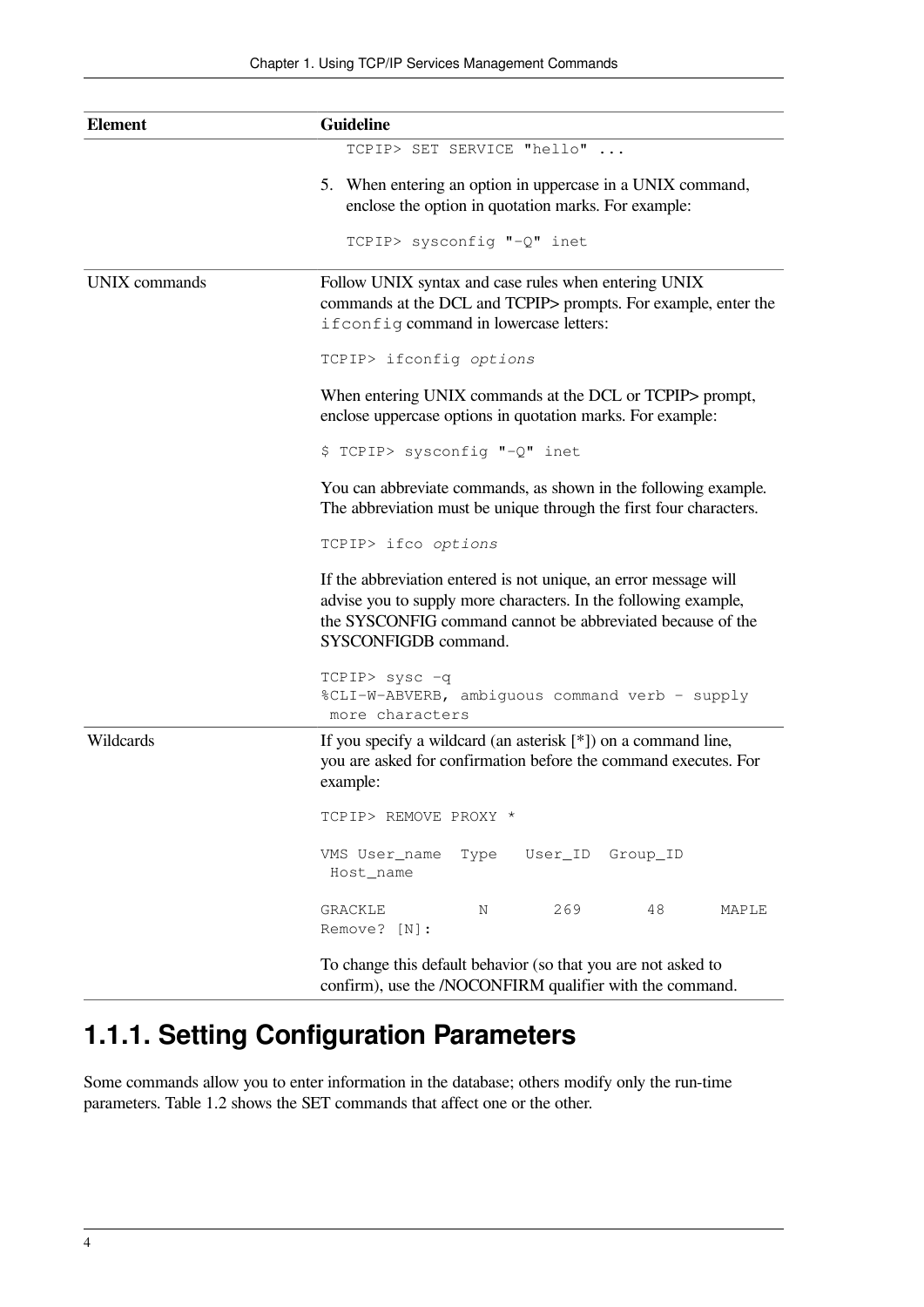| Element | Guideline |
|---|---|
| | `TCPIP> SET SERVICE "hello" ...`<br><br>5. When entering an option in uppercase in a UNIX command, enclose the option in quotation marks. For example:<br><br>`TCPIP> sysconfig "-Q" inet` |
| UNIX commands | Follow UNIX syntax and case rules when entering UNIX commands at the DCL and TCPIP> prompts. For example, enter the `ifconfig` command in lowercase letters:<br><br>`TCPIP> ifconfig` *`options`*<br><br>When entering UNIX commands at the DCL or TCPIP> prompt, enclose uppercase options in quotation marks. For example:<br><br>`$ TCPIP> sysconfig "-Q" inet`<br><br>You can abbreviate commands, as shown in the following example. The abbreviation must be unique through the first four characters.<br><br>`TCPIP> ifco` *`options`*<br><br>If the abbreviation entered is not unique, an error message will advise you to supply more characters. In the following example, the SYSCONFIG command cannot be abbreviated because of the SYSCONFIGDB command.<br><br>`TCPIP> sysc -q`<br>`%CLI-W-ABVERB, ambiguous command verb - supply more characters` |
| Wildcards | If you specify a wildcard (an asterisk [*]) on a command line, you are asked for confirmation before the command executes. For example:<br><br>`TCPIP> REMOVE PROXY *`<br><br>`VMS User_name  Type   User_ID  Group_ID  Host_name`<br><br>`GRACKLE          N       269       48      MAPLE`<br>`Remove? [N]:`<br><br>To change this default behavior (so that you are not asked to confirm), use the /NOCONFIRM qualifier with the command. |

## 1.1.1. Setting Configuration Parameters

Some commands allow you to enter information in the database; others modify only the run-time parameters. Table 1.2 shows the SET commands that affect one or the other.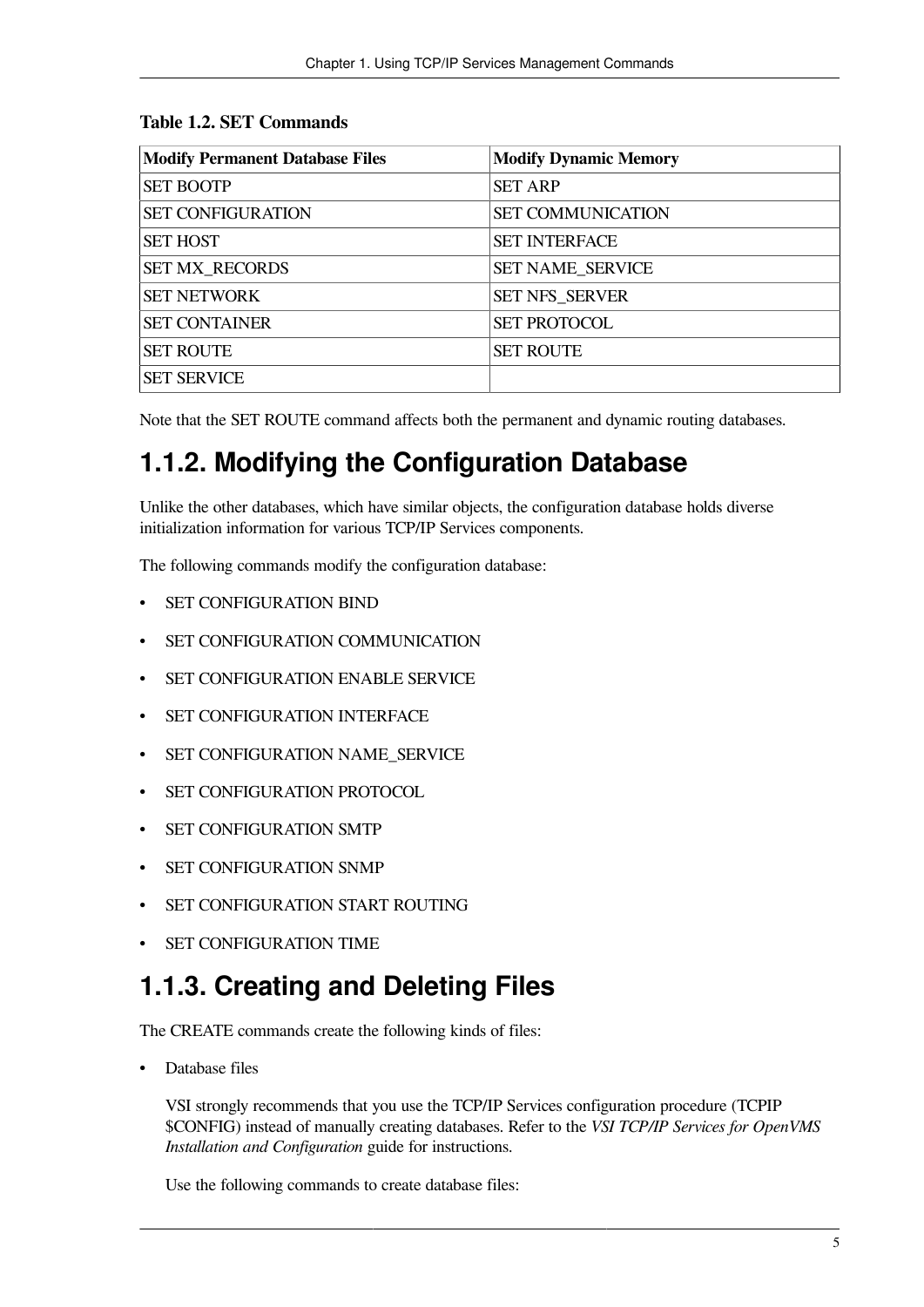**Table 1.2. SET Commands**

| Modify Permanent Database Files | Modify Dynamic Memory |
|---|---|
| SET BOOTP | SET ARP |
| SET CONFIGURATION | SET COMMUNICATION |
| SET HOST | SET INTERFACE |
| SET MX_RECORDS | SET NAME_SERVICE |
| SET NETWORK | SET NFS_SERVER |
| SET CONTAINER | SET PROTOCOL |
| SET ROUTE | SET ROUTE |
| SET SERVICE | |

Note that the SET ROUTE command affects both the permanent and dynamic routing databases.

## 1.1.2. Modifying the Configuration Database

Unlike the other databases, which have similar objects, the configuration database holds diverse initialization information for various TCP/IP Services components.

The following commands modify the configuration database:

- SET CONFIGURATION BIND
- SET CONFIGURATION COMMUNICATION
- SET CONFIGURATION ENABLE SERVICE
- SET CONFIGURATION INTERFACE
- SET CONFIGURATION NAME_SERVICE
- SET CONFIGURATION PROTOCOL
- SET CONFIGURATION SMTP
- SET CONFIGURATION SNMP
- SET CONFIGURATION START ROUTING
- SET CONFIGURATION TIME

## 1.1.3. Creating and Deleting Files

The CREATE commands create the following kinds of files:

- Database files

  VSI strongly recommends that you use the TCP/IP Services configuration procedure (TCPIP $CONFIG) instead of manually creating databases. Refer to the *VSI TCP/IP Services for OpenVMS Installation and Configuration* guide for instructions.

  Use the following commands to create database files: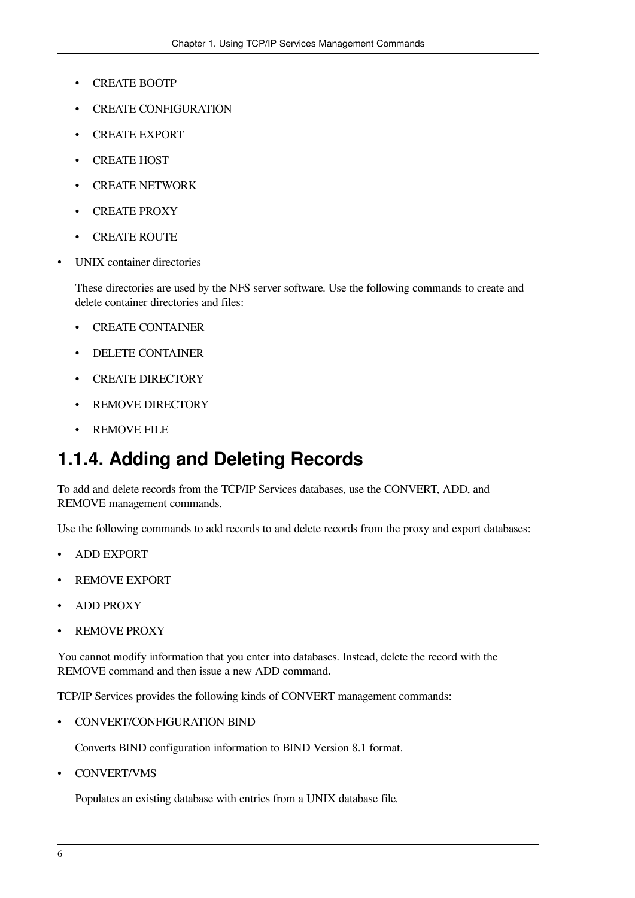- CREATE BOOTP
  - CREATE CONFIGURATION
  - CREATE EXPORT
  - CREATE HOST
  - CREATE NETWORK
  - CREATE PROXY
  - CREATE ROUTE
- UNIX container directories

  These directories are used by the NFS server software. Use the following commands to create and delete container directories and files:

  - CREATE CONTAINER
  - DELETE CONTAINER
  - CREATE DIRECTORY
  - REMOVE DIRECTORY
  - REMOVE FILE

### 1.1.4. Adding and Deleting Records

To add and delete records from the TCP/IP Services databases, use the CONVERT, ADD, and REMOVE management commands.

Use the following commands to add records to and delete records from the proxy and export databases:

- ADD EXPORT
- REMOVE EXPORT
- ADD PROXY
- REMOVE PROXY

You cannot modify information that you enter into databases. Instead, delete the record with the REMOVE command and then issue a new ADD command.

TCP/IP Services provides the following kinds of CONVERT management commands:

- CONVERT/CONFIGURATION BIND

  Converts BIND configuration information to BIND Version 8.1 format.

- CONVERT/VMS

  Populates an existing database with entries from a UNIX database file.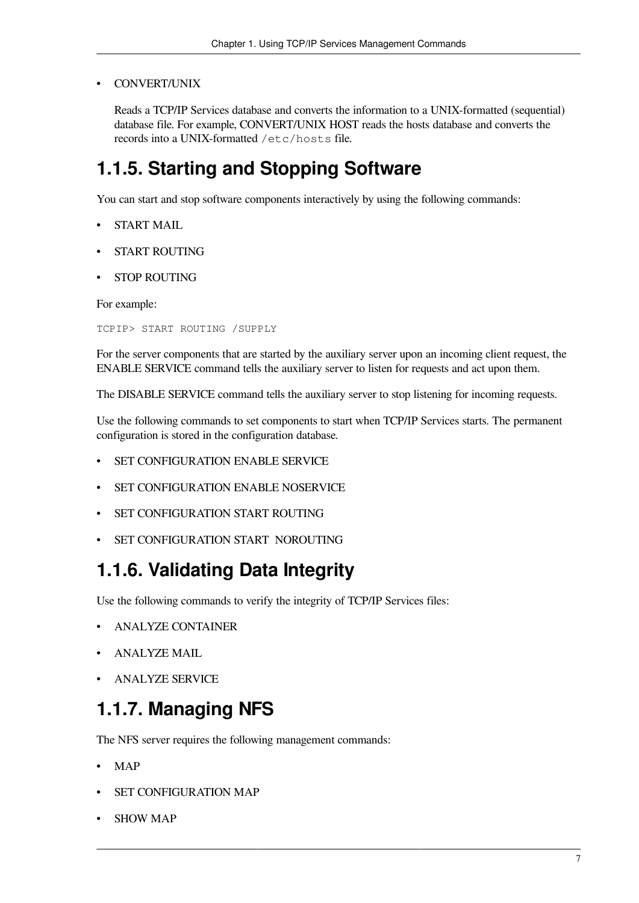- CONVERT/UNIX

  Reads a TCP/IP Services database and converts the information to a UNIX-formatted (sequential) database file. For example, CONVERT/UNIX HOST reads the hosts database and converts the records into a UNIX-formatted `/etc/hosts` file.

## 1.1.5. Starting and Stopping Software

You can start and stop software components interactively by using the following commands:

- START MAIL
- START ROUTING
- STOP ROUTING

For example:

```
TCPIP> START ROUTING /SUPPLY
```

For the server components that are started by the auxiliary server upon an incoming client request, the ENABLE SERVICE command tells the auxiliary server to listen for requests and act upon them.

The DISABLE SERVICE command tells the auxiliary server to stop listening for incoming requests.

Use the following commands to set components to start when TCP/IP Services starts. The permanent configuration is stored in the configuration database.

- SET CONFIGURATION ENABLE SERVICE
- SET CONFIGURATION ENABLE NOSERVICE
- SET CONFIGURATION START ROUTING
- SET CONFIGURATION START NOROUTING

## 1.1.6. Validating Data Integrity

Use the following commands to verify the integrity of TCP/IP Services files:

- ANALYZE CONTAINER
- ANALYZE MAIL
- ANALYZE SERVICE

## 1.1.7. Managing NFS

The NFS server requires the following management commands:

- MAP
- SET CONFIGURATION MAP
- SHOW MAP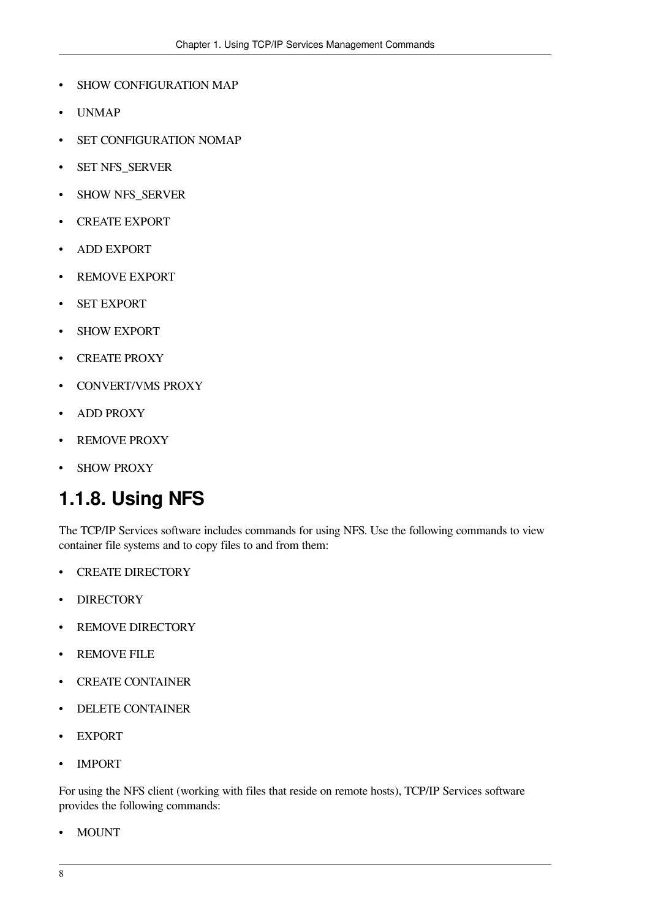- SHOW CONFIGURATION MAP
- UNMAP
- SET CONFIGURATION NOMAP
- SET NFS_SERVER
- SHOW NFS_SERVER
- CREATE EXPORT
- ADD EXPORT
- REMOVE EXPORT
- SET EXPORT
- SHOW EXPORT
- CREATE PROXY
- CONVERT/VMS PROXY
- ADD PROXY
- REMOVE PROXY
- SHOW PROXY

### 1.1.8. Using NFS

The TCP/IP Services software includes commands for using NFS. Use the following commands to view container file systems and to copy files to and from them:

- CREATE DIRECTORY
- DIRECTORY
- REMOVE DIRECTORY
- REMOVE FILE
- CREATE CONTAINER
- DELETE CONTAINER
- EXPORT
- IMPORT

For using the NFS client (working with files that reside on remote hosts), TCP/IP Services software provides the following commands:

- MOUNT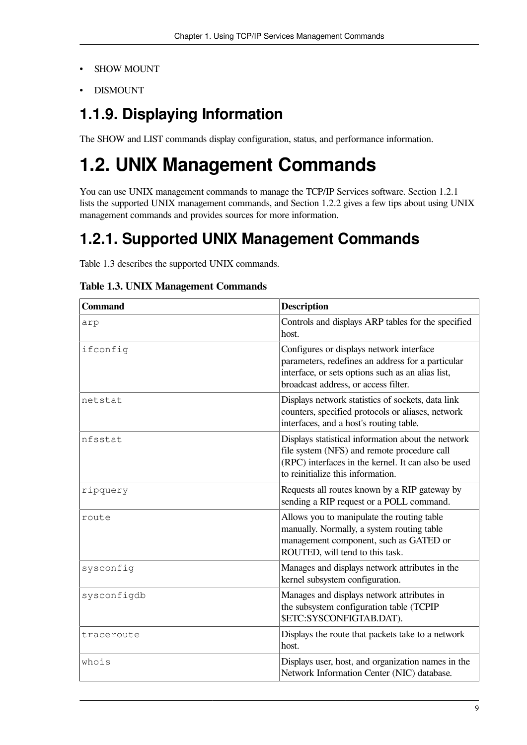- SHOW MOUNT
- DISMOUNT

### 1.1.9. Displaying Information

The SHOW and LIST commands display configuration, status, and performance information.

## 1.2. UNIX Management Commands

You can use UNIX management commands to manage the TCP/IP Services software. Section 1.2.1 lists the supported UNIX management commands, and Section 1.2.2 gives a few tips about using UNIX management commands and provides sources for more information.

### 1.2.1. Supported UNIX Management Commands

Table 1.3 describes the supported UNIX commands.

**Table 1.3. UNIX Management Commands**

| Command | Description |
| --- | --- |
| `arp` | Controls and displays ARP tables for the specified host. |
| `ifconfig` | Configures or displays network interface parameters, redefines an address for a particular interface, or sets options such as an alias list, broadcast address, or access filter. |
| `netstat` | Displays network statistics of sockets, data link counters, specified protocols or aliases, network interfaces, and a host's routing table. |
| `nfsstat` | Displays statistical information about the network file system (NFS) and remote procedure call (RPC) interfaces in the kernel. It can also be used to reinitialize this information. |
| `ripquery` | Requests all routes known by a RIP gateway by sending a RIP request or a POLL command. |
| `route` | Allows you to manipulate the routing table manually. Normally, a system routing table management component, such as GATED or ROUTED, will tend to this task. |
| `sysconfig` | Manages and displays network attributes in the kernel subsystem configuration. |
| `sysconfigdb` | Manages and displays network attributes in the subsystem configuration table (TCPIP $ETC:SYSCONFIGTAB.DAT). |
| `traceroute` | Displays the route that packets take to a network host. |
| `whois` | Displays user, host, and organization names in the Network Information Center (NIC) database. |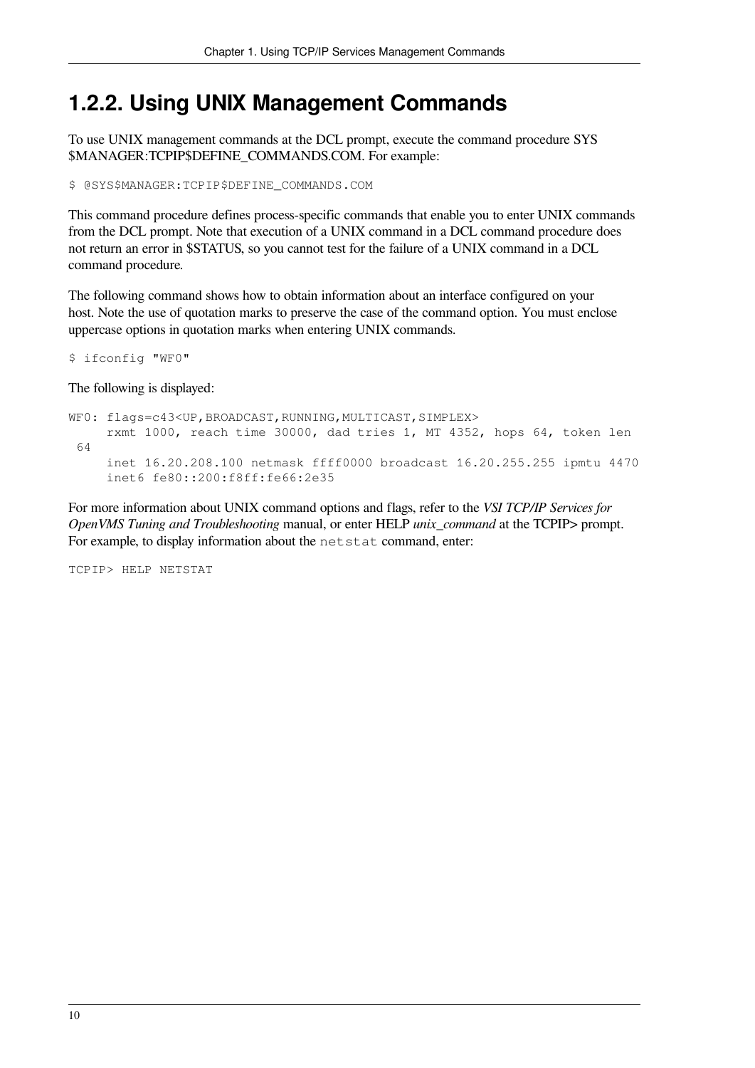## 1.2.2. Using UNIX Management Commands

To use UNIX management commands at the DCL prompt, execute the command procedure SYS$MANAGER:TCPIP$DEFINE_COMMANDS.COM. For example:

```
$ @SYS$MANAGER:TCPIP$DEFINE_COMMANDS.COM
```

This command procedure defines process-specific commands that enable you to enter UNIX commands from the DCL prompt. Note that execution of a UNIX command in a DCL command procedure does not return an error in $STATUS, so you cannot test for the failure of a UNIX command in a DCL command procedure.

The following command shows how to obtain information about an interface configured on your host. Note the use of quotation marks to preserve the case of the command option. You must enclose uppercase options in quotation marks when entering UNIX commands.

```
$ ifconfig "WF0"
```

The following is displayed:

```
WF0: flags=c43<UP,BROADCAST,RUNNING,MULTICAST,SIMPLEX>
     rxmt 1000, reach time 30000, dad tries 1, MT 4352, hops 64, token len
 64
     inet 16.20.208.100 netmask ffff0000 broadcast 16.20.255.255 ipmtu 4470
     inet6 fe80::200:f8ff:fe66:2e35
```

For more information about UNIX command options and flags, refer to the *VSI TCP/IP Services for OpenVMS Tuning and Troubleshooting* manual, or enter HELP *unix_command* at the TCPIP> prompt. For example, to display information about the `netstat` command, enter:

```
TCPIP> HELP NETSTAT
```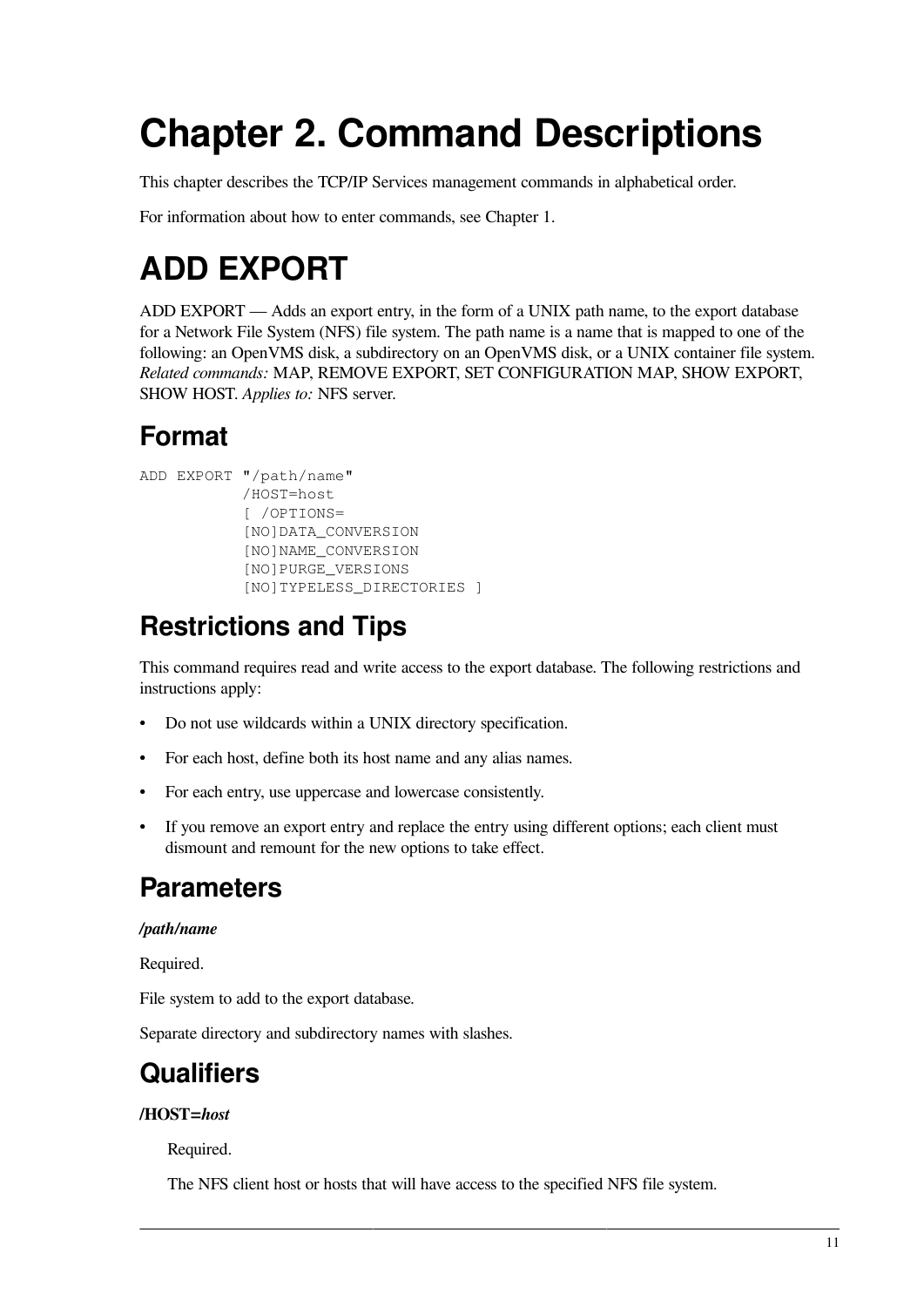# Chapter 2. Command Descriptions

This chapter describes the TCP/IP Services management commands in alphabetical order.

For information about how to enter commands, see Chapter 1.

# ADD EXPORT

ADD EXPORT — Adds an export entry, in the form of a UNIX path name, to the export database for a Network File System (NFS) file system. The path name is a name that is mapped to one of the following: an OpenVMS disk, a subdirectory on an OpenVMS disk, or a UNIX container file system. *Related commands:* MAP, REMOVE EXPORT, SET CONFIGURATION MAP, SHOW EXPORT, SHOW HOST. *Applies to:* NFS server.

## Format

```
ADD EXPORT "/path/name"
           /HOST=host
           [ /OPTIONS=
           [NO]DATA_CONVERSION
           [NO]NAME_CONVERSION
           [NO]PURGE_VERSIONS
           [NO]TYPELESS_DIRECTORIES ]
```

## Restrictions and Tips

This command requires read and write access to the export database. The following restrictions and instructions apply:

- Do not use wildcards within a UNIX directory specification.
- For each host, define both its host name and any alias names.
- For each entry, use uppercase and lowercase consistently.
- If you remove an export entry and replace the entry using different options; each client must dismount and remount for the new options to take effect.

## Parameters

***/path/name***

Required.

File system to add to the export database.

Separate directory and subdirectory names with slashes.

## Qualifiers

**/HOST=*host***

Required.

The NFS client host or hosts that will have access to the specified NFS file system.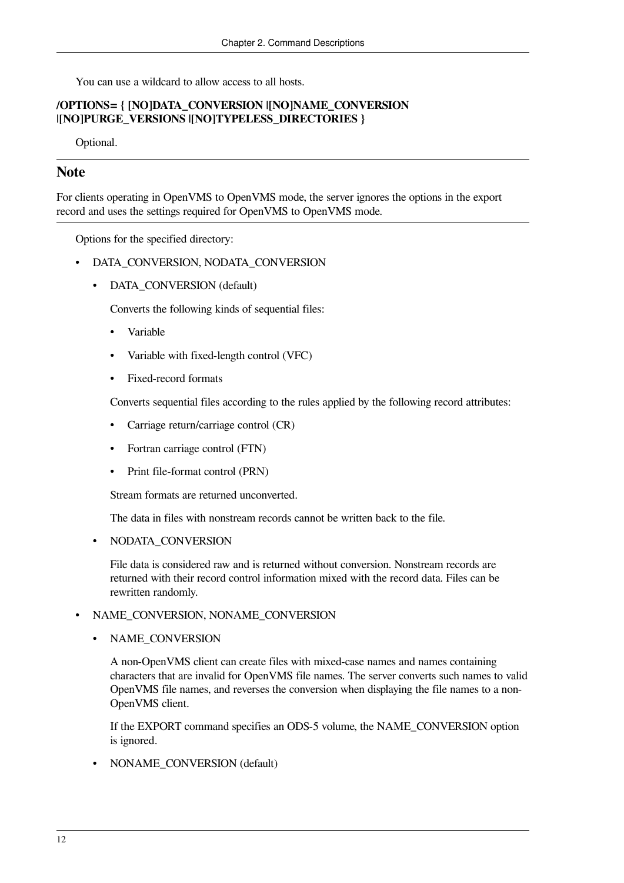You can use a wildcard to allow access to all hosts.

**/OPTIONS= { [NO]DATA_CONVERSION |[NO]NAME_CONVERSION |[NO]PURGE_VERSIONS |[NO]TYPELESS_DIRECTORIES }**

Optional.

## Note

For clients operating in OpenVMS to OpenVMS mode, the server ignores the options in the export record and uses the settings required for OpenVMS to OpenVMS mode.

Options for the specified directory:

- DATA_CONVERSION, NODATA_CONVERSION
  - DATA_CONVERSION (default)

    Converts the following kinds of sequential files:

    - Variable
    - Variable with fixed-length control (VFC)
    - Fixed-record formats

    Converts sequential files according to the rules applied by the following record attributes:

    - Carriage return/carriage control (CR)
    - Fortran carriage control (FTN)
    - Print file-format control (PRN)

    Stream formats are returned unconverted.

    The data in files with nonstream records cannot be written back to the file.

  - NODATA_CONVERSION

    File data is considered raw and is returned without conversion. Nonstream records are returned with their record control information mixed with the record data. Files can be rewritten randomly.

- NAME_CONVERSION, NONAME_CONVERSION
  - NAME_CONVERSION

    A non-OpenVMS client can create files with mixed-case names and names containing characters that are invalid for OpenVMS file names. The server converts such names to valid OpenVMS file names, and reverses the conversion when displaying the file names to a non-OpenVMS client.

    If the EXPORT command specifies an ODS-5 volume, the NAME_CONVERSION option is ignored.

  - NONAME_CONVERSION (default)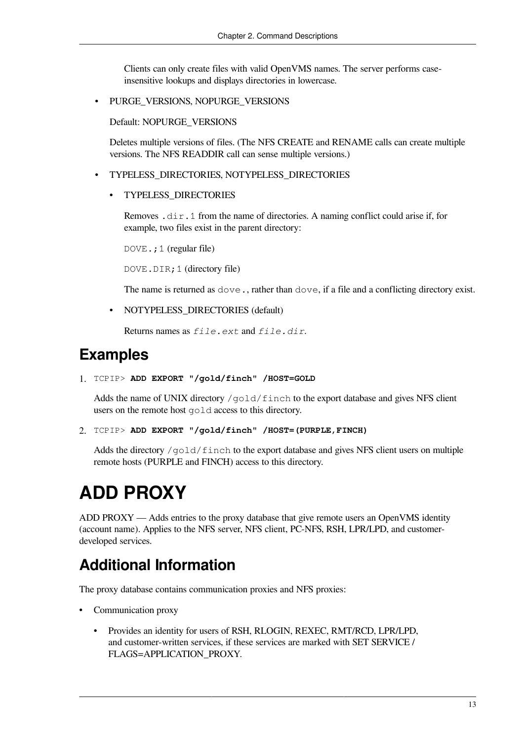Clients can only create files with valid OpenVMS names. The server performs case-insensitive lookups and displays directories in lowercase.

- PURGE_VERSIONS, NOPURGE_VERSIONS

  Default: NOPURGE_VERSIONS

  Deletes multiple versions of files. (The NFS CREATE and RENAME calls can create multiple versions. The NFS READDIR call can sense multiple versions.)

- TYPELESS_DIRECTORIES, NOTYPELESS_DIRECTORIES

  - TYPELESS_DIRECTORIES

    Removes `.dir.1` from the name of directories. A naming conflict could arise if, for example, two files exist in the parent directory:

    `DOVE.;1` (regular file)

    `DOVE.DIR;1` (directory file)

    The name is returned as `dove.`, rather than `dove`, if a file and a conflicting directory exist.

  - NOTYPELESS_DIRECTORIES (default)

    Returns names as *`file.ext`* and *`file.dir`*.

## Examples

1. `TCPIP>` **`ADD EXPORT "/gold/finch" /HOST=GOLD`**

   Adds the name of UNIX directory `/gold/finch` to the export database and gives NFS client users on the remote host `gold` access to this directory.

2. `TCPIP>` **`ADD EXPORT "/gold/finch" /HOST=(PURPLE,FINCH)`**

   Adds the directory `/gold/finch` to the export database and gives NFS client users on multiple remote hosts (PURPLE and FINCH) access to this directory.

# ADD PROXY

ADD PROXY — Adds entries to the proxy database that give remote users an OpenVMS identity (account name). Applies to the NFS server, NFS client, PC-NFS, RSH, LPR/LPD, and customer-developed services.

## Additional Information

The proxy database contains communication proxies and NFS proxies:

- Communication proxy
  - Provides an identity for users of RSH, RLOGIN, REXEC, RMT/RCD, LPR/LPD, and customer-written services, if these services are marked with SET SERVICE /FLAGS=APPLICATION_PROXY.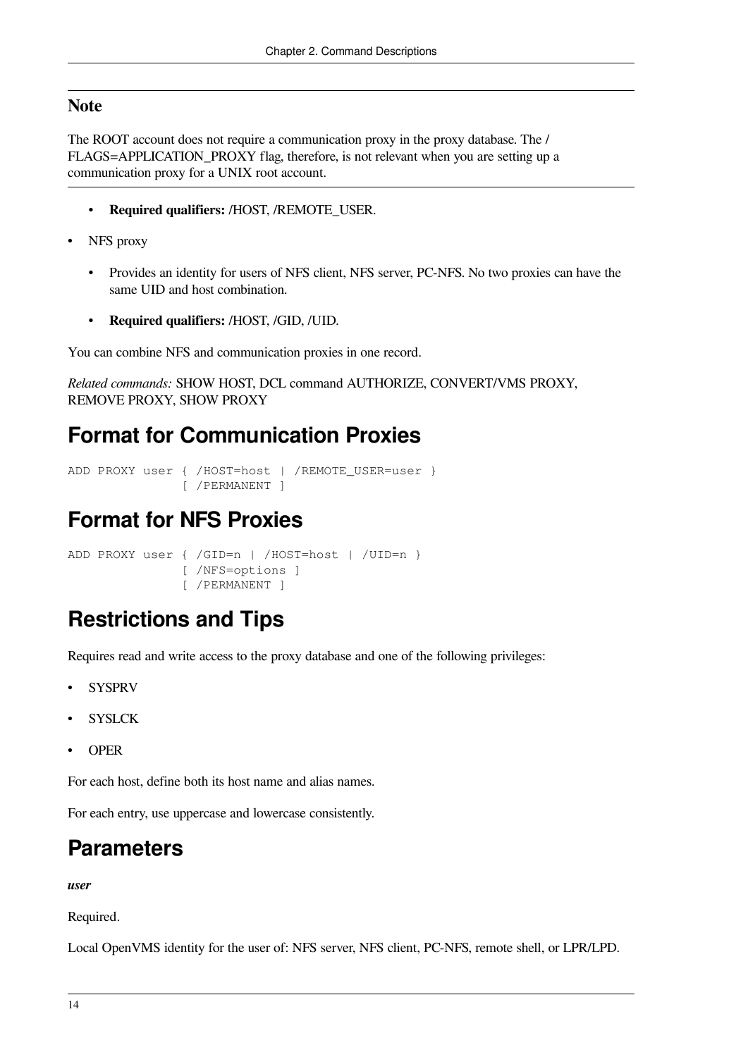### Note

The ROOT account does not require a communication proxy in the proxy database. The /FLAGS=APPLICATION_PROXY flag, therefore, is not relevant when you are setting up a communication proxy for a UNIX root account.

- **Required qualifiers:** /HOST, /REMOTE_USER.

- NFS proxy
  - Provides an identity for users of NFS client, NFS server, PC-NFS. No two proxies can have the same UID and host combination.
  - **Required qualifiers:** /HOST, /GID, /UID.

You can combine NFS and communication proxies in one record.

*Related commands:* SHOW HOST, DCL command AUTHORIZE, CONVERT/VMS PROXY, REMOVE PROXY, SHOW PROXY

## Format for Communication Proxies

```
ADD PROXY user { /HOST=host | /REMOTE_USER=user }
               [ /PERMANENT ]
```

## Format for NFS Proxies

```
ADD PROXY user { /GID=n | /HOST=host | /UID=n }
               [ /NFS=options ]
               [ /PERMANENT ]
```

## Restrictions and Tips

Requires read and write access to the proxy database and one of the following privileges:

- SYSPRV
- SYSLCK
- OPER

For each host, define both its host name and alias names.

For each entry, use uppercase and lowercase consistently.

## Parameters

***user***

Required.

Local OpenVMS identity for the user of: NFS server, NFS client, PC-NFS, remote shell, or LPR/LPD.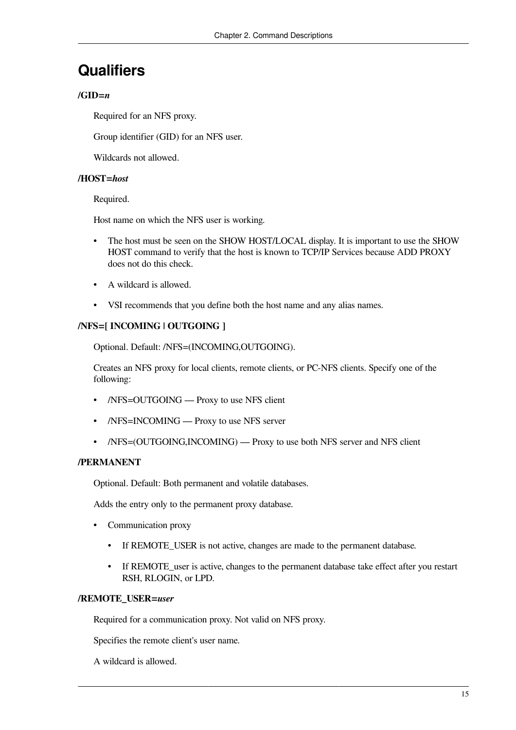## Qualifiers

**/GID=*n***

Required for an NFS proxy.

Group identifier (GID) for an NFS user.

Wildcards not allowed.

**/HOST=*host***

Required.

Host name on which the NFS user is working.

- The host must be seen on the SHOW HOST/LOCAL display. It is important to use the SHOW HOST command to verify that the host is known to TCP/IP Services because ADD PROXY does not do this check.
- A wildcard is allowed.
- VSI recommends that you define both the host name and any alias names.

**/NFS=[ INCOMING | OUTGOING ]**

Optional. Default: /NFS=(INCOMING,OUTGOING).

Creates an NFS proxy for local clients, remote clients, or PC-NFS clients. Specify one of the following:

- /NFS=OUTGOING — Proxy to use NFS client
- /NFS=INCOMING — Proxy to use NFS server
- /NFS=(OUTGOING,INCOMING) — Proxy to use both NFS server and NFS client

**/PERMANENT**

Optional. Default: Both permanent and volatile databases.

Adds the entry only to the permanent proxy database.

- Communication proxy
  - If REMOTE_USER is not active, changes are made to the permanent database.
  - If REMOTE_user is active, changes to the permanent database take effect after you restart RSH, RLOGIN, or LPD.

**/REMOTE_USER=*user***

Required for a communication proxy. Not valid on NFS proxy.

Specifies the remote client's user name.

A wildcard is allowed.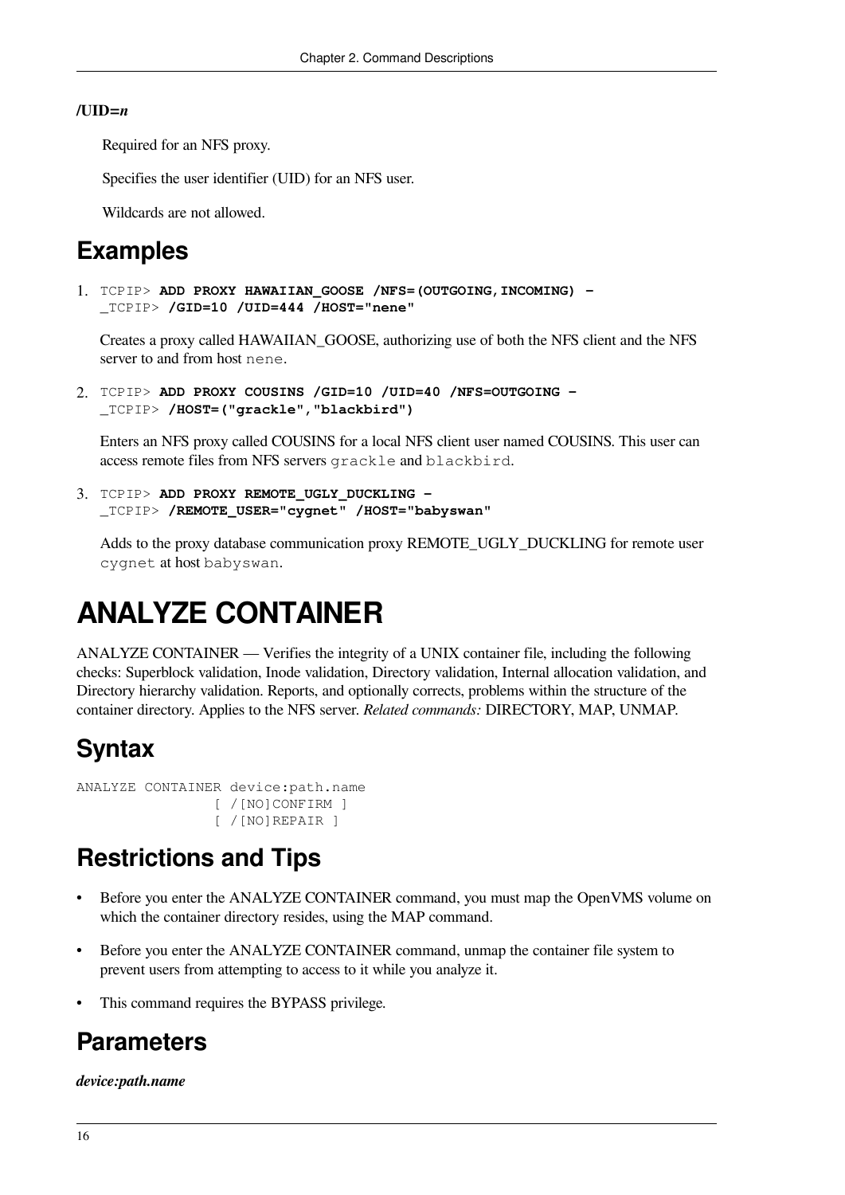**/UID=*n***

Required for an NFS proxy.

Specifies the user identifier (UID) for an NFS user.

Wildcards are not allowed.

## Examples

1. 
```
TCPIP> ADD PROXY HAWAIIAN_GOOSE /NFS=(OUTGOING,INCOMING) -
_TCPIP> /GID=10 /UID=444 /HOST="nene"
```

   Creates a proxy called HAWAIIAN_GOOSE, authorizing use of both the NFS client and the NFS server to and from host `nene`.

2. 
```
TCPIP> ADD PROXY COUSINS /GID=10 /UID=40 /NFS=OUTGOING -
_TCPIP> /HOST=("grackle","blackbird")
```

   Enters an NFS proxy called COUSINS for a local NFS client user named COUSINS. This user can access remote files from NFS servers `grackle` and `blackbird`.

3. 
```
TCPIP> ADD PROXY REMOTE_UGLY_DUCKLING -
_TCPIP> /REMOTE_USER="cygnet" /HOST="babyswan"
```

   Adds to the proxy database communication proxy REMOTE_UGLY_DUCKLING for remote user `cygnet` at host `babyswan`.

# ANALYZE CONTAINER

ANALYZE CONTAINER — Verifies the integrity of a UNIX container file, including the following checks: Superblock validation, Inode validation, Directory validation, Internal allocation validation, and Directory hierarchy validation. Reports, and optionally corrects, problems within the structure of the container directory. Applies to the NFS server. *Related commands:* DIRECTORY, MAP, UNMAP.

## Syntax

```
ANALYZE CONTAINER device:path.name
                [ /[NO]CONFIRM ]
                [ /[NO]REPAIR ]
```

## Restrictions and Tips

- Before you enter the ANALYZE CONTAINER command, you must map the OpenVMS volume on which the container directory resides, using the MAP command.
- Before you enter the ANALYZE CONTAINER command, unmap the container file system to prevent users from attempting to access to it while you analyze it.
- This command requires the BYPASS privilege.

## Parameters

***device:path.name***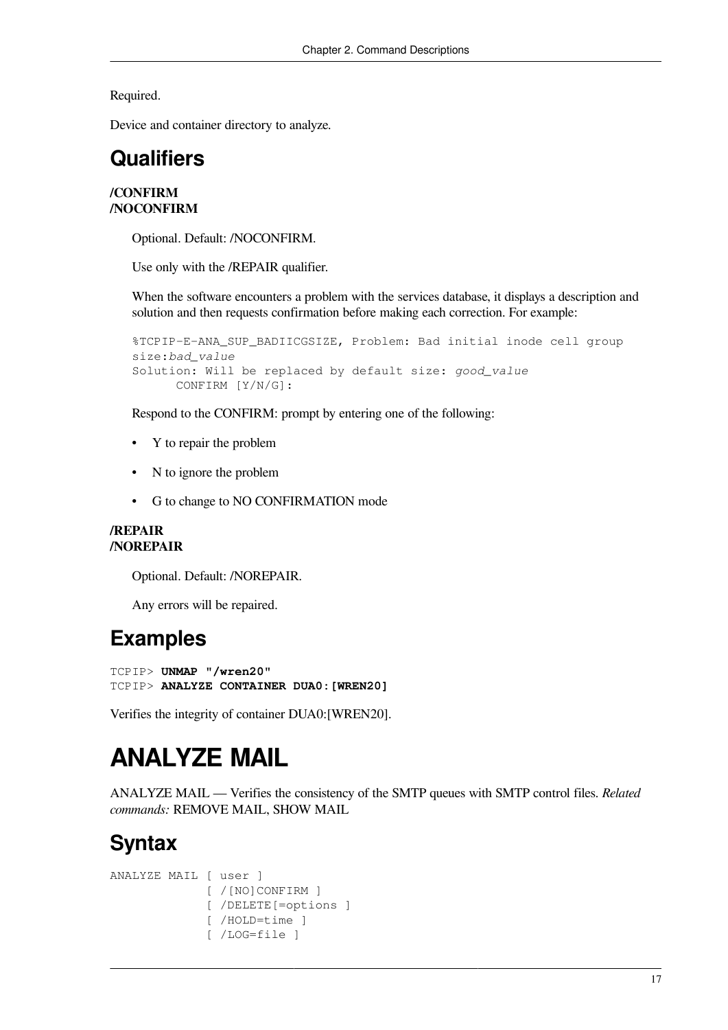Required.

Device and container directory to analyze.

## Qualifiers

**/CONFIRM**
**/NOCONFIRM**

Optional. Default: /NOCONFIRM.

Use only with the /REPAIR qualifier.

When the software encounters a problem with the services database, it displays a description and solution and then requests confirmation before making each correction. For example:

```
%TCPIP-E-ANA_SUP_BADIICGSIZE, Problem: Bad initial inode cell group
size:bad_value
Solution: Will be replaced by default size: good_value
      CONFIRM [Y/N/G]:
```

Respond to the CONFIRM: prompt by entering one of the following:

- Y to repair the problem
- N to ignore the problem
- G to change to NO CONFIRMATION mode

**/REPAIR**
**/NOREPAIR**

Optional. Default: /NOREPAIR.

Any errors will be repaired.

## Examples

```
TCPIP> UNMAP "/wren20"
TCPIP> ANALYZE CONTAINER DUA0:[WREN20]
```

Verifies the integrity of container DUA0:[WREN20].

# ANALYZE MAIL

ANALYZE MAIL — Verifies the consistency of the SMTP queues with SMTP control files. *Related commands:* REMOVE MAIL, SHOW MAIL

## Syntax

```
ANALYZE MAIL [ user ]
             [ /[NO]CONFIRM ]
             [ /DELETE[=options ]
             [ /HOLD=time ]
             [ /LOG=file ]
```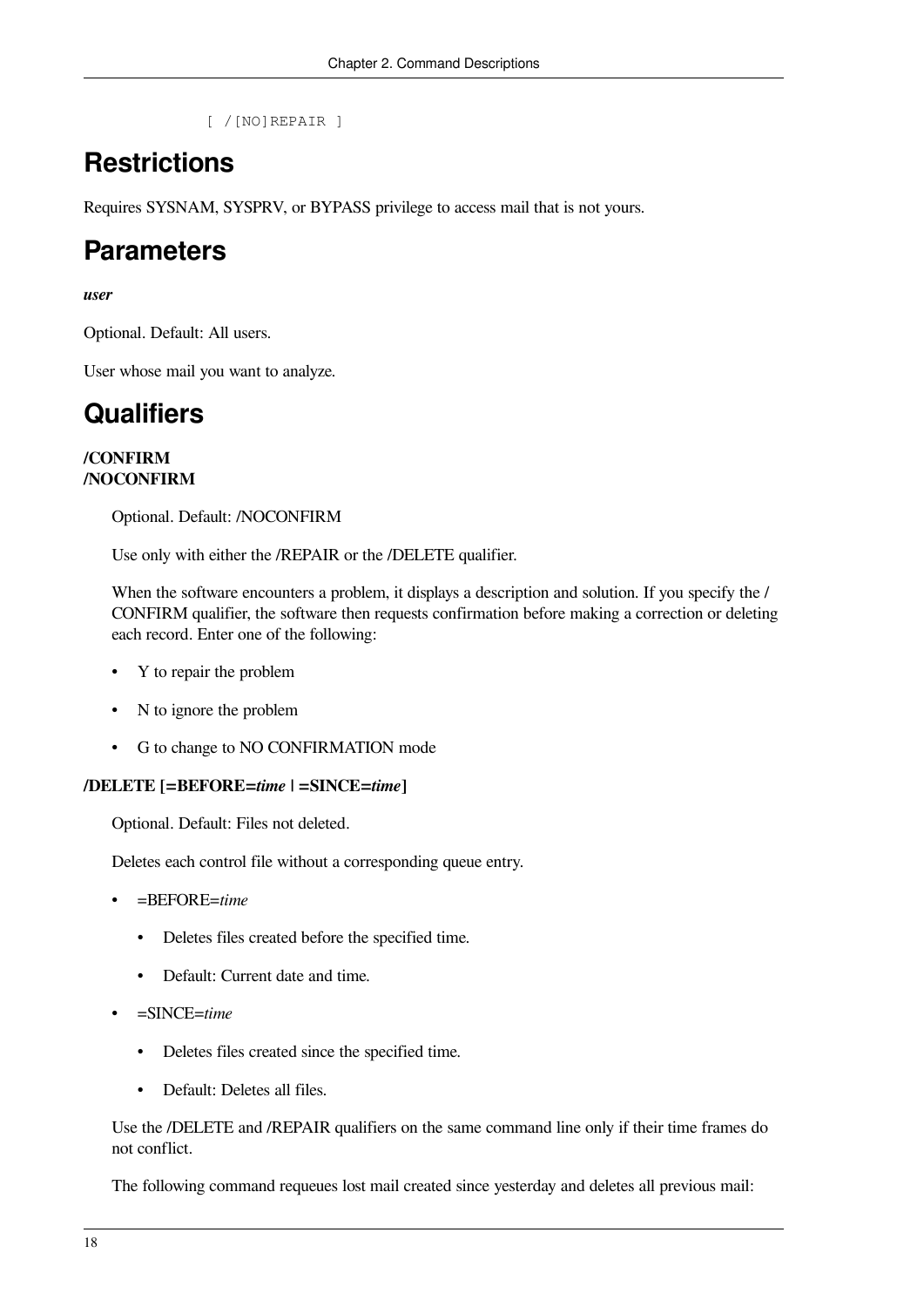```
[ /[NO]REPAIR ]
```

## Restrictions

Requires SYSNAM, SYSPRV, or BYPASS privilege to access mail that is not yours.

## Parameters

***user***

Optional. Default: All users.

User whose mail you want to analyze.

## Qualifiers

**/CONFIRM**
**/NOCONFIRM**

Optional. Default: /NOCONFIRM

Use only with either the /REPAIR or the /DELETE qualifier.

When the software encounters a problem, it displays a description and solution. If you specify the /CONFIRM qualifier, the software then requests confirmation before making a correction or deleting each record. Enter one of the following:

- Y to repair the problem
- N to ignore the problem
- G to change to NO CONFIRMATION mode

**/DELETE [=BEFORE=*time* | =SINCE=*time*]**

Optional. Default: Files not deleted.

Deletes each control file without a corresponding queue entry.

- =BEFORE=*time*
  - Deletes files created before the specified time.
  - Default: Current date and time.
- =SINCE=*time*
  - Deletes files created since the specified time.
  - Default: Deletes all files.

Use the /DELETE and /REPAIR qualifiers on the same command line only if their time frames do not conflict.

The following command requeues lost mail created since yesterday and deletes all previous mail: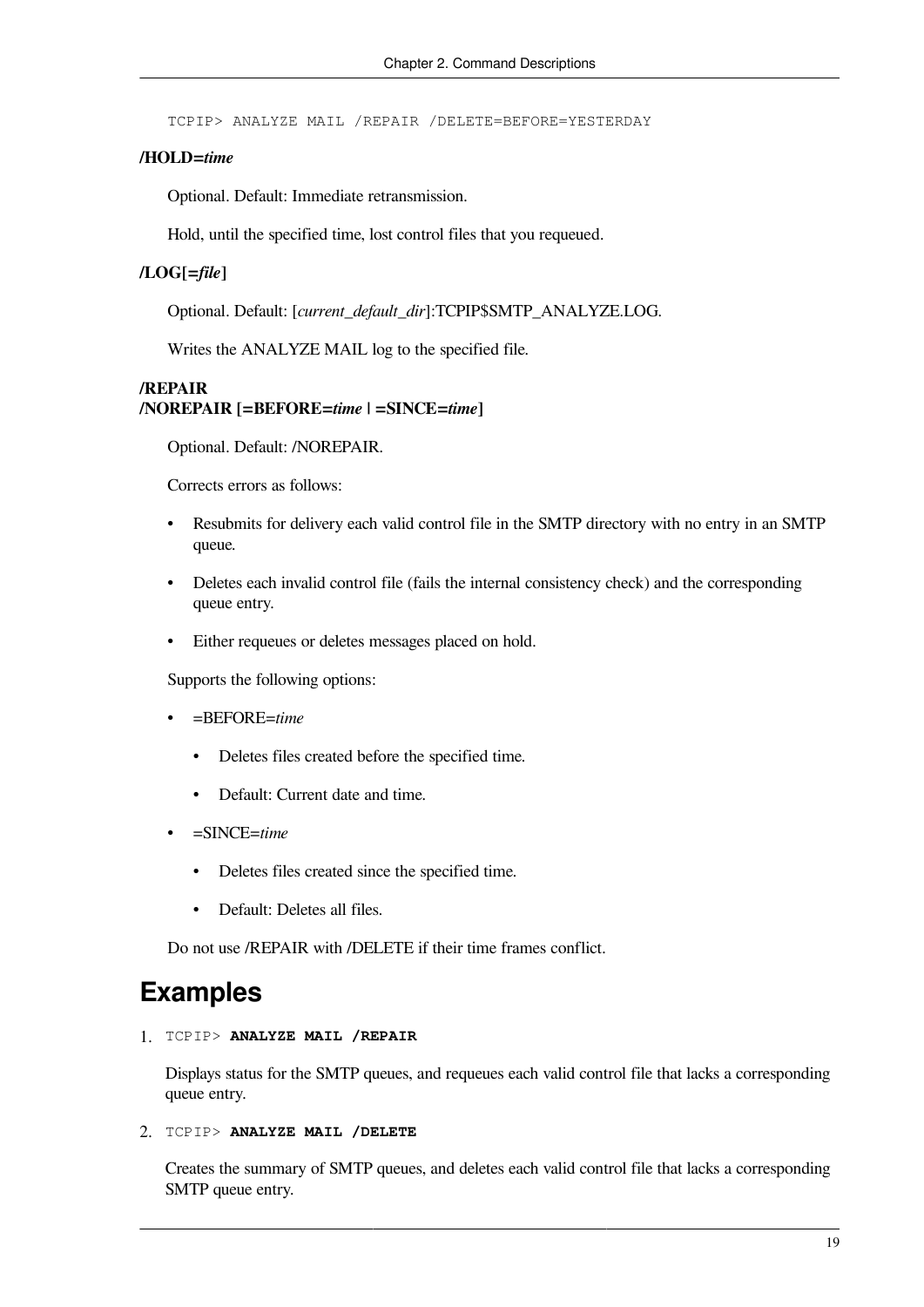```
TCPIP> ANALYZE MAIL /REPAIR /DELETE=BEFORE=YESTERDAY
```

**/HOLD=*time***

Optional. Default: Immediate retransmission.

Hold, until the specified time, lost control files that you requeued.

**/LOG[=*file*]**

Optional. Default: [*current_default_dir*]:TCPIP$SMTP_ANALYZE.LOG.

Writes the ANALYZE MAIL log to the specified file.

**/REPAIR**
**/NOREPAIR [=BEFORE=*time* | =SINCE=*time*]**

Optional. Default: /NOREPAIR.

Corrects errors as follows:

- Resubmits for delivery each valid control file in the SMTP directory with no entry in an SMTP queue.
- Deletes each invalid control file (fails the internal consistency check) and the corresponding queue entry.
- Either requeues or deletes messages placed on hold.

Supports the following options:

- =BEFORE=*time*
  - Deletes files created before the specified time.
  - Default: Current date and time.
- =SINCE=*time*
  - Deletes files created since the specified time.
  - Default: Deletes all files.

Do not use /REPAIR with /DELETE if their time frames conflict.

## Examples

1. `TCPIP>` **`ANALYZE MAIL /REPAIR`**

   Displays status for the SMTP queues, and requeues each valid control file that lacks a corresponding queue entry.

2. `TCPIP>` **`ANALYZE MAIL /DELETE`**

   Creates the summary of SMTP queues, and deletes each valid control file that lacks a corresponding SMTP queue entry.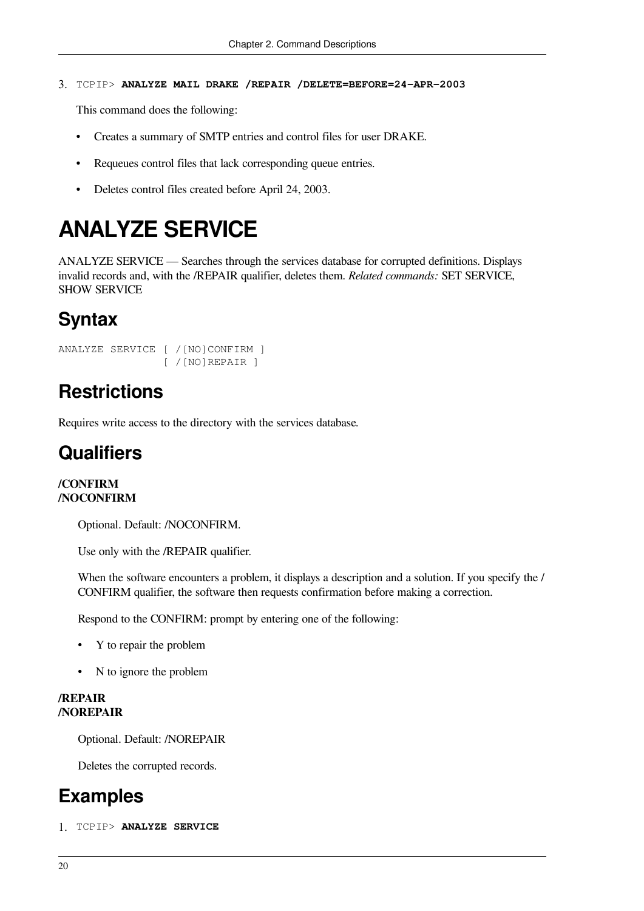3. TCPIP> **ANALYZE MAIL DRAKE /REPAIR /DELETE=BEFORE=24-APR-2003**

   This command does the following:

   - Creates a summary of SMTP entries and control files for user DRAKE.
   - Requeues control files that lack corresponding queue entries.
   - Deletes control files created before April 24, 2003.

# ANALYZE SERVICE

ANALYZE SERVICE — Searches through the services database for corrupted definitions. Displays invalid records and, with the /REPAIR qualifier, deletes them. *Related commands:* SET SERVICE, SHOW SERVICE

## Syntax

```
ANALYZE SERVICE [ /[NO]CONFIRM ]
                [ /[NO]REPAIR ]
```

## Restrictions

Requires write access to the directory with the services database.

## Qualifiers

**/CONFIRM**
**/NOCONFIRM**

Optional. Default: /NOCONFIRM.

Use only with the /REPAIR qualifier.

When the software encounters a problem, it displays a description and a solution. If you specify the /CONFIRM qualifier, the software then requests confirmation before making a correction.

Respond to the CONFIRM: prompt by entering one of the following:

- Y to repair the problem
- N to ignore the problem

**/REPAIR**
**/NOREPAIR**

Optional. Default: /NOREPAIR

Deletes the corrupted records.

## Examples

1. TCPIP> **ANALYZE SERVICE**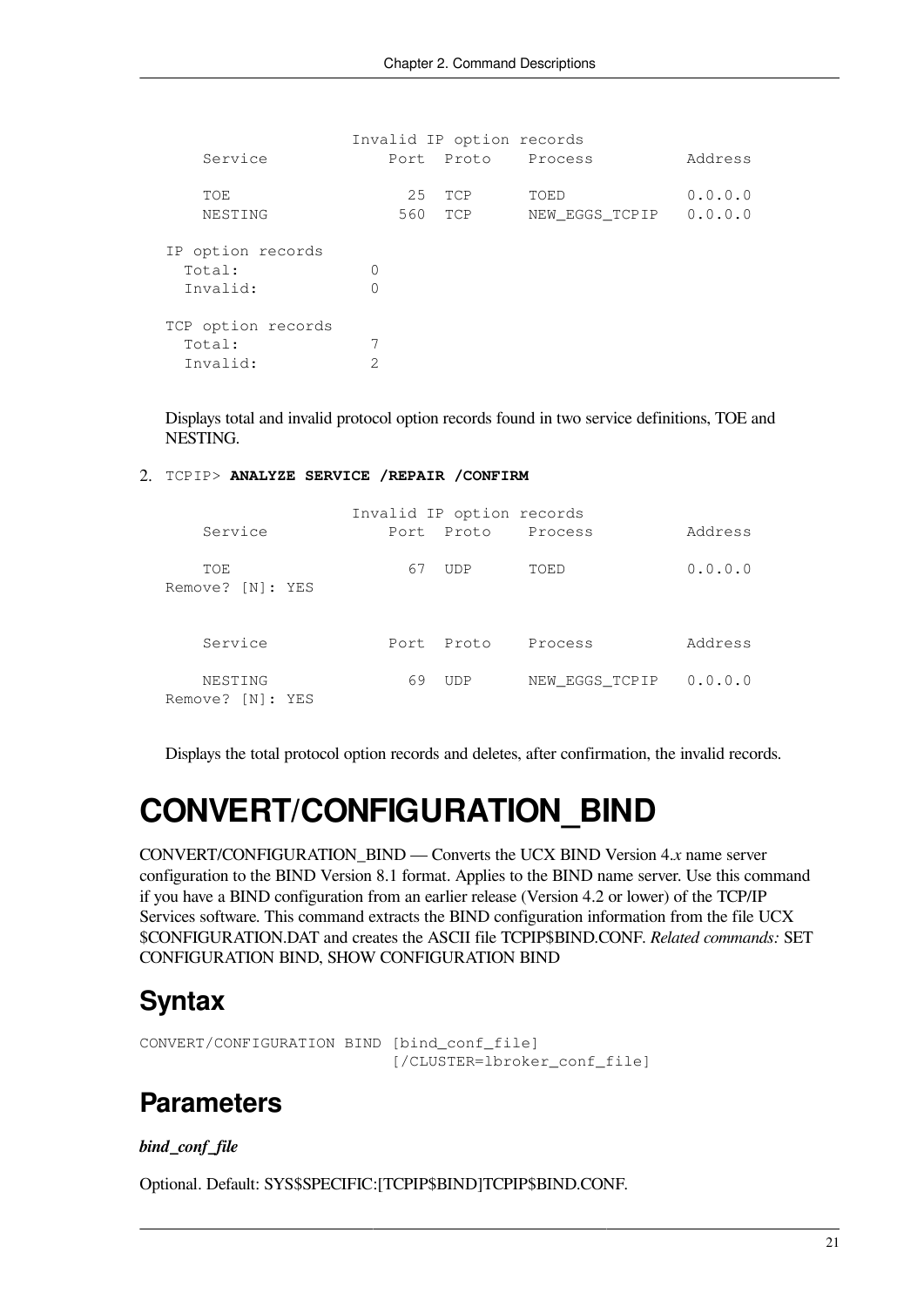```
                   Invalid IP option records
    Service             Port  Proto    Process          Address

    TOE                   25  TCP      TOED             0.0.0.0
    NESTING              560  TCP      NEW_EGGS_TCPIP   0.0.0.0

IP option records
  Total:            0
  Invalid:          0

TCP option records
  Total:            7
  Invalid:          2
```

Displays total and invalid protocol option records found in two service definitions, TOE and NESTING.

2. TCPIP> **ANALYZE SERVICE /REPAIR /CONFIRM**

```
                   Invalid IP option records
    Service             Port  Proto    Process          Address

    TOE                   67  UDP      TOED             0.0.0.0
Remove? [N]: YES


    Service             Port  Proto    Process          Address

    NESTING               69  UDP      NEW_EGGS_TCPIP   0.0.0.0
Remove? [N]: YES
```

Displays the total protocol option records and deletes, after confirmation, the invalid records.

# CONVERT/CONFIGURATION_BIND

CONVERT/CONFIGURATION_BIND — Converts the UCX BIND Version 4.*x* name server configuration to the BIND Version 8.1 format. Applies to the BIND name server. Use this command if you have a BIND configuration from an earlier release (Version 4.2 or lower) of the TCP/IP Services software. This command extracts the BIND configuration information from the file UCX $CONFIGURATION.DAT and creates the ASCII file TCPIP$BIND.CONF. *Related commands:* SET CONFIGURATION BIND, SHOW CONFIGURATION BIND

## Syntax

```
CONVERT/CONFIGURATION BIND [bind_conf_file]
                           [/CLUSTER=lbroker_conf_file]
```

## Parameters

***bind_conf_file***

Optional. Default: SYS$SPECIFIC:[TCPIP$BIND]TCPIP$BIND.CONF.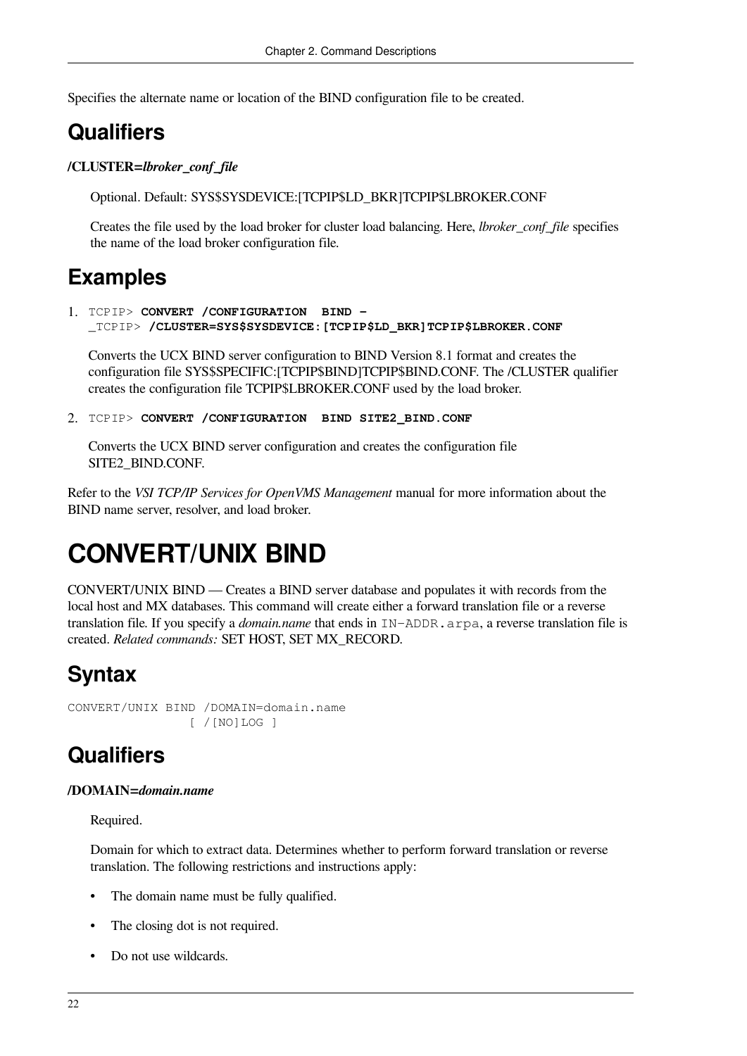Specifies the alternate name or location of the BIND configuration file to be created.

## Qualifiers

**/CLUSTER=*lbroker_conf_file***

Optional. Default: SYS$SYSDEVICE:[TCPIP$LD_BKR]TCPIP$LBROKER.CONF

Creates the file used by the load broker for cluster load balancing. Here, *lbroker_conf_file* specifies the name of the load broker configuration file.

## Examples

1. 
```
TCPIP> CONVERT /CONFIGURATION  BIND -
_TCPIP> /CLUSTER=SYS$SYSDEVICE:[TCPIP$LD_BKR]TCPIP$LBROKER.CONF
```

   Converts the UCX BIND server configuration to BIND Version 8.1 format and creates the configuration file SYS$SPECIFIC:[TCPIP$BIND]TCPIP$BIND.CONF. The /CLUSTER qualifier creates the configuration file TCPIP$LBROKER.CONF used by the load broker.

2. 
```
TCPIP> CONVERT /CONFIGURATION  BIND SITE2_BIND.CONF
```

   Converts the UCX BIND server configuration and creates the configuration file SITE2_BIND.CONF.

Refer to the *VSI TCP/IP Services for OpenVMS Management* manual for more information about the BIND name server, resolver, and load broker.

# CONVERT/UNIX BIND

CONVERT/UNIX BIND — Creates a BIND server database and populates it with records from the local host and MX databases. This command will create either a forward translation file or a reverse translation file. If you specify a *domain.name* that ends in `IN-ADDR.arpa`, a reverse translation file is created. *Related commands:* SET HOST, SET MX_RECORD.

## Syntax

```
CONVERT/UNIX BIND /DOMAIN=domain.name
                [ /[NO]LOG ]
```

## Qualifiers

**/DOMAIN=*domain.name***

Required.

Domain for which to extract data. Determines whether to perform forward translation or reverse translation. The following restrictions and instructions apply:

- The domain name must be fully qualified.
- The closing dot is not required.
- Do not use wildcards.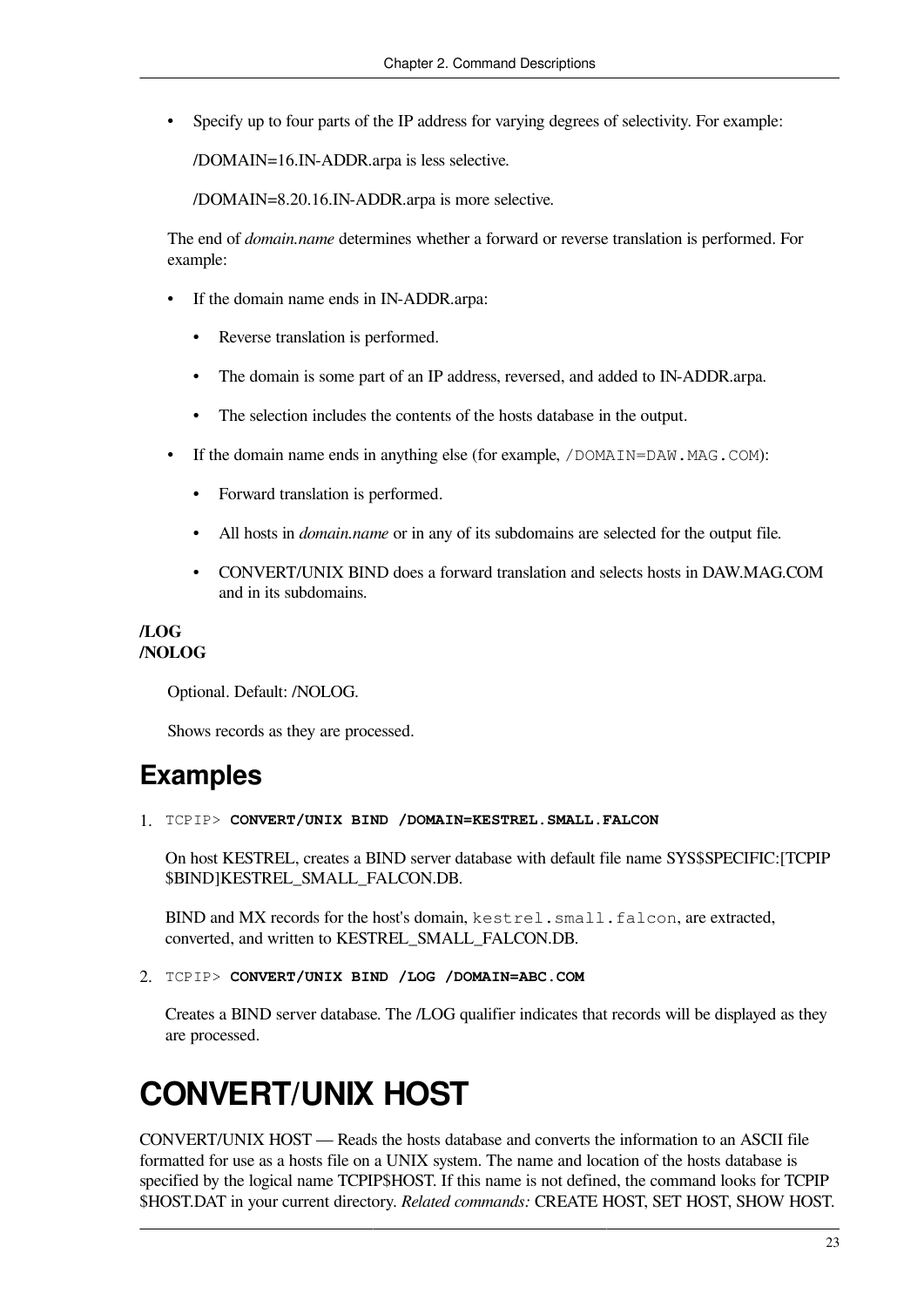- Specify up to four parts of the IP address for varying degrees of selectivity. For example:

  /DOMAIN=16.IN-ADDR.arpa is less selective.

  /DOMAIN=8.20.16.IN-ADDR.arpa is more selective.

The end of *domain.name* determines whether a forward or reverse translation is performed. For example:

- If the domain name ends in IN-ADDR.arpa:
  - Reverse translation is performed.
  - The domain is some part of an IP address, reversed, and added to IN-ADDR.arpa.
  - The selection includes the contents of the hosts database in the output.
- If the domain name ends in anything else (for example, `/DOMAIN=DAW.MAG.COM`):
  - Forward translation is performed.
  - All hosts in *domain.name* or in any of its subdomains are selected for the output file.
  - CONVERT/UNIX BIND does a forward translation and selects hosts in DAW.MAG.COM and in its subdomains.

**/LOG**
**/NOLOG**

Optional. Default: /NOLOG.

Shows records as they are processed.

## Examples

1. `TCPIP>` **`CONVERT/UNIX BIND /DOMAIN=KESTREL.SMALL.FALCON`**

   On host KESTREL, creates a BIND server database with default file name SYS$SPECIFIC:[TCPIP$BIND]KESTREL_SMALL_FALCON.DB.

   BIND and MX records for the host's domain, `kestrel.small.falcon`, are extracted, converted, and written to KESTREL_SMALL_FALCON.DB.

2. `TCPIP>` **`CONVERT/UNIX BIND /LOG /DOMAIN=ABC.COM`**

   Creates a BIND server database. The /LOG qualifier indicates that records will be displayed as they are processed.

# CONVERT/UNIX HOST

CONVERT/UNIX HOST — Reads the hosts database and converts the information to an ASCII file formatted for use as a hosts file on a UNIX system. The name and location of the hosts database is specified by the logical name TCPIP$HOST. If this name is not defined, the command looks for TCPIP$HOST.DAT in your current directory. *Related commands:* CREATE HOST, SET HOST, SHOW HOST.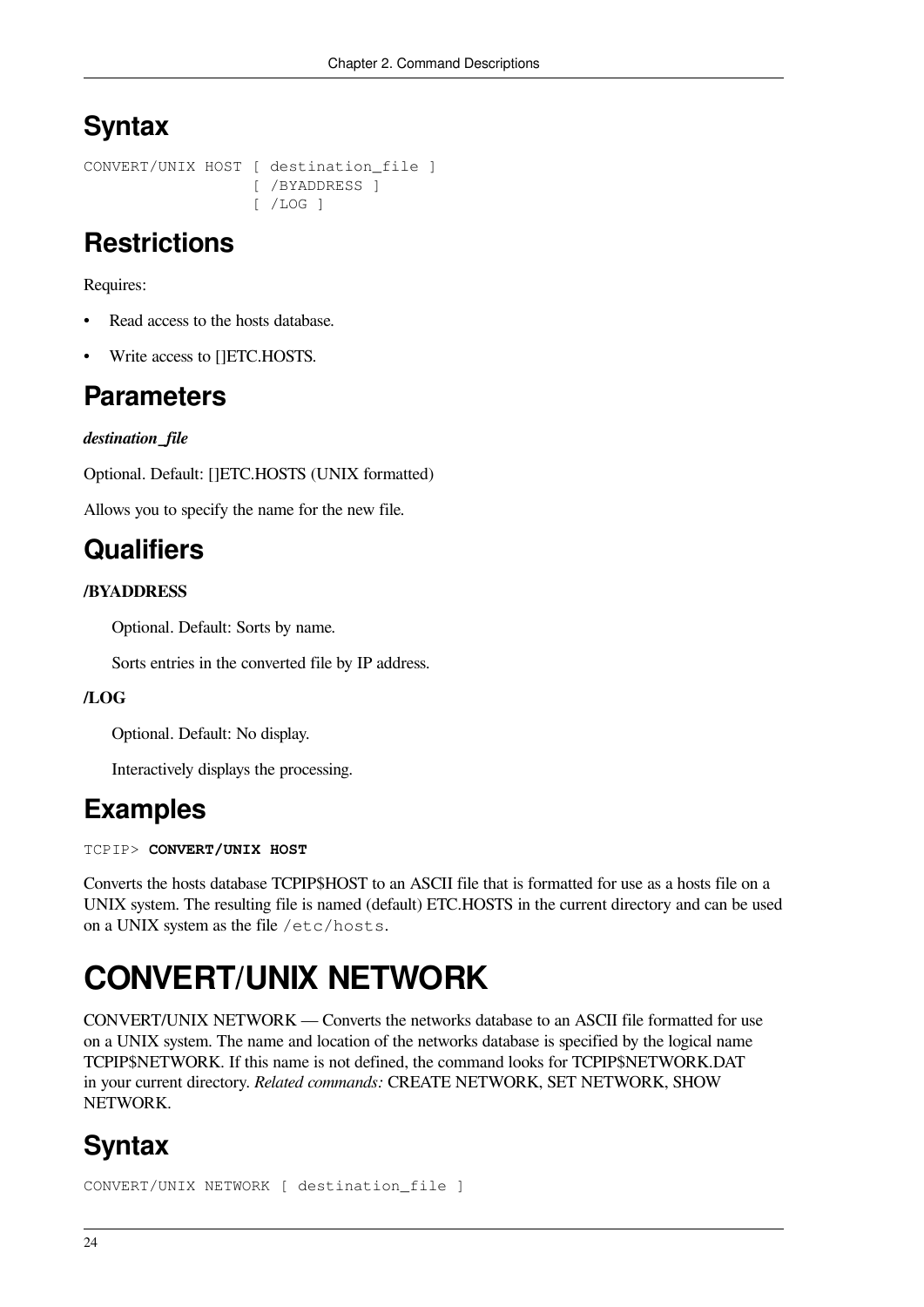## Syntax

```
CONVERT/UNIX HOST [ destination_file ]
                  [ /BYADDRESS ]
                  [ /LOG ]
```

## Restrictions

Requires:

- Read access to the hosts database.
- Write access to []ETC.HOSTS.

## Parameters

***destination_file***

Optional. Default: []ETC.HOSTS (UNIX formatted)

Allows you to specify the name for the new file.

## Qualifiers

**/BYADDRESS**

Optional. Default: Sorts by name.

Sorts entries in the converted file by IP address.

**/LOG**

Optional. Default: No display.

Interactively displays the processing.

## Examples

```
TCPIP> CONVERT/UNIX HOST
```

Converts the hosts database TCPIP$HOST to an ASCII file that is formatted for use as a hosts file on a UNIX system. The resulting file is named (default) ETC.HOSTS in the current directory and can be used on a UNIX system as the file `/etc/hosts`.

# CONVERT/UNIX NETWORK

CONVERT/UNIX NETWORK — Converts the networks database to an ASCII file formatted for use on a UNIX system. The name and location of the networks database is specified by the logical name TCPIP$NETWORK. If this name is not defined, the command looks for TCPIP$NETWORK.DAT in your current directory. *Related commands:* CREATE NETWORK, SET NETWORK, SHOW NETWORK.

## Syntax

```
CONVERT/UNIX NETWORK [ destination_file ]
```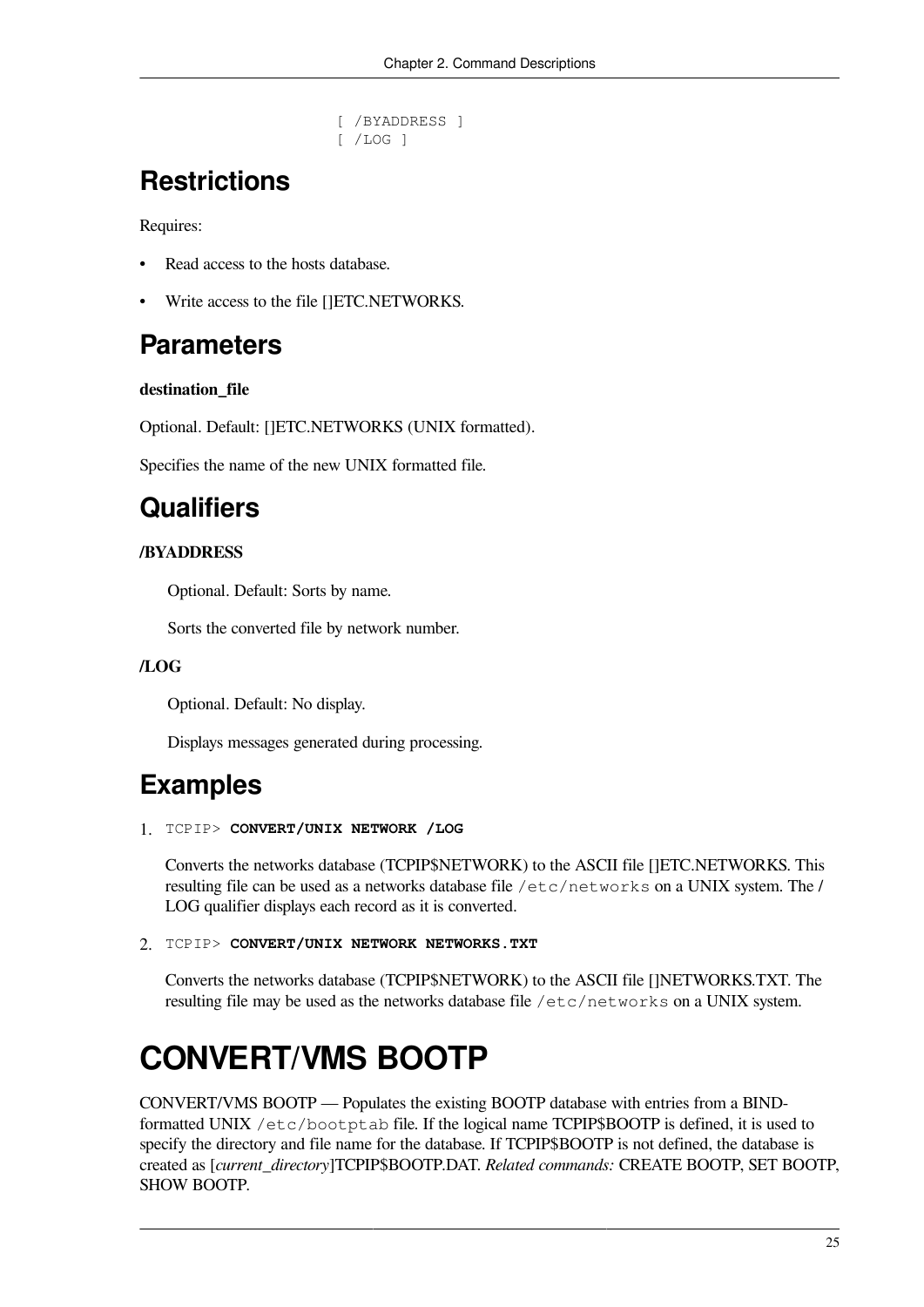```
[ /BYADDRESS ]
[ /LOG ]
```

## Restrictions

Requires:

- Read access to the hosts database.
- Write access to the file []ETC.NETWORKS.

## Parameters

**destination_file**

Optional. Default: []ETC.NETWORKS (UNIX formatted).

Specifies the name of the new UNIX formatted file.

## Qualifiers

**/BYADDRESS**

Optional. Default: Sorts by name.

Sorts the converted file by network number.

**/LOG**

Optional. Default: No display.

Displays messages generated during processing.

## Examples

1. `TCPIP>` **`CONVERT/UNIX NETWORK /LOG`**

   Converts the networks database (TCPIP$NETWORK) to the ASCII file []ETC.NETWORKS. This resulting file can be used as a networks database file `/etc/networks` on a UNIX system. The /LOG qualifier displays each record as it is converted.

2. `TCPIP>` **`CONVERT/UNIX NETWORK NETWORKS.TXT`**

   Converts the networks database (TCPIP$NETWORK) to the ASCII file []NETWORKS.TXT. The resulting file may be used as the networks database file `/etc/networks` on a UNIX system.

# CONVERT/VMS BOOTP

CONVERT/VMS BOOTP — Populates the existing BOOTP database with entries from a BIND-formatted UNIX `/etc/bootptab` file. If the logical name TCPIP$BOOTP is defined, it is used to specify the directory and file name for the database. If TCPIP$BOOTP is not defined, the database is created as [*current_directory*]TCPIP$BOOTP.DAT. *Related commands:* CREATE BOOTP, SET BOOTP, SHOW BOOTP.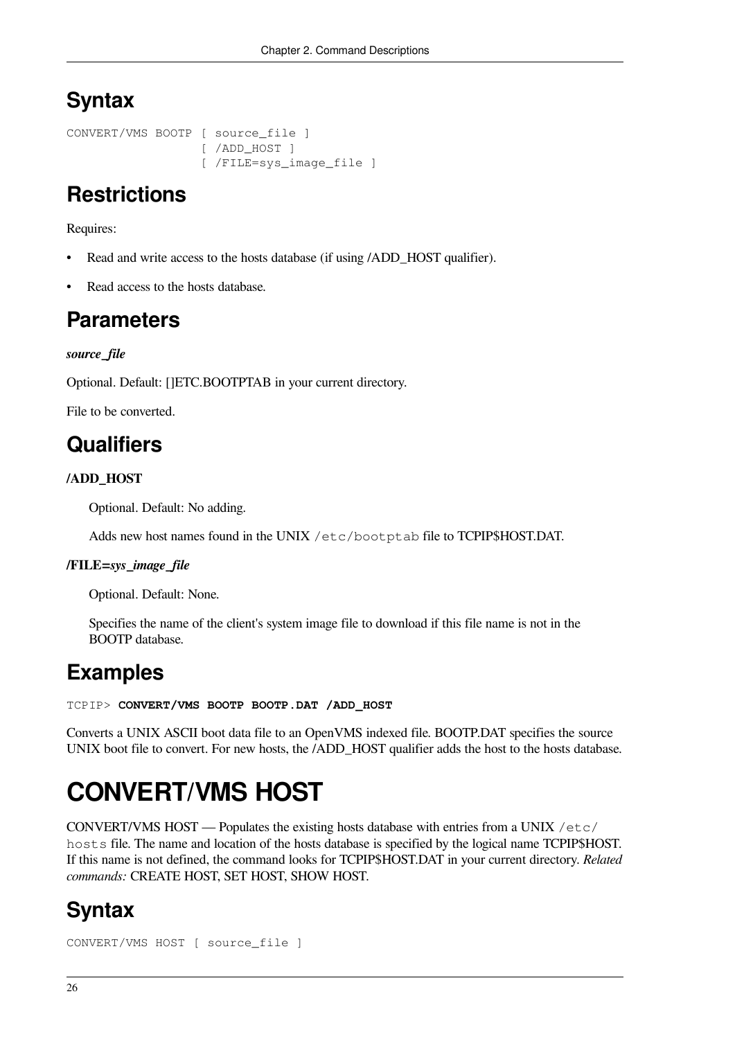## Syntax

```
CONVERT/VMS BOOTP [ source_file ]
                  [ /ADD_HOST ]
                  [ /FILE=sys_image_file ]
```

## Restrictions

Requires:

- Read and write access to the hosts database (if using /ADD_HOST qualifier).
- Read access to the hosts database.

## Parameters

***source_file***

Optional. Default: []ETC.BOOTPTAB in your current directory.

File to be converted.

## Qualifiers

**/ADD_HOST**

Optional. Default: No adding.

Adds new host names found in the UNIX `/etc/bootptab` file to TCPIP$HOST.DAT.

**/FILE=*sys_image_file***

Optional. Default: None.

Specifies the name of the client's system image file to download if this file name is not in the BOOTP database.

## Examples

```
TCPIP> CONVERT/VMS BOOTP BOOTP.DAT /ADD_HOST
```

Converts a UNIX ASCII boot data file to an OpenVMS indexed file. BOOTP.DAT specifies the source UNIX boot file to convert. For new hosts, the /ADD_HOST qualifier adds the host to the hosts database.

# CONVERT/VMS HOST

CONVERT/VMS HOST — Populates the existing hosts database with entries from a UNIX `/etc/hosts` file. The name and location of the hosts database is specified by the logical name TCPIP$HOST. If this name is not defined, the command looks for TCPIP$HOST.DAT in your current directory. *Related commands:* CREATE HOST, SET HOST, SHOW HOST.

## Syntax

```
CONVERT/VMS HOST [ source_file ]
```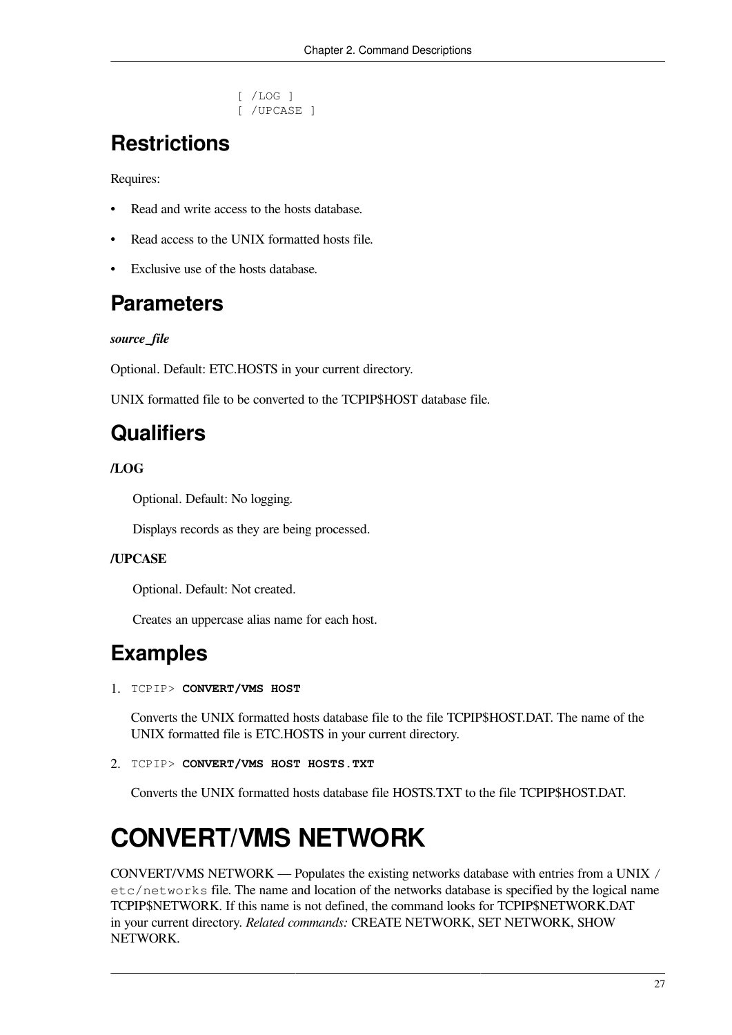```
[ /LOG ]
[ /UPCASE ]
```

## Restrictions

Requires:

- Read and write access to the hosts database.
- Read access to the UNIX formatted hosts file.
- Exclusive use of the hosts database.

## Parameters

***source_file***

Optional. Default: ETC.HOSTS in your current directory.

UNIX formatted file to be converted to the TCPIP$HOST database file.

## Qualifiers

**/LOG**

Optional. Default: No logging.

Displays records as they are being processed.

**/UPCASE**

Optional. Default: Not created.

Creates an uppercase alias name for each host.

## Examples

1. `TCPIP>` **`CONVERT/VMS HOST`**

   Converts the UNIX formatted hosts database file to the file TCPIP$HOST.DAT. The name of the UNIX formatted file is ETC.HOSTS in your current directory.

2. `TCPIP>` **`CONVERT/VMS HOST HOSTS.TXT`**

   Converts the UNIX formatted hosts database file HOSTS.TXT to the file TCPIP$HOST.DAT.

# CONVERT/VMS NETWORK

CONVERT/VMS NETWORK — Populates the existing networks database with entries from a UNIX `/etc/networks` file. The name and location of the networks database is specified by the logical name TCPIP$NETWORK. If this name is not defined, the command looks for TCPIP$NETWORK.DAT in your current directory. *Related commands:* CREATE NETWORK, SET NETWORK, SHOW NETWORK.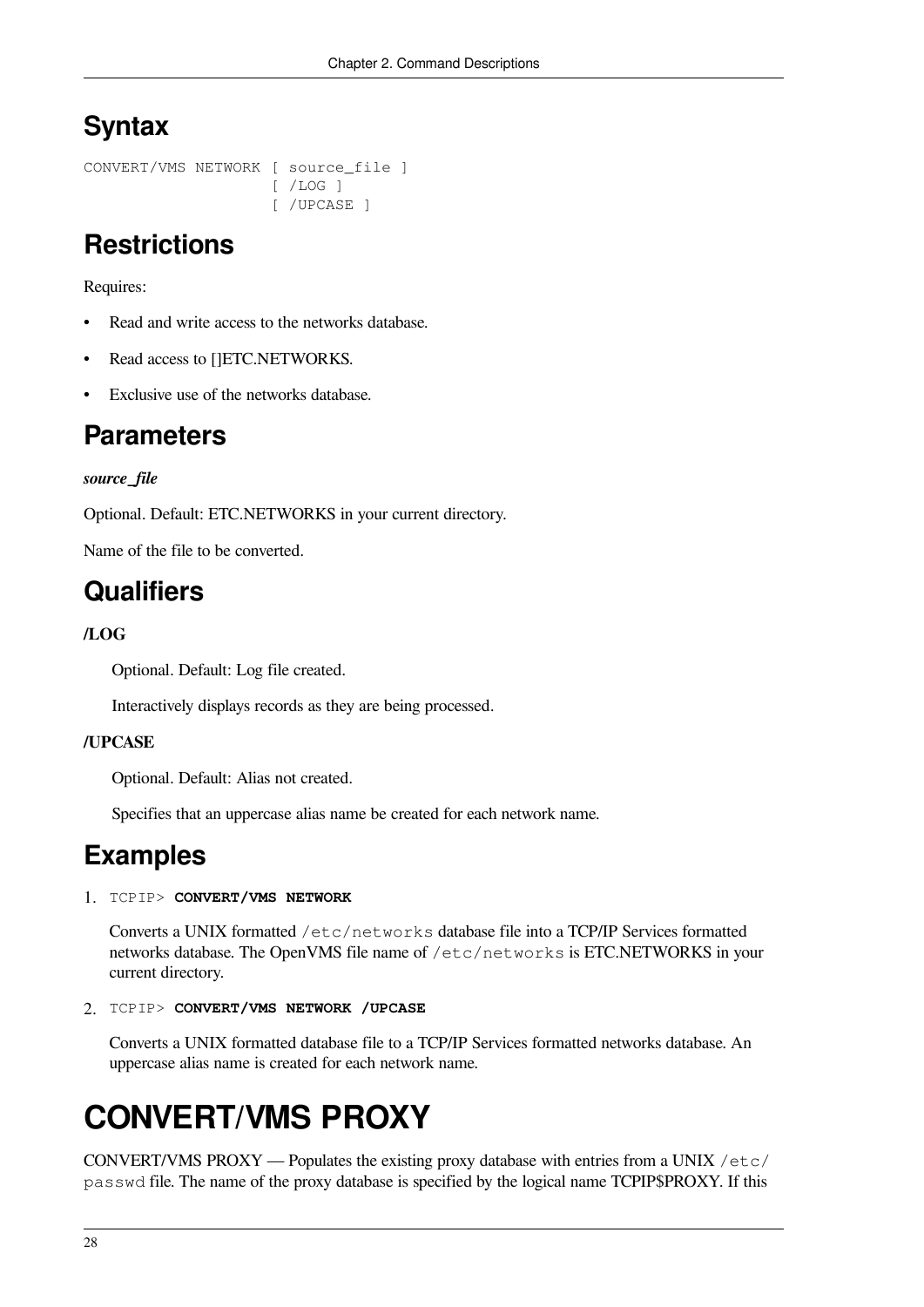## Syntax

```
CONVERT/VMS NETWORK [ source_file ]
                    [ /LOG ]
                    [ /UPCASE ]
```

## Restrictions

Requires:

- Read and write access to the networks database.
- Read access to []ETC.NETWORKS.
- Exclusive use of the networks database.

## Parameters

***source_file***

Optional. Default: ETC.NETWORKS in your current directory.

Name of the file to be converted.

## Qualifiers

**/LOG**

Optional. Default: Log file created.

Interactively displays records as they are being processed.

**/UPCASE**

Optional. Default: Alias not created.

Specifies that an uppercase alias name be created for each network name.

## Examples

1. `TCPIP>` **`CONVERT/VMS NETWORK`**

   Converts a UNIX formatted `/etc/networks` database file into a TCP/IP Services formatted networks database. The OpenVMS file name of `/etc/networks` is ETC.NETWORKS in your current directory.

2. `TCPIP>` **`CONVERT/VMS NETWORK /UPCASE`**

   Converts a UNIX formatted database file to a TCP/IP Services formatted networks database. An uppercase alias name is created for each network name.

# CONVERT/VMS PROXY

CONVERT/VMS PROXY — Populates the existing proxy database with entries from a UNIX `/etc/passwd` file. The name of the proxy database is specified by the logical name TCPIP$PROXY. If this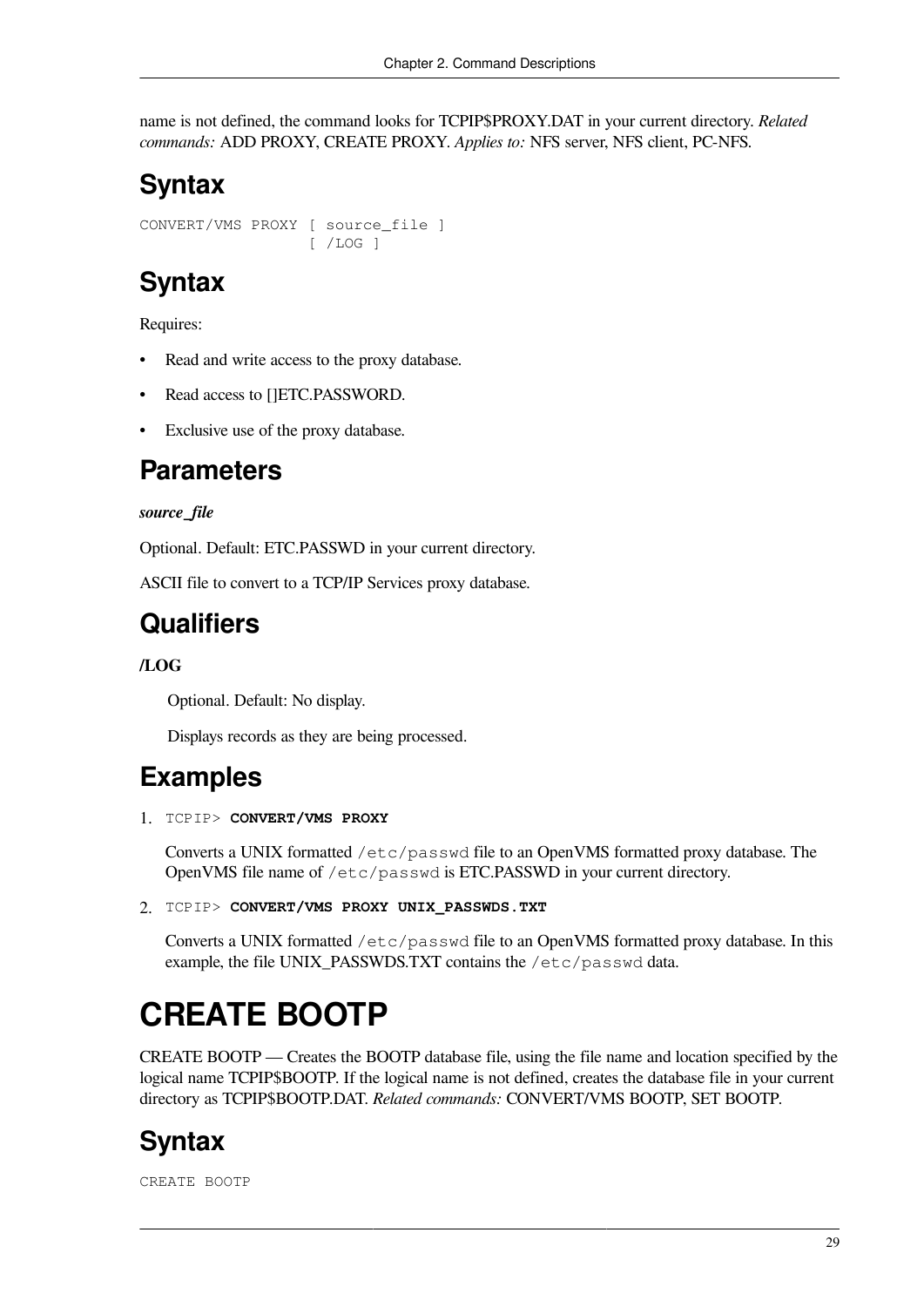name is not defined, the command looks for TCPIP$PROXY.DAT in your current directory. *Related commands:* ADD PROXY, CREATE PROXY. *Applies to:* NFS server, NFS client, PC-NFS.

## Syntax

```
CONVERT/VMS PROXY [ source_file ]
                  [ /LOG ]
```

## Syntax

Requires:

- Read and write access to the proxy database.
- Read access to []ETC.PASSWORD.
- Exclusive use of the proxy database.

## Parameters

***source_file***

Optional. Default: ETC.PASSWD in your current directory.

ASCII file to convert to a TCP/IP Services proxy database.

## Qualifiers

**/LOG**

Optional. Default: No display.

Displays records as they are being processed.

## Examples

1. `TCPIP>` **`CONVERT/VMS PROXY`**

   Converts a UNIX formatted `/etc/passwd` file to an OpenVMS formatted proxy database. The OpenVMS file name of `/etc/passwd` is ETC.PASSWD in your current directory.

2. `TCPIP>` **`CONVERT/VMS PROXY UNIX_PASSWDS.TXT`**

   Converts a UNIX formatted `/etc/passwd` file to an OpenVMS formatted proxy database. In this example, the file UNIX_PASSWDS.TXT contains the `/etc/passwd` data.

# CREATE BOOTP

CREATE BOOTP — Creates the BOOTP database file, using the file name and location specified by the logical name TCPIP$BOOTP. If the logical name is not defined, creates the database file in your current directory as TCPIP$BOOTP.DAT. *Related commands:* CONVERT/VMS BOOTP, SET BOOTP.

## Syntax

```
CREATE BOOTP
```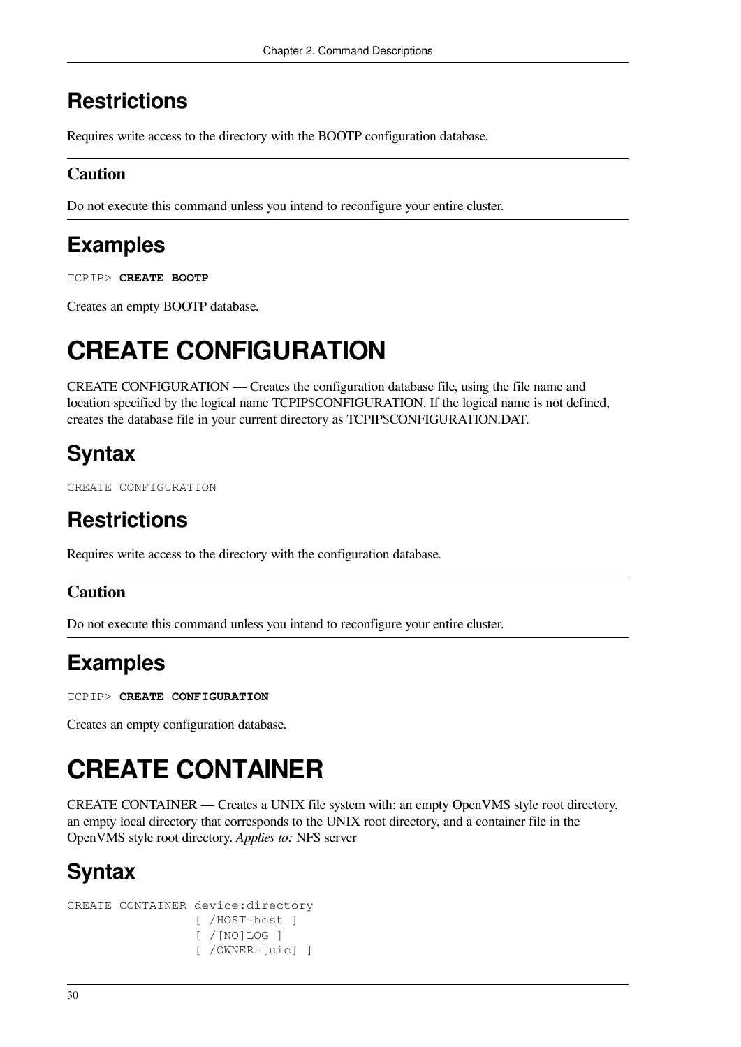## Restrictions

Requires write access to the directory with the BOOTP configuration database.

### Caution

Do not execute this command unless you intend to reconfigure your entire cluster.

## Examples

```
TCPIP> CREATE BOOTP
```

Creates an empty BOOTP database.

# CREATE CONFIGURATION

CREATE CONFIGURATION — Creates the configuration database file, using the file name and location specified by the logical name TCPIP$CONFIGURATION. If the logical name is not defined, creates the database file in your current directory as TCPIP$CONFIGURATION.DAT.

## Syntax

```
CREATE CONFIGURATION
```

## Restrictions

Requires write access to the directory with the configuration database.

### Caution

Do not execute this command unless you intend to reconfigure your entire cluster.

## Examples

```
TCPIP> CREATE CONFIGURATION
```

Creates an empty configuration database.

# CREATE CONTAINER

CREATE CONTAINER — Creates a UNIX file system with: an empty OpenVMS style root directory, an empty local directory that corresponds to the UNIX root directory, and a container file in the OpenVMS style root directory. *Applies to:* NFS server

## Syntax

```
CREATE CONTAINER device:directory
                 [ /HOST=host ]
                 [ /[NO]LOG ]
                 [ /OWNER=[uic] ]
```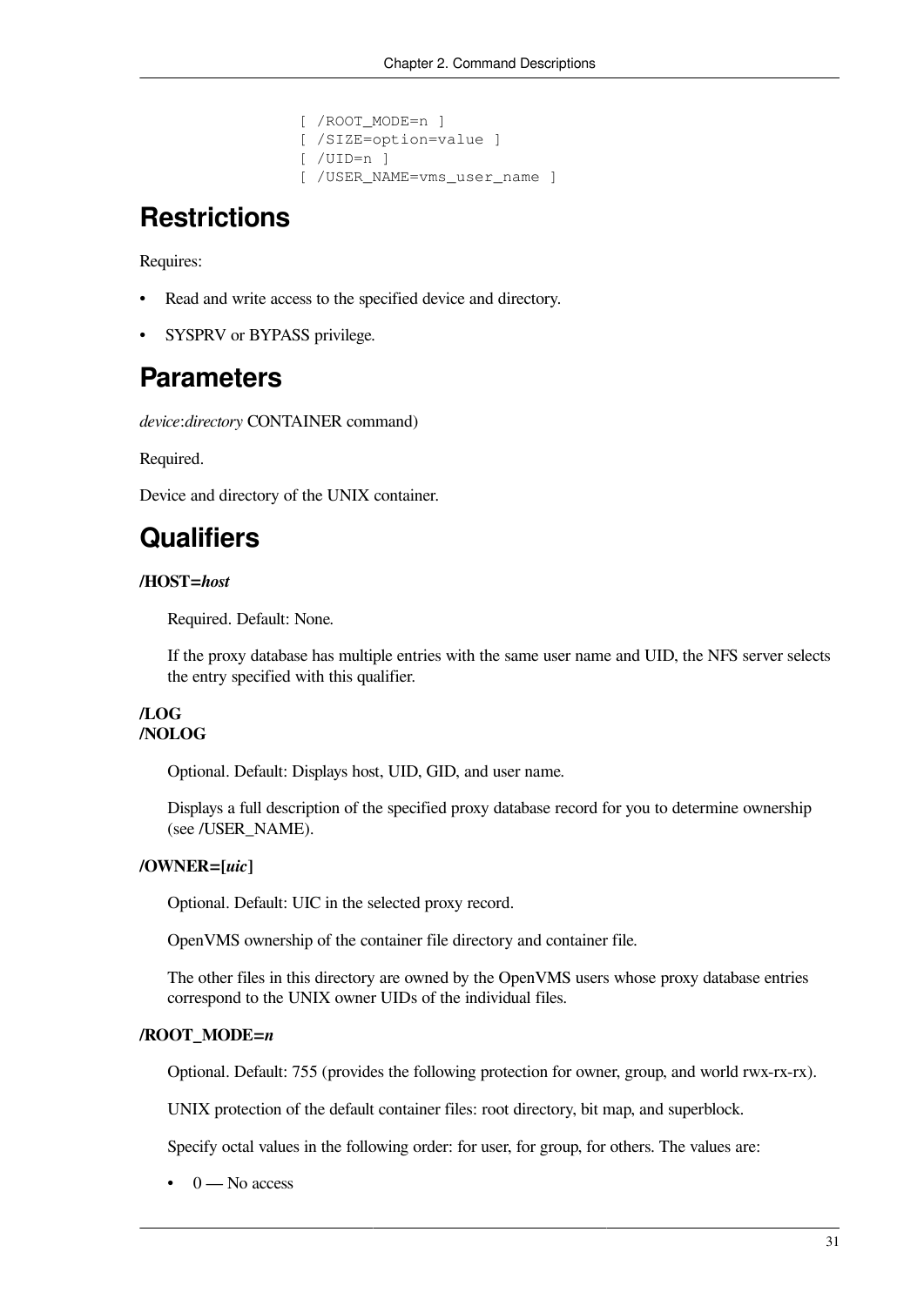```
[ /ROOT_MODE=n ]
[ /SIZE=option=value ]
[ /UID=n ]
[ /USER_NAME=vms_user_name ]
```

## Restrictions

Requires:

- Read and write access to the specified device and directory.
- SYSPRV or BYPASS privilege.

## Parameters

*device*:*directory* CONTAINER command)

Required.

Device and directory of the UNIX container.

## Qualifiers

**/HOST=*host***

Required. Default: None.

If the proxy database has multiple entries with the same user name and UID, the NFS server selects the entry specified with this qualifier.

**/LOG**
**/NOLOG**

Optional. Default: Displays host, UID, GID, and user name.

Displays a full description of the specified proxy database record for you to determine ownership (see /USER_NAME).

**/OWNER=[*uic*]**

Optional. Default: UIC in the selected proxy record.

OpenVMS ownership of the container file directory and container file.

The other files in this directory are owned by the OpenVMS users whose proxy database entries correspond to the UNIX owner UIDs of the individual files.

**/ROOT_MODE=*n***

Optional. Default: 755 (provides the following protection for owner, group, and world rwx-rx-rx).

UNIX protection of the default container files: root directory, bit map, and superblock.

Specify octal values in the following order: for user, for group, for others. The values are:

- 0 — No access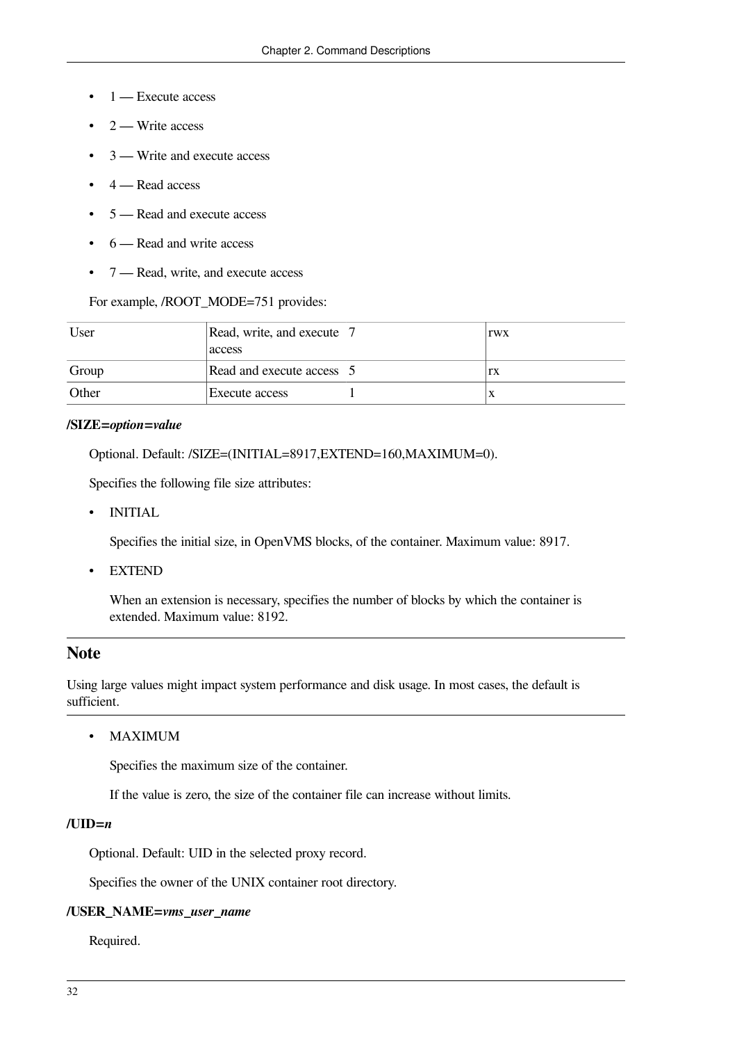- 1 — Execute access
- 2 — Write access
- 3 — Write and execute access
- 4 — Read access
- 5 — Read and execute access
- 6 — Read and write access
- 7 — Read, write, and execute access

For example, /ROOT_MODE=751 provides:

| | | | |
|---|---|---|---|
| User | Read, write, and execute access | 7 | rwx |
| Group | Read and execute access | 5 | rx |
| Other | Execute access | 1 | x |

**/SIZE=*option=value***

Optional. Default: /SIZE=(INITIAL=8917,EXTEND=160,MAXIMUM=0).

Specifies the following file size attributes:

- INITIAL

  Specifies the initial size, in OpenVMS blocks, of the container. Maximum value: 8917.

- EXTEND

  When an extension is necessary, specifies the number of blocks by which the container is extended. Maximum value: 8192.

## Note

Using large values might impact system performance and disk usage. In most cases, the default is sufficient.

- MAXIMUM

  Specifies the maximum size of the container.

  If the value is zero, the size of the container file can increase without limits.

**/UID=*n***

Optional. Default: UID in the selected proxy record.

Specifies the owner of the UNIX container root directory.

**/USER_NAME=*vms_user_name***

Required.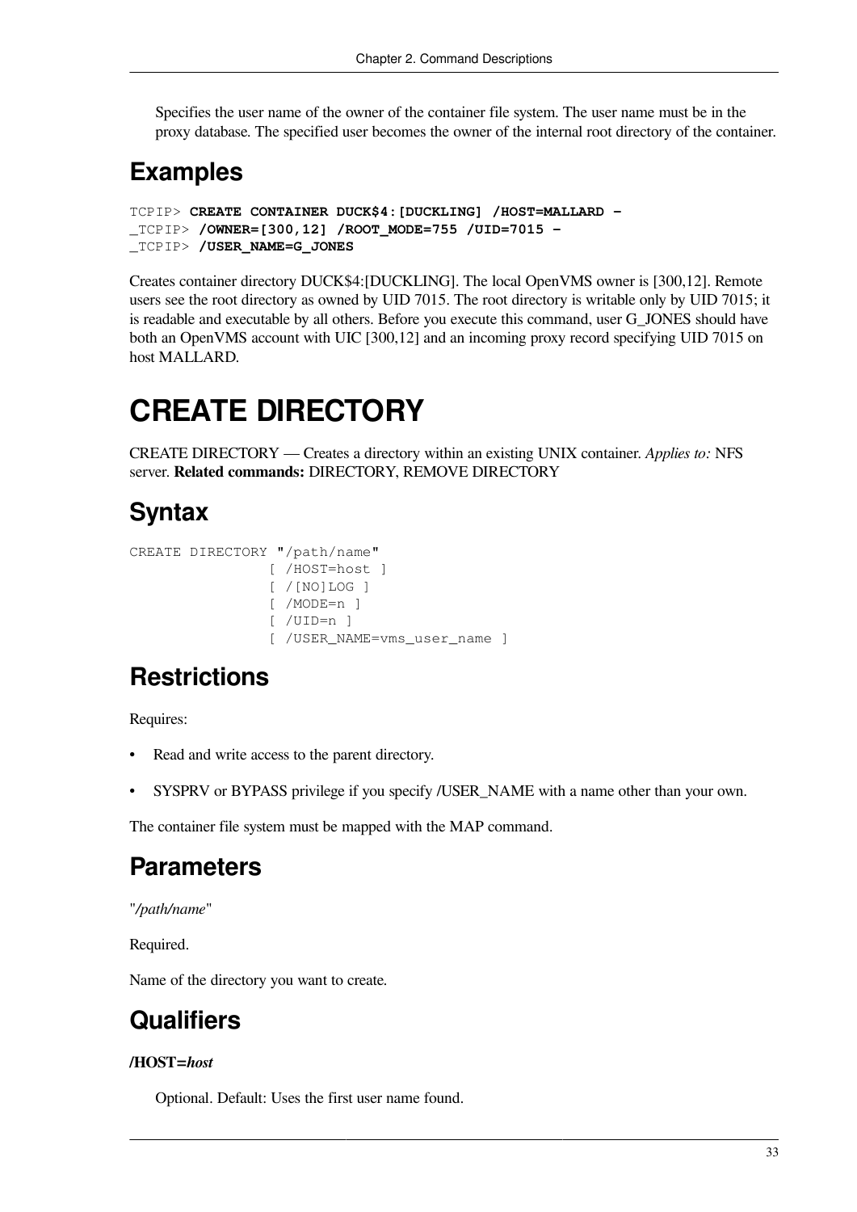Specifies the user name of the owner of the container file system. The user name must be in the proxy database. The specified user becomes the owner of the internal root directory of the container.

## Examples

```
TCPIP> CREATE CONTAINER DUCK$4:[DUCKLING] /HOST=MALLARD -
_TCPIP> /OWNER=[300,12] /ROOT_MODE=755 /UID=7015 -
_TCPIP> /USER_NAME=G_JONES
```

Creates container directory DUCK$4:[DUCKLING]. The local OpenVMS owner is [300,12]. Remote users see the root directory as owned by UID 7015. The root directory is writable only by UID 7015; it is readable and executable by all others. Before you execute this command, user G_JONES should have both an OpenVMS account with UIC [300,12] and an incoming proxy record specifying UID 7015 on host MALLARD.

# CREATE DIRECTORY

CREATE DIRECTORY — Creates a directory within an existing UNIX container. *Applies to:* NFS server. **Related commands:** DIRECTORY, REMOVE DIRECTORY

## Syntax

```
CREATE DIRECTORY "/path/name"
                [ /HOST=host ]
                [ /[NO]LOG ]
                [ /MODE=n ]
                [ /UID=n ]
                [ /USER_NAME=vms_user_name ]
```

## Restrictions

Requires:

- Read and write access to the parent directory.
- SYSPRV or BYPASS privilege if you specify /USER_NAME with a name other than your own.

The container file system must be mapped with the MAP command.

## Parameters

"*/path/name*"

Required.

Name of the directory you want to create.

## Qualifiers

**/HOST=*host***

Optional. Default: Uses the first user name found.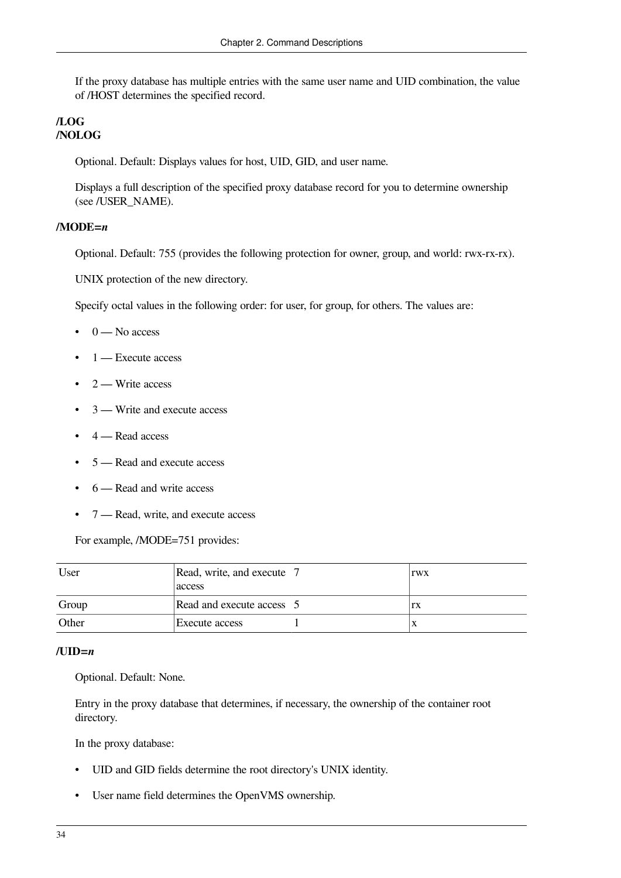If the proxy database has multiple entries with the same user name and UID combination, the value of /HOST determines the specified record.

**/LOG**
**/NOLOG**

Optional. Default: Displays values for host, UID, GID, and user name.

Displays a full description of the specified proxy database record for you to determine ownership (see /USER_NAME).

**/MODE=*n***

Optional. Default: 755 (provides the following protection for owner, group, and world: rwx-rx-rx).

UNIX protection of the new directory.

Specify octal values in the following order: for user, for group, for others. The values are:

- 0 — No access
- 1 — Execute access
- 2 — Write access
- 3 — Write and execute access
- 4 — Read access
- 5 — Read and execute access
- 6 — Read and write access
- 7 — Read, write, and execute access

For example, /MODE=751 provides:

| User | Read, write, and execute access | 7 | rwx |
|---|---|---|---|
| Group | Read and execute access | 5 | rx |
| Other | Execute access | 1 | x |

**/UID=*n***

Optional. Default: None.

Entry in the proxy database that determines, if necessary, the ownership of the container root directory.

In the proxy database:

- UID and GID fields determine the root directory's UNIX identity.
- User name field determines the OpenVMS ownership.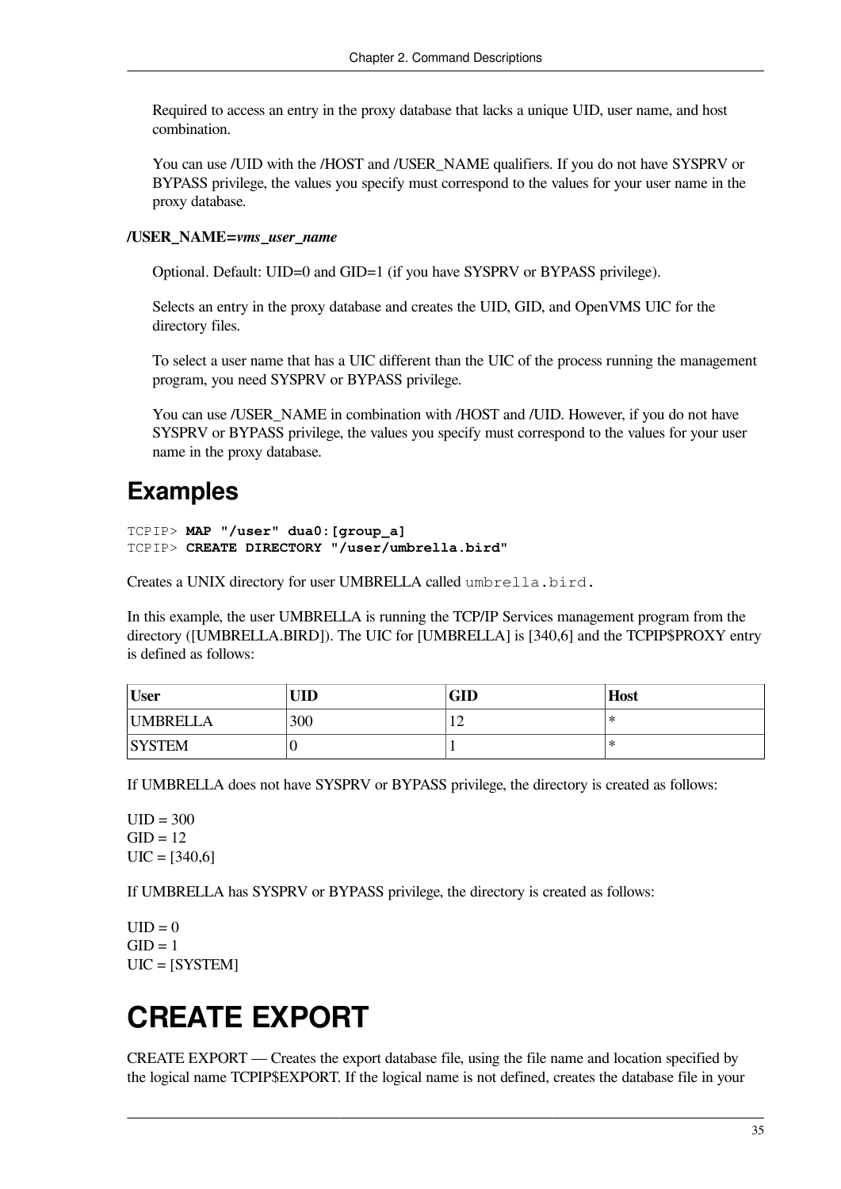Required to access an entry in the proxy database that lacks a unique UID, user name, and host combination.

You can use /UID with the /HOST and /USER_NAME qualifiers. If you do not have SYSPRV or BYPASS privilege, the values you specify must correspond to the values for your user name in the proxy database.

**/USER_NAME=*vms_user_name***

Optional. Default: UID=0 and GID=1 (if you have SYSPRV or BYPASS privilege).

Selects an entry in the proxy database and creates the UID, GID, and OpenVMS UIC for the directory files.

To select a user name that has a UIC different than the UIC of the process running the management program, you need SYSPRV or BYPASS privilege.

You can use /USER_NAME in combination with /HOST and /UID. However, if you do not have SYSPRV or BYPASS privilege, the values you specify must correspond to the values for your user name in the proxy database.

## Examples

```
TCPIP> MAP "/user" dua0:[group_a]
TCPIP> CREATE DIRECTORY "/user/umbrella.bird"
```

Creates a UNIX directory for user UMBRELLA called `umbrella.bird.`

In this example, the user UMBRELLA is running the TCP/IP Services management program from the directory ([UMBRELLA.BIRD]). The UIC for [UMBRELLA] is [340,6] and the TCPIP$PROXY entry is defined as follows:

| User | UID | GID | Host |
|---|---|---|---|
| UMBRELLA | 300 | 12 | * |
| SYSTEM | 0 | 1 | * |

If UMBRELLA does not have SYSPRV or BYPASS privilege, the directory is created as follows:

UID = 300
GID = 12
UIC = [340,6]

If UMBRELLA has SYSPRV or BYPASS privilege, the directory is created as follows:

UID = 0
GID = 1
UIC = [SYSTEM]

# CREATE EXPORT

CREATE EXPORT — Creates the export database file, using the file name and location specified by the logical name TCPIP$EXPORT. If the logical name is not defined, creates the database file in your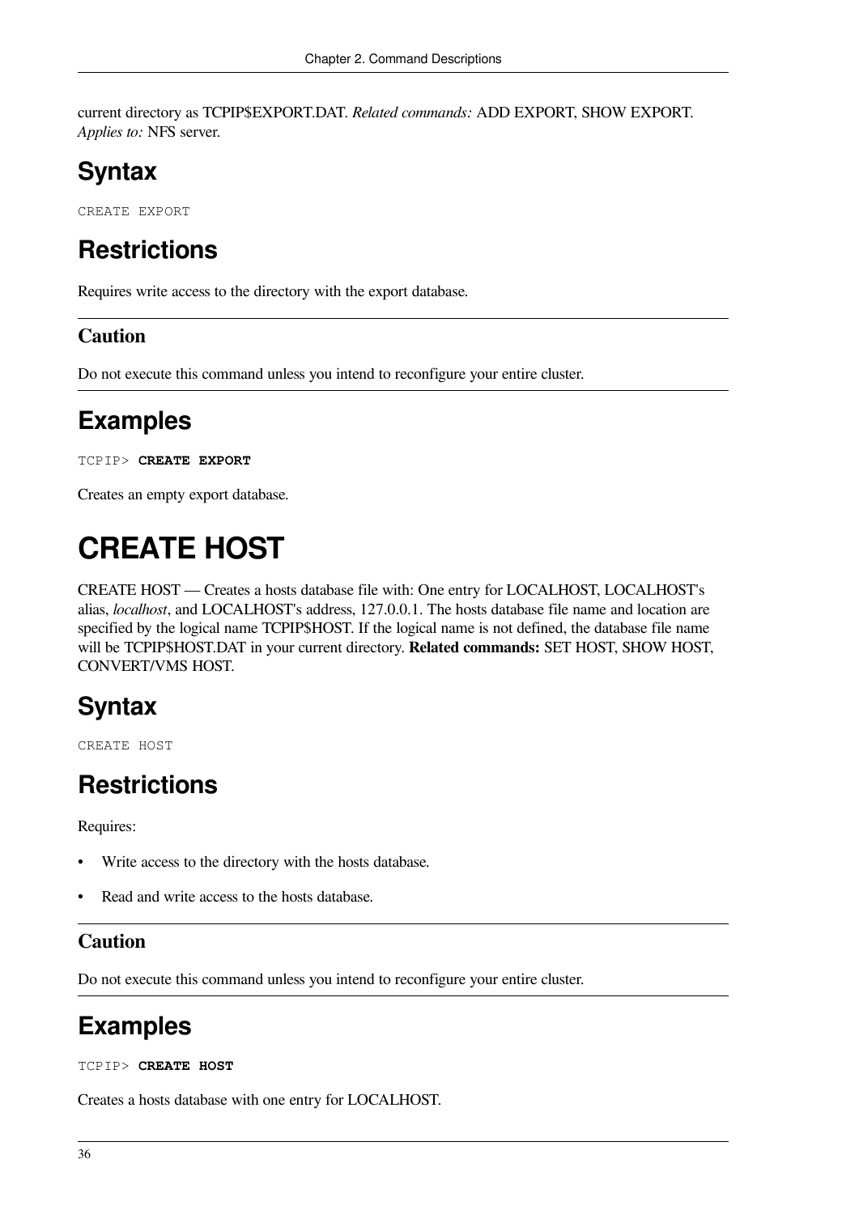current directory as TCPIP$EXPORT.DAT. *Related commands:* ADD EXPORT, SHOW EXPORT. *Applies to:* NFS server.

## Syntax

```
CREATE EXPORT
```

## Restrictions

Requires write access to the directory with the export database.

### Caution

Do not execute this command unless you intend to reconfigure your entire cluster.

## Examples

```
TCPIP> CREATE EXPORT
```

Creates an empty export database.

# CREATE HOST

CREATE HOST — Creates a hosts database file with: One entry for LOCALHOST, LOCALHOST's alias, *localhost*, and LOCALHOST's address, 127.0.0.1. The hosts database file name and location are specified by the logical name TCPIP$HOST. If the logical name is not defined, the database file name will be TCPIP$HOST.DAT in your current directory. **Related commands:** SET HOST, SHOW HOST, CONVERT/VMS HOST.

## Syntax

```
CREATE HOST
```

## Restrictions

Requires:

- Write access to the directory with the hosts database.
- Read and write access to the hosts database.

### Caution

Do not execute this command unless you intend to reconfigure your entire cluster.

## Examples

```
TCPIP> CREATE HOST
```

Creates a hosts database with one entry for LOCALHOST.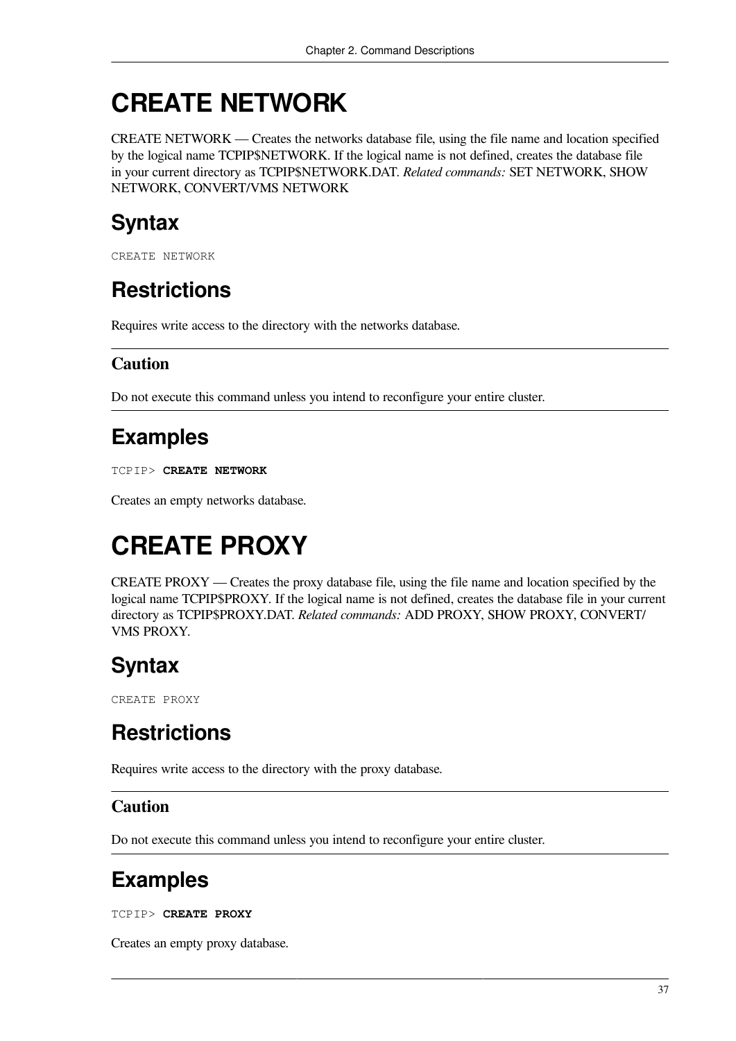# CREATE NETWORK

CREATE NETWORK — Creates the networks database file, using the file name and location specified by the logical name TCPIP$NETWORK. If the logical name is not defined, creates the database file in your current directory as TCPIP$NETWORK.DAT. *Related commands:* SET NETWORK, SHOW NETWORK, CONVERT/VMS NETWORK

## Syntax

```
CREATE NETWORK
```

## Restrictions

Requires write access to the directory with the networks database.

---

### Caution

Do not execute this command unless you intend to reconfigure your entire cluster.

---

## Examples

```
TCPIP> CREATE NETWORK
```

Creates an empty networks database.

# CREATE PROXY

CREATE PROXY — Creates the proxy database file, using the file name and location specified by the logical name TCPIP$PROXY. If the logical name is not defined, creates the database file in your current directory as TCPIP$PROXY.DAT. *Related commands:* ADD PROXY, SHOW PROXY, CONVERT/VMS PROXY.

## Syntax

```
CREATE PROXY
```

## Restrictions

Requires write access to the directory with the proxy database.

---

### Caution

Do not execute this command unless you intend to reconfigure your entire cluster.

---

## Examples

```
TCPIP> CREATE PROXY
```

Creates an empty proxy database.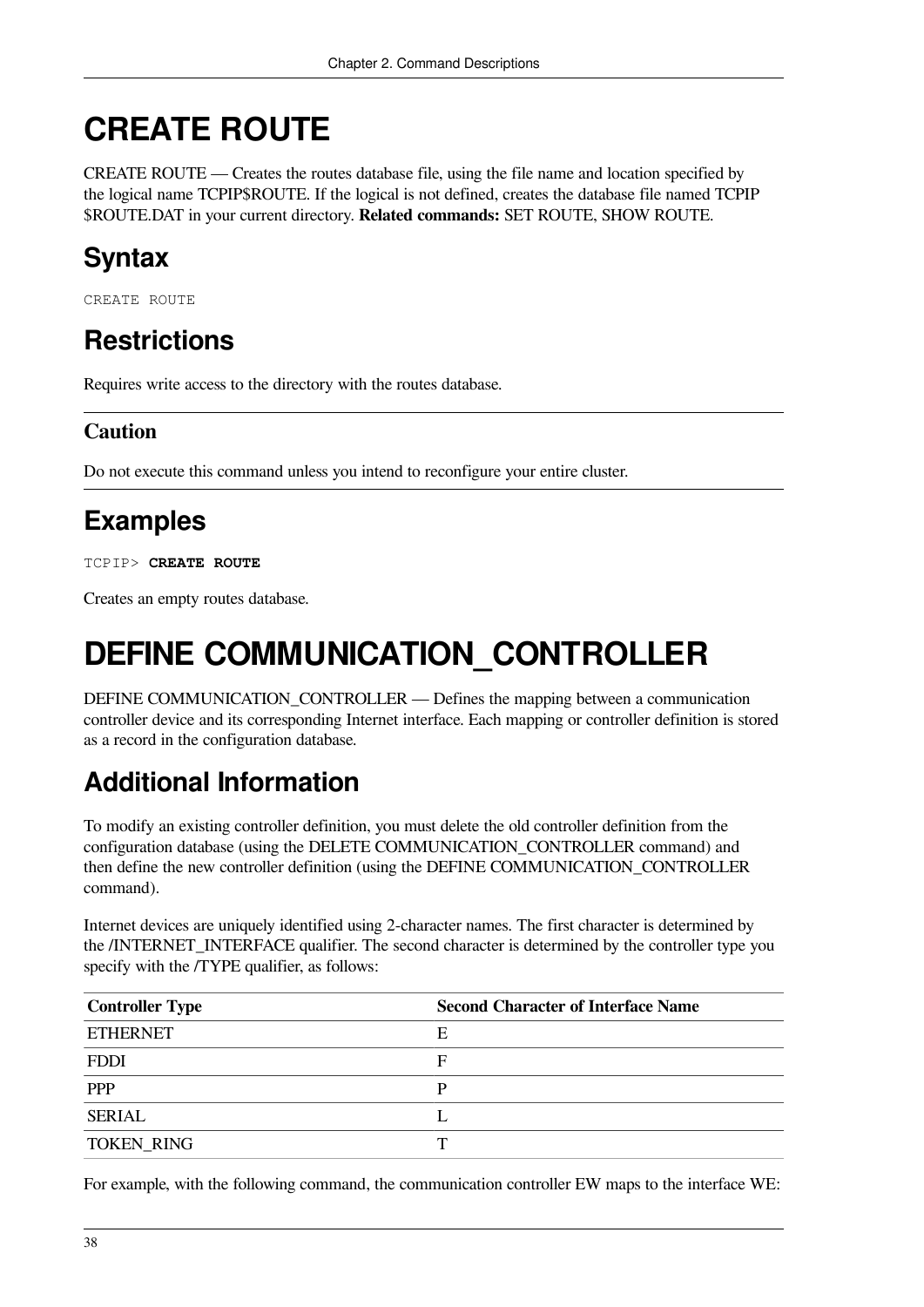# CREATE ROUTE

CREATE ROUTE — Creates the routes database file, using the file name and location specified by the logical name TCPIP$ROUTE. If the logical is not defined, creates the database file named TCPIP $ROUTE.DAT in your current directory. **Related commands:** SET ROUTE, SHOW ROUTE.

## Syntax

```
CREATE ROUTE
```

## Restrictions

Requires write access to the directory with the routes database.

### Caution

Do not execute this command unless you intend to reconfigure your entire cluster.

## Examples

```
TCPIP> CREATE ROUTE
```

Creates an empty routes database.

# DEFINE COMMUNICATION_CONTROLLER

DEFINE COMMUNICATION_CONTROLLER — Defines the mapping between a communication controller device and its corresponding Internet interface. Each mapping or controller definition is stored as a record in the configuration database.

## Additional Information

To modify an existing controller definition, you must delete the old controller definition from the configuration database (using the DELETE COMMUNICATION_CONTROLLER command) and then define the new controller definition (using the DEFINE COMMUNICATION_CONTROLLER command).

Internet devices are uniquely identified using 2-character names. The first character is determined by the /INTERNET_INTERFACE qualifier. The second character is determined by the controller type you specify with the /TYPE qualifier, as follows:

| Controller Type | Second Character of Interface Name |
|---|---|
| ETHERNET | E |
| FDDI | F |
| PPP | P |
| SERIAL | L |
| TOKEN_RING | T |

For example, with the following command, the communication controller EW maps to the interface WE: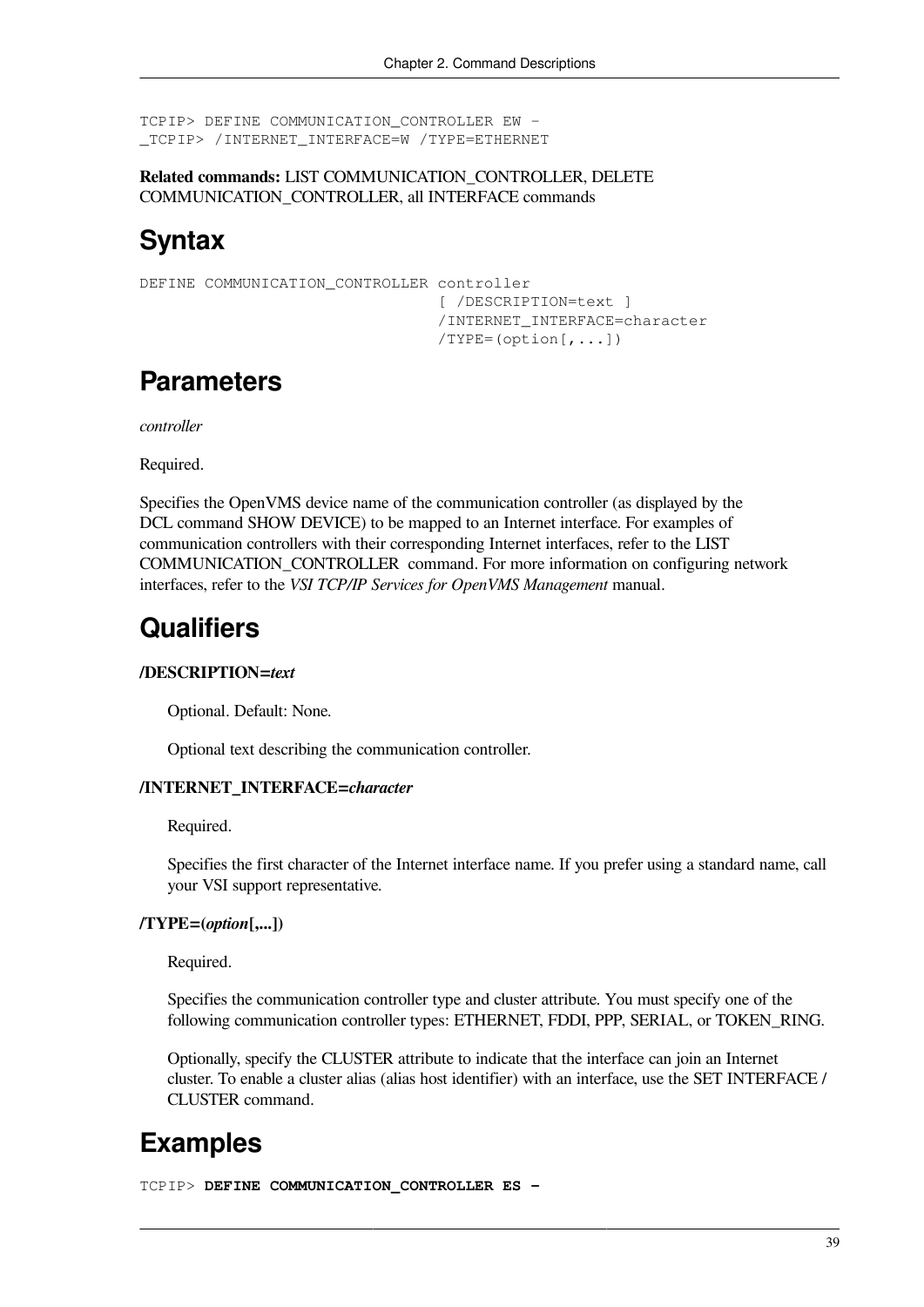```
TCPIP> DEFINE COMMUNICATION_CONTROLLER EW -
_TCPIP> /INTERNET_INTERFACE=W /TYPE=ETHERNET
```

**Related commands:** LIST COMMUNICATION_CONTROLLER, DELETE COMMUNICATION_CONTROLLER, all INTERFACE commands

# Syntax

```
DEFINE COMMUNICATION_CONTROLLER controller
                                [ /DESCRIPTION=text ]
                                /INTERNET_INTERFACE=character
                                /TYPE=(option[,...])
```

# Parameters

*controller*

Required.

Specifies the OpenVMS device name of the communication controller (as displayed by the DCL command SHOW DEVICE) to be mapped to an Internet interface. For examples of communication controllers with their corresponding Internet interfaces, refer to the LIST COMMUNICATION_CONTROLLER command. For more information on configuring network interfaces, refer to the *VSI TCP/IP Services for OpenVMS Management* manual.

# Qualifiers

**/DESCRIPTION=*text***

Optional. Default: None.

Optional text describing the communication controller.

**/INTERNET_INTERFACE=*character***

Required.

Specifies the first character of the Internet interface name. If you prefer using a standard name, call your VSI support representative.

**/TYPE=(*option*[,...])**

Required.

Specifies the communication controller type and cluster attribute. You must specify one of the following communication controller types: ETHERNET, FDDI, PPP, SERIAL, or TOKEN_RING.

Optionally, specify the CLUSTER attribute to indicate that the interface can join an Internet cluster. To enable a cluster alias (alias host identifier) with an interface, use the SET INTERFACE /CLUSTER command.

# Examples

```
TCPIP> DEFINE COMMUNICATION_CONTROLLER ES -
```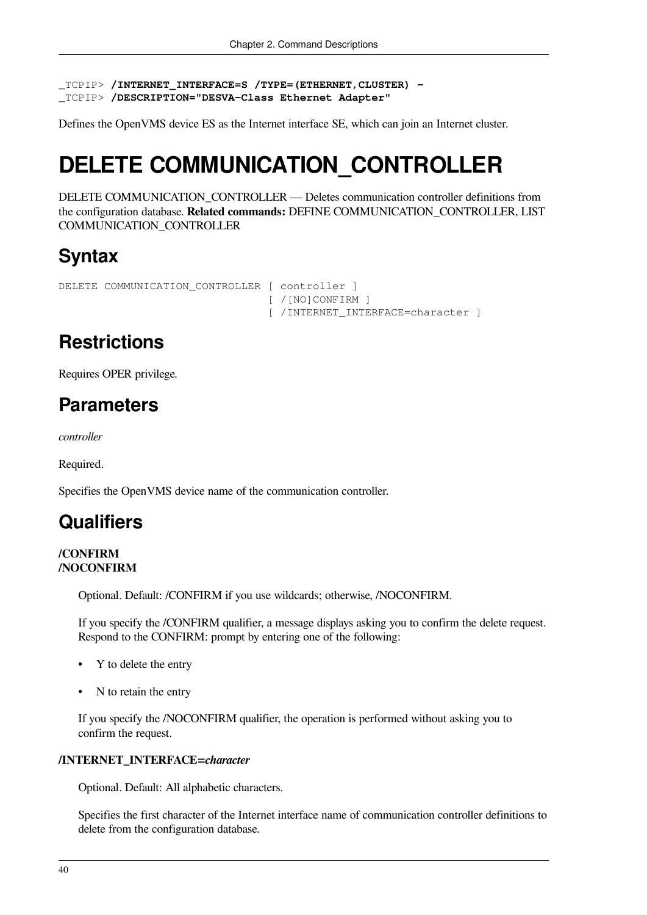```
_TCPIP> /INTERNET_INTERFACE=S /TYPE=(ETHERNET,CLUSTER) -
_TCPIP> /DESCRIPTION="DESVA-Class Ethernet Adapter"
```

Defines the OpenVMS device ES as the Internet interface SE, which can join an Internet cluster.

# DELETE COMMUNICATION_CONTROLLER

DELETE COMMUNICATION_CONTROLLER — Deletes communication controller definitions from the configuration database. **Related commands:** DEFINE COMMUNICATION_CONTROLLER, LIST COMMUNICATION_CONTROLLER

## Syntax

```
DELETE COMMUNICATION_CONTROLLER [ controller ]
                                [ /[NO]CONFIRM ]
                                [ /INTERNET_INTERFACE=character ]
```

## Restrictions

Requires OPER privilege.

## Parameters

*controller*

Required.

Specifies the OpenVMS device name of the communication controller.

## Qualifiers

**/CONFIRM**
**/NOCONFIRM**

Optional. Default: /CONFIRM if you use wildcards; otherwise, /NOCONFIRM.

If you specify the /CONFIRM qualifier, a message displays asking you to confirm the delete request. Respond to the CONFIRM: prompt by entering one of the following:

- Y to delete the entry
- N to retain the entry

If you specify the /NOCONFIRM qualifier, the operation is performed without asking you to confirm the request.

**/INTERNET_INTERFACE=*character***

Optional. Default: All alphabetic characters.

Specifies the first character of the Internet interface name of communication controller definitions to delete from the configuration database.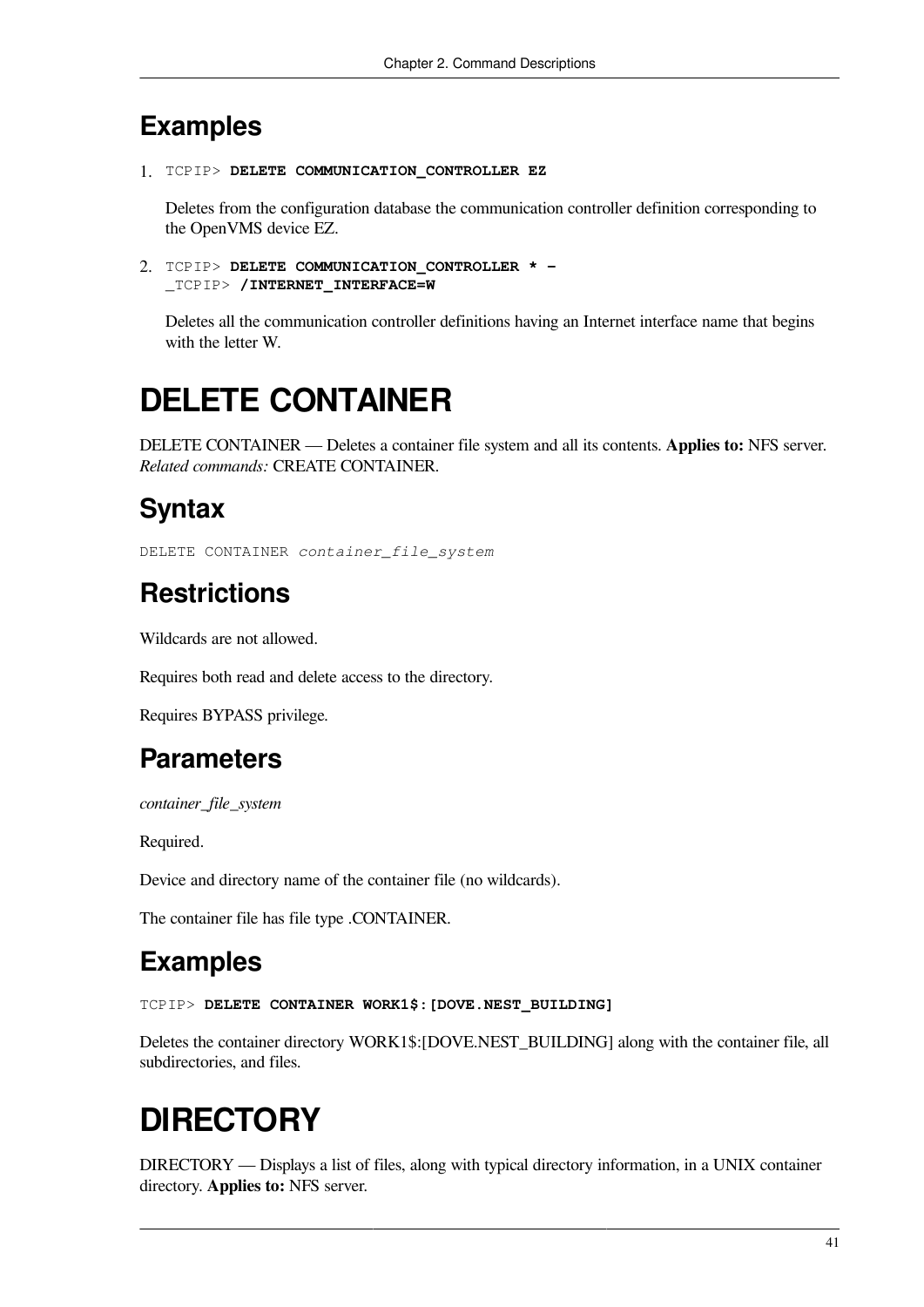## Examples

1. TCPIP> **DELETE COMMUNICATION_CONTROLLER EZ**

   Deletes from the configuration database the communication controller definition corresponding to the OpenVMS device EZ.

2. TCPIP> **DELETE COMMUNICATION_CONTROLLER * -**
   _TCPIP> **/INTERNET_INTERFACE=W**

   Deletes all the communication controller definitions having an Internet interface name that begins with the letter W.

# DELETE CONTAINER

DELETE CONTAINER — Deletes a container file system and all its contents. **Applies to:** NFS server. *Related commands:* CREATE CONTAINER.

## Syntax

```
DELETE CONTAINER container_file_system
```

## Restrictions

Wildcards are not allowed.

Requires both read and delete access to the directory.

Requires BYPASS privilege.

## Parameters

*container_file_system*

Required.

Device and directory name of the container file (no wildcards).

The container file has file type .CONTAINER.

## Examples

TCPIP> **DELETE CONTAINER WORK1$:[DOVE.NEST_BUILDING]**

Deletes the container directory WORK1$:[DOVE.NEST_BUILDING] along with the container file, all subdirectories, and files.

# DIRECTORY

DIRECTORY — Displays a list of files, along with typical directory information, in a UNIX container directory. **Applies to:** NFS server.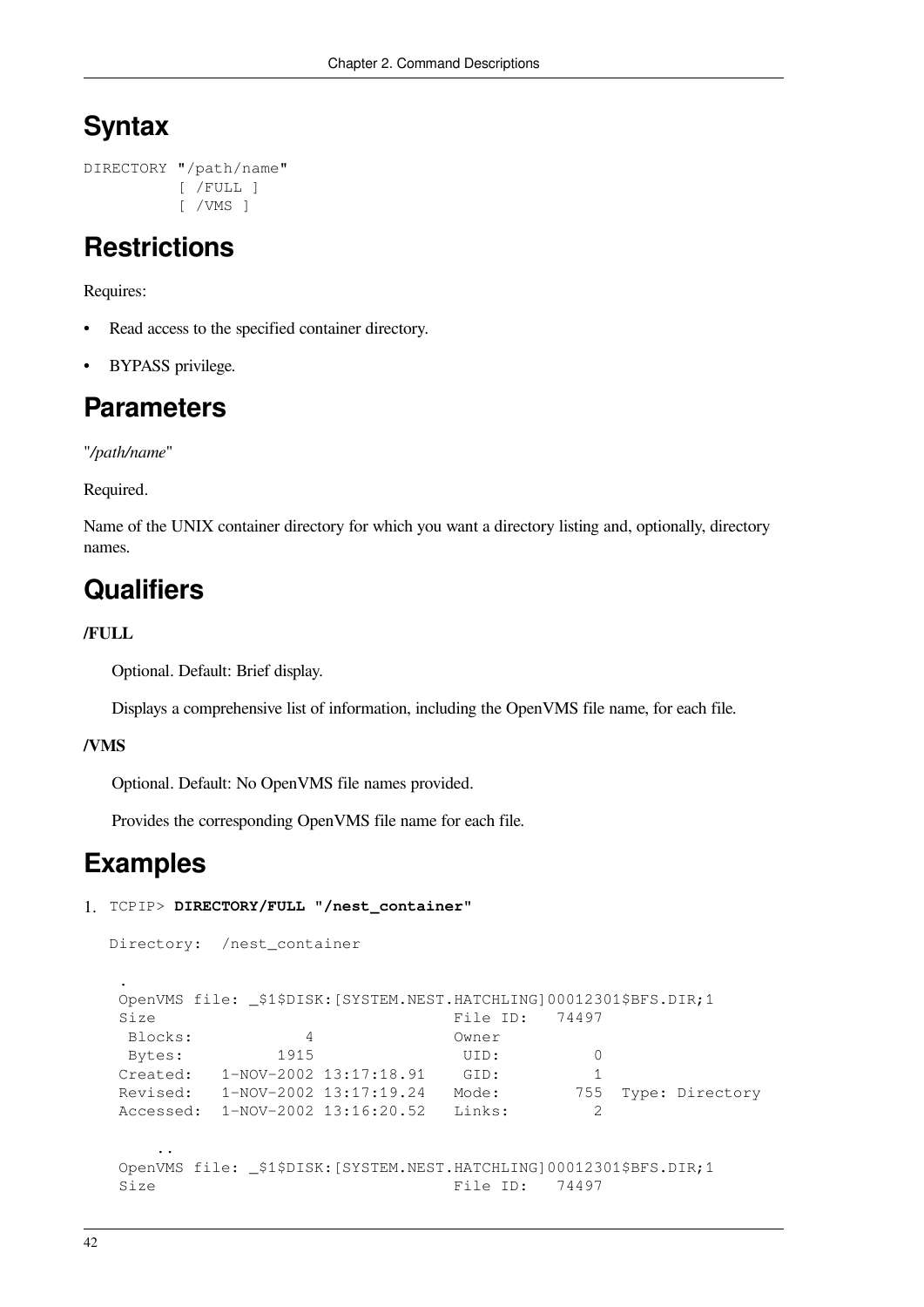## Syntax

```
DIRECTORY "/path/name"
          [ /FULL ]
          [ /VMS ]
```

## Restrictions

Requires:

- Read access to the specified container directory.
- BYPASS privilege.

## Parameters

"*/path/name*"

Required.

Name of the UNIX container directory for which you want a directory listing and, optionally, directory names.

## Qualifiers

**/FULL**

Optional. Default: Brief display.

Displays a comprehensive list of information, including the OpenVMS file name, for each file.

**/VMS**

Optional. Default: No OpenVMS file names provided.

Provides the corresponding OpenVMS file name for each file.

## Examples

1. TCPIP> **DIRECTORY/FULL "/nest_container"**

```
Directory:  /nest_container

  .
  OpenVMS file: _$1$DISK:[SYSTEM.NEST.HATCHLING]00012301$BFS.DIR;1
  Size                               File ID:   74497
   Blocks:           4               Owner
   Bytes:         1915                UID:          0
  Created:   1-NOV-2002 13:17:18.91    GID:          1
  Revised:   1-NOV-2002 13:17:19.24   Mode:        755  Type: Directory
  Accessed:  1-NOV-2002 13:16:20.52   Links:         2

      ..
  OpenVMS file: _$1$DISK:[SYSTEM.NEST.HATCHLING]00012301$BFS.DIR;1
  Size                               File ID:   74497
```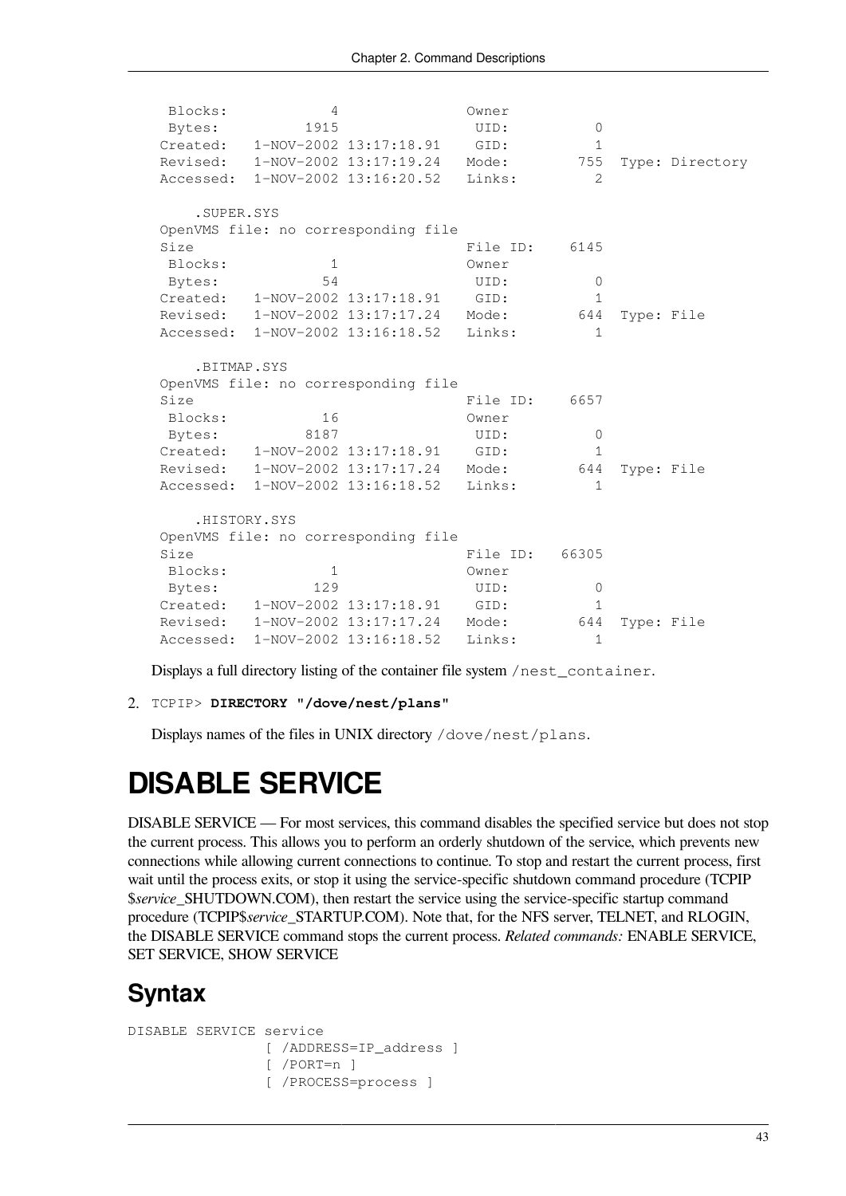```
 Blocks:           4                Owner
 Bytes:         1915                 UID:          0
Created:   1-NOV-2002 13:17:18.91    GID:          1
Revised:   1-NOV-2002 13:17:19.24   Mode:        755  Type: Directory
Accessed:  1-NOV-2002 13:16:20.52   Links:         2

    .SUPER.SYS
OpenVMS file: no corresponding file
Size                                File ID:    6145
 Blocks:           1                Owner
 Bytes:           54                 UID:          0
Created:   1-NOV-2002 13:17:18.91    GID:          1
Revised:   1-NOV-2002 13:17:17.24   Mode:        644  Type: File
Accessed:  1-NOV-2002 13:16:18.52   Links:         1

    .BITMAP.SYS
OpenVMS file: no corresponding file
Size                                File ID:    6657
 Blocks:          16                Owner
 Bytes:         8187                 UID:          0
Created:   1-NOV-2002 13:17:18.91    GID:          1
Revised:   1-NOV-2002 13:17:17.24   Mode:        644  Type: File
Accessed:  1-NOV-2002 13:16:18.52   Links:         1

    .HISTORY.SYS
OpenVMS file: no corresponding file
Size                                File ID:   66305
 Blocks:           1                Owner
 Bytes:          129                 UID:          0
Created:   1-NOV-2002 13:17:18.91    GID:          1
Revised:   1-NOV-2002 13:17:17.24   Mode:        644  Type: File
Accessed:  1-NOV-2002 13:16:18.52   Links:         1
```

Displays a full directory listing of the container file system `/nest_container`.

2. `TCPIP>` **`DIRECTORY "/dove/nest/plans"`**

   Displays names of the files in UNIX directory `/dove/nest/plans`.

# DISABLE SERVICE

DISABLE SERVICE — For most services, this command disables the specified service but does not stop the current process. This allows you to perform an orderly shutdown of the service, which prevents new connections while allowing current connections to continue. To stop and restart the current process, first wait until the process exits, or stop it using the service-specific shutdown command procedure (TCPIP$*service*_SHUTDOWN.COM), then restart the service using the service-specific startup command procedure (TCPIP$*service*_STARTUP.COM). Note that, for the NFS server, TELNET, and RLOGIN, the DISABLE SERVICE command stops the current process. *Related commands:* ENABLE SERVICE, SET SERVICE, SHOW SERVICE

## Syntax

```
DISABLE SERVICE service
                [ /ADDRESS=IP_address ]
                [ /PORT=n ]
                [ /PROCESS=process ]
```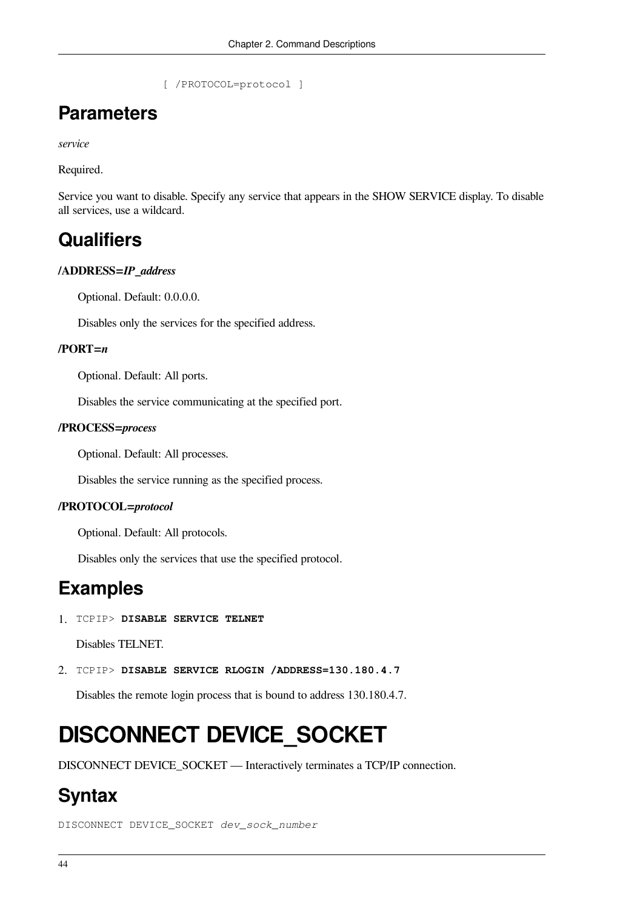```
               [ /PROTOCOL=protocol ]
```

## Parameters

*service*

Required.

Service you want to disable. Specify any service that appears in the SHOW SERVICE display. To disable all services, use a wildcard.

## Qualifiers

**/ADDRESS=*IP_address***

Optional. Default: 0.0.0.0.

Disables only the services for the specified address.

**/PORT=*n***

Optional. Default: All ports.

Disables the service communicating at the specified port.

**/PROCESS=*process***

Optional. Default: All processes.

Disables the service running as the specified process.

**/PROTOCOL=*protocol***

Optional. Default: All protocols.

Disables only the services that use the specified protocol.

## Examples

1. `TCPIP>` **`DISABLE SERVICE TELNET`**

   Disables TELNET.

2. `TCPIP>` **`DISABLE SERVICE RLOGIN /ADDRESS=130.180.4.7`**

   Disables the remote login process that is bound to address 130.180.4.7.

# DISCONNECT DEVICE_SOCKET

DISCONNECT DEVICE_SOCKET — Interactively terminates a TCP/IP connection.

## Syntax

```
DISCONNECT DEVICE_SOCKET dev_sock_number
```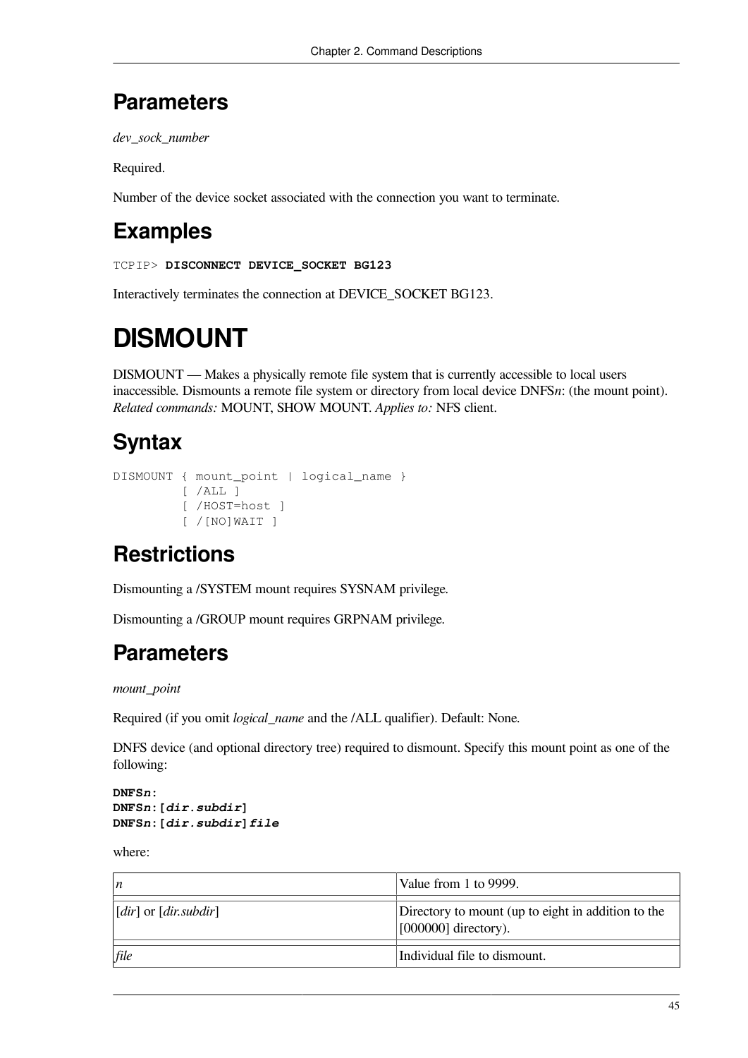## Parameters

*dev_sock_number*

Required.

Number of the device socket associated with the connection you want to terminate.

## Examples

```
TCPIP> DISCONNECT DEVICE_SOCKET BG123
```

Interactively terminates the connection at DEVICE_SOCKET BG123.

# DISMOUNT

DISMOUNT — Makes a physically remote file system that is currently accessible to local users inaccessible. Dismounts a remote file system or directory from local device DNFS*n*: (the mount point). *Related commands:* MOUNT, SHOW MOUNT. *Applies to:* NFS client.

## Syntax

```
DISMOUNT { mount_point | logical_name }
         [ /ALL ]
         [ /HOST=host ]
         [ /[NO]WAIT ]
```

## Restrictions

Dismounting a /SYSTEM mount requires SYSNAM privilege.

Dismounting a /GROUP mount requires GRPNAM privilege.

## Parameters

*mount_point*

Required (if you omit *logical_name* and the /ALL qualifier). Default: None.

DNFS device (and optional directory tree) required to dismount. Specify this mount point as one of the following:

**DNFS*n*:**
**DNFS*n*:[*dir.subdir*]**
**DNFS*n*:[*dir.subdir*]*file***

where:

| | |
|---|---|
| *n* | Value from 1 to 9999. |
| [*dir*] or [*dir.subdir*] | Directory to mount (up to eight in addition to the [000000] directory). |
| *file* | Individual file to dismount. |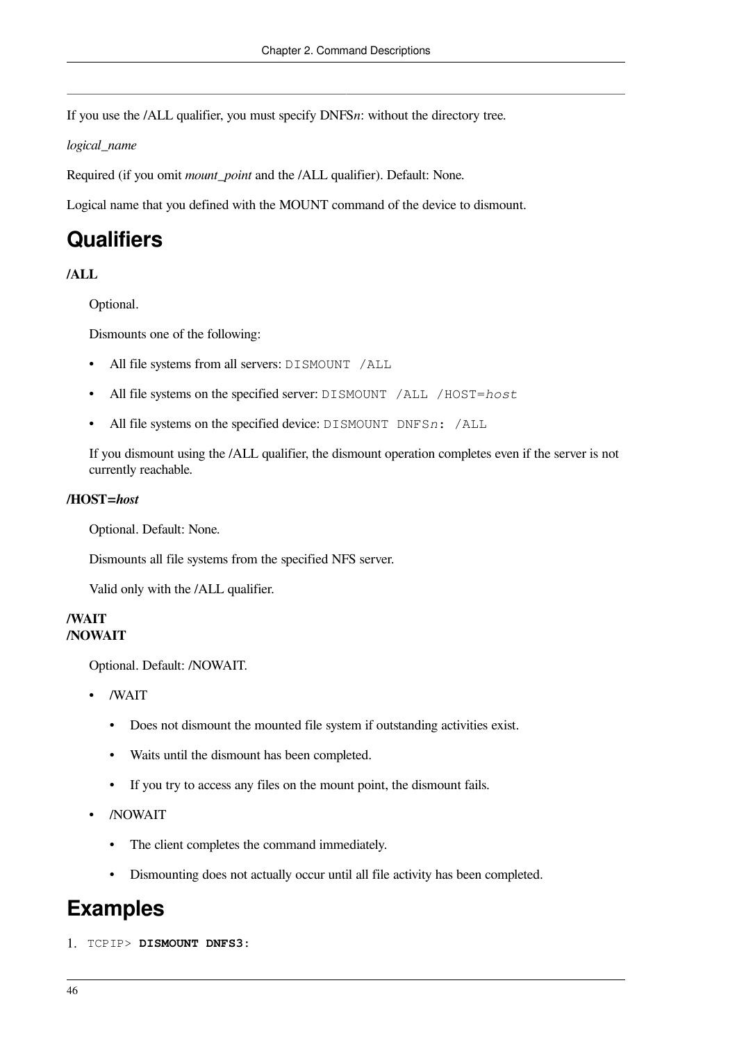If you use the /ALL qualifier, you must specify DNFS*n*: without the directory tree.

*logical_name*

Required (if you omit *mount_point* and the /ALL qualifier). Default: None.

Logical name that you defined with the MOUNT command of the device to dismount.

## Qualifiers

**/ALL**

Optional.

Dismounts one of the following:

- All file systems from all servers: `DISMOUNT /ALL`
- All file systems on the specified server: `DISMOUNT /ALL /HOST=host`
- All file systems on the specified device: `DISMOUNT DNFSn: /ALL`

If you dismount using the /ALL qualifier, the dismount operation completes even if the server is not currently reachable.

**/HOST=*host***

Optional. Default: None.

Dismounts all file systems from the specified NFS server.

Valid only with the /ALL qualifier.

**/WAIT**
**/NOWAIT**

Optional. Default: /NOWAIT.

- /WAIT
  - Does not dismount the mounted file system if outstanding activities exist.
  - Waits until the dismount has been completed.
  - If you try to access any files on the mount point, the dismount fails.
- /NOWAIT
  - The client completes the command immediately.
  - Dismounting does not actually occur until all file activity has been completed.

## Examples

1.
```
TCPIP> DISMOUNT DNFS3:
```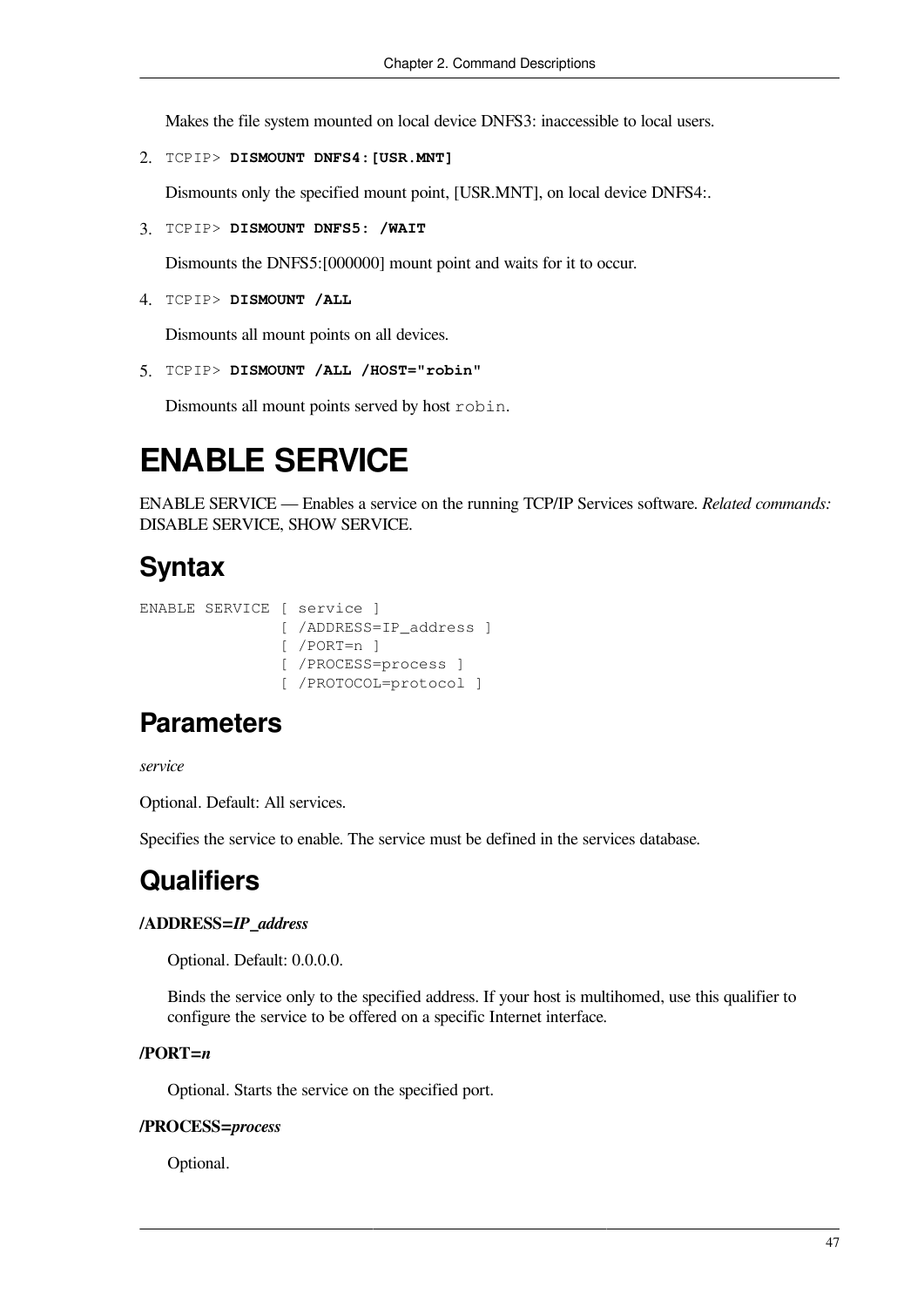Makes the file system mounted on local device DNFS3: inaccessible to local users.

2. `TCPIP>` **`DISMOUNT DNFS4:[USR.MNT]`**

   Dismounts only the specified mount point, [USR.MNT], on local device DNFS4:.

3. `TCPIP>` **`DISMOUNT DNFS5: /WAIT`**

   Dismounts the DNFS5:[000000] mount point and waits for it to occur.

4. `TCPIP>` **`DISMOUNT /ALL`**

   Dismounts all mount points on all devices.

5. `TCPIP>` **`DISMOUNT /ALL /HOST="robin"`**

   Dismounts all mount points served by host `robin`.

# ENABLE SERVICE

ENABLE SERVICE — Enables a service on the running TCP/IP Services software. *Related commands:* DISABLE SERVICE, SHOW SERVICE.

## Syntax

```
ENABLE SERVICE [ service ]
               [ /ADDRESS=IP_address ]
               [ /PORT=n ]
               [ /PROCESS=process ]
               [ /PROTOCOL=protocol ]
```

## Parameters

*service*

Optional. Default: All services.

Specifies the service to enable. The service must be defined in the services database.

## Qualifiers

**/ADDRESS=*IP_address***

Optional. Default: 0.0.0.0.

Binds the service only to the specified address. If your host is multihomed, use this qualifier to configure the service to be offered on a specific Internet interface.

**/PORT=*n***

Optional. Starts the service on the specified port.

**/PROCESS=*process***

Optional.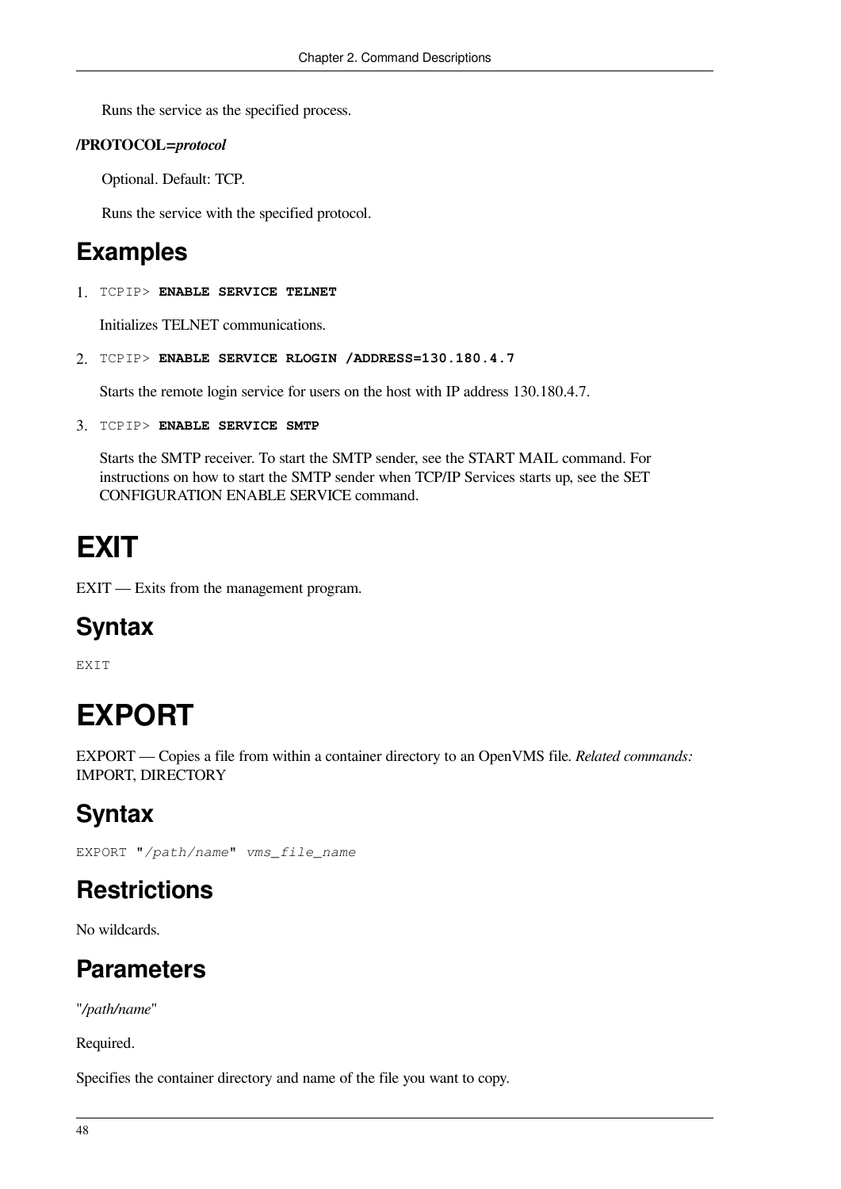Runs the service as the specified process.

**/PROTOCOL=*protocol***

Optional. Default: TCP.

Runs the service with the specified protocol.

## Examples

1. `TCPIP>` **`ENABLE SERVICE TELNET`**

   Initializes TELNET communications.

2. `TCPIP>` **`ENABLE SERVICE RLOGIN /ADDRESS=130.180.4.7`**

   Starts the remote login service for users on the host with IP address 130.180.4.7.

3. `TCPIP>` **`ENABLE SERVICE SMTP`**

   Starts the SMTP receiver. To start the SMTP sender, see the START MAIL command. For instructions on how to start the SMTP sender when TCP/IP Services starts up, see the SET CONFIGURATION ENABLE SERVICE command.

# EXIT

EXIT — Exits from the management program.

## Syntax

```
EXIT
```

# EXPORT

EXPORT — Copies a file from within a container directory to an OpenVMS file. *Related commands:* IMPORT, DIRECTORY

## Syntax

```
EXPORT "/path/name" vms_file_name
```

## Restrictions

No wildcards.

## Parameters

"*/path/name*"

Required.

Specifies the container directory and name of the file you want to copy.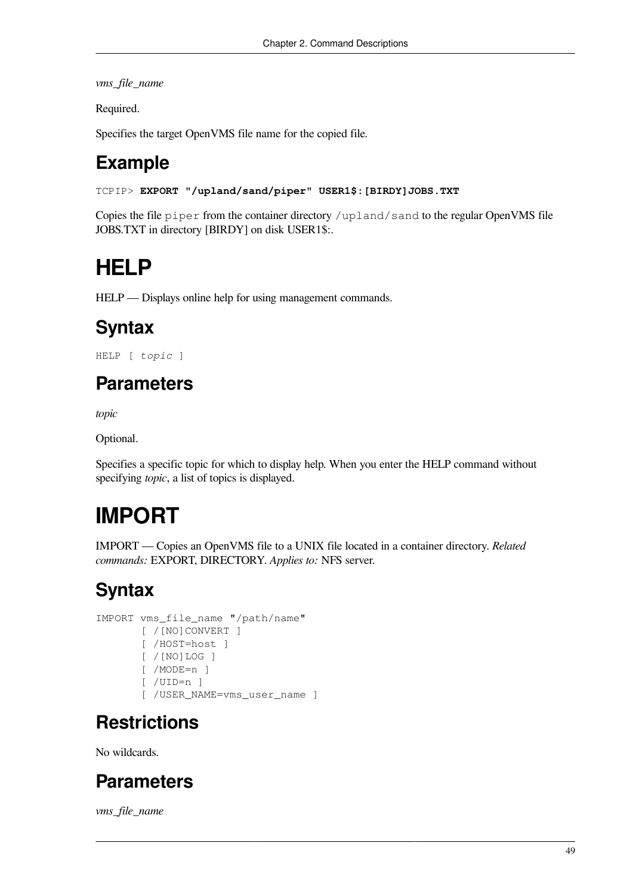*vms_file_name*

Required.

Specifies the target OpenVMS file name for the copied file.

## Example

```
TCPIP> EXPORT "/upland/sand/piper" USER1$:[BIRDY]JOBS.TXT
```

Copies the file `piper` from the container directory `/upland/sand` to the regular OpenVMS file JOBS.TXT in directory [BIRDY] on disk USER1$:.

# HELP

HELP — Displays online help for using management commands.

## Syntax

```
HELP [ topic ]
```

## Parameters

*topic*

Optional.

Specifies a specific topic for which to display help. When you enter the HELP command without specifying *topic*, a list of topics is displayed.

# IMPORT

IMPORT — Copies an OpenVMS file to a UNIX file located in a container directory. *Related commands:* EXPORT, DIRECTORY. *Applies to:* NFS server.

## Syntax

```
IMPORT vms_file_name "/path/name"
       [ /[NO]CONVERT ]
       [ /HOST=host ]
       [ /[NO]LOG ]
       [ /MODE=n ]
       [ /UID=n ]
       [ /USER_NAME=vms_user_name ]
```

## Restrictions

No wildcards.

## Parameters

*vms_file_name*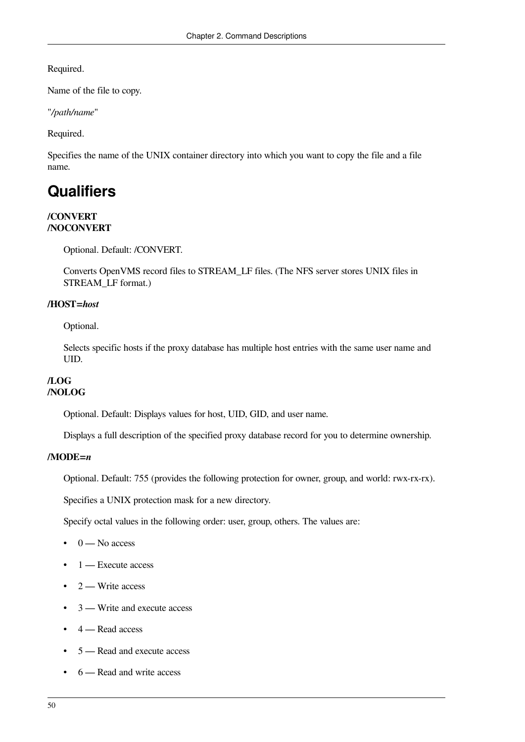Required.

Name of the file to copy.

"*/path/name*"

Required.

Specifies the name of the UNIX container directory into which you want to copy the file and a file name.

## Qualifiers

**/CONVERT**
**/NOCONVERT**

Optional. Default: /CONVERT.

Converts OpenVMS record files to STREAM_LF files. (The NFS server stores UNIX files in STREAM_LF format.)

**/HOST=*host***

Optional.

Selects specific hosts if the proxy database has multiple host entries with the same user name and UID.

**/LOG**
**/NOLOG**

Optional. Default: Displays values for host, UID, GID, and user name.

Displays a full description of the specified proxy database record for you to determine ownership.

**/MODE=*n***

Optional. Default: 755 (provides the following protection for owner, group, and world: rwx-rx-rx).

Specifies a UNIX protection mask for a new directory.

Specify octal values in the following order: user, group, others. The values are:

- 0 — No access
- 1 — Execute access
- 2 — Write access
- 3 — Write and execute access
- 4 — Read access
- 5 — Read and execute access
- 6 — Read and write access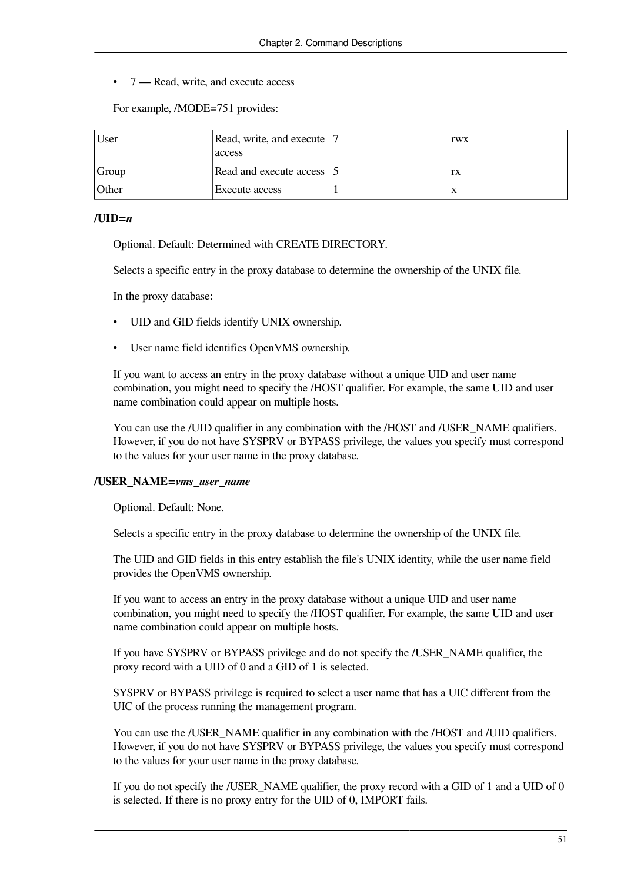- 7 — Read, write, and execute access

For example, /MODE=751 provides:

| User | Read, write, and execute access | 7 | rwx |
|---|---|---|---|
| Group | Read and execute access | 5 | rx |
| Other | Execute access | 1 | x |

**/UID=*n***

Optional. Default: Determined with CREATE DIRECTORY.

Selects a specific entry in the proxy database to determine the ownership of the UNIX file.

In the proxy database:

- UID and GID fields identify UNIX ownership.
- User name field identifies OpenVMS ownership.

If you want to access an entry in the proxy database without a unique UID and user name combination, you might need to specify the /HOST qualifier. For example, the same UID and user name combination could appear on multiple hosts.

You can use the /UID qualifier in any combination with the /HOST and /USER_NAME qualifiers. However, if you do not have SYSPRV or BYPASS privilege, the values you specify must correspond to the values for your user name in the proxy database.

**/USER_NAME=*vms_user_name***

Optional. Default: None.

Selects a specific entry in the proxy database to determine the ownership of the UNIX file.

The UID and GID fields in this entry establish the file's UNIX identity, while the user name field provides the OpenVMS ownership.

If you want to access an entry in the proxy database without a unique UID and user name combination, you might need to specify the /HOST qualifier. For example, the same UID and user name combination could appear on multiple hosts.

If you have SYSPRV or BYPASS privilege and do not specify the /USER_NAME qualifier, the proxy record with a UID of 0 and a GID of 1 is selected.

SYSPRV or BYPASS privilege is required to select a user name that has a UIC different from the UIC of the process running the management program.

You can use the /USER_NAME qualifier in any combination with the /HOST and /UID qualifiers. However, if you do not have SYSPRV or BYPASS privilege, the values you specify must correspond to the values for your user name in the proxy database.

If you do not specify the /USER_NAME qualifier, the proxy record with a GID of 1 and a UID of 0 is selected. If there is no proxy entry for the UID of 0, IMPORT fails.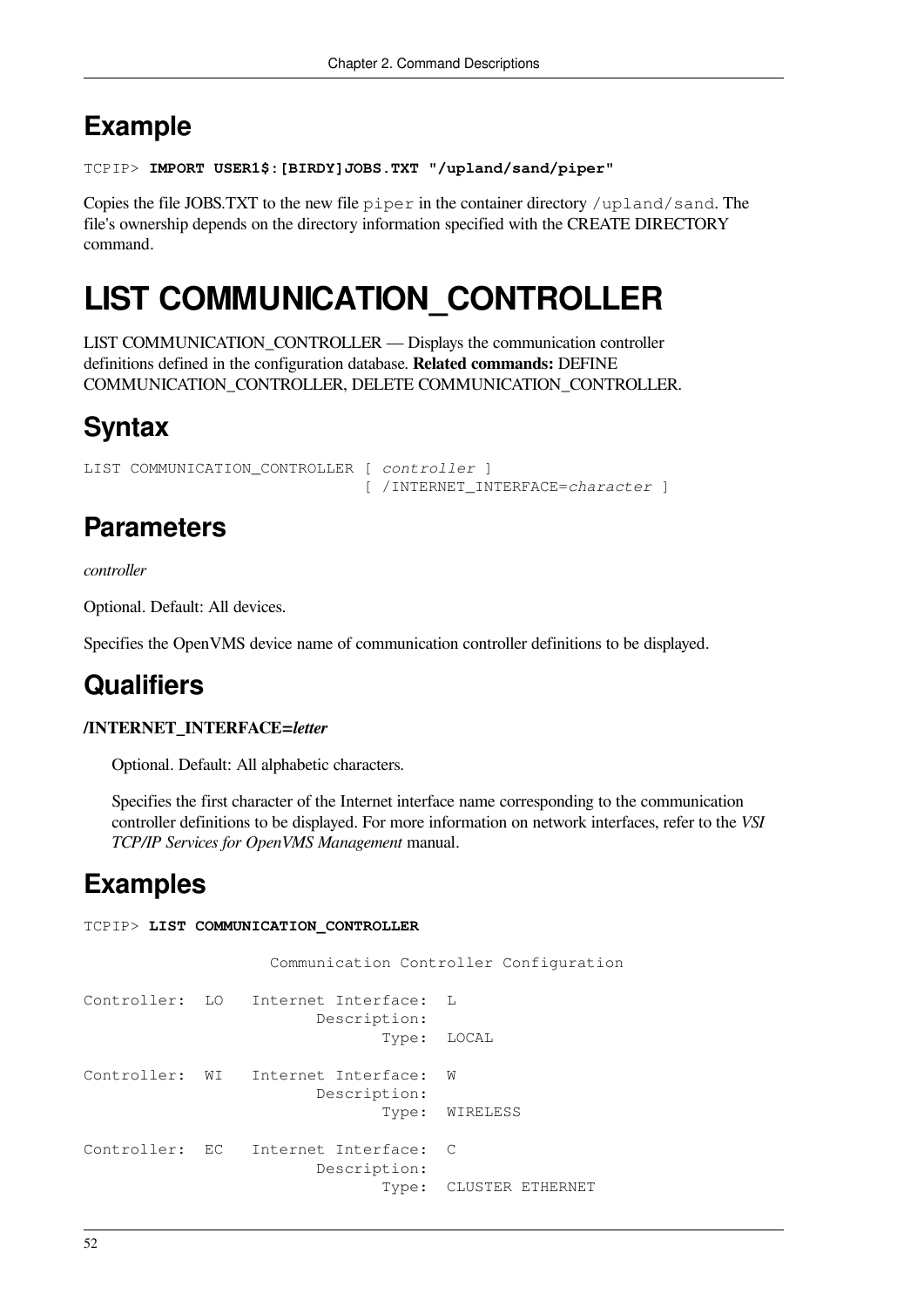## Example

```
TCPIP> IMPORT USER1$:[BIRDY]JOBS.TXT "/upland/sand/piper"
```

Copies the file JOBS.TXT to the new file `piper` in the container directory `/upland/sand`. The file's ownership depends on the directory information specified with the CREATE DIRECTORY command.

# LIST COMMUNICATION_CONTROLLER

LIST COMMUNICATION_CONTROLLER — Displays the communication controller definitions defined in the configuration database. **Related commands:** DEFINE COMMUNICATION_CONTROLLER, DELETE COMMUNICATION_CONTROLLER.

## Syntax

```
LIST COMMUNICATION_CONTROLLER [ controller ]
                              [ /INTERNET_INTERFACE=character ]
```

## Parameters

*controller*

Optional. Default: All devices.

Specifies the OpenVMS device name of communication controller definitions to be displayed.

## Qualifiers

**/INTERNET_INTERFACE=*letter***

Optional. Default: All alphabetic characters.

Specifies the first character of the Internet interface name corresponding to the communication controller definitions to be displayed. For more information on network interfaces, refer to the *VSI TCP/IP Services for OpenVMS Management* manual.

## Examples

```
TCPIP> LIST COMMUNICATION_CONTROLLER

                  Communication Controller Configuration

Controller:  LO   Internet Interface:  L
                         Description:
                                Type:  LOCAL

Controller:  WI   Internet Interface:  W
                         Description:
                                Type:  WIRELESS

Controller:  EC   Internet Interface:  C
                         Description:
                                Type:  CLUSTER ETHERNET
```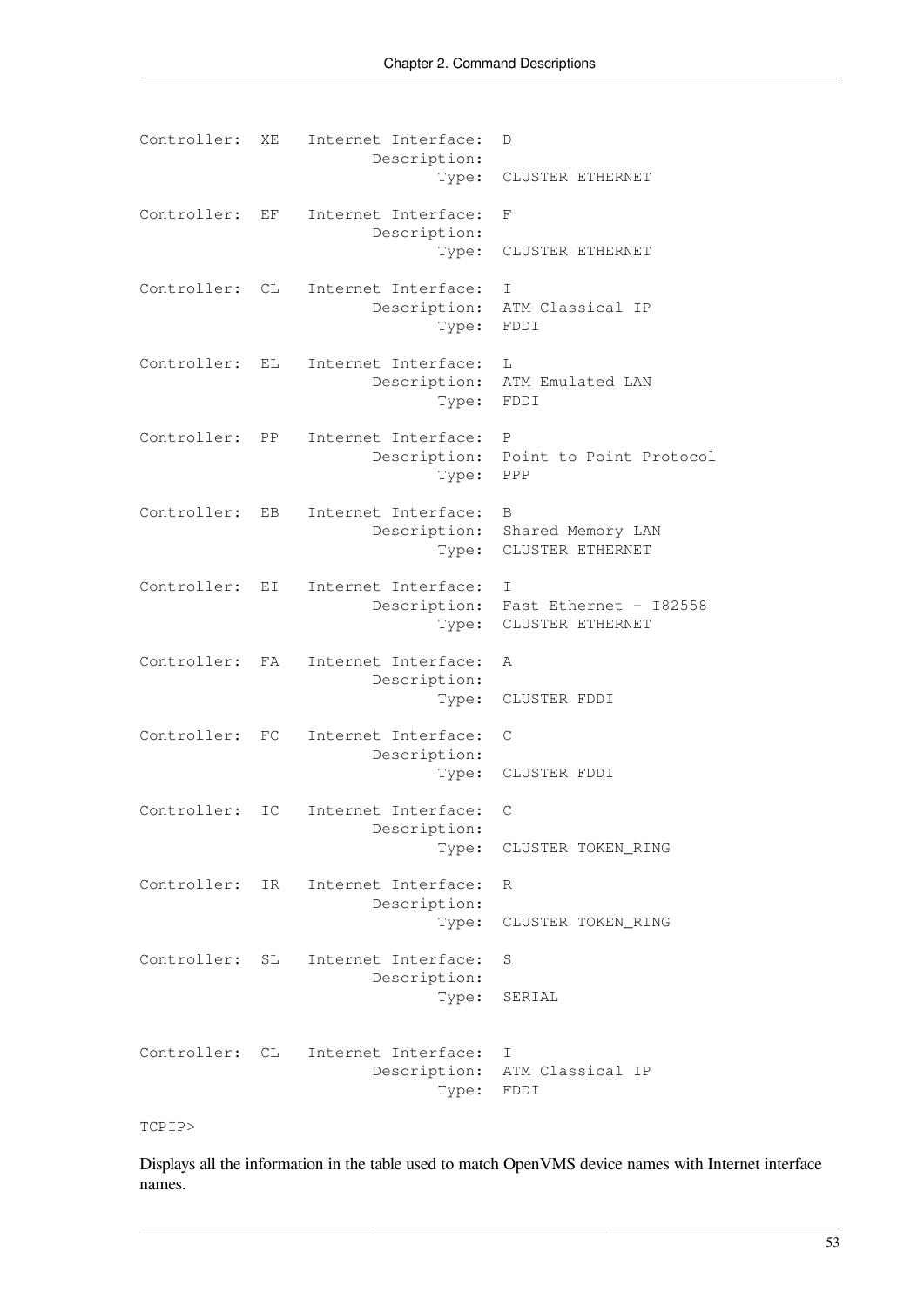```
Controller:  XE   Internet Interface:  D
                         Description:
                                Type:  CLUSTER ETHERNET

Controller:  EF   Internet Interface:  F
                         Description:
                                Type:  CLUSTER ETHERNET

Controller:  CL   Internet Interface:  I
                         Description:  ATM Classical IP
                                Type:  FDDI

Controller:  EL   Internet Interface:  L
                         Description:  ATM Emulated LAN
                                Type:  FDDI

Controller:  PP   Internet Interface:  P
                         Description:  Point to Point Protocol
                                Type:  PPP

Controller:  EB   Internet Interface:  B
                         Description:  Shared Memory LAN
                                Type:  CLUSTER ETHERNET

Controller:  EI   Internet Interface:  I
                         Description:  Fast Ethernet - I82558
                                Type:  CLUSTER ETHERNET

Controller:  FA   Internet Interface:  A
                         Description:
                                Type:  CLUSTER FDDI

Controller:  FC   Internet Interface:  C
                         Description:
                                Type:  CLUSTER FDDI

Controller:  IC   Internet Interface:  C
                         Description:
                                Type:  CLUSTER TOKEN_RING

Controller:  IR   Internet Interface:  R
                         Description:
                                Type:  CLUSTER TOKEN_RING

Controller:  SL   Internet Interface:  S
                         Description:
                                Type:  SERIAL


Controller:  CL   Internet Interface:  I
                         Description:  ATM Classical IP
                                Type:  FDDI

TCPIP>
```

Displays all the information in the table used to match OpenVMS device names with Internet interface names.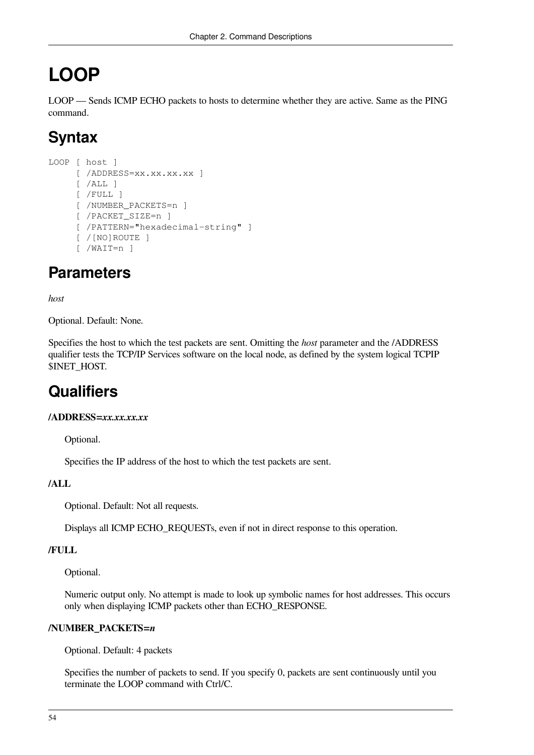# LOOP

LOOP — Sends ICMP ECHO packets to hosts to determine whether they are active. Same as the PING command.

## Syntax

```
LOOP [ host ]
     [ /ADDRESS=xx.xx.xx.xx ]
     [ /ALL ]
     [ /FULL ]
     [ /NUMBER_PACKETS=n ]
     [ /PACKET_SIZE=n ]
     [ /PATTERN="hexadecimal-string" ]
     [ /[NO]ROUTE ]
     [ /WAIT=n ]
```

## Parameters

*host*

Optional. Default: None.

Specifies the host to which the test packets are sent. Omitting the *host* parameter and the /ADDRESS qualifier tests the TCP/IP Services software on the local node, as defined by the system logical TCPIP $INET_HOST.

## Qualifiers

**/ADDRESS=*xx.xx.xx.xx***

Optional.

Specifies the IP address of the host to which the test packets are sent.

**/ALL**

Optional. Default: Not all requests.

Displays all ICMP ECHO_REQUESTs, even if not in direct response to this operation.

**/FULL**

Optional.

Numeric output only. No attempt is made to look up symbolic names for host addresses. This occurs only when displaying ICMP packets other than ECHO_RESPONSE.

**/NUMBER_PACKETS=*n***

Optional. Default: 4 packets

Specifies the number of packets to send. If you specify 0, packets are sent continuously until you terminate the LOOP command with Ctrl/C.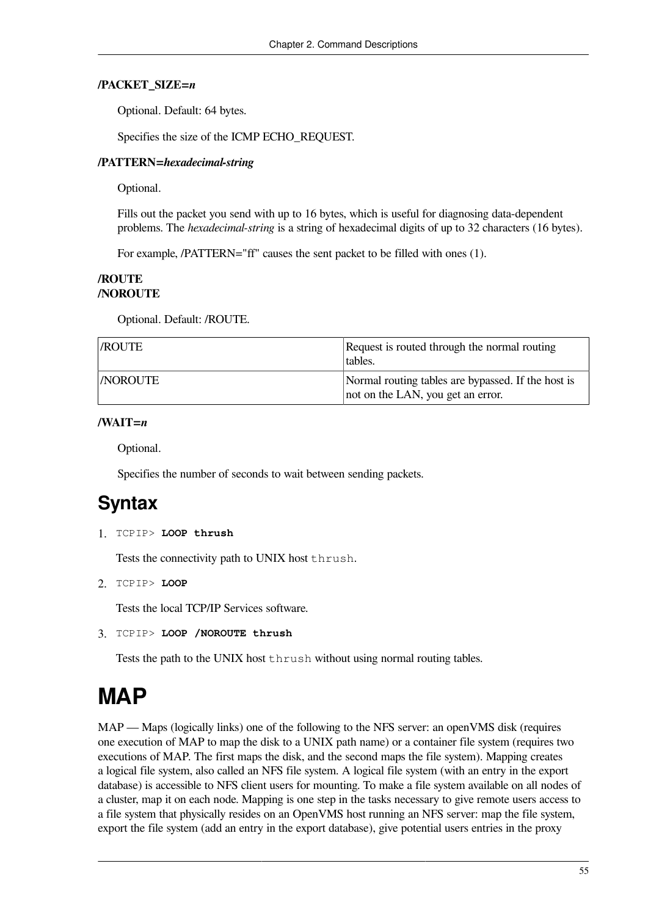**/PACKET_SIZE=*n***

Optional. Default: 64 bytes.

Specifies the size of the ICMP ECHO_REQUEST.

**/PATTERN=*hexadecimal-string***

Optional.

Fills out the packet you send with up to 16 bytes, which is useful for diagnosing data-dependent problems. The *hexadecimal-string* is a string of hexadecimal digits of up to 32 characters (16 bytes).

For example, /PATTERN="ff" causes the sent packet to be filled with ones (1).

**/ROUTE**
**/NOROUTE**

Optional. Default: /ROUTE.

| /ROUTE | Request is routed through the normal routing tables. |
|---|---|
| /NOROUTE | Normal routing tables are bypassed. If the host is not on the LAN, you get an error. |

**/WAIT=*n***

Optional.

Specifies the number of seconds to wait between sending packets.

## Syntax

1. `TCPIP> LOOP thrush`

   Tests the connectivity path to UNIX host `thrush`.

2. `TCPIP> LOOP`

   Tests the local TCP/IP Services software.

3. `TCPIP> LOOP /NOROUTE thrush`

   Tests the path to the UNIX host `thrush` without using normal routing tables.

# MAP

MAP — Maps (logically links) one of the following to the NFS server: an openVMS disk (requires one execution of MAP to map the disk to a UNIX path name) or a container file system (requires two executions of MAP. The first maps the disk, and the second maps the file system). Mapping creates a logical file system, also called an NFS file system. A logical file system (with an entry in the export database) is accessible to NFS client users for mounting. To make a file system available on all nodes of a cluster, map it on each node. Mapping is one step in the tasks necessary to give remote users access to a file system that physically resides on an OpenVMS host running an NFS server: map the file system, export the file system (add an entry in the export database), give potential users entries in the proxy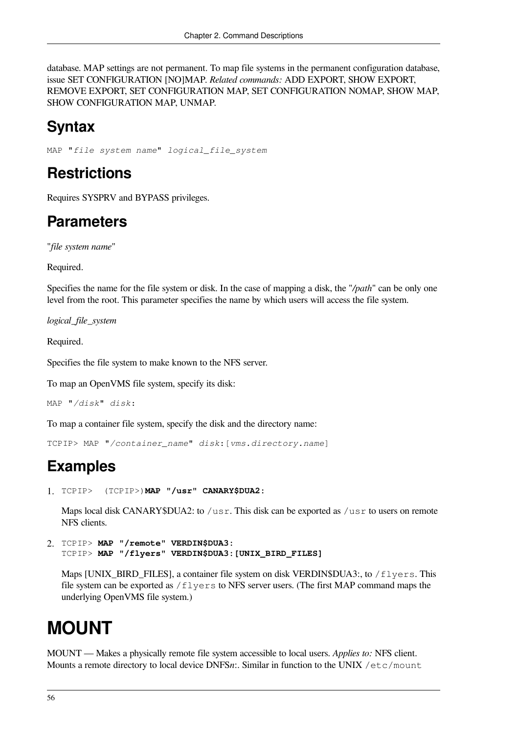database. MAP settings are not permanent. To map file systems in the permanent configuration database, issue SET CONFIGURATION [NO]MAP. *Related commands:* ADD EXPORT, SHOW EXPORT, REMOVE EXPORT, SET CONFIGURATION MAP, SET CONFIGURATION NOMAP, SHOW MAP, SHOW CONFIGURATION MAP, UNMAP.

## Syntax

```
MAP "file system name" logical_file_system
```

## Restrictions

Requires SYSPRV and BYPASS privileges.

## Parameters

"*file system name*"

Required.

Specifies the name for the file system or disk. In the case of mapping a disk, the "*/path*" can be only one level from the root. This parameter specifies the name by which users will access the file system.

*logical_file_system*

Required.

Specifies the file system to make known to the NFS server.

To map an OpenVMS file system, specify its disk:

```
MAP "/disk" disk:
```

To map a container file system, specify the disk and the directory name:

```
TCPIP> MAP "/container_name" disk:[vms.directory.name]
```

## Examples

1. ```
   TCPIP>  (TCPIP>)MAP "/usr" CANARY$DUA2:
   ```

   Maps local disk CANARY$DUA2: to `/usr`. This disk can be exported as `/usr` to users on remote NFS clients.

2. ```
   TCPIP> MAP "/remote" VERDIN$DUA3:
   TCPIP> MAP "/flyers" VERDIN$DUA3:[UNIX_BIRD_FILES]
   ```

   Maps [UNIX_BIRD_FILES], a container file system on disk VERDIN$DUA3:, to `/flyers`. This file system can be exported as `/flyers` to NFS server users. (The first MAP command maps the underlying OpenVMS file system.)

# MOUNT

MOUNT — Makes a physically remote file system accessible to local users. *Applies to:* NFS client. Mounts a remote directory to local device DNFS*n*:. Similar in function to the UNIX `/etc/mount`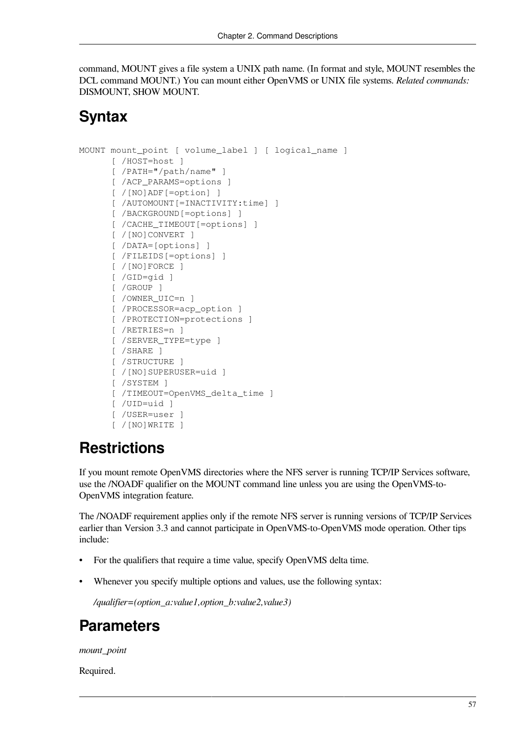command, MOUNT gives a file system a UNIX path name. (In format and style, MOUNT resembles the DCL command MOUNT.) You can mount either OpenVMS or UNIX file systems. *Related commands:* DISMOUNT, SHOW MOUNT.

## Syntax

```
MOUNT mount_point [ volume_label ] [ logical_name ]
      [ /HOST=host ]
      [ /PATH="/path/name" ]
      [ /ACP_PARAMS=options ]
      [ /[NO]ADF[=option] ]
      [ /AUTOMOUNT[=INACTIVITY:time] ]
      [ /BACKGROUND[=options] ]
      [ /CACHE_TIMEOUT[=options] ]
      [ /[NO]CONVERT ]
      [ /DATA=[options] ]
      [ /FILEIDS[=options] ]
      [ /[NO]FORCE ]
      [ /GID=gid ]
      [ /GROUP ]
      [ /OWNER_UIC=n ]
      [ /PROCESSOR=acp_option ]
      [ /PROTECTION=protections ]
      [ /RETRIES=n ]
      [ /SERVER_TYPE=type ]
      [ /SHARE ]
      [ /STRUCTURE ]
      [ /[NO]SUPERUSER=uid ]
      [ /SYSTEM ]
      [ /TIMEOUT=OpenVMS_delta_time ]
      [ /UID=uid ]
      [ /USER=user ]
      [ /[NO]WRITE ]
```

## Restrictions

If you mount remote OpenVMS directories where the NFS server is running TCP/IP Services software, use the /NOADF qualifier on the MOUNT command line unless you are using the OpenVMS-to-OpenVMS integration feature.

The /NOADF requirement applies only if the remote NFS server is running versions of TCP/IP Services earlier than Version 3.3 and cannot participate in OpenVMS-to-OpenVMS mode operation. Other tips include:

- For the qualifiers that require a time value, specify OpenVMS delta time.
- Whenever you specify multiple options and values, use the following syntax:

  */qualifier=(option_a:value1,option_b:value2,value3)*

## Parameters

*mount_point*

Required.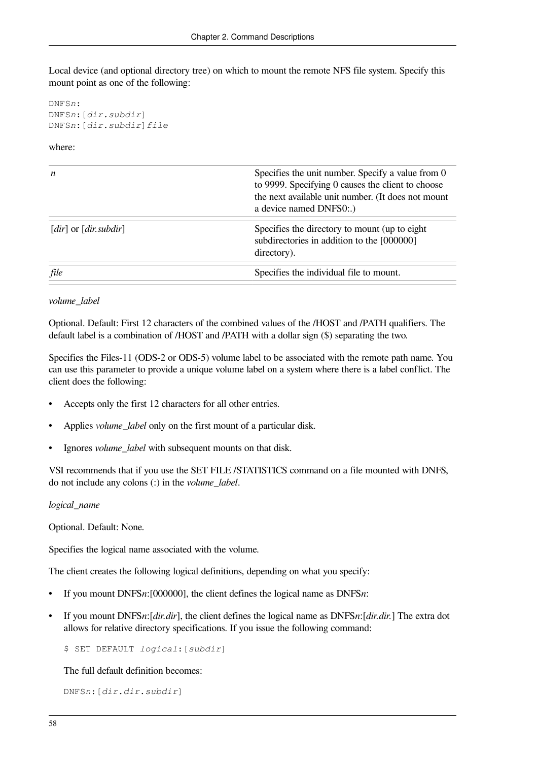Local device (and optional directory tree) on which to mount the remote NFS file system. Specify this mount point as one of the following:

```
DNFSn:
DNFSn:[dir.subdir]
DNFSn:[dir.subdir]file
```

where:

| | |
|---|---|
| *n* | Specifies the unit number. Specify a value from 0 to 9999. Specifying 0 causes the client to choose the next available unit number. (It does not mount a device named DNFS0:.) |
| [*dir*] or [*dir.subdir*] | Specifies the directory to mount (up to eight subdirectories in addition to the [000000] directory). |
| *file* | Specifies the individual file to mount. |

*volume_label*

Optional. Default: First 12 characters of the combined values of the /HOST and /PATH qualifiers. The default label is a combination of /HOST and /PATH with a dollar sign ($) separating the two.

Specifies the Files-11 (ODS-2 or ODS-5) volume label to be associated with the remote path name. You can use this parameter to provide a unique volume label on a system where there is a label conflict. The client does the following:

- Accepts only the first 12 characters for all other entries.
- Applies *volume_label* only on the first mount of a particular disk.
- Ignores *volume_label* with subsequent mounts on that disk.

VSI recommends that if you use the SET FILE /STATISTICS command on a file mounted with DNFS, do not include any colons (:) in the *volume_label*.

*logical_name*

Optional. Default: None.

Specifies the logical name associated with the volume.

The client creates the following logical definitions, depending on what you specify:

- If you mount DNFS*n*:[000000], the client defines the logical name as DNFS*n*:
- If you mount DNFS*n*:[*dir.dir*], the client defines the logical name as DNFS*n*:[*dir.dir.*] The extra dot allows for relative directory specifications. If you issue the following command:

  ```
  $ SET DEFAULT logical:[subdir]
  ```

  The full default definition becomes:

  ```
  DNFSn:[dir.dir.subdir]
  ```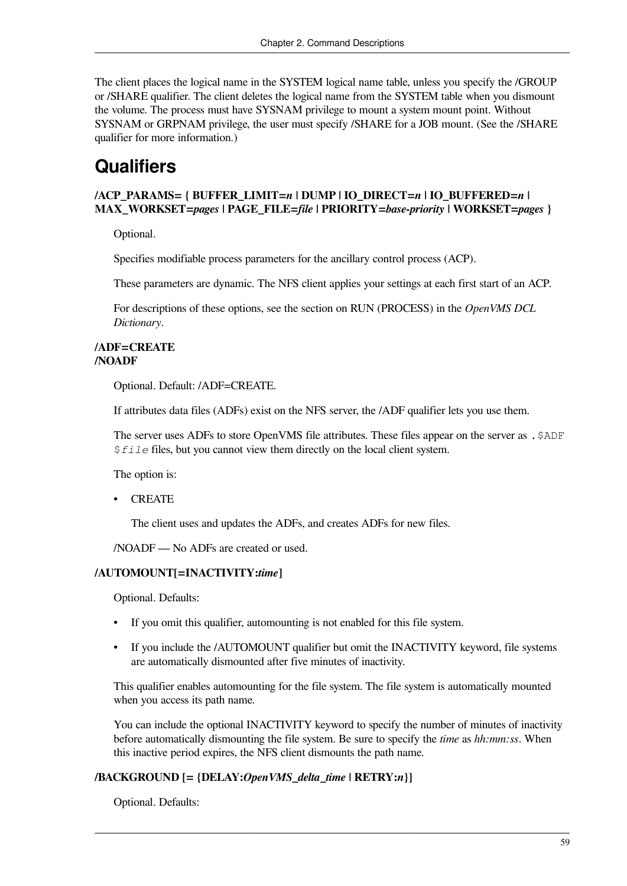The client places the logical name in the SYSTEM logical name table, unless you specify the /GROUP or /SHARE qualifier. The client deletes the logical name from the SYSTEM table when you dismount the volume. The process must have SYSNAM privilege to mount a system mount point. Without SYSNAM or GRPNAM privilege, the user must specify /SHARE for a JOB mount. (See the /SHARE qualifier for more information.)

# Qualifiers

**/ACP_PARAMS= { BUFFER_LIMIT=*n* | DUMP | IO_DIRECT=*n* | IO_BUFFERED=*n* | MAX_WORKSET=*pages* | PAGE_FILE=*file* | PRIORITY=*base-priority* | WORKSET=*pages* }**

Optional.

Specifies modifiable process parameters for the ancillary control process (ACP).

These parameters are dynamic. The NFS client applies your settings at each first start of an ACP.

For descriptions of these options, see the section on RUN (PROCESS) in the *OpenVMS DCL Dictionary*.

**/ADF=CREATE**
**/NOADF**

Optional. Default: /ADF=CREATE.

If attributes data files (ADFs) exist on the NFS server, the /ADF qualifier lets you use them.

The server uses ADFs to store OpenVMS file attributes. These files appear on the server as `.$ADF$file` files, but you cannot view them directly on the local client system.

The option is:

- CREATE

  The client uses and updates the ADFs, and creates ADFs for new files.

/NOADF — No ADFs are created or used.

**/AUTOMOUNT[=INACTIVITY:*time*]**

Optional. Defaults:

- If you omit this qualifier, automounting is not enabled for this file system.
- If you include the /AUTOMOUNT qualifier but omit the INACTIVITY keyword, file systems are automatically dismounted after five minutes of inactivity.

This qualifier enables automounting for the file system. The file system is automatically mounted when you access its path name.

You can include the optional INACTIVITY keyword to specify the number of minutes of inactivity before automatically dismounting the file system. Be sure to specify the *time* as *hh:mm:ss*. When this inactive period expires, the NFS client dismounts the path name.

**/BACKGROUND [= {DELAY:*OpenVMS_delta_time* | RETRY:*n*}]**

Optional. Defaults: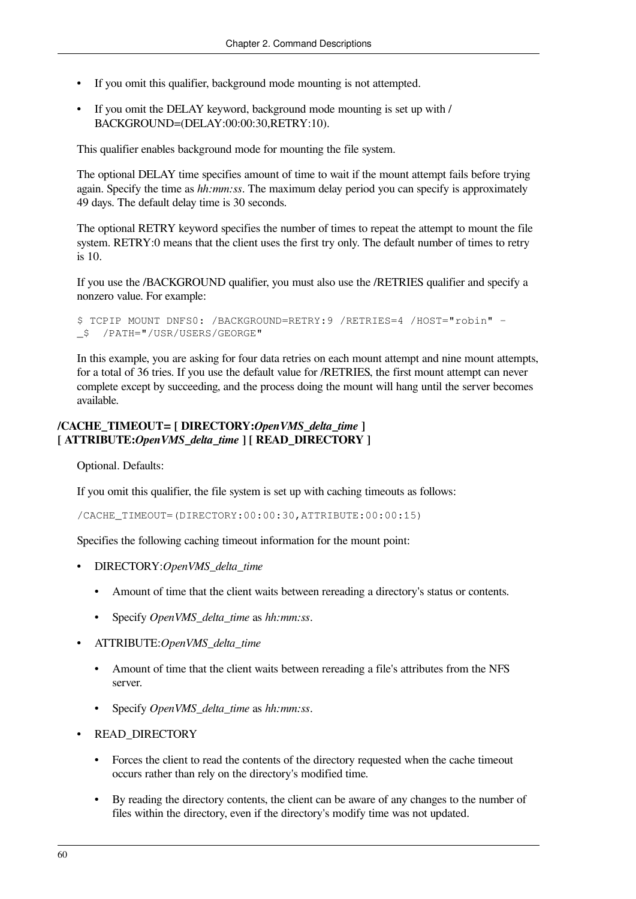- If you omit this qualifier, background mode mounting is not attempted.
- If you omit the DELAY keyword, background mode mounting is set up with /BACKGROUND=(DELAY:00:00:30,RETRY:10).

This qualifier enables background mode for mounting the file system.

The optional DELAY time specifies amount of time to wait if the mount attempt fails before trying again. Specify the time as *hh:mm:ss*. The maximum delay period you can specify is approximately 49 days. The default delay time is 30 seconds.

The optional RETRY keyword specifies the number of times to repeat the attempt to mount the file system. RETRY:0 means that the client uses the first try only. The default number of times to retry is 10.

If you use the /BACKGROUND qualifier, you must also use the /RETRIES qualifier and specify a nonzero value. For example:

```
$ TCPIP MOUNT DNFS0: /BACKGROUND=RETRY:9 /RETRIES=4 /HOST="robin" -
_$  /PATH="/USR/USERS/GEORGE"
```

In this example, you are asking for four data retries on each mount attempt and nine mount attempts, for a total of 36 tries. If you use the default value for /RETRIES, the first mount attempt can never complete except by succeeding, and the process doing the mount will hang until the server becomes available.

**/CACHE_TIMEOUT= [ DIRECTORY:*OpenVMS_delta_time* ] [ ATTRIBUTE:*OpenVMS_delta_time* ] [ READ_DIRECTORY ]**

Optional. Defaults:

If you omit this qualifier, the file system is set up with caching timeouts as follows:

```
/CACHE_TIMEOUT=(DIRECTORY:00:00:30,ATTRIBUTE:00:00:15)
```

Specifies the following caching timeout information for the mount point:

- DIRECTORY:*OpenVMS_delta_time*
  - Amount of time that the client waits between rereading a directory's status or contents.
  - Specify *OpenVMS_delta_time* as *hh:mm:ss*.
- ATTRIBUTE:*OpenVMS_delta_time*
  - Amount of time that the client waits between rereading a file's attributes from the NFS server.
  - Specify *OpenVMS_delta_time* as *hh:mm:ss*.
- READ_DIRECTORY
  - Forces the client to read the contents of the directory requested when the cache timeout occurs rather than rely on the directory's modified time.
  - By reading the directory contents, the client can be aware of any changes to the number of files within the directory, even if the directory's modify time was not updated.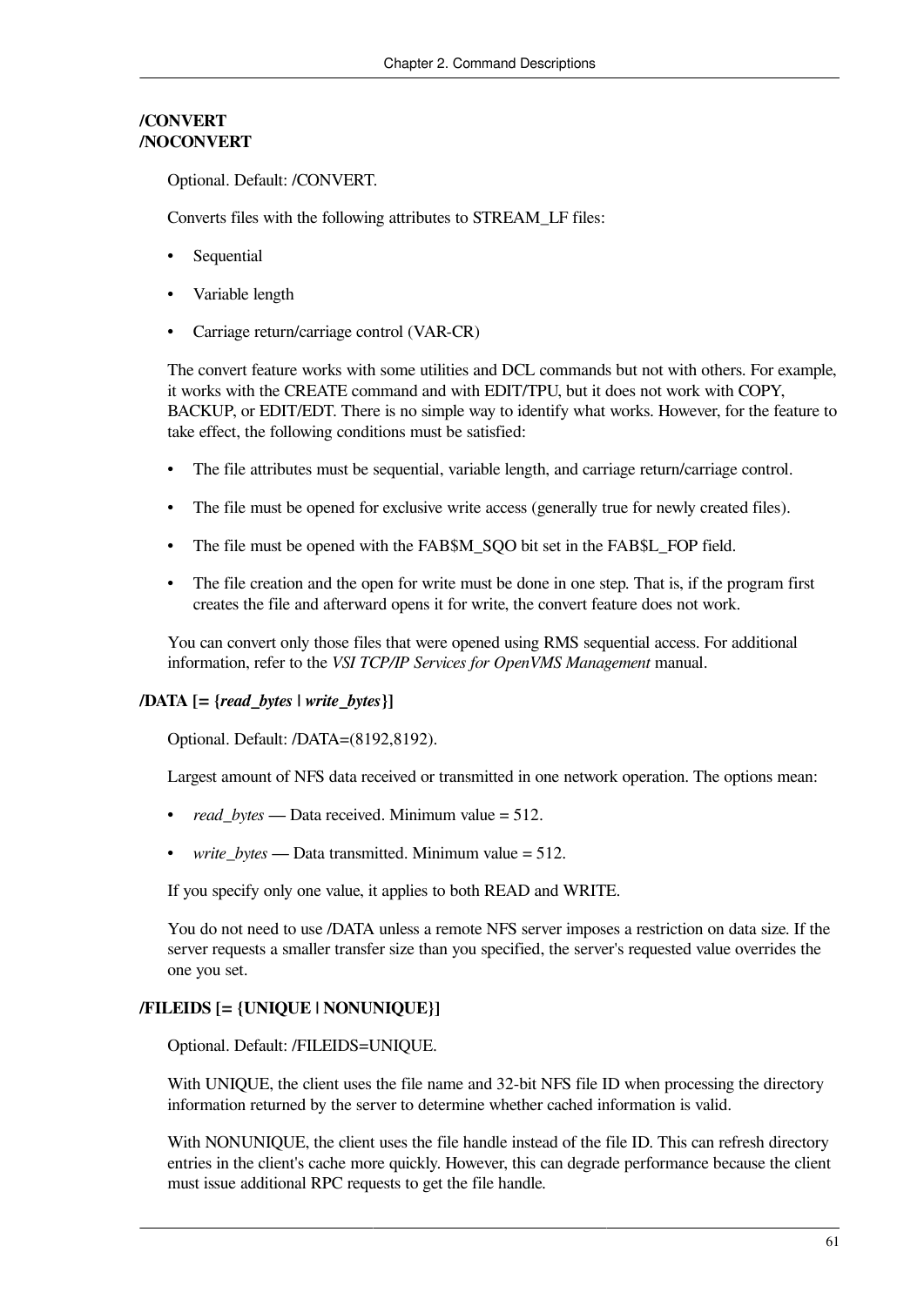**/CONVERT**
**/NOCONVERT**

Optional. Default: /CONVERT.

Converts files with the following attributes to STREAM_LF files:

- Sequential
- Variable length
- Carriage return/carriage control (VAR-CR)

The convert feature works with some utilities and DCL commands but not with others. For example, it works with the CREATE command and with EDIT/TPU, but it does not work with COPY, BACKUP, or EDIT/EDT. There is no simple way to identify what works. However, for the feature to take effect, the following conditions must be satisfied:

- The file attributes must be sequential, variable length, and carriage return/carriage control.
- The file must be opened for exclusive write access (generally true for newly created files).
- The file must be opened with the FAB$M_SQO bit set in the FAB$L_FOP field.
- The file creation and the open for write must be done in one step. That is, if the program first creates the file and afterward opens it for write, the convert feature does not work.

You can convert only those files that were opened using RMS sequential access. For additional information, refer to the *VSI TCP/IP Services for OpenVMS Management* manual.

**/DATA [= {*read_bytes* | *write_bytes*}]**

Optional. Default: /DATA=(8192,8192).

Largest amount of NFS data received or transmitted in one network operation. The options mean:

- *read_bytes* — Data received. Minimum value = 512.
- *write_bytes* — Data transmitted. Minimum value = 512.

If you specify only one value, it applies to both READ and WRITE.

You do not need to use /DATA unless a remote NFS server imposes a restriction on data size. If the server requests a smaller transfer size than you specified, the server's requested value overrides the one you set.

**/FILEIDS [= {UNIQUE | NONUNIQUE}]**

Optional. Default: /FILEIDS=UNIQUE.

With UNIQUE, the client uses the file name and 32-bit NFS file ID when processing the directory information returned by the server to determine whether cached information is valid.

With NONUNIQUE, the client uses the file handle instead of the file ID. This can refresh directory entries in the client's cache more quickly. However, this can degrade performance because the client must issue additional RPC requests to get the file handle.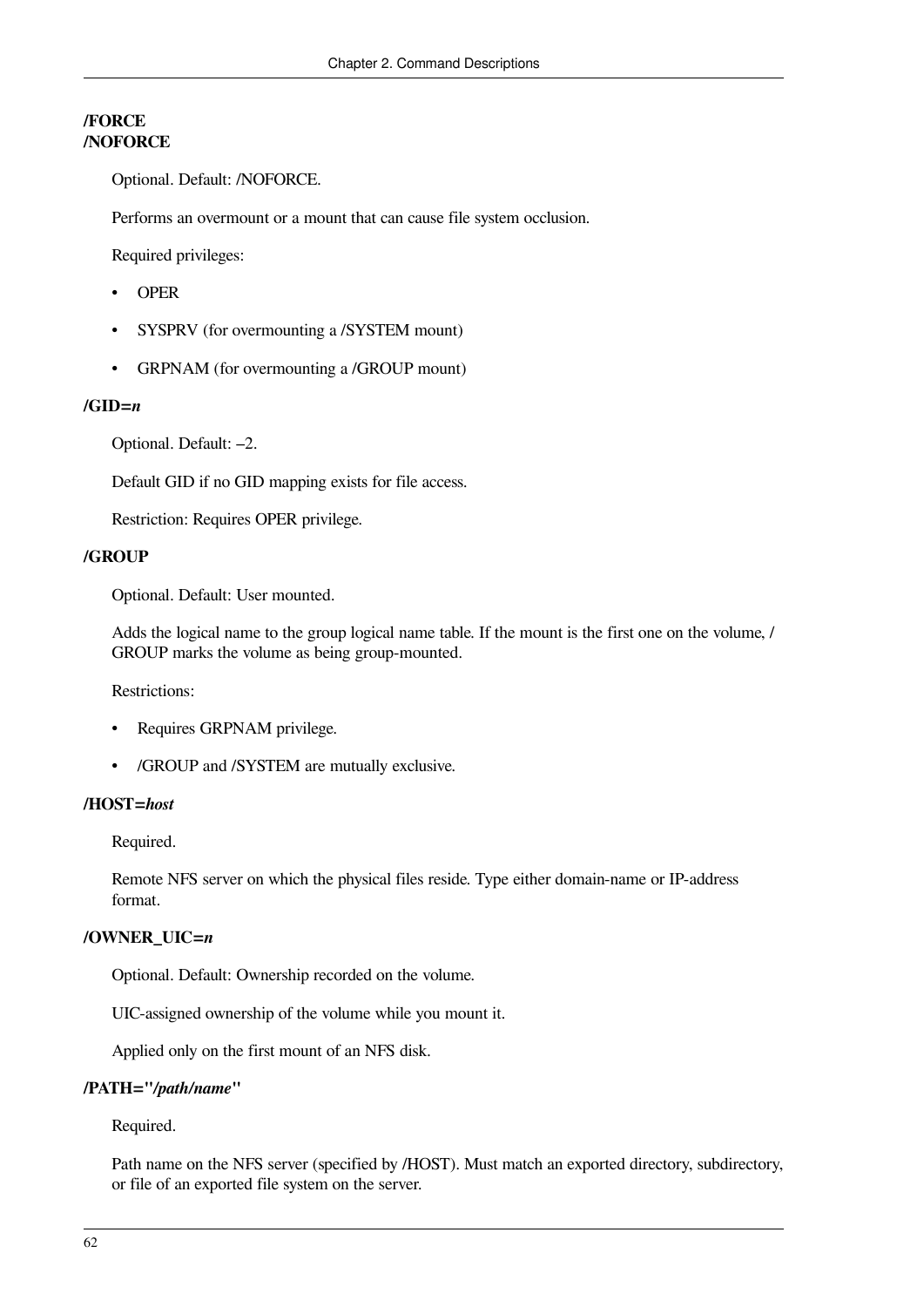**/FORCE**
**/NOFORCE**

Optional. Default: /NOFORCE.

Performs an overmount or a mount that can cause file system occlusion.

Required privileges:

- OPER
- SYSPRV (for overmounting a /SYSTEM mount)
- GRPNAM (for overmounting a /GROUP mount)

**/GID=*n***

Optional. Default: –2.

Default GID if no GID mapping exists for file access.

Restriction: Requires OPER privilege.

**/GROUP**

Optional. Default: User mounted.

Adds the logical name to the group logical name table. If the mount is the first one on the volume, /GROUP marks the volume as being group-mounted.

Restrictions:

- Requires GRPNAM privilege.
- /GROUP and /SYSTEM are mutually exclusive.

**/HOST=*host***

Required.

Remote NFS server on which the physical files reside. Type either domain-name or IP-address format.

**/OWNER_UIC=*n***

Optional. Default: Ownership recorded on the volume.

UIC-assigned ownership of the volume while you mount it.

Applied only on the first mount of an NFS disk.

**/PATH="*/path/name*"**

Required.

Path name on the NFS server (specified by /HOST). Must match an exported directory, subdirectory, or file of an exported file system on the server.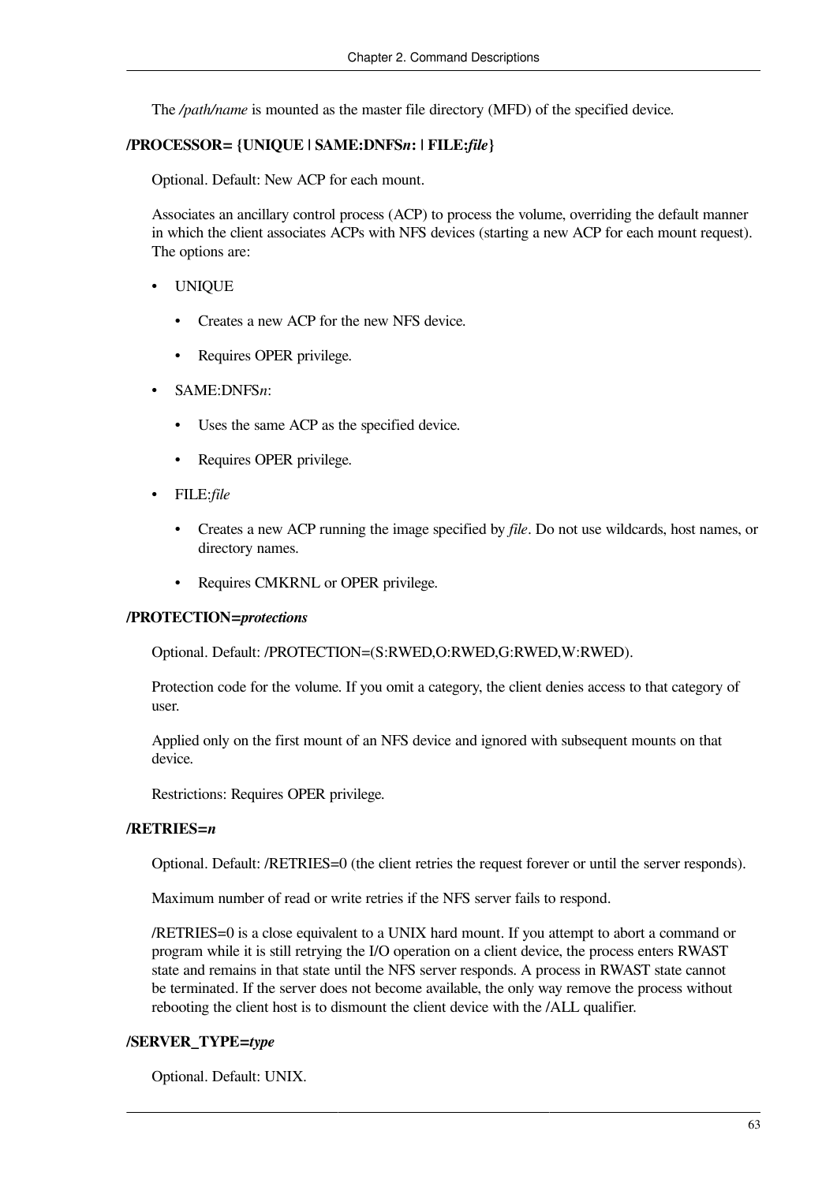The */path/name* is mounted as the master file directory (MFD) of the specified device.

**/PROCESSOR= {UNIQUE | SAME:DNFS*n*: | FILE:*file*}**

Optional. Default: New ACP for each mount.

Associates an ancillary control process (ACP) to process the volume, overriding the default manner in which the client associates ACPs with NFS devices (starting a new ACP for each mount request). The options are:

- UNIQUE
  - Creates a new ACP for the new NFS device.
  - Requires OPER privilege.
- SAME:DNFS*n*:
  - Uses the same ACP as the specified device.
  - Requires OPER privilege.
- FILE:*file*
  - Creates a new ACP running the image specified by *file*. Do not use wildcards, host names, or directory names.
  - Requires CMKRNL or OPER privilege.

**/PROTECTION=*protections***

Optional. Default: /PROTECTION=(S:RWED,O:RWED,G:RWED,W:RWED).

Protection code for the volume. If you omit a category, the client denies access to that category of user.

Applied only on the first mount of an NFS device and ignored with subsequent mounts on that device.

Restrictions: Requires OPER privilege.

**/RETRIES=*n***

Optional. Default: /RETRIES=0 (the client retries the request forever or until the server responds).

Maximum number of read or write retries if the NFS server fails to respond.

/RETRIES=0 is a close equivalent to a UNIX hard mount. If you attempt to abort a command or program while it is still retrying the I/O operation on a client device, the process enters RWAST state and remains in that state until the NFS server responds. A process in RWAST state cannot be terminated. If the server does not become available, the only way remove the process without rebooting the client host is to dismount the client device with the /ALL qualifier.

**/SERVER_TYPE=*type***

Optional. Default: UNIX.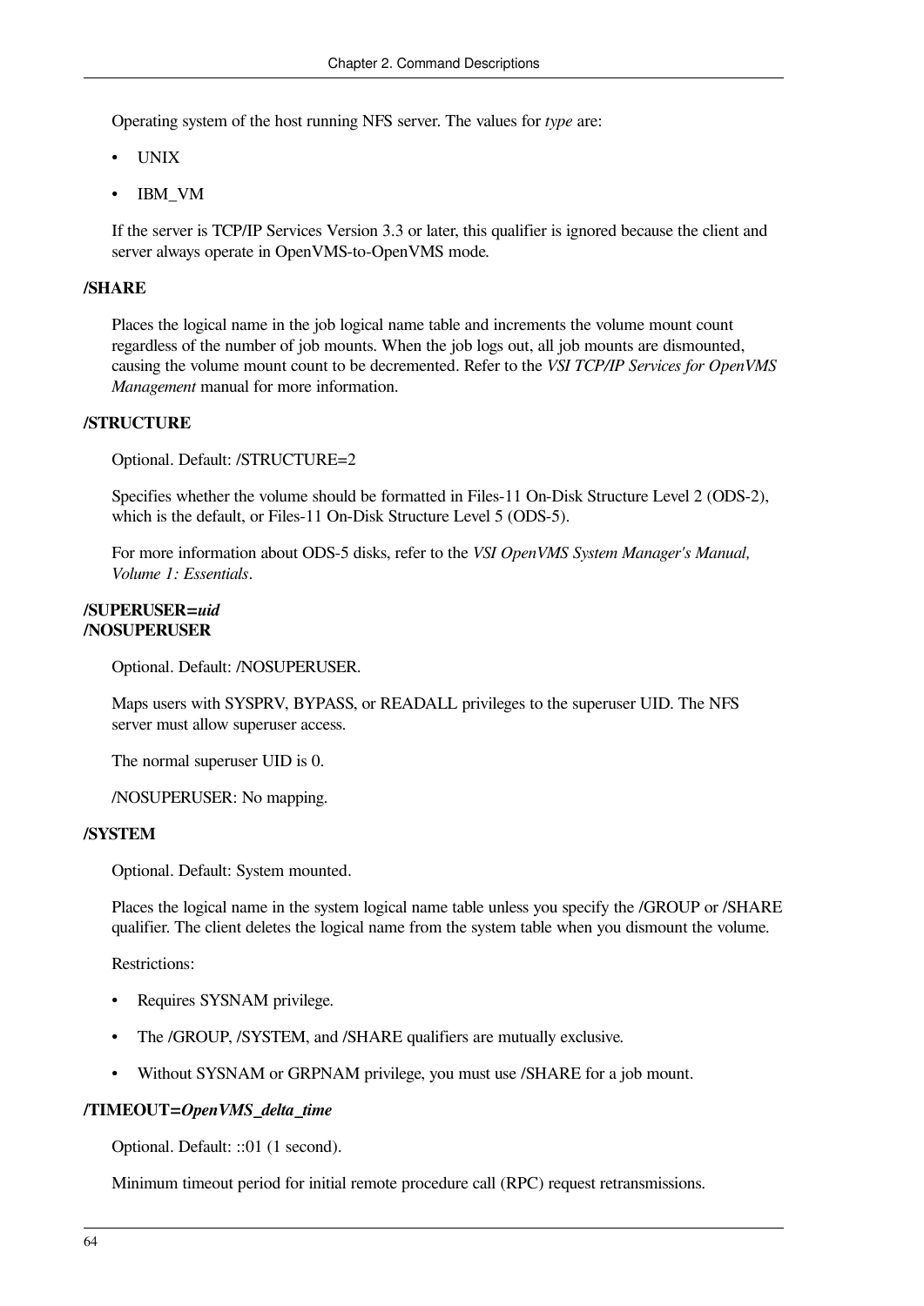Operating system of the host running NFS server. The values for *type* are:

- UNIX
- IBM_VM

If the server is TCP/IP Services Version 3.3 or later, this qualifier is ignored because the client and server always operate in OpenVMS-to-OpenVMS mode.

**/SHARE**

Places the logical name in the job logical name table and increments the volume mount count regardless of the number of job mounts. When the job logs out, all job mounts are dismounted, causing the volume mount count to be decremented. Refer to the *VSI TCP/IP Services for OpenVMS Management* manual for more information.

**/STRUCTURE**

Optional. Default: /STRUCTURE=2

Specifies whether the volume should be formatted in Files-11 On-Disk Structure Level 2 (ODS-2), which is the default, or Files-11 On-Disk Structure Level 5 (ODS-5).

For more information about ODS-5 disks, refer to the *VSI OpenVMS System Manager's Manual, Volume 1: Essentials*.

**/SUPERUSER=*uid***
**/NOSUPERUSER**

Optional. Default: /NOSUPERUSER.

Maps users with SYSPRV, BYPASS, or READALL privileges to the superuser UID. The NFS server must allow superuser access.

The normal superuser UID is 0.

/NOSUPERUSER: No mapping.

**/SYSTEM**

Optional. Default: System mounted.

Places the logical name in the system logical name table unless you specify the /GROUP or /SHARE qualifier. The client deletes the logical name from the system table when you dismount the volume.

Restrictions:

- Requires SYSNAM privilege.
- The /GROUP, /SYSTEM, and /SHARE qualifiers are mutually exclusive.
- Without SYSNAM or GRPNAM privilege, you must use /SHARE for a job mount.

**/TIMEOUT=*OpenVMS_delta_time***

Optional. Default: ::01 (1 second).

Minimum timeout period for initial remote procedure call (RPC) request retransmissions.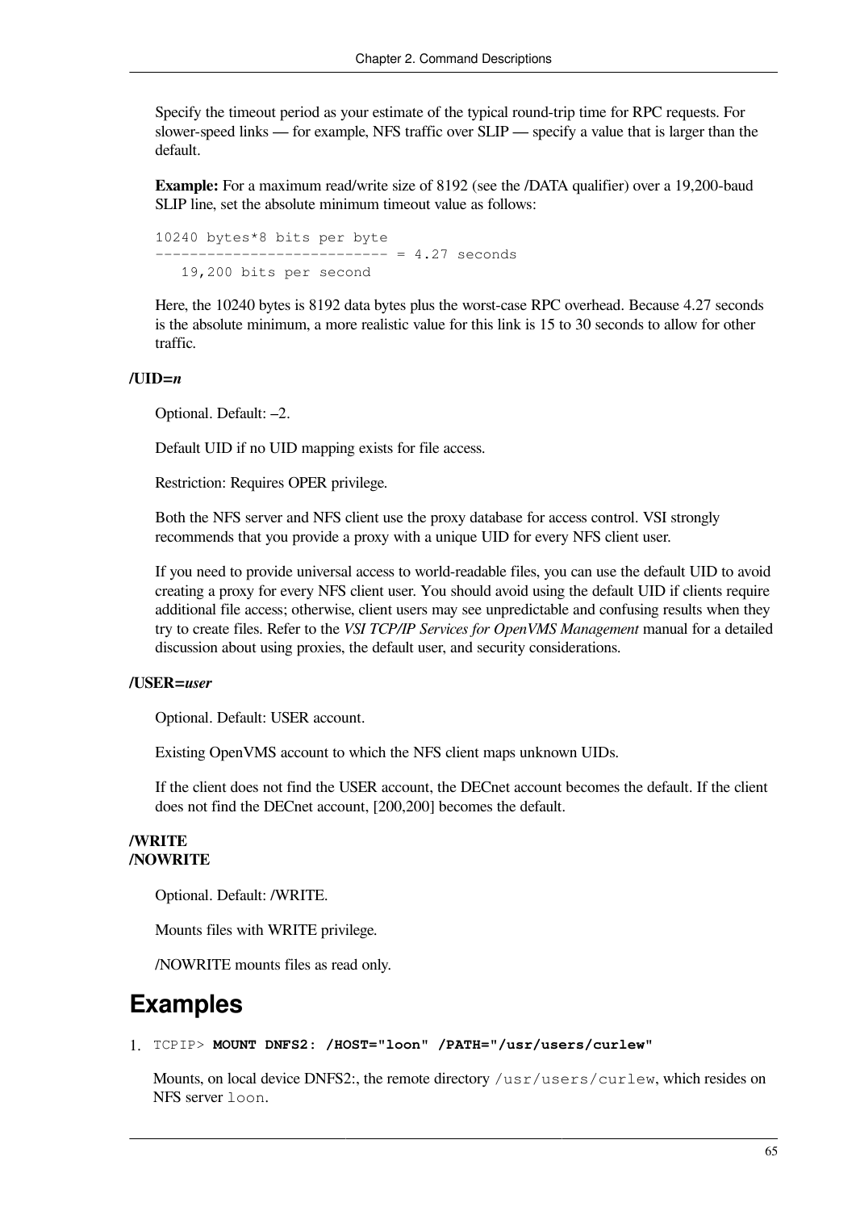Specify the timeout period as your estimate of the typical round-trip time for RPC requests. For slower-speed links — for example, NFS traffic over SLIP — specify a value that is larger than the default.

**Example:** For a maximum read/write size of 8192 (see the /DATA qualifier) over a 19,200-baud SLIP line, set the absolute minimum timeout value as follows:

```
10240 bytes*8 bits per byte
--------------------------- = 4.27 seconds
   19,200 bits per second
```

Here, the 10240 bytes is 8192 data bytes plus the worst-case RPC overhead. Because 4.27 seconds is the absolute minimum, a more realistic value for this link is 15 to 30 seconds to allow for other traffic.

**/UID=*n***

Optional. Default: –2.

Default UID if no UID mapping exists for file access.

Restriction: Requires OPER privilege.

Both the NFS server and NFS client use the proxy database for access control. VSI strongly recommends that you provide a proxy with a unique UID for every NFS client user.

If you need to provide universal access to world-readable files, you can use the default UID to avoid creating a proxy for every NFS client user. You should avoid using the default UID if clients require additional file access; otherwise, client users may see unpredictable and confusing results when they try to create files. Refer to the *VSI TCP/IP Services for OpenVMS Management* manual for a detailed discussion about using proxies, the default user, and security considerations.

**/USER=*user***

Optional. Default: USER account.

Existing OpenVMS account to which the NFS client maps unknown UIDs.

If the client does not find the USER account, the DECnet account becomes the default. If the client does not find the DECnet account, [200,200] becomes the default.

**/WRITE**
**/NOWRITE**

Optional. Default: /WRITE.

Mounts files with WRITE privilege.

/NOWRITE mounts files as read only.

# Examples

1. `TCPIP>` **`MOUNT DNFS2: /HOST="loon" /PATH="/usr/users/curlew"`**

   Mounts, on local device DNFS2:, the remote directory `/usr/users/curlew`, which resides on NFS server `loon`.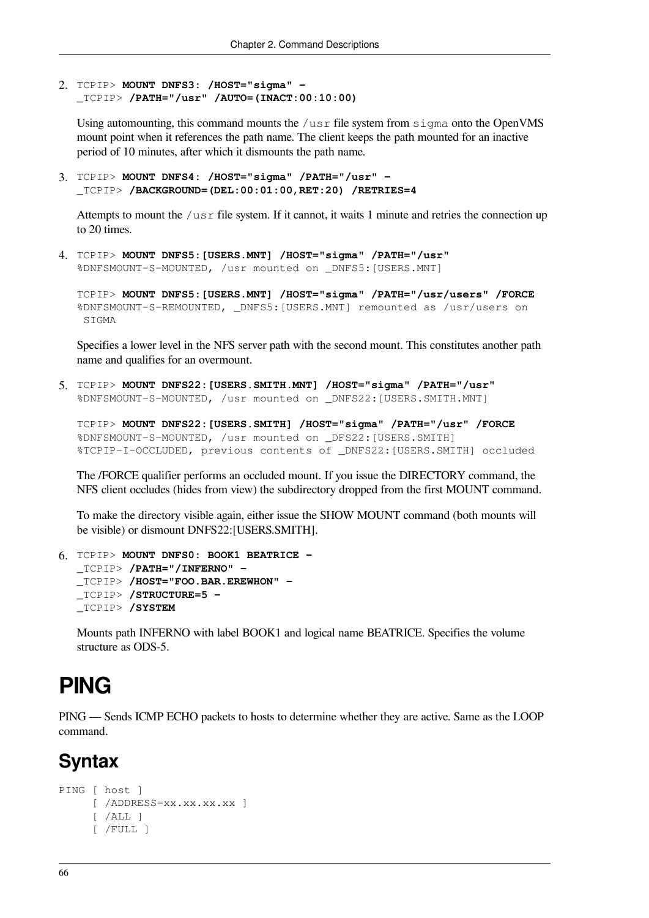2. 
```
TCPIP> MOUNT DNFS3: /HOST="sigma" -
_TCPIP> /PATH="/usr" /AUTO=(INACT:00:10:00)
```

   Using automounting, this command mounts the `/usr` file system from `sigma` onto the OpenVMS mount point when it references the path name. The client keeps the path mounted for an inactive period of 10 minutes, after which it dismounts the path name.

3. 
```
TCPIP> MOUNT DNFS4: /HOST="sigma" /PATH="/usr" -
_TCPIP> /BACKGROUND=(DEL:00:01:00,RET:20) /RETRIES=4
```

   Attempts to mount the `/usr` file system. If it cannot, it waits 1 minute and retries the connection up to 20 times.

4. 
```
TCPIP> MOUNT DNFS5:[USERS.MNT] /HOST="sigma" /PATH="/usr"
%DNFSMOUNT-S-MOUNTED, /usr mounted on _DNFS5:[USERS.MNT]

TCPIP> MOUNT DNFS5:[USERS.MNT] /HOST="sigma" /PATH="/usr/users" /FORCE
%DNFSMOUNT-S-REMOUNTED, _DNFS5:[USERS.MNT] remounted as /usr/users on
 SIGMA
```

   Specifies a lower level in the NFS server path with the second mount. This constitutes another path name and qualifies for an overmount.

5. 
```
TCPIP> MOUNT DNFS22:[USERS.SMITH.MNT] /HOST="sigma" /PATH="/usr"
%DNFSMOUNT-S-MOUNTED, /usr mounted on _DNFS22:[USERS.SMITH.MNT]

TCPIP> MOUNT DNFS22:[USERS.SMITH] /HOST="sigma" /PATH="/usr" /FORCE
%DNFSMOUNT-S-MOUNTED, /usr mounted on _DFS22:[USERS.SMITH]
%TCPIP-I-OCCLUDED, previous contents of _DNFS22:[USERS.SMITH] occluded
```

   The /FORCE qualifier performs an occluded mount. If you issue the DIRECTORY command, the NFS client occludes (hides from view) the subdirectory dropped from the first MOUNT command.

   To make the directory visible again, either issue the SHOW MOUNT command (both mounts will be visible) or dismount DNFS22:[USERS.SMITH].

6. 
```
TCPIP> MOUNT DNFS0: BOOK1 BEATRICE -
_TCPIP> /PATH="/INFERNO" -
_TCPIP> /HOST="FOO.BAR.EREWHON" -
_TCPIP> /STRUCTURE=5 -
_TCPIP> /SYSTEM
```

   Mounts path INFERNO with label BOOK1 and logical name BEATRICE. Specifies the volume structure as ODS-5.

# PING

PING — Sends ICMP ECHO packets to hosts to determine whether they are active. Same as the LOOP command.

## Syntax

```
PING [ host ]
     [ /ADDRESS=xx.xx.xx.xx ]
     [ /ALL ]
     [ /FULL ]
```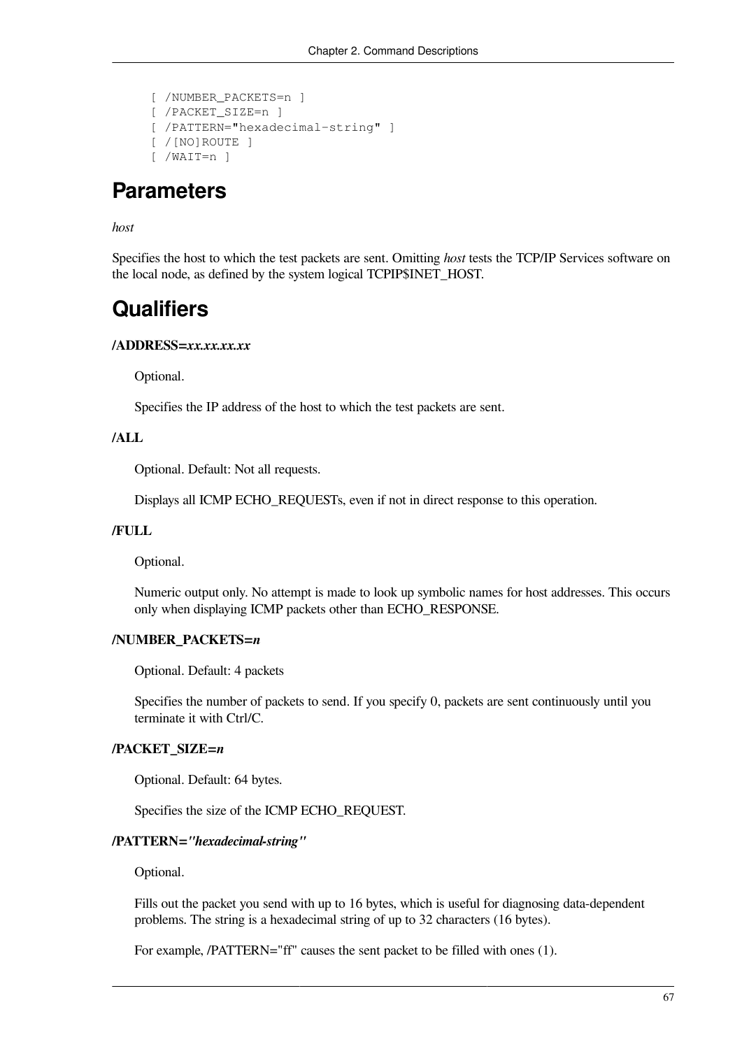```
[ /NUMBER_PACKETS=n ]
[ /PACKET_SIZE=n ]
[ /PATTERN="hexadecimal-string" ]
[ /[NO]ROUTE ]
[ /WAIT=n ]
```

## Parameters

*host*

Specifies the host to which the test packets are sent. Omitting *host* tests the TCP/IP Services software on the local node, as defined by the system logical TCPIP$INET_HOST.

## Qualifiers

**/ADDRESS=*xx.xx.xx.xx***

Optional.

Specifies the IP address of the host to which the test packets are sent.

**/ALL**

Optional. Default: Not all requests.

Displays all ICMP ECHO_REQUESTs, even if not in direct response to this operation.

**/FULL**

Optional.

Numeric output only. No attempt is made to look up symbolic names for host addresses. This occurs only when displaying ICMP packets other than ECHO_RESPONSE.

**/NUMBER_PACKETS=*n***

Optional. Default: 4 packets

Specifies the number of packets to send. If you specify 0, packets are sent continuously until you terminate it with Ctrl/C.

**/PACKET_SIZE=*n***

Optional. Default: 64 bytes.

Specifies the size of the ICMP ECHO_REQUEST.

**/PATTERN=*"hexadecimal-string"***

Optional.

Fills out the packet you send with up to 16 bytes, which is useful for diagnosing data-dependent problems. The string is a hexadecimal string of up to 32 characters (16 bytes).

For example, /PATTERN="ff" causes the sent packet to be filled with ones (1).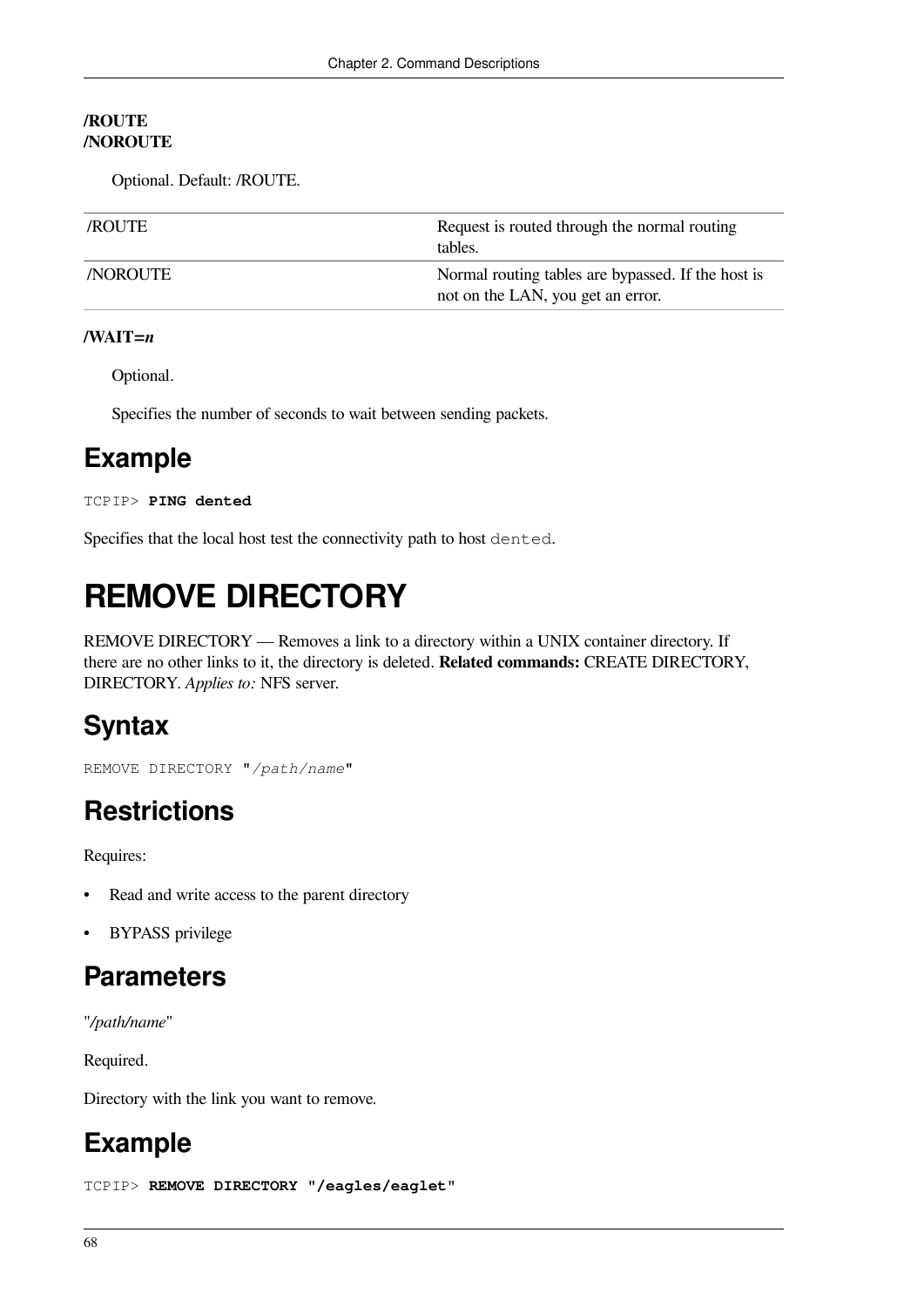**/ROUTE**
**/NOROUTE**

Optional. Default: /ROUTE.

| /ROUTE | Request is routed through the normal routing tables. |
| --- | --- |
| /NOROUTE | Normal routing tables are bypassed. If the host is not on the LAN, you get an error. |

**/WAIT=*n***

Optional.

Specifies the number of seconds to wait between sending packets.

## Example

```
TCPIP> PING dented
```

Specifies that the local host test the connectivity path to host `dented`.

# REMOVE DIRECTORY

REMOVE DIRECTORY — Removes a link to a directory within a UNIX container directory. If there are no other links to it, the directory is deleted. **Related commands:** CREATE DIRECTORY, DIRECTORY. *Applies to:* NFS server.

## Syntax

```
REMOVE DIRECTORY "/path/name"
```

## Restrictions

Requires:

- Read and write access to the parent directory
- BYPASS privilege

## Parameters

"*/path/name*"

Required.

Directory with the link you want to remove.

## Example

```
TCPIP> REMOVE DIRECTORY "/eagles/eaglet"
```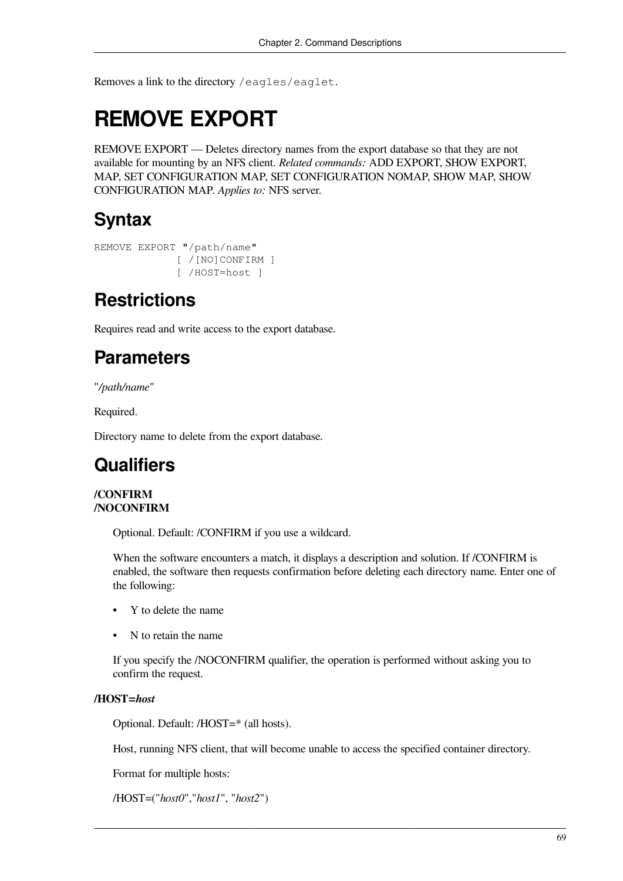Removes a link to the directory `/eagles/eaglet`.

# REMOVE EXPORT

REMOVE EXPORT — Deletes directory names from the export database so that they are not available for mounting by an NFS client. *Related commands:* ADD EXPORT, SHOW EXPORT, MAP, SET CONFIGURATION MAP, SET CONFIGURATION NOMAP, SHOW MAP, SHOW CONFIGURATION MAP. *Applies to:* NFS server.

## Syntax

```
REMOVE EXPORT "/path/name"
             [ /[NO]CONFIRM ]
             [ /HOST=host ]
```

## Restrictions

Requires read and write access to the export database.

## Parameters

"*/path/name*"

Required.

Directory name to delete from the export database.

## Qualifiers

**/CONFIRM**
**/NOCONFIRM**

Optional. Default: /CONFIRM if you use a wildcard.

When the software encounters a match, it displays a description and solution. If /CONFIRM is enabled, the software then requests confirmation before deleting each directory name. Enter one of the following:

- Y to delete the name
- N to retain the name

If you specify the /NOCONFIRM qualifier, the operation is performed without asking you to confirm the request.

**/HOST=*host***

Optional. Default: /HOST=* (all hosts).

Host, running NFS client, that will become unable to access the specified container directory.

Format for multiple hosts:

/HOST=("*host0*","*host1*", "*host2*")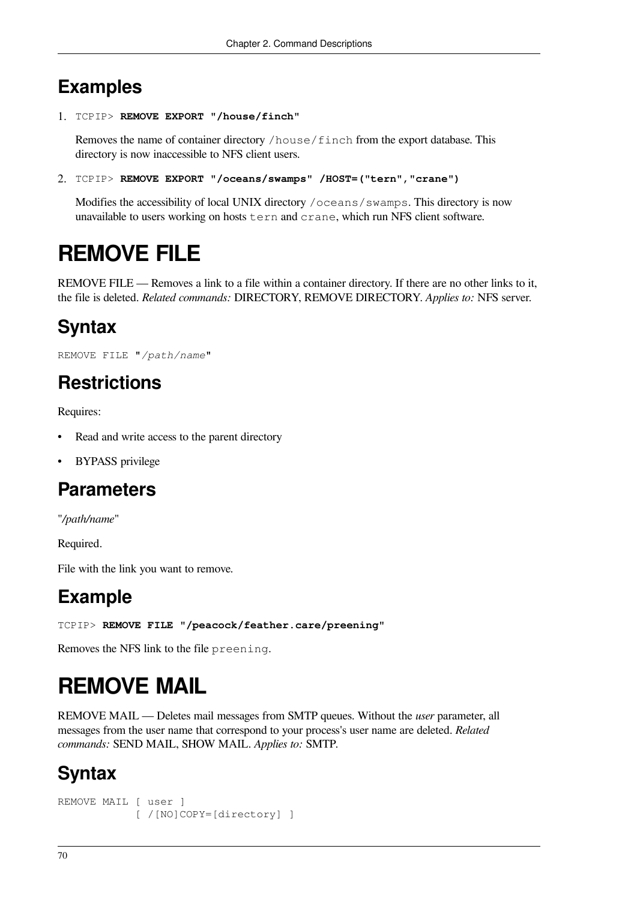## Examples

1. `TCPIP>` **`REMOVE EXPORT "/house/finch"`**

   Removes the name of container directory `/house/finch` from the export database. This directory is now inaccessible to NFS client users.

2. `TCPIP>` **`REMOVE EXPORT "/oceans/swamps" /HOST=("tern","crane")`**

   Modifies the accessibility of local UNIX directory `/oceans/swamps`. This directory is now unavailable to users working on hosts `tern` and `crane`, which run NFS client software.

# REMOVE FILE

REMOVE FILE — Removes a link to a file within a container directory. If there are no other links to it, the file is deleted. *Related commands:* DIRECTORY, REMOVE DIRECTORY. *Applies to:* NFS server.

## Syntax

```
REMOVE FILE "/path/name"
```

## Restrictions

Requires:

- Read and write access to the parent directory
- BYPASS privilege

## Parameters

"*/path/name*"

Required.

File with the link you want to remove.

## Example

`TCPIP>` **`REMOVE FILE "/peacock/feather.care/preening"`**

Removes the NFS link to the file `preening`.

# REMOVE MAIL

REMOVE MAIL — Deletes mail messages from SMTP queues. Without the *user* parameter, all messages from the user name that correspond to your process's user name are deleted. *Related commands:* SEND MAIL, SHOW MAIL. *Applies to:* SMTP.

## Syntax

```
REMOVE MAIL [ user ]
            [ /[NO]COPY=[directory] ]
```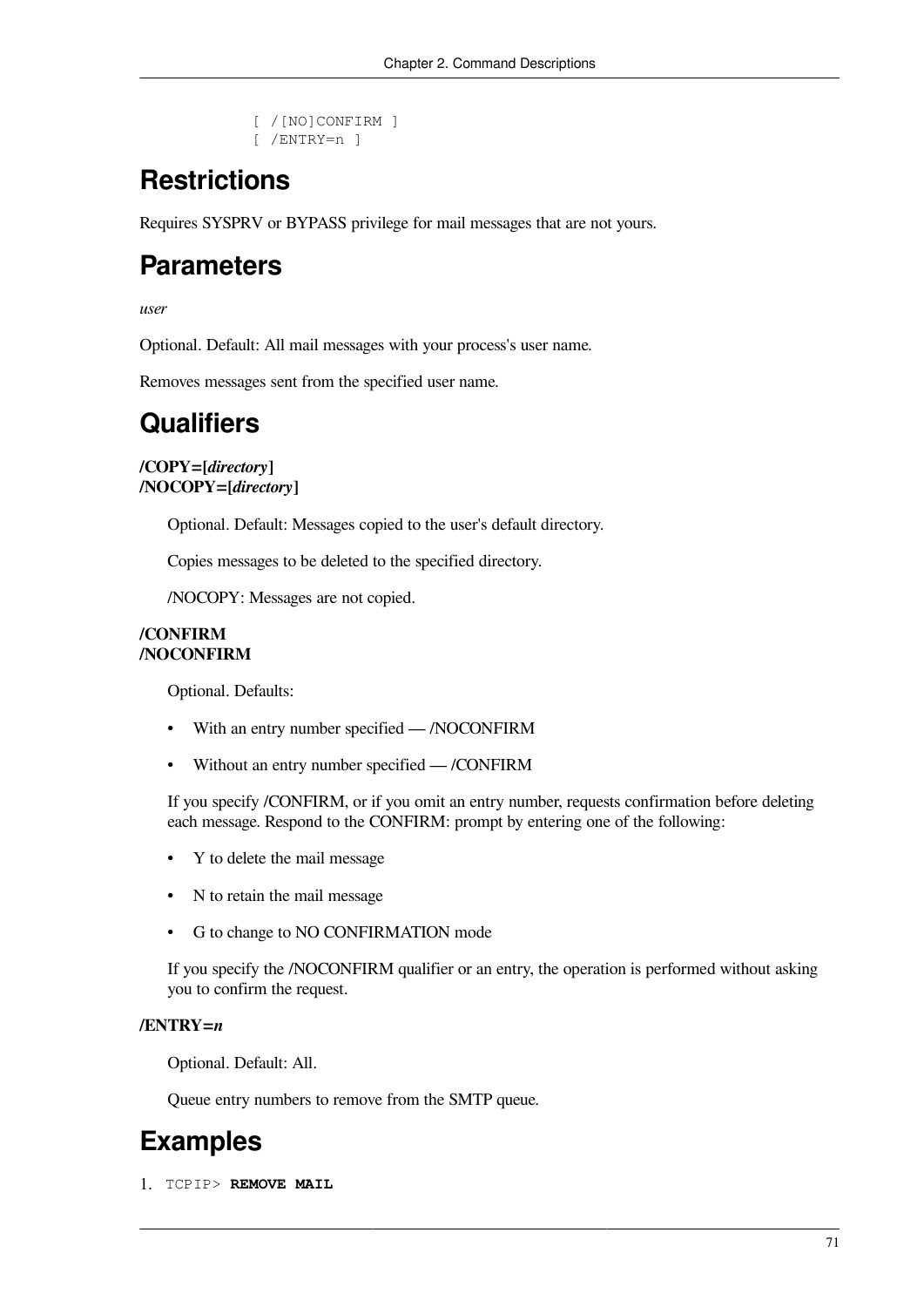```
[ /[NO]CONFIRM ]
[ /ENTRY=n ]
```

# Restrictions

Requires SYSPRV or BYPASS privilege for mail messages that are not yours.

# Parameters

*user*

Optional. Default: All mail messages with your process's user name.

Removes messages sent from the specified user name.

# Qualifiers

**/COPY=[*directory*]**
**/NOCOPY=[*directory*]**

Optional. Default: Messages copied to the user's default directory.

Copies messages to be deleted to the specified directory.

/NOCOPY: Messages are not copied.

**/CONFIRM**
**/NOCONFIRM**

Optional. Defaults:

- With an entry number specified — /NOCONFIRM
- Without an entry number specified — /CONFIRM

If you specify /CONFIRM, or if you omit an entry number, requests confirmation before deleting each message. Respond to the CONFIRM: prompt by entering one of the following:

- Y to delete the mail message
- N to retain the mail message
- G to change to NO CONFIRMATION mode

If you specify the /NOCONFIRM qualifier or an entry, the operation is performed without asking you to confirm the request.

**/ENTRY=*n***

Optional. Default: All.

Queue entry numbers to remove from the SMTP queue.

# Examples

1. `TCPIP> **REMOVE MAIL**`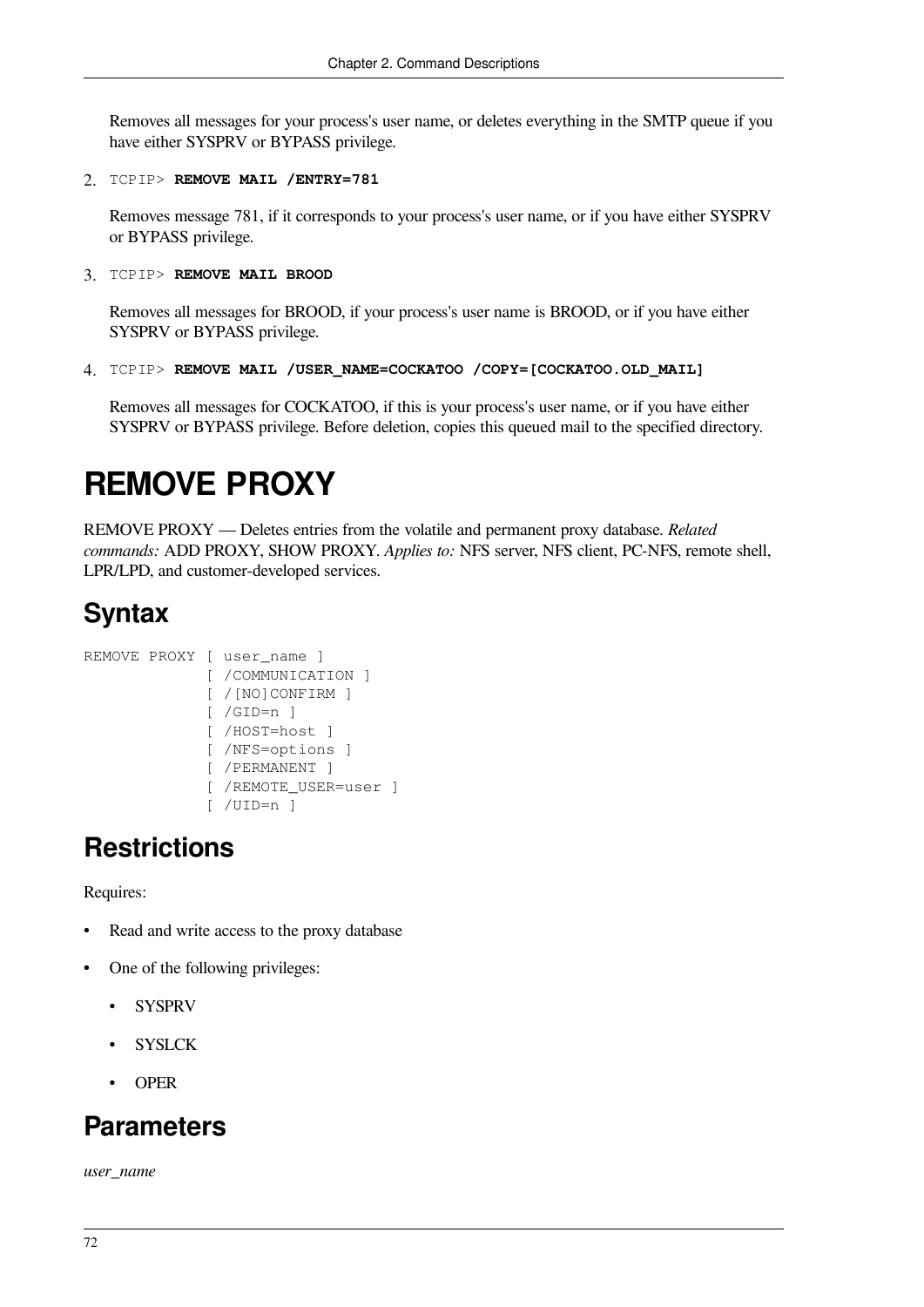Removes all messages for your process's user name, or deletes everything in the SMTP queue if you have either SYSPRV or BYPASS privilege.

2. TCPIP> **REMOVE MAIL /ENTRY=781**

   Removes message 781, if it corresponds to your process's user name, or if you have either SYSPRV or BYPASS privilege.

3. TCPIP> **REMOVE MAIL BROOD**

   Removes all messages for BROOD, if your process's user name is BROOD, or if you have either SYSPRV or BYPASS privilege.

4. TCPIP> **REMOVE MAIL /USER_NAME=COCKATOO /COPY=[COCKATOO.OLD_MAIL]**

   Removes all messages for COCKATOO, if this is your process's user name, or if you have either SYSPRV or BYPASS privilege. Before deletion, copies this queued mail to the specified directory.

# REMOVE PROXY

REMOVE PROXY — Deletes entries from the volatile and permanent proxy database. *Related commands:* ADD PROXY, SHOW PROXY. *Applies to:* NFS server, NFS client, PC-NFS, remote shell, LPR/LPD, and customer-developed services.

## Syntax

```
REMOVE PROXY [ user_name ]
             [ /COMMUNICATION ]
             [ /[NO]CONFIRM ]
             [ /GID=n ]
             [ /HOST=host ]
             [ /NFS=options ]
             [ /PERMANENT ]
             [ /REMOTE_USER=user ]
             [ /UID=n ]
```

## Restrictions

Requires:

- Read and write access to the proxy database
- One of the following privileges:
  - SYSPRV
  - SYSLCK
  - OPER

## Parameters

*user_name*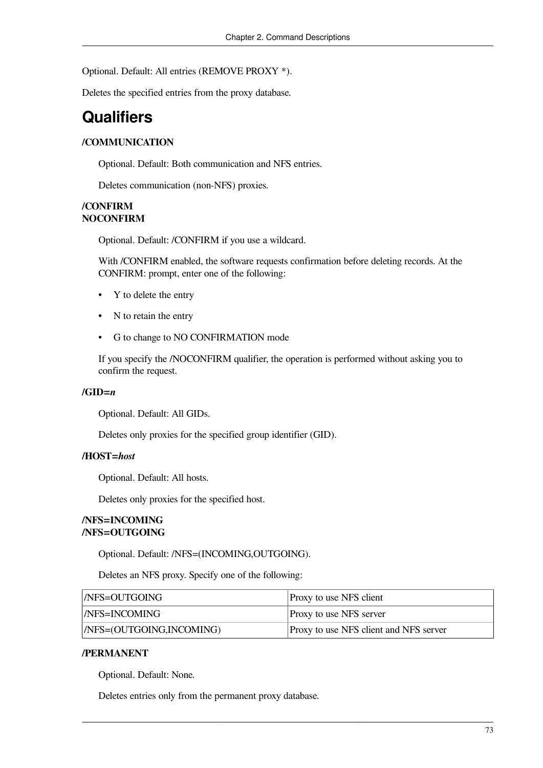Optional. Default: All entries (REMOVE PROXY *).

Deletes the specified entries from the proxy database.

## Qualifiers

**/COMMUNICATION**

Optional. Default: Both communication and NFS entries.

Deletes communication (non-NFS) proxies.

**/CONFIRM**
**NOCONFIRM**

Optional. Default: /CONFIRM if you use a wildcard.

With /CONFIRM enabled, the software requests confirmation before deleting records. At the CONFIRM: prompt, enter one of the following:

- Y to delete the entry
- N to retain the entry
- G to change to NO CONFIRMATION mode

If you specify the /NOCONFIRM qualifier, the operation is performed without asking you to confirm the request.

**/GID=*n***

Optional. Default: All GIDs.

Deletes only proxies for the specified group identifier (GID).

**/HOST=*host***

Optional. Default: All hosts.

Deletes only proxies for the specified host.

**/NFS=INCOMING**
**/NFS=OUTGOING**

Optional. Default: /NFS=(INCOMING,OUTGOING).

Deletes an NFS proxy. Specify one of the following:

| | |
|---|---|
| /NFS=OUTGOING | Proxy to use NFS client |
| /NFS=INCOMING | Proxy to use NFS server |
| /NFS=(OUTGOING,INCOMING) | Proxy to use NFS client and NFS server |

**/PERMANENT**

Optional. Default: None.

Deletes entries only from the permanent proxy database.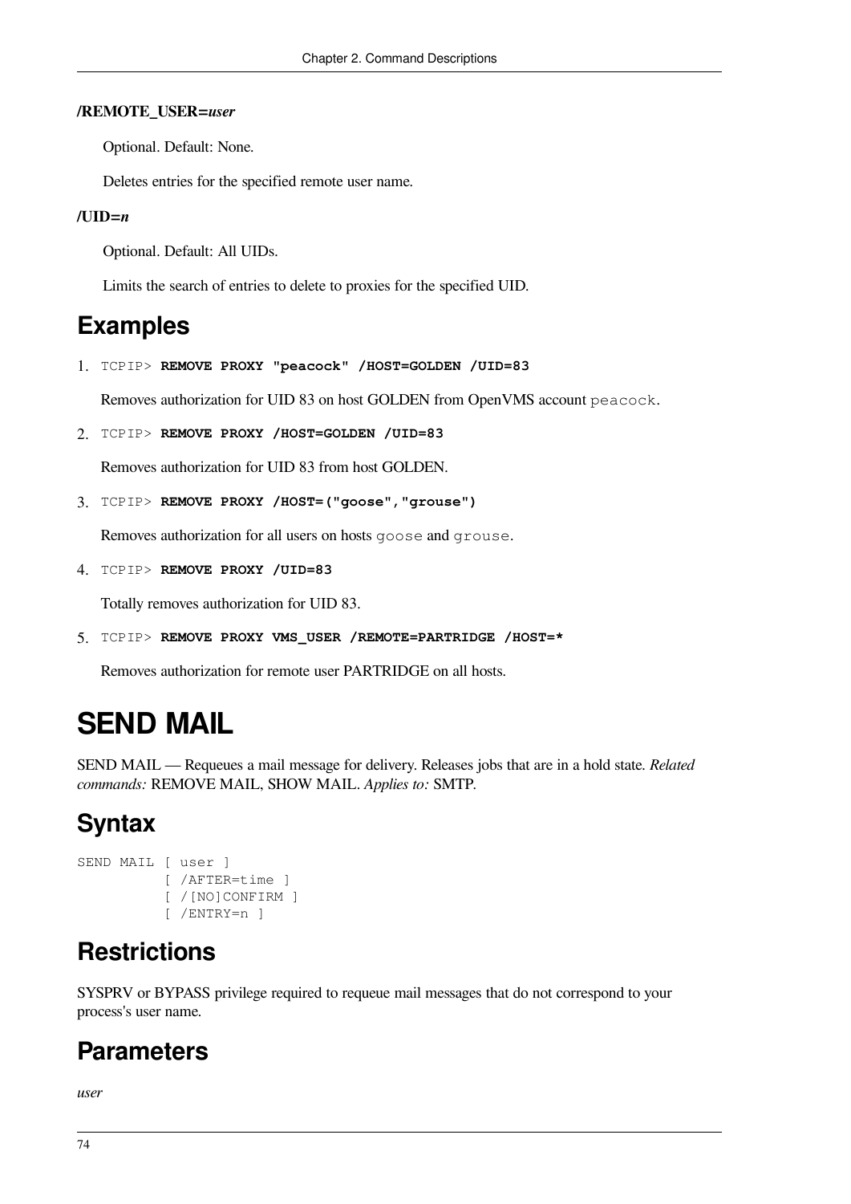**/REMOTE_USER=*user***

Optional. Default: None.

Deletes entries for the specified remote user name.

**/UID=*n***

Optional. Default: All UIDs.

Limits the search of entries to delete to proxies for the specified UID.

## Examples

1. `TCPIP>` **`REMOVE PROXY "peacock" /HOST=GOLDEN /UID=83`**

   Removes authorization for UID 83 on host GOLDEN from OpenVMS account `peacock`.

2. `TCPIP>` **`REMOVE PROXY /HOST=GOLDEN /UID=83`**

   Removes authorization for UID 83 from host GOLDEN.

3. `TCPIP>` **`REMOVE PROXY /HOST=("goose","grouse")`**

   Removes authorization for all users on hosts `goose` and `grouse`.

4. `TCPIP>` **`REMOVE PROXY /UID=83`**

   Totally removes authorization for UID 83.

5. `TCPIP>` **`REMOVE PROXY VMS_USER /REMOTE=PARTRIDGE /HOST=*`**

   Removes authorization for remote user PARTRIDGE on all hosts.

# SEND MAIL

SEND MAIL — Requeues a mail message for delivery. Releases jobs that are in a hold state. *Related commands:* REMOVE MAIL, SHOW MAIL. *Applies to:* SMTP.

## Syntax

```
SEND MAIL [ user ]
          [ /AFTER=time ]
          [ /[NO]CONFIRM ]
          [ /ENTRY=n ]
```

## Restrictions

SYSPRV or BYPASS privilege required to requeue mail messages that do not correspond to your process's user name.

## Parameters

*user*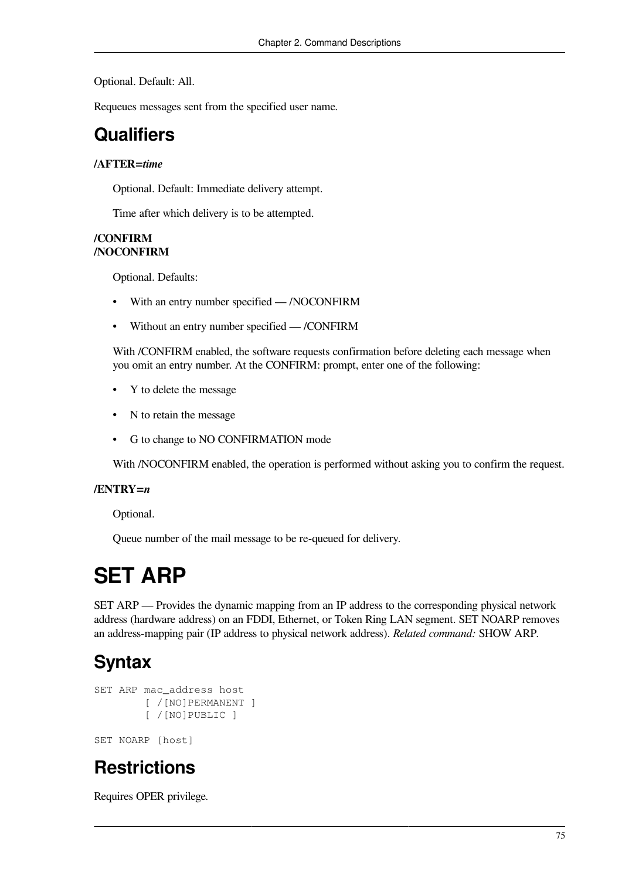Optional. Default: All.

Requeues messages sent from the specified user name.

## Qualifiers

**/AFTER=*time***

Optional. Default: Immediate delivery attempt.

Time after which delivery is to be attempted.

**/CONFIRM**
**/NOCONFIRM**

Optional. Defaults:

- With an entry number specified — /NOCONFIRM
- Without an entry number specified — /CONFIRM

With /CONFIRM enabled, the software requests confirmation before deleting each message when you omit an entry number. At the CONFIRM: prompt, enter one of the following:

- Y to delete the message
- N to retain the message
- G to change to NO CONFIRMATION mode

With /NOCONFIRM enabled, the operation is performed without asking you to confirm the request.

**/ENTRY=*n***

Optional.

Queue number of the mail message to be re-queued for delivery.

# SET ARP

SET ARP — Provides the dynamic mapping from an IP address to the corresponding physical network address (hardware address) on an FDDI, Ethernet, or Token Ring LAN segment. SET NOARP removes an address-mapping pair (IP address to physical network address). *Related command:* SHOW ARP.

## Syntax

```
SET ARP mac_address host
        [ /[NO]PERMANENT ]
        [ /[NO]PUBLIC ]

SET NOARP [host]
```

## Restrictions

Requires OPER privilege.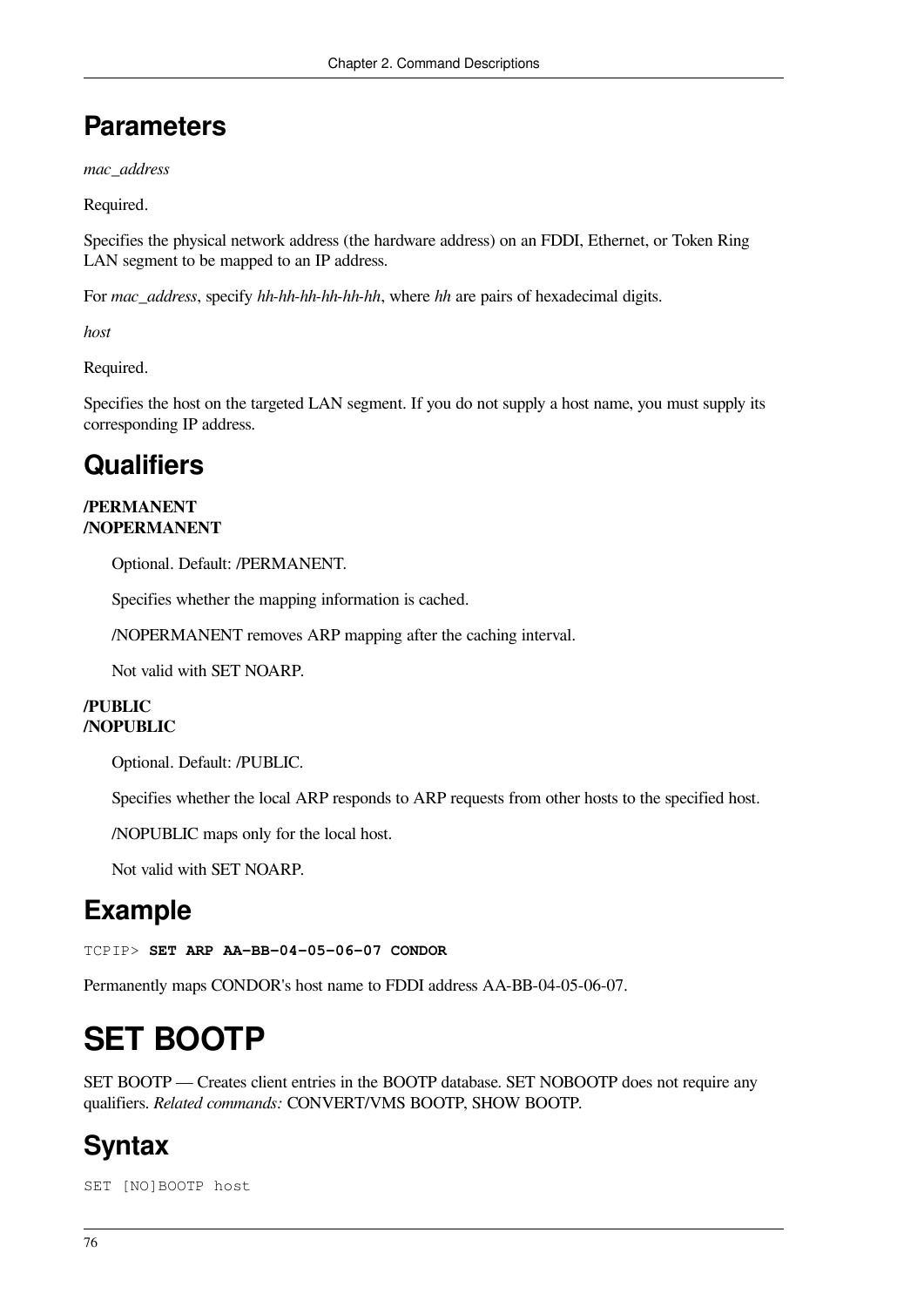## Parameters

*mac_address*

Required.

Specifies the physical network address (the hardware address) on an FDDI, Ethernet, or Token Ring LAN segment to be mapped to an IP address.

For *mac_address*, specify *hh-hh-hh-hh-hh-hh*, where *hh* are pairs of hexadecimal digits.

*host*

Required.

Specifies the host on the targeted LAN segment. If you do not supply a host name, you must supply its corresponding IP address.

## Qualifiers

**/PERMANENT**
**/NOPERMANENT**

Optional. Default: /PERMANENT.

Specifies whether the mapping information is cached.

/NOPERMANENT removes ARP mapping after the caching interval.

Not valid with SET NOARP.

**/PUBLIC**
**/NOPUBLIC**

Optional. Default: /PUBLIC.

Specifies whether the local ARP responds to ARP requests from other hosts to the specified host.

/NOPUBLIC maps only for the local host.

Not valid with SET NOARP.

## Example

```
TCPIP> SET ARP AA-BB-04-05-06-07 CONDOR
```

Permanently maps CONDOR's host name to FDDI address AA-BB-04-05-06-07.

# SET BOOTP

SET BOOTP — Creates client entries in the BOOTP database. SET NOBOOTP does not require any qualifiers. *Related commands:* CONVERT/VMS BOOTP, SHOW BOOTP.

## Syntax

```
SET [NO]BOOTP host
```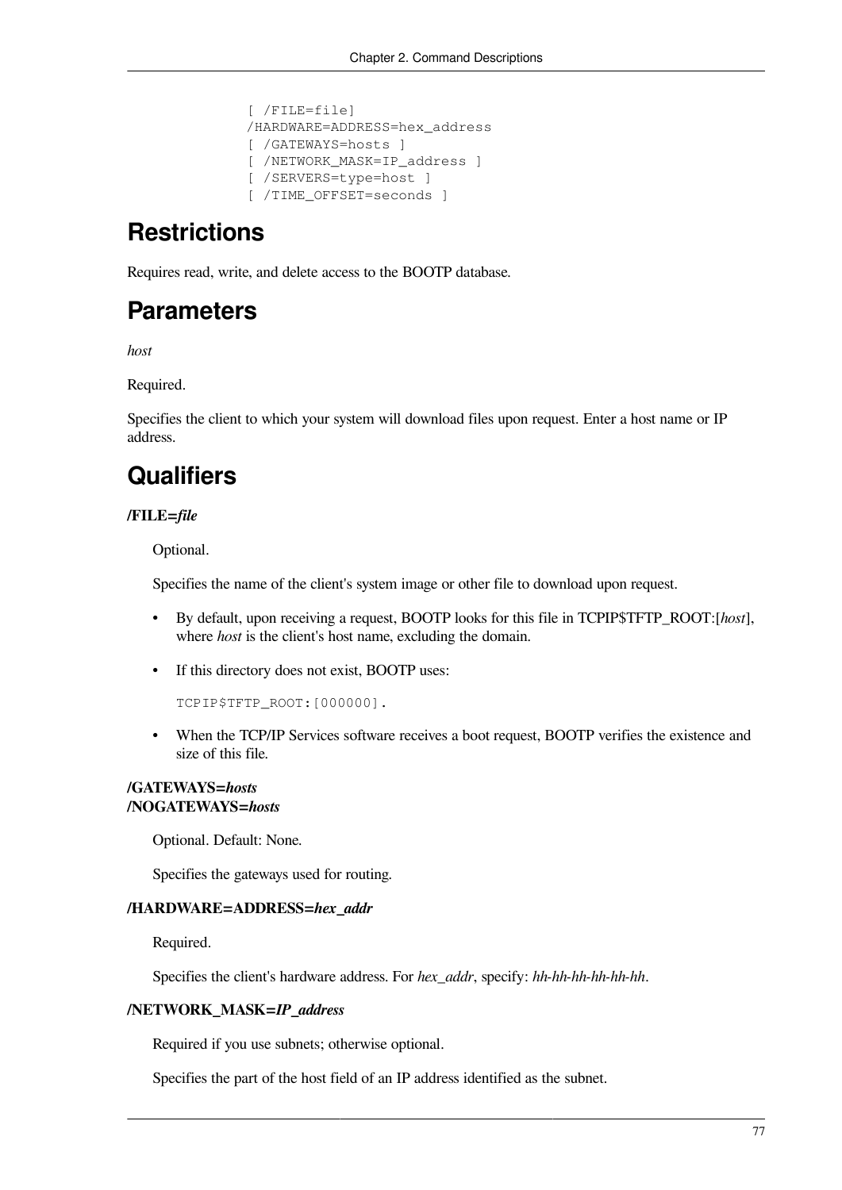```
[ /FILE=file]
/HARDWARE=ADDRESS=hex_address
[ /GATEWAYS=hosts ]
[ /NETWORK_MASK=IP_address ]
[ /SERVERS=type=host ]
[ /TIME_OFFSET=seconds ]
```

# Restrictions

Requires read, write, and delete access to the BOOTP database.

# Parameters

*host*

Required.

Specifies the client to which your system will download files upon request. Enter a host name or IP address.

# Qualifiers

**/FILE=*file***

Optional.

Specifies the name of the client's system image or other file to download upon request.

- By default, upon receiving a request, BOOTP looks for this file in TCPIP$TFTP_ROOT:[*host*], where *host* is the client's host name, excluding the domain.
- If this directory does not exist, BOOTP uses:

  ```
  TCPIP$TFTP_ROOT:[000000].
  ```

- When the TCP/IP Services software receives a boot request, BOOTP verifies the existence and size of this file.

**/GATEWAYS=*hosts***
**/NOGATEWAYS=*hosts***

Optional. Default: None.

Specifies the gateways used for routing.

**/HARDWARE=ADDRESS=*hex_addr***

Required.

Specifies the client's hardware address. For *hex_addr*, specify: *hh-hh-hh-hh-hh-hh*.

**/NETWORK_MASK=*IP_address***

Required if you use subnets; otherwise optional.

Specifies the part of the host field of an IP address identified as the subnet.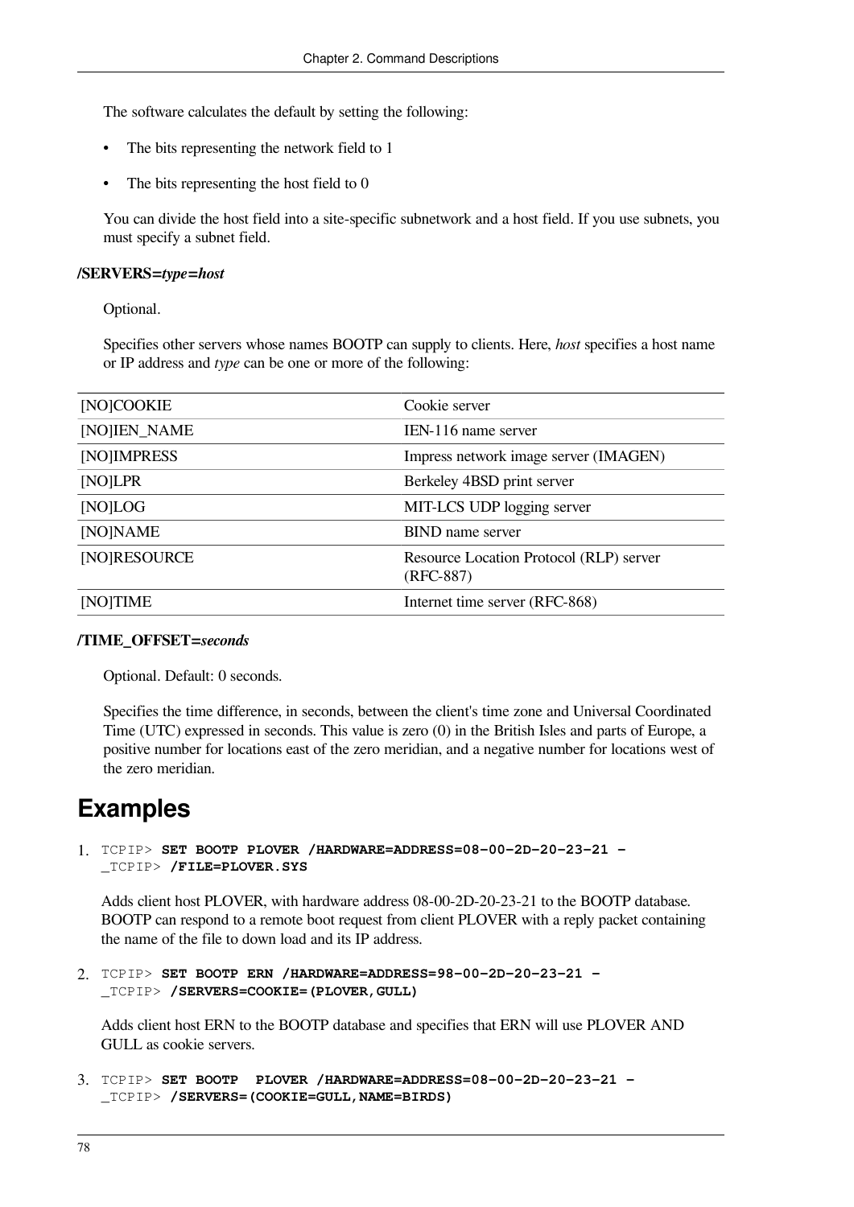The software calculates the default by setting the following:

- The bits representing the network field to 1
- The bits representing the host field to 0

You can divide the host field into a site-specific subnetwork and a host field. If you use subnets, you must specify a subnet field.

**/SERVERS=*type=host***

Optional.

Specifies other servers whose names BOOTP can supply to clients. Here, *host* specifies a host name or IP address and *type* can be one or more of the following:

| | |
|---|---|
| [NO]COOKIE | Cookie server |
| [NO]IEN_NAME | IEN-116 name server |
| [NO]IMPRESS | Impress network image server (IMAGEN) |
| [NO]LPR | Berkeley 4BSD print server |
| [NO]LOG | MIT-LCS UDP logging server |
| [NO]NAME | BIND name server |
| [NO]RESOURCE | Resource Location Protocol (RLP) server (RFC-887) |
| [NO]TIME | Internet time server (RFC-868) |

**/TIME_OFFSET=*seconds***

Optional. Default: 0 seconds.

Specifies the time difference, in seconds, between the client's time zone and Universal Coordinated Time (UTC) expressed in seconds. This value is zero (0) in the British Isles and parts of Europe, a positive number for locations east of the zero meridian, and a negative number for locations west of the zero meridian.

# Examples

1. ```
   TCPIP> SET BOOTP PLOVER /HARDWARE=ADDRESS=08-00-2D-20-23-21 -
   _TCPIP> /FILE=PLOVER.SYS
   ```

   Adds client host PLOVER, with hardware address 08-00-2D-20-23-21 to the BOOTP database. BOOTP can respond to a remote boot request from client PLOVER with a reply packet containing the name of the file to down load and its IP address.

2. ```
   TCPIP> SET BOOTP ERN /HARDWARE=ADDRESS=98-00-2D-20-23-21 -
   _TCPIP> /SERVERS=COOKIE=(PLOVER,GULL)
   ```

   Adds client host ERN to the BOOTP database and specifies that ERN will use PLOVER AND GULL as cookie servers.

3. ```
   TCPIP> SET BOOTP  PLOVER /HARDWARE=ADDRESS=08-00-2D-20-23-21 -
   _TCPIP> /SERVERS=(COOKIE=GULL,NAME=BIRDS)
   ```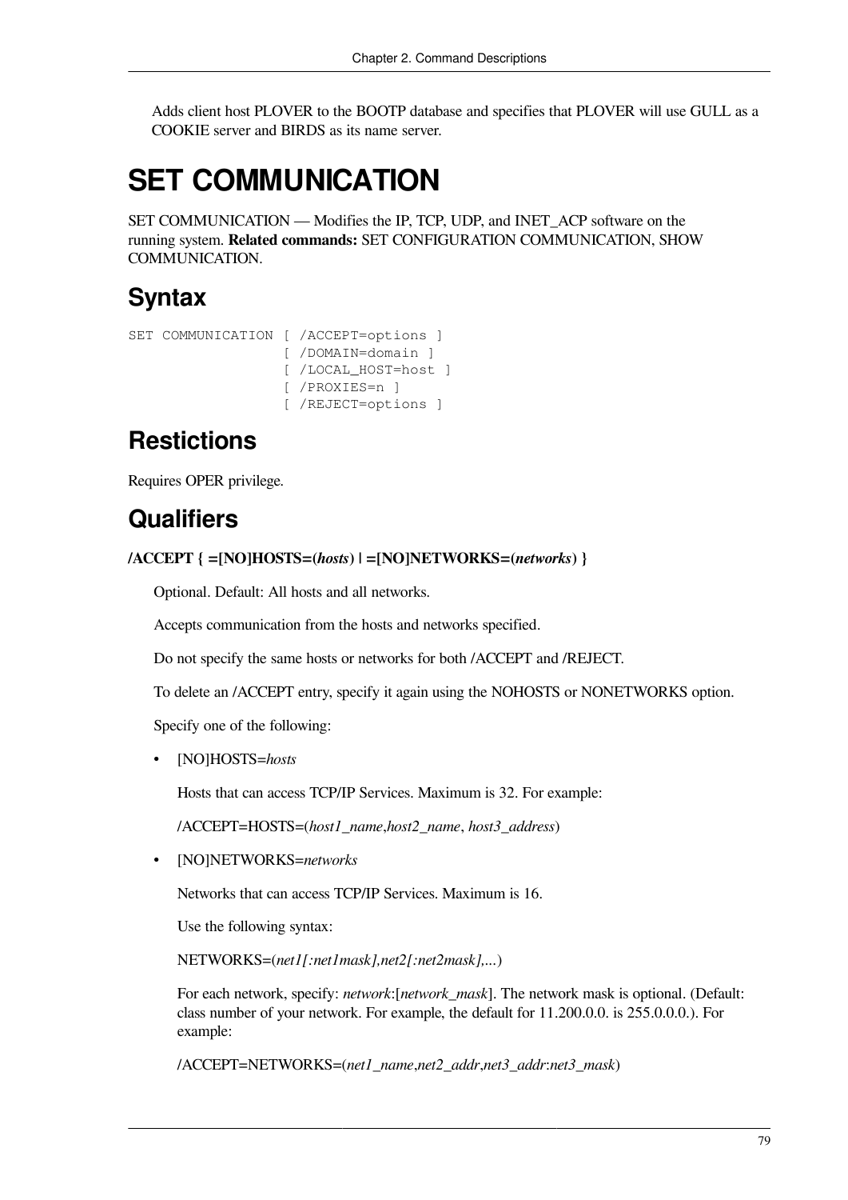Adds client host PLOVER to the BOOTP database and specifies that PLOVER will use GULL as a COOKIE server and BIRDS as its name server.

# SET COMMUNICATION

SET COMMUNICATION — Modifies the IP, TCP, UDP, and INET_ACP software on the running system. **Related commands:** SET CONFIGURATION COMMUNICATION, SHOW COMMUNICATION.

## Syntax

```
SET COMMUNICATION [ /ACCEPT=options ]
                  [ /DOMAIN=domain ]
                  [ /LOCAL_HOST=host ]
                  [ /PROXIES=n ]
                  [ /REJECT=options ]
```

## Restictions

Requires OPER privilege.

## Qualifiers

**/ACCEPT { =[NO]HOSTS=(*hosts*) | =[NO]NETWORKS=(*networks*) }**

Optional. Default: All hosts and all networks.

Accepts communication from the hosts and networks specified.

Do not specify the same hosts or networks for both /ACCEPT and /REJECT.

To delete an /ACCEPT entry, specify it again using the NOHOSTS or NONETWORKS option.

Specify one of the following:

- [NO]HOSTS=*hosts*

  Hosts that can access TCP/IP Services. Maximum is 32. For example:

  /ACCEPT=HOSTS=(*host1_name*,*host2_name*, *host3_address*)

- [NO]NETWORKS=*networks*

  Networks that can access TCP/IP Services. Maximum is 16.

  Use the following syntax:

  NETWORKS=(*net1[:net1mask],net2[:net2mask],...*)

  For each network, specify: *network*:[*network_mask*]. The network mask is optional. (Default: class number of your network. For example, the default for 11.200.0.0. is 255.0.0.0.). For example:

  /ACCEPT=NETWORKS=(*net1_name*,*net2_addr*,*net3_addr*:*net3_mask*)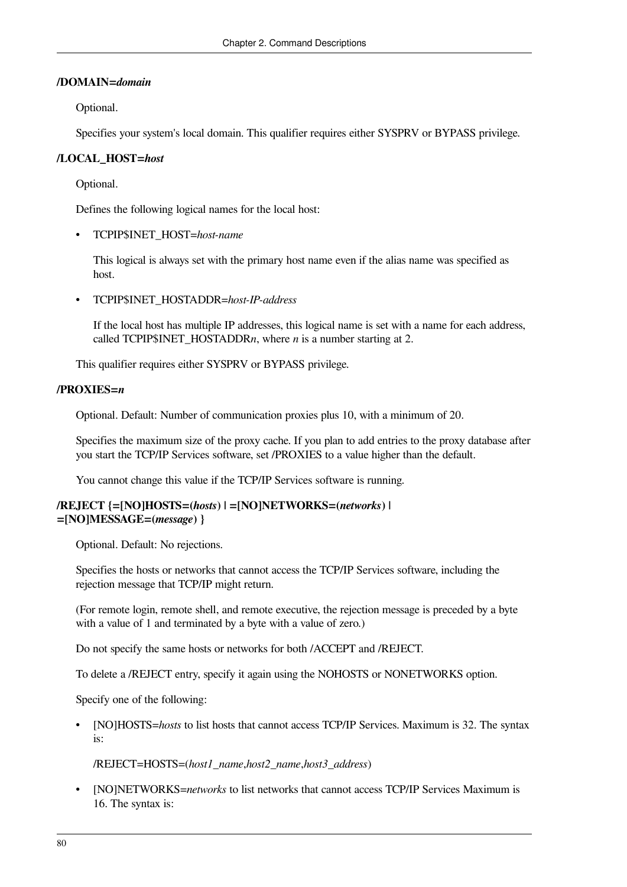**/DOMAIN=*domain***

Optional.

Specifies your system's local domain. This qualifier requires either SYSPRV or BYPASS privilege.

**/LOCAL_HOST=*host***

Optional.

Defines the following logical names for the local host:

- TCPIP$INET_HOST=*host-name*

  This logical is always set with the primary host name even if the alias name was specified as host.

- TCPIP$INET_HOSTADDR=*host-IP-address*

  If the local host has multiple IP addresses, this logical name is set with a name for each address, called TCPIP$INET_HOSTADDR*n*, where *n* is a number starting at 2.

This qualifier requires either SYSPRV or BYPASS privilege.

**/PROXIES=*n***

Optional. Default: Number of communication proxies plus 10, with a minimum of 20.

Specifies the maximum size of the proxy cache. If you plan to add entries to the proxy database after you start the TCP/IP Services software, set /PROXIES to a value higher than the default.

You cannot change this value if the TCP/IP Services software is running.

**/REJECT {=[NO]HOSTS=(*hosts*) | =[NO]NETWORKS=(*networks*) | =[NO]MESSAGE=(*message*) }**

Optional. Default: No rejections.

Specifies the hosts or networks that cannot access the TCP/IP Services software, including the rejection message that TCP/IP might return.

(For remote login, remote shell, and remote executive, the rejection message is preceded by a byte with a value of 1 and terminated by a byte with a value of zero.)

Do not specify the same hosts or networks for both /ACCEPT and /REJECT.

To delete a /REJECT entry, specify it again using the NOHOSTS or NONETWORKS option.

Specify one of the following:

- [NO]HOSTS=*hosts* to list hosts that cannot access TCP/IP Services. Maximum is 32. The syntax is:

  /REJECT=HOSTS=(*host1_name*,*host2_name*,*host3_address*)

- [NO]NETWORKS=*networks* to list networks that cannot access TCP/IP Services Maximum is 16. The syntax is: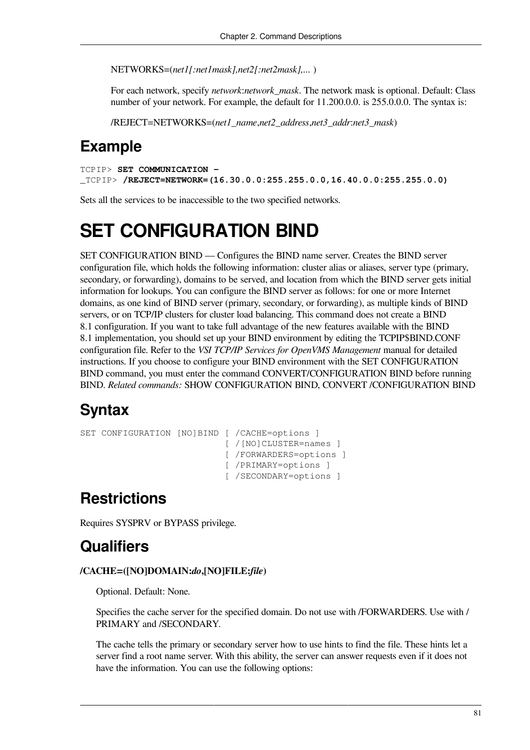NETWORKS=(*net1[:net1mask],net2[:net2mask],...* )

For each network, specify *network*:*network_mask*. The network mask is optional. Default: Class number of your network. For example, the default for 11.200.0.0. is 255.0.0.0. The syntax is:

/REJECT=NETWORKS=(*net1_name*,*net2_address*,*net3_addr*:*net3_mask*)

## Example

```
TCPIP> SET COMMUNICATION -
_TCPIP> /REJECT=NETWORK=(16.30.0.0:255.255.0.0,16.40.0.0:255.255.0.0)
```

Sets all the services to be inaccessible to the two specified networks.

# SET CONFIGURATION BIND

SET CONFIGURATION BIND — Configures the BIND name server. Creates the BIND server configuration file, which holds the following information: cluster alias or aliases, server type (primary, secondary, or forwarding), domains to be served, and location from which the BIND server gets initial information for lookups. You can configure the BIND server as follows: for one or more Internet domains, as one kind of BIND server (primary, secondary, or forwarding), as multiple kinds of BIND servers, or on TCP/IP clusters for cluster load balancing. This command does not create a BIND 8.1 configuration. If you want to take full advantage of the new features available with the BIND 8.1 implementation, you should set up your BIND environment by editing the TCPIP$BIND.CONF configuration file. Refer to the *VSI TCP/IP Services for OpenVMS Management* manual for detailed instructions. If you choose to configure your BIND environment with the SET CONFIGURATION BIND command, you must enter the command CONVERT/CONFIGURATION BIND before running BIND. *Related commands:* SHOW CONFIGURATION BIND, CONVERT /CONFIGURATION BIND

## Syntax

```
SET CONFIGURATION [NO]BIND [ /CACHE=options ]
                           [ /[NO]CLUSTER=names ]
                           [ /FORWARDERS=options ]
                           [ /PRIMARY=options ]
                           [ /SECONDARY=options ]
```

## Restrictions

Requires SYSPRV or BYPASS privilege.

## Qualifiers

**/CACHE=([NO]DOMAIN:*do*,[NO]FILE:*file*)**

Optional. Default: None.

Specifies the cache server for the specified domain. Do not use with /FORWARDERS. Use with /PRIMARY and /SECONDARY.

The cache tells the primary or secondary server how to use hints to find the file. These hints let a server find a root name server. With this ability, the server can answer requests even if it does not have the information. You can use the following options: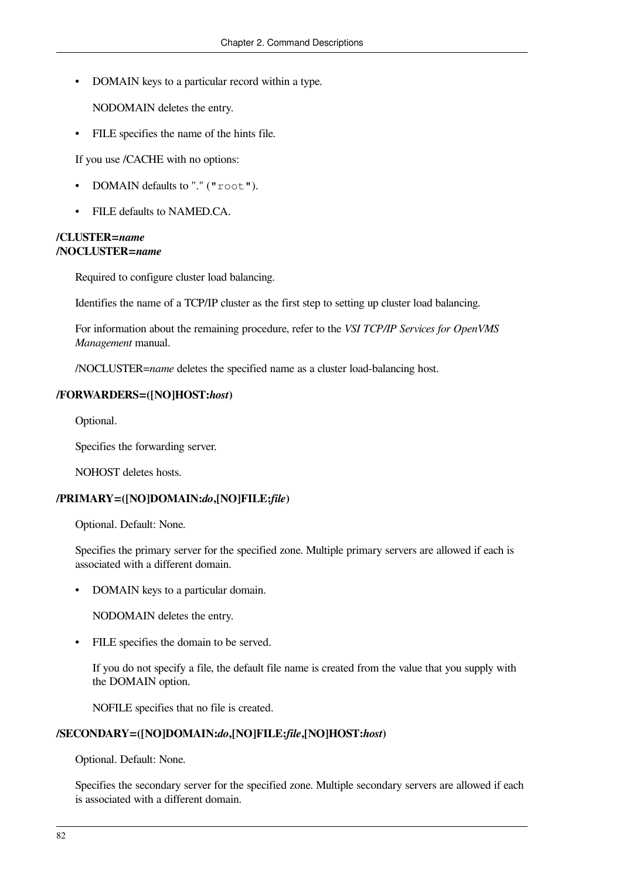- DOMAIN keys to a particular record within a type.

  NODOMAIN deletes the entry.

- FILE specifies the name of the hints file.

If you use /CACHE with no options:

- DOMAIN defaults to "." (`"root"`).
- FILE defaults to NAMED.CA.

**/CLUSTER=*name***
**/NOCLUSTER=*name***

Required to configure cluster load balancing.

Identifies the name of a TCP/IP cluster as the first step to setting up cluster load balancing.

For information about the remaining procedure, refer to the *VSI TCP/IP Services for OpenVMS Management* manual.

/NOCLUSTER=*name* deletes the specified name as a cluster load-balancing host.

**/FORWARDERS=([NO]HOST:*host*)**

Optional.

Specifies the forwarding server.

NOHOST deletes hosts.

**/PRIMARY=([NO]DOMAIN:*do*,[NO]FILE:*file*)**

Optional. Default: None.

Specifies the primary server for the specified zone. Multiple primary servers are allowed if each is associated with a different domain.

- DOMAIN keys to a particular domain.

  NODOMAIN deletes the entry.

- FILE specifies the domain to be served.

  If you do not specify a file, the default file name is created from the value that you supply with the DOMAIN option.

  NOFILE specifies that no file is created.

**/SECONDARY=([NO]DOMAIN:*do*,[NO]FILE:*file*,[NO]HOST:*host*)**

Optional. Default: None.

Specifies the secondary server for the specified zone. Multiple secondary servers are allowed if each is associated with a different domain.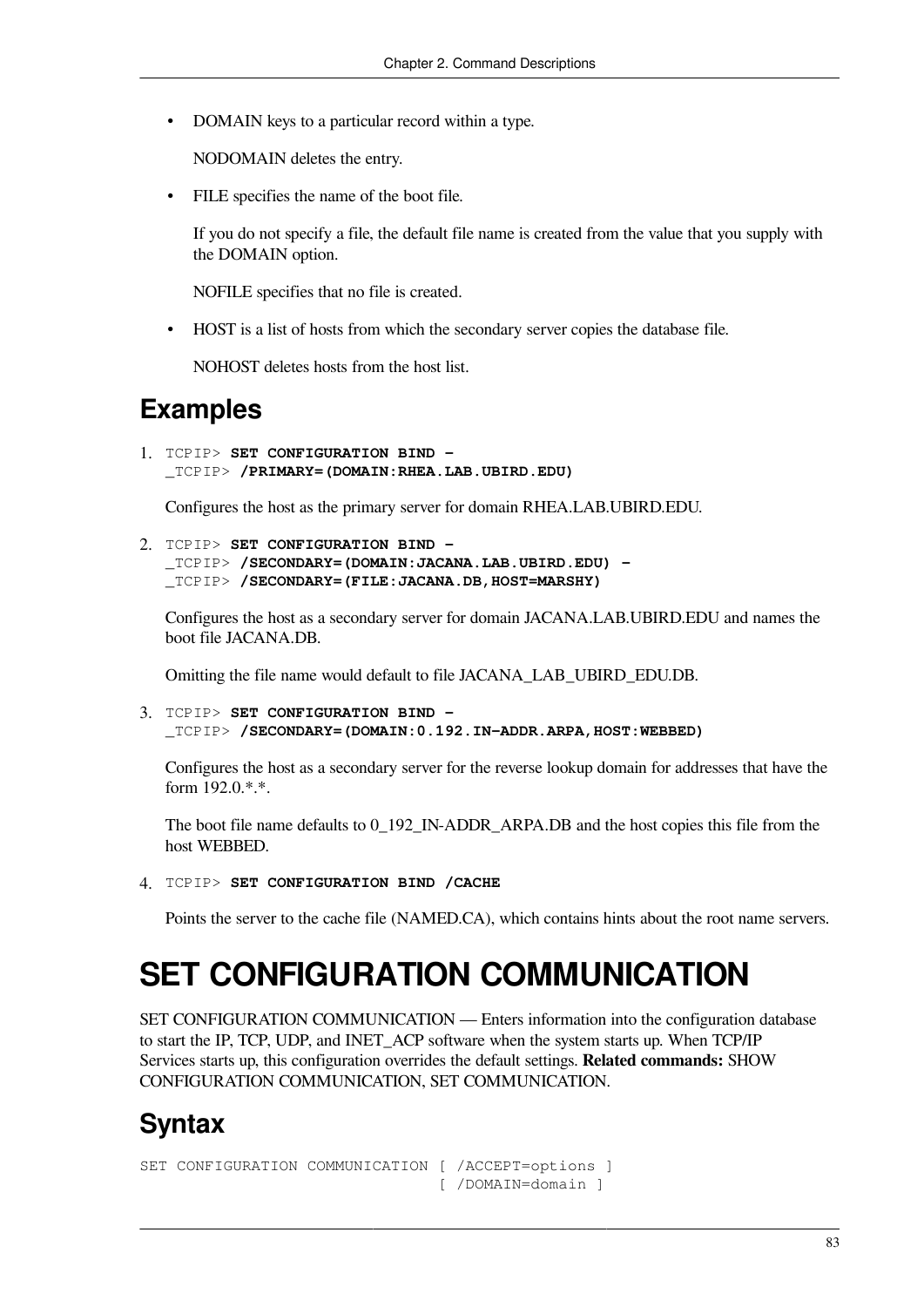- DOMAIN keys to a particular record within a type.

  NODOMAIN deletes the entry.

- FILE specifies the name of the boot file.

  If you do not specify a file, the default file name is created from the value that you supply with the DOMAIN option.

  NOFILE specifies that no file is created.

- HOST is a list of hosts from which the secondary server copies the database file.

  NOHOST deletes hosts from the host list.

## Examples

1. ```
   TCPIP> SET CONFIGURATION BIND -
   _TCPIP> /PRIMARY=(DOMAIN:RHEA.LAB.UBIRD.EDU)
   ```

   Configures the host as the primary server for domain RHEA.LAB.UBIRD.EDU.

2. ```
   TCPIP> SET CONFIGURATION BIND -
   _TCPIP> /SECONDARY=(DOMAIN:JACANA.LAB.UBIRD.EDU) -
   _TCPIP> /SECONDARY=(FILE:JACANA.DB,HOST=MARSHY)
   ```

   Configures the host as a secondary server for domain JACANA.LAB.UBIRD.EDU and names the boot file JACANA.DB.

   Omitting the file name would default to file JACANA_LAB_UBIRD_EDU.DB.

3. ```
   TCPIP> SET CONFIGURATION BIND -
   _TCPIP> /SECONDARY=(DOMAIN:0.192.IN-ADDR.ARPA,HOST:WEBBED)
   ```

   Configures the host as a secondary server for the reverse lookup domain for addresses that have the form 192.0.*.*.

   The boot file name defaults to 0_192_IN-ADDR_ARPA.DB and the host copies this file from the host WEBBED.

4. ```
   TCPIP> SET CONFIGURATION BIND /CACHE
   ```

   Points the server to the cache file (NAMED.CA), which contains hints about the root name servers.

# SET CONFIGURATION COMMUNICATION

SET CONFIGURATION COMMUNICATION — Enters information into the configuration database to start the IP, TCP, UDP, and INET_ACP software when the system starts up. When TCP/IP Services starts up, this configuration overrides the default settings. **Related commands:** SHOW CONFIGURATION COMMUNICATION, SET COMMUNICATION.

## Syntax

```
SET CONFIGURATION COMMUNICATION [ /ACCEPT=options ]
                                [ /DOMAIN=domain ]
```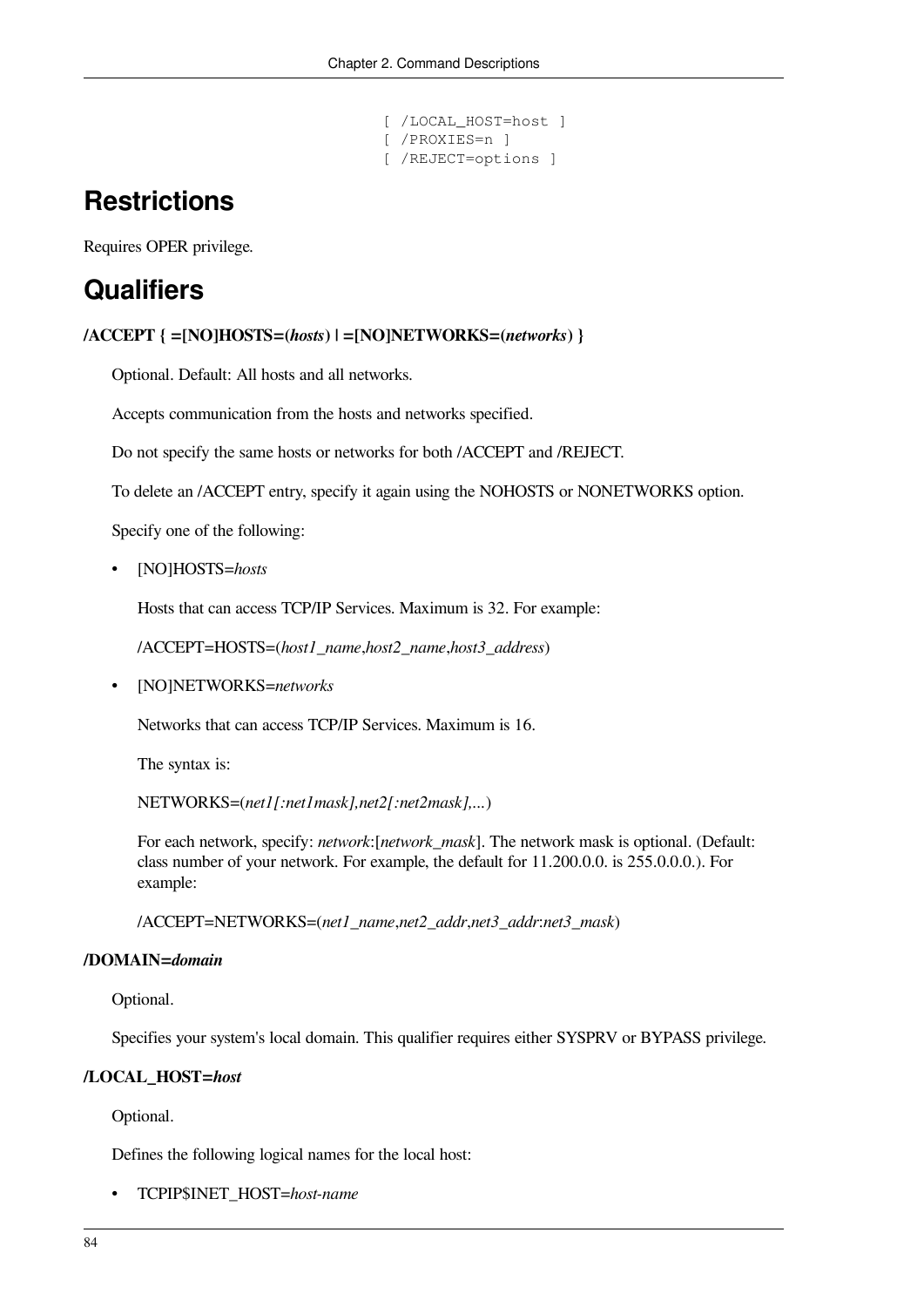```
[ /LOCAL_HOST=host ]
[ /PROXIES=n ]
[ /REJECT=options ]
```

## Restrictions

Requires OPER privilege.

## Qualifiers

**/ACCEPT { =[NO]HOSTS=(*hosts*) | =[NO]NETWORKS=(*networks*) }**

Optional. Default: All hosts and all networks.

Accepts communication from the hosts and networks specified.

Do not specify the same hosts or networks for both /ACCEPT and /REJECT.

To delete an /ACCEPT entry, specify it again using the NOHOSTS or NONETWORKS option.

Specify one of the following:

- [NO]HOSTS=*hosts*

  Hosts that can access TCP/IP Services. Maximum is 32. For example:

  /ACCEPT=HOSTS=(*host1_name*,*host2_name*,*host3_address*)

- [NO]NETWORKS=*networks*

  Networks that can access TCP/IP Services. Maximum is 16.

  The syntax is:

  NETWORKS=(*net1[:net1mask],net2[:net2mask],...*)

  For each network, specify: *network*:[*network_mask*]. The network mask is optional. (Default: class number of your network. For example, the default for 11.200.0.0. is 255.0.0.0.). For example:

  /ACCEPT=NETWORKS=(*net1_name*,*net2_addr*,*net3_addr*:*net3_mask*)

**/DOMAIN=*domain***

Optional.

Specifies your system's local domain. This qualifier requires either SYSPRV or BYPASS privilege.

**/LOCAL_HOST=*host***

Optional.

Defines the following logical names for the local host:

- TCPIP$INET_HOST=*host-name*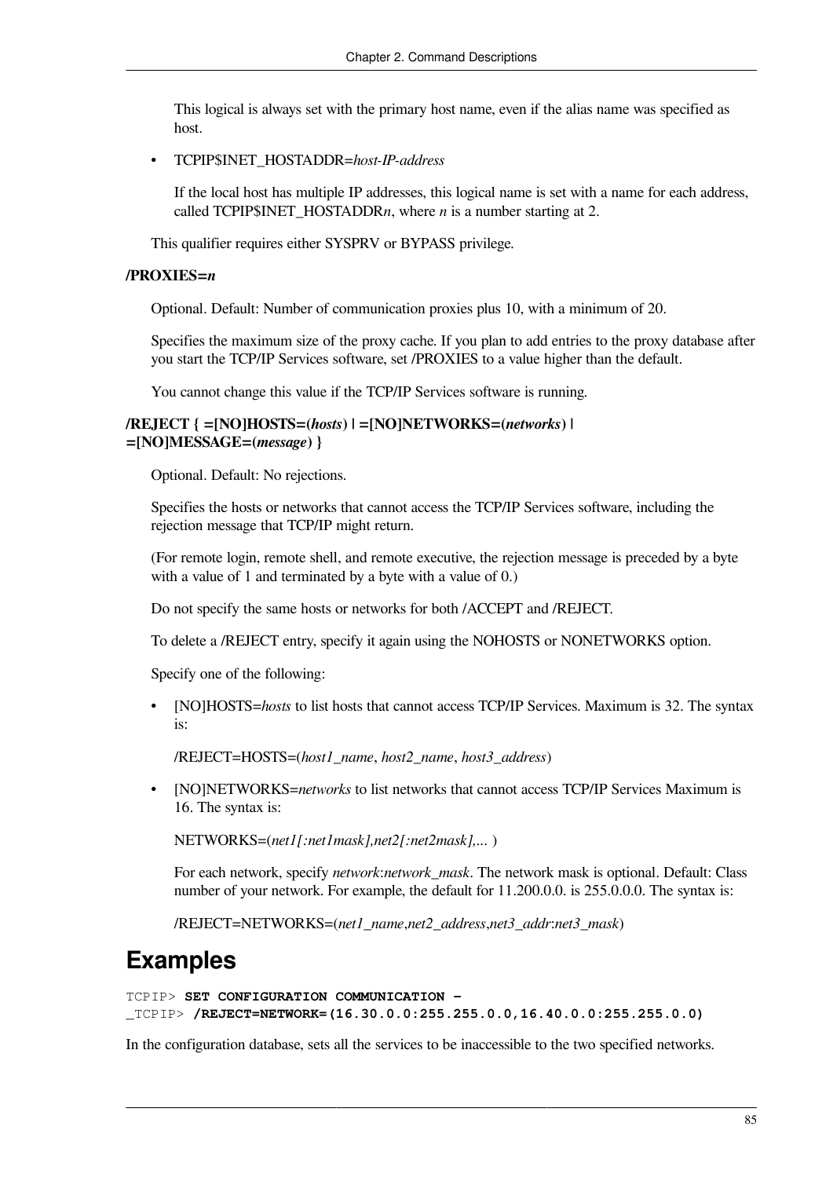This logical is always set with the primary host name, even if the alias name was specified as host.

- TCPIP$INET_HOSTADDR=*host-IP-address*

  If the local host has multiple IP addresses, this logical name is set with a name for each address, called TCPIP$INET_HOSTADDR*n*, where *n* is a number starting at 2.

This qualifier requires either SYSPRV or BYPASS privilege.

**/PROXIES=*n***

Optional. Default: Number of communication proxies plus 10, with a minimum of 20.

Specifies the maximum size of the proxy cache. If you plan to add entries to the proxy database after you start the TCP/IP Services software, set /PROXIES to a value higher than the default.

You cannot change this value if the TCP/IP Services software is running.

**/REJECT { =[NO]HOSTS=(*hosts*) | =[NO]NETWORKS=(*networks*) | =[NO]MESSAGE=(*message*) }**

Optional. Default: No rejections.

Specifies the hosts or networks that cannot access the TCP/IP Services software, including the rejection message that TCP/IP might return.

(For remote login, remote shell, and remote executive, the rejection message is preceded by a byte with a value of 1 and terminated by a byte with a value of 0.)

Do not specify the same hosts or networks for both /ACCEPT and /REJECT.

To delete a /REJECT entry, specify it again using the NOHOSTS or NONETWORKS option.

Specify one of the following:

- [NO]HOSTS=*hosts* to list hosts that cannot access TCP/IP Services. Maximum is 32. The syntax is:

  /REJECT=HOSTS=(*host1_name*, *host2_name*, *host3_address*)

- [NO]NETWORKS=*networks* to list networks that cannot access TCP/IP Services Maximum is 16. The syntax is:

  NETWORKS=(*net1[:net1mask],net2[:net2mask],...* )

  For each network, specify *network*:*network_mask*. The network mask is optional. Default: Class number of your network. For example, the default for 11.200.0.0. is 255.0.0.0. The syntax is:

  /REJECT=NETWORKS=(*net1_name*,*net2_address*,*net3_addr*:*net3_mask*)

# Examples

```
TCPIP> SET CONFIGURATION COMMUNICATION -
_TCPIP> /REJECT=NETWORK=(16.30.0.0:255.255.0.0,16.40.0.0:255.255.0.0)
```

In the configuration database, sets all the services to be inaccessible to the two specified networks.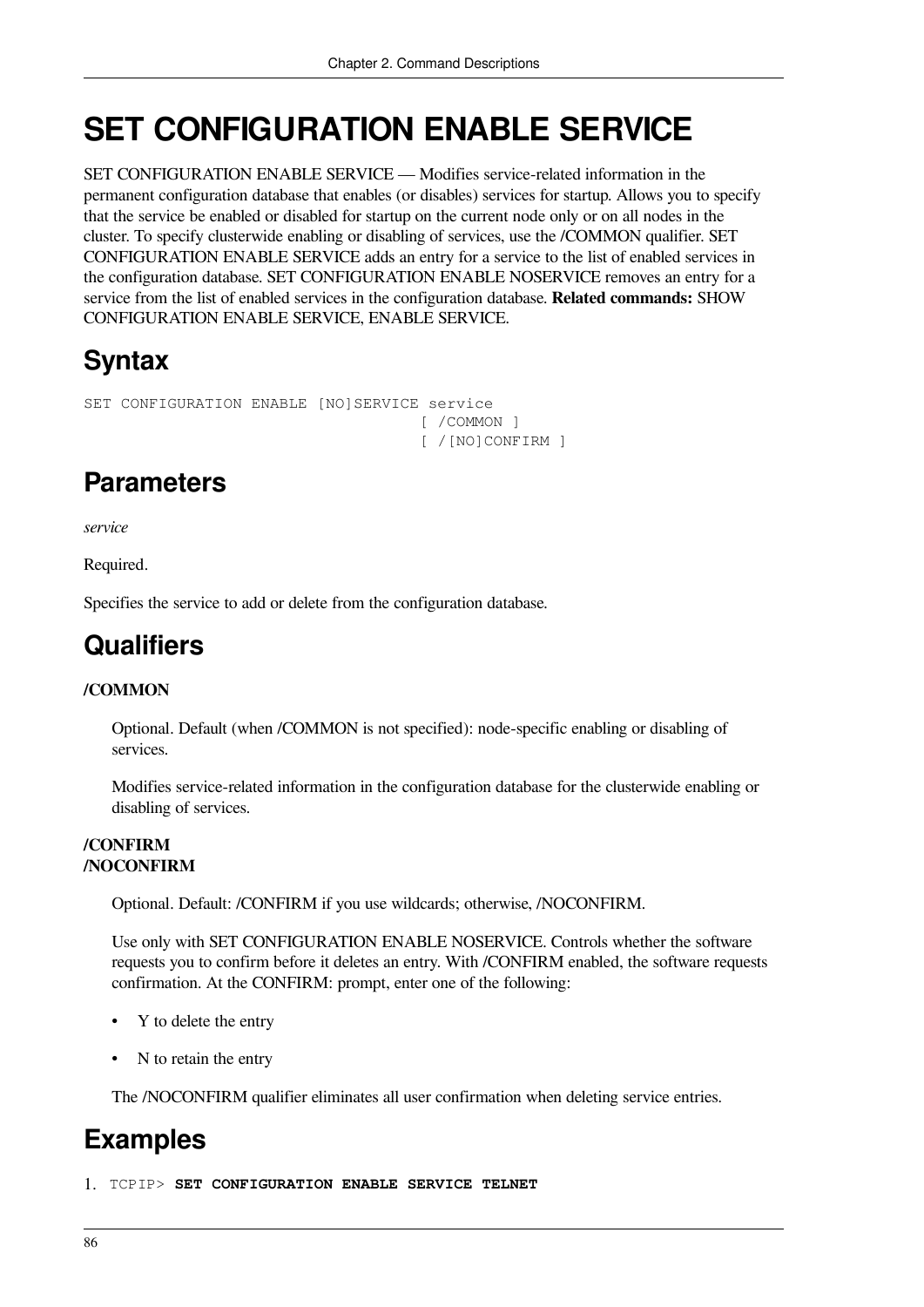# SET CONFIGURATION ENABLE SERVICE

SET CONFIGURATION ENABLE SERVICE — Modifies service-related information in the permanent configuration database that enables (or disables) services for startup. Allows you to specify that the service be enabled or disabled for startup on the current node only or on all nodes in the cluster. To specify clusterwide enabling or disabling of services, use the /COMMON qualifier. SET CONFIGURATION ENABLE SERVICE adds an entry for a service to the list of enabled services in the configuration database. SET CONFIGURATION ENABLE NOSERVICE removes an entry for a service from the list of enabled services in the configuration database. **Related commands:** SHOW CONFIGURATION ENABLE SERVICE, ENABLE SERVICE.

## Syntax

```
SET CONFIGURATION ENABLE [NO]SERVICE service
                                    [ /COMMON ]
                                    [ /[NO]CONFIRM ]
```

## Parameters

*service*

Required.

Specifies the service to add or delete from the configuration database.

## Qualifiers

**/COMMON**

Optional. Default (when /COMMON is not specified): node-specific enabling or disabling of services.

Modifies service-related information in the configuration database for the clusterwide enabling or disabling of services.

**/CONFIRM**
**/NOCONFIRM**

Optional. Default: /CONFIRM if you use wildcards; otherwise, /NOCONFIRM.

Use only with SET CONFIGURATION ENABLE NOSERVICE. Controls whether the software requests you to confirm before it deletes an entry. With /CONFIRM enabled, the software requests confirmation. At the CONFIRM: prompt, enter one of the following:

- Y to delete the entry
- N to retain the entry

The /NOCONFIRM qualifier eliminates all user confirmation when deleting service entries.

## Examples

1. 
```
TCPIP> SET CONFIGURATION ENABLE SERVICE TELNET
```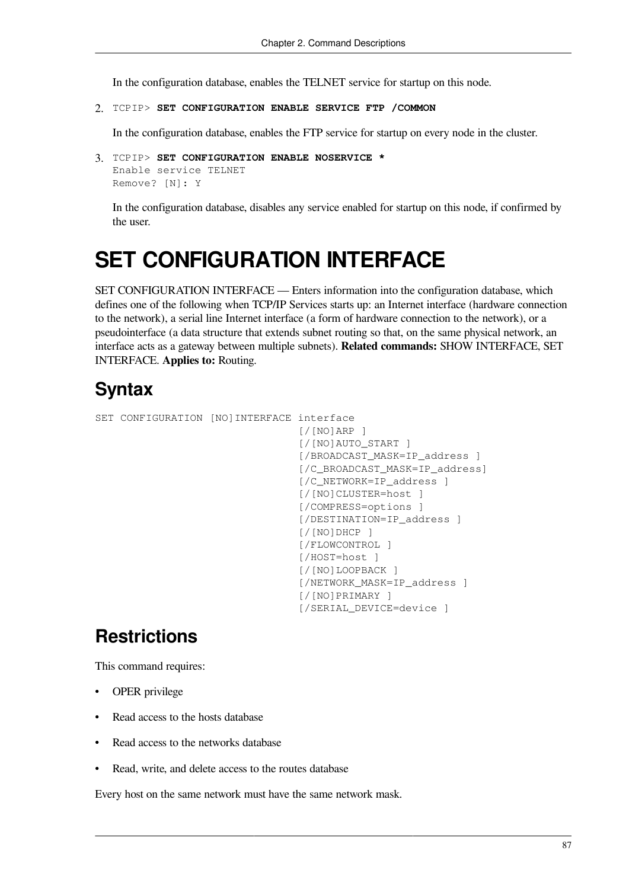In the configuration database, enables the TELNET service for startup on this node.

2. TCPIP> **SET CONFIGURATION ENABLE SERVICE FTP /COMMON**

   In the configuration database, enables the FTP service for startup on every node in the cluster.

3. ```
   TCPIP> SET CONFIGURATION ENABLE NOSERVICE *
   Enable service TELNET
   Remove? [N]: Y
   ```

   In the configuration database, disables any service enabled for startup on this node, if confirmed by the user.

# SET CONFIGURATION INTERFACE

SET CONFIGURATION INTERFACE — Enters information into the configuration database, which defines one of the following when TCP/IP Services starts up: an Internet interface (hardware connection to the network), a serial line Internet interface (a form of hardware connection to the network), or a pseudointerface (a data structure that extends subnet routing so that, on the same physical network, an interface acts as a gateway between multiple subnets). **Related commands:** SHOW INTERFACE, SET INTERFACE. **Applies to:** Routing.

## Syntax

```
SET CONFIGURATION [NO]INTERFACE interface
                                [/[NO]ARP ]
                                [/[NO]AUTO_START ]
                                [/BROADCAST_MASK=IP_address ]
                                [/C_BROADCAST_MASK=IP_address]
                                [/C_NETWORK=IP_address ]
                                [/[NO]CLUSTER=host ]
                                [/COMPRESS=options ]
                                [/DESTINATION=IP_address ]
                                [/[NO]DHCP ]
                                [/FLOWCONTROL ]
                                [/HOST=host ]
                                [/[NO]LOOPBACK ]
                                [/NETWORK_MASK=IP_address ]
                                [/[NO]PRIMARY ]
                                [/SERIAL_DEVICE=device ]
```

## Restrictions

This command requires:

- OPER privilege
- Read access to the hosts database
- Read access to the networks database
- Read, write, and delete access to the routes database

Every host on the same network must have the same network mask.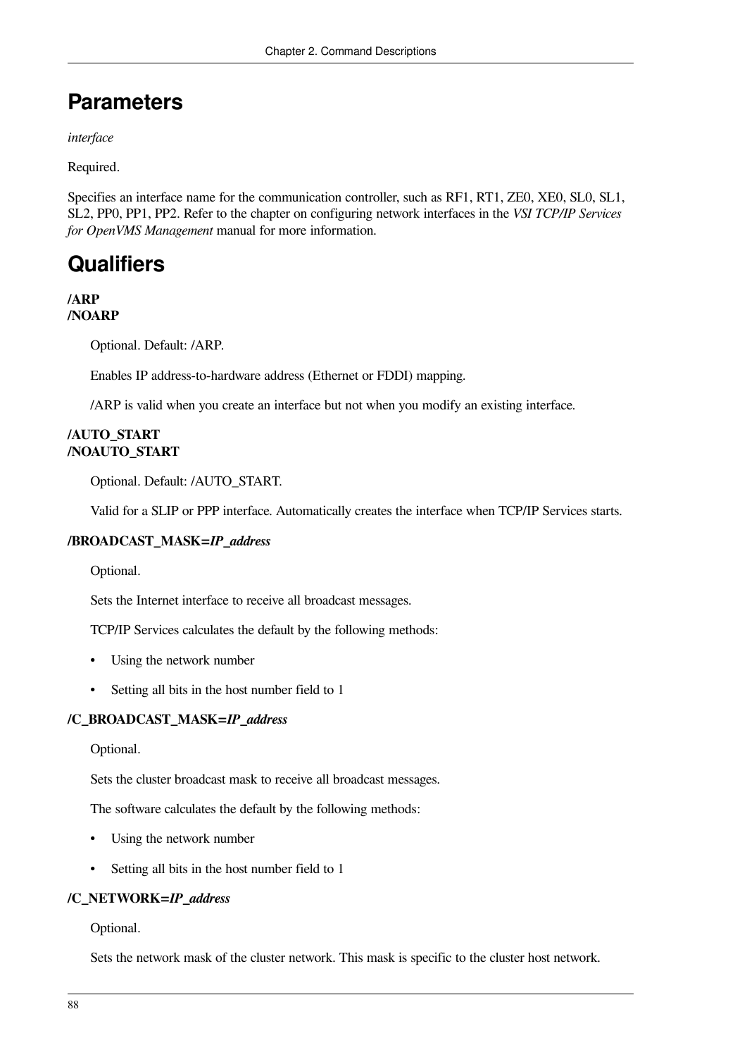# Parameters

*interface*

Required.

Specifies an interface name for the communication controller, such as RF1, RT1, ZE0, XE0, SL0, SL1, SL2, PP0, PP1, PP2. Refer to the chapter on configuring network interfaces in the *VSI TCP/IP Services for OpenVMS Management* manual for more information.

# Qualifiers

**/ARP**
**/NOARP**

Optional. Default: /ARP.

Enables IP address-to-hardware address (Ethernet or FDDI) mapping.

/ARP is valid when you create an interface but not when you modify an existing interface.

**/AUTO_START**
**/NOAUTO_START**

Optional. Default: /AUTO_START.

Valid for a SLIP or PPP interface. Automatically creates the interface when TCP/IP Services starts.

**/BROADCAST_MASK=*IP_address***

Optional.

Sets the Internet interface to receive all broadcast messages.

TCP/IP Services calculates the default by the following methods:

- Using the network number
- Setting all bits in the host number field to 1

**/C_BROADCAST_MASK=*IP_address***

Optional.

Sets the cluster broadcast mask to receive all broadcast messages.

The software calculates the default by the following methods:

- Using the network number
- Setting all bits in the host number field to 1

**/C_NETWORK=*IP_address***

Optional.

Sets the network mask of the cluster network. This mask is specific to the cluster host network.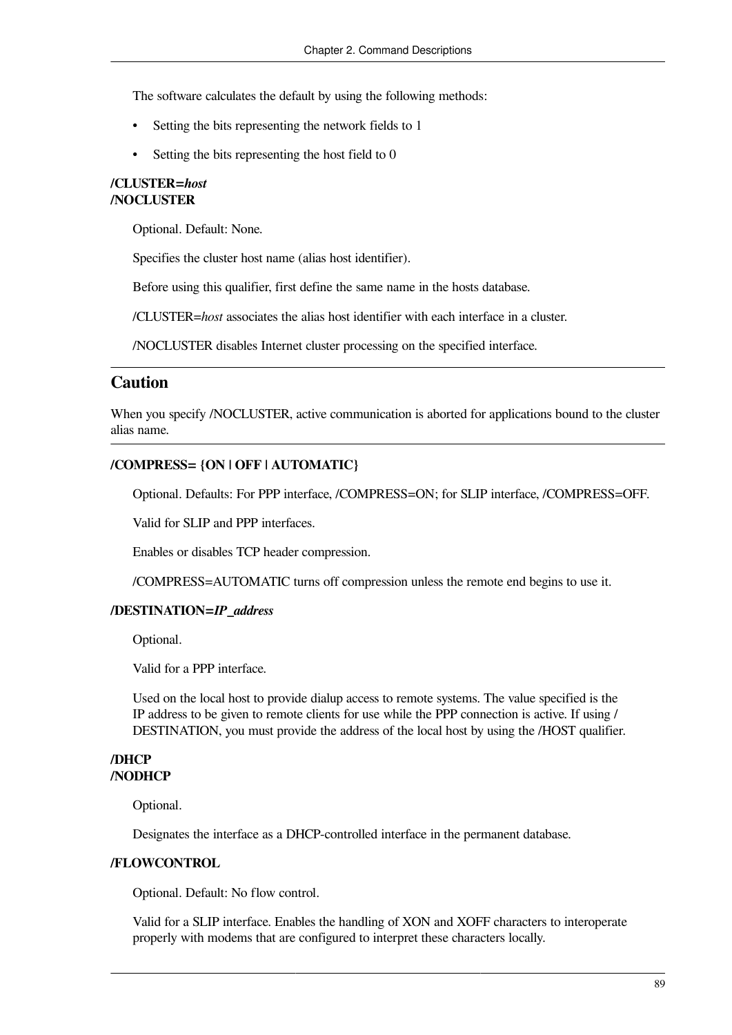The software calculates the default by using the following methods:

- Setting the bits representing the network fields to 1
- Setting the bits representing the host field to 0

**/CLUSTER=*host***
**/NOCLUSTER**

Optional. Default: None.

Specifies the cluster host name (alias host identifier).

Before using this qualifier, first define the same name in the hosts database.

/CLUSTER=*host* associates the alias host identifier with each interface in a cluster.

/NOCLUSTER disables Internet cluster processing on the specified interface.

## Caution

When you specify /NOCLUSTER, active communication is aborted for applications bound to the cluster alias name.

**/COMPRESS= {ON | OFF | AUTOMATIC}**

Optional. Defaults: For PPP interface, /COMPRESS=ON; for SLIP interface, /COMPRESS=OFF.

Valid for SLIP and PPP interfaces.

Enables or disables TCP header compression.

/COMPRESS=AUTOMATIC turns off compression unless the remote end begins to use it.

**/DESTINATION=*IP_address***

Optional.

Valid for a PPP interface.

Used on the local host to provide dialup access to remote systems. The value specified is the IP address to be given to remote clients for use while the PPP connection is active. If using /DESTINATION, you must provide the address of the local host by using the /HOST qualifier.

**/DHCP**
**/NODHCP**

Optional.

Designates the interface as a DHCP-controlled interface in the permanent database.

**/FLOWCONTROL**

Optional. Default: No flow control.

Valid for a SLIP interface. Enables the handling of XON and XOFF characters to interoperate properly with modems that are configured to interpret these characters locally.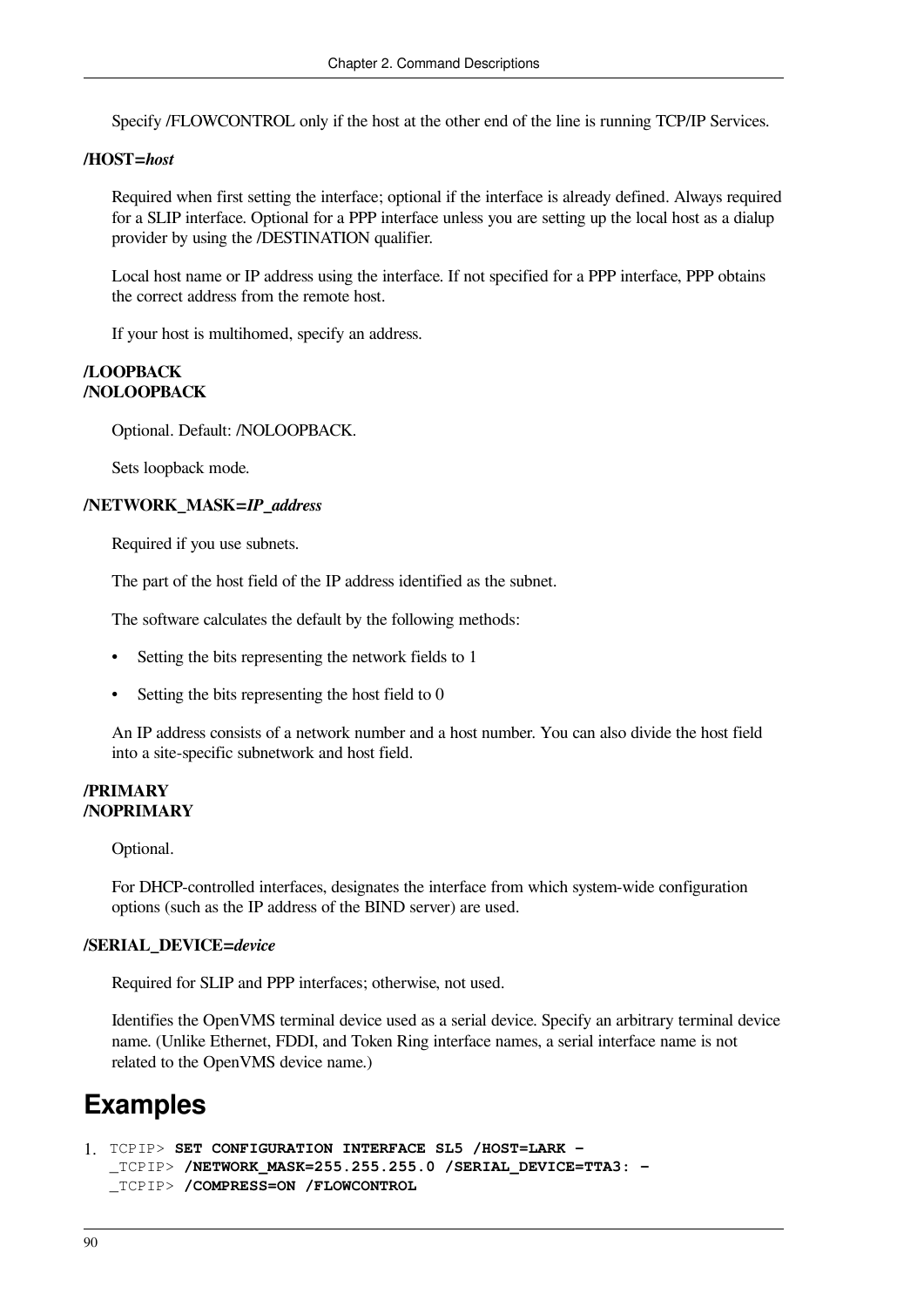Specify /FLOWCONTROL only if the host at the other end of the line is running TCP/IP Services.

**/HOST=*host***

Required when first setting the interface; optional if the interface is already defined. Always required for a SLIP interface. Optional for a PPP interface unless you are setting up the local host as a dialup provider by using the /DESTINATION qualifier.

Local host name or IP address using the interface. If not specified for a PPP interface, PPP obtains the correct address from the remote host.

If your host is multihomed, specify an address.

**/LOOPBACK**
**/NOLOOPBACK**

Optional. Default: /NOLOOPBACK.

Sets loopback mode.

**/NETWORK_MASK=*IP_address***

Required if you use subnets.

The part of the host field of the IP address identified as the subnet.

The software calculates the default by the following methods:

- Setting the bits representing the network fields to 1
- Setting the bits representing the host field to 0

An IP address consists of a network number and a host number. You can also divide the host field into a site-specific subnetwork and host field.

**/PRIMARY**
**/NOPRIMARY**

Optional.

For DHCP-controlled interfaces, designates the interface from which system-wide configuration options (such as the IP address of the BIND server) are used.

**/SERIAL_DEVICE=*device***

Required for SLIP and PPP interfaces; otherwise, not used.

Identifies the OpenVMS terminal device used as a serial device. Specify an arbitrary terminal device name. (Unlike Ethernet, FDDI, and Token Ring interface names, a serial interface name is not related to the OpenVMS device name.)

## Examples

1.
```
TCPIP> SET CONFIGURATION INTERFACE SL5 /HOST=LARK -
_TCPIP> /NETWORK_MASK=255.255.255.0 /SERIAL_DEVICE=TTA3: -
_TCPIP> /COMPRESS=ON /FLOWCONTROL
```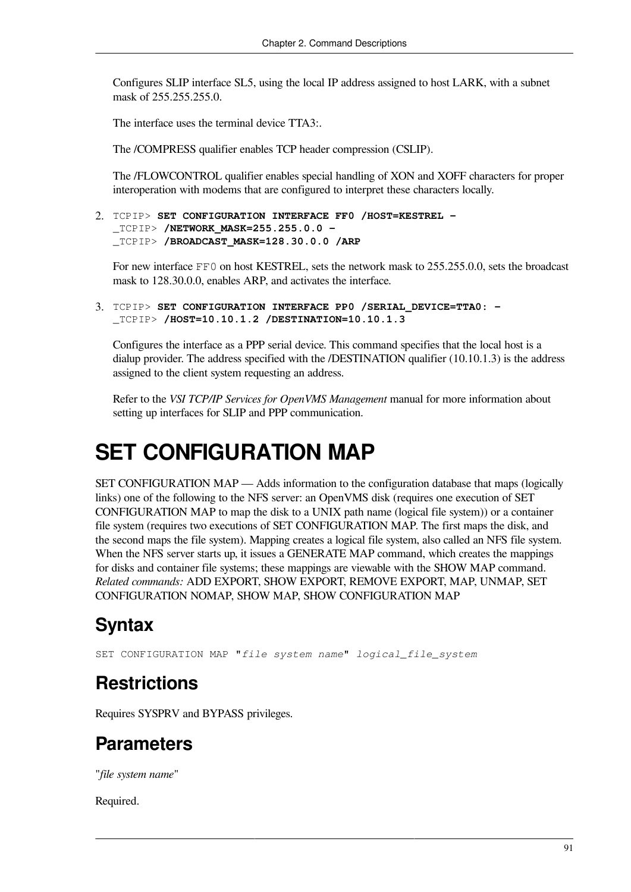Configures SLIP interface SL5, using the local IP address assigned to host LARK, with a subnet mask of 255.255.255.0.

The interface uses the terminal device TTA3:.

The /COMPRESS qualifier enables TCP header compression (CSLIP).

The /FLOWCONTROL qualifier enables special handling of XON and XOFF characters for proper interoperation with modems that are configured to interpret these characters locally.

2. 
```
TCPIP> SET CONFIGURATION INTERFACE FF0 /HOST=KESTREL -
_TCPIP> /NETWORK_MASK=255.255.0.0 -
_TCPIP> /BROADCAST_MASK=128.30.0.0 /ARP
```

   For new interface `FF0` on host KESTREL, sets the network mask to 255.255.0.0, sets the broadcast mask to 128.30.0.0, enables ARP, and activates the interface.

3. 
```
TCPIP> SET CONFIGURATION INTERFACE PP0 /SERIAL_DEVICE=TTA0: -
_TCPIP> /HOST=10.10.1.2 /DESTINATION=10.10.1.3
```

   Configures the interface as a PPP serial device. This command specifies that the local host is a dialup provider. The address specified with the /DESTINATION qualifier (10.10.1.3) is the address assigned to the client system requesting an address.

   Refer to the *VSI TCP/IP Services for OpenVMS Management* manual for more information about setting up interfaces for SLIP and PPP communication.

# SET CONFIGURATION MAP

SET CONFIGURATION MAP — Adds information to the configuration database that maps (logically links) one of the following to the NFS server: an OpenVMS disk (requires one execution of SET CONFIGURATION MAP to map the disk to a UNIX path name (logical file system)) or a container file system (requires two executions of SET CONFIGURATION MAP. The first maps the disk, and the second maps the file system). Mapping creates a logical file system, also called an NFS file system. When the NFS server starts up, it issues a GENERATE MAP command, which creates the mappings for disks and container file systems; these mappings are viewable with the SHOW MAP command. *Related commands:* ADD EXPORT, SHOW EXPORT, REMOVE EXPORT, MAP, UNMAP, SET CONFIGURATION NOMAP, SHOW MAP, SHOW CONFIGURATION MAP

## Syntax

```
SET CONFIGURATION MAP "file system name" logical_file_system
```

## Restrictions

Requires SYSPRV and BYPASS privileges.

## Parameters

"*file system name*"

Required.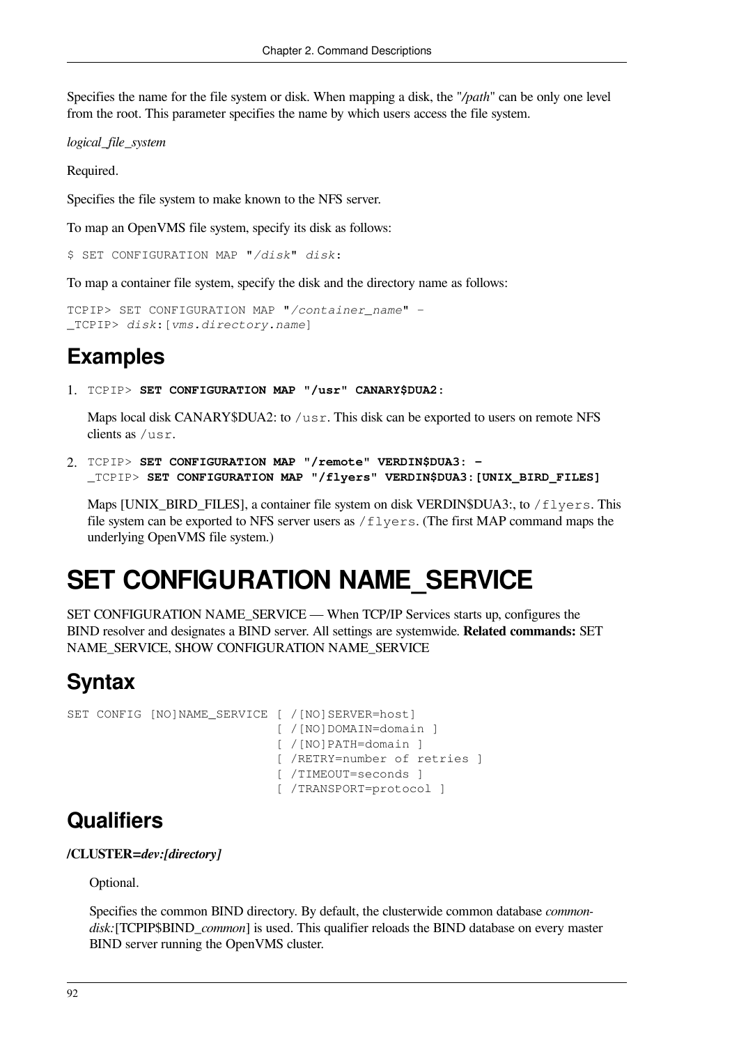Specifies the name for the file system or disk. When mapping a disk, the "*/path*" can be only one level from the root. This parameter specifies the name by which users access the file system.

*logical_file_system*

Required.

Specifies the file system to make known to the NFS server.

To map an OpenVMS file system, specify its disk as follows:

```
$ SET CONFIGURATION MAP "/disk" disk:
```

To map a container file system, specify the disk and the directory name as follows:

```
TCPIP> SET CONFIGURATION MAP "/container_name" -
_TCPIP> disk:[vms.directory.name]
```

## Examples

1. `TCPIP>` **`SET CONFIGURATION MAP "/usr" CANARY$DUA2:`**

   Maps local disk CANARY$DUA2: to `/usr`. This disk can be exported to users on remote NFS clients as `/usr`.

2. `TCPIP>` **`SET CONFIGURATION MAP "/remote" VERDIN$DUA3: -`**
   `_TCPIP>` **`SET CONFIGURATION MAP "/flyers" VERDIN$DUA3:[UNIX_BIRD_FILES]`**

   Maps [UNIX_BIRD_FILES], a container file system on disk VERDIN$DUA3:, to `/flyers`. This file system can be exported to NFS server users as `/flyers`. (The first MAP command maps the underlying OpenVMS file system.)

# SET CONFIGURATION NAME_SERVICE

SET CONFIGURATION NAME_SERVICE — When TCP/IP Services starts up, configures the BIND resolver and designates a BIND server. All settings are systemwide. **Related commands:** SET NAME_SERVICE, SHOW CONFIGURATION NAME_SERVICE

## Syntax

```
SET CONFIG [NO]NAME_SERVICE [ /[NO]SERVER=host]
                            [ /[NO]DOMAIN=domain ]
                            [ /[NO]PATH=domain ]
                            [ /RETRY=number of retries ]
                            [ /TIMEOUT=seconds ]
                            [ /TRANSPORT=protocol ]
```

## Qualifiers

***/CLUSTER=dev:[directory]***

Optional.

Specifies the common BIND directory. By default, the clusterwide common database *common-disk:*[TCPIP$BIND_*common*] is used. This qualifier reloads the BIND database on every master BIND server running the OpenVMS cluster.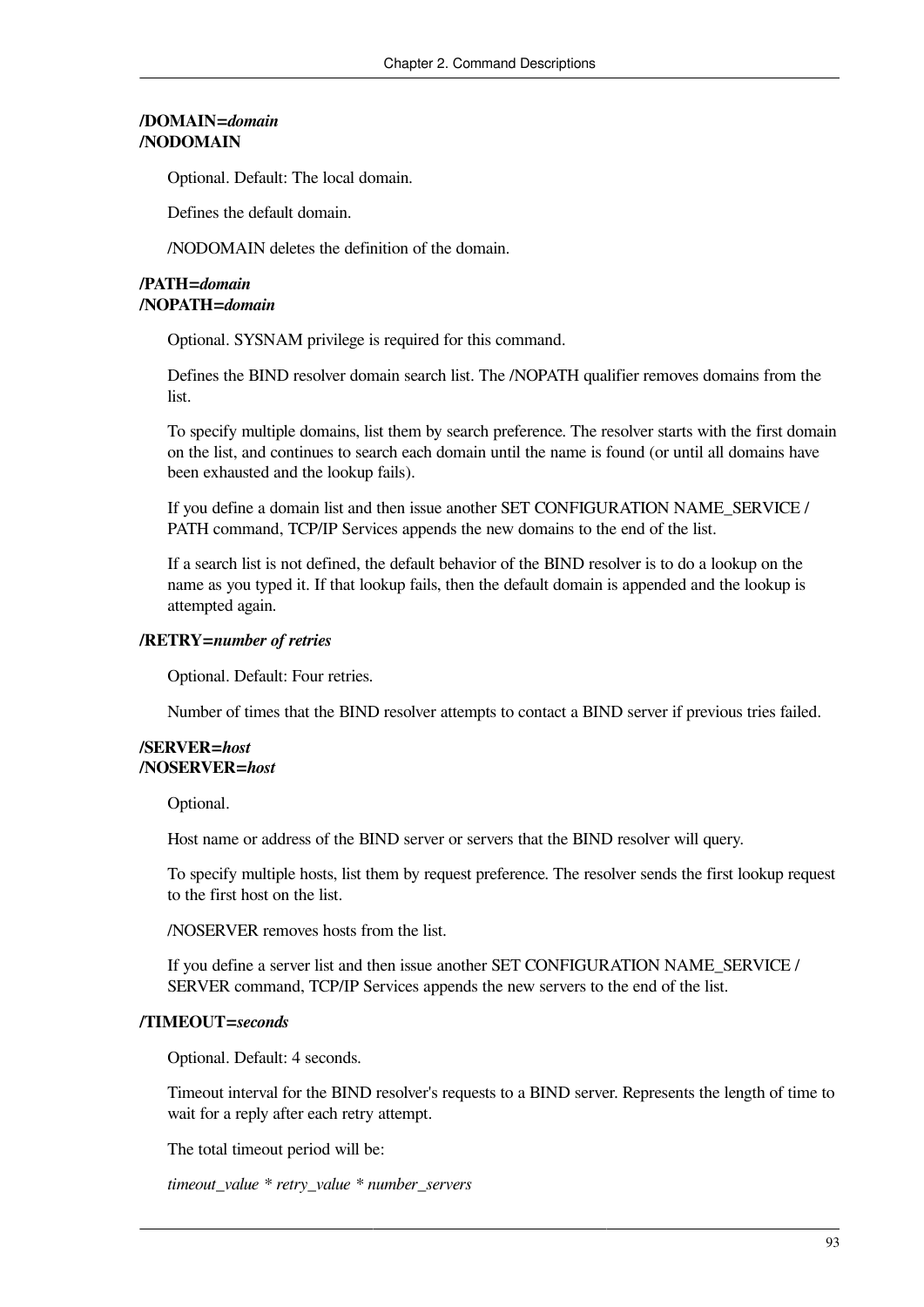**/DOMAIN=*domain***
**/NODOMAIN**

Optional. Default: The local domain.

Defines the default domain.

/NODOMAIN deletes the definition of the domain.

**/PATH=*domain***
**/NOPATH=*domain***

Optional. SYSNAM privilege is required for this command.

Defines the BIND resolver domain search list. The /NOPATH qualifier removes domains from the list.

To specify multiple domains, list them by search preference. The resolver starts with the first domain on the list, and continues to search each domain until the name is found (or until all domains have been exhausted and the lookup fails).

If you define a domain list and then issue another SET CONFIGURATION NAME_SERVICE / PATH command, TCP/IP Services appends the new domains to the end of the list.

If a search list is not defined, the default behavior of the BIND resolver is to do a lookup on the name as you typed it. If that lookup fails, then the default domain is appended and the lookup is attempted again.

**/RETRY=*number of retries***

Optional. Default: Four retries.

Number of times that the BIND resolver attempts to contact a BIND server if previous tries failed.

**/SERVER=*host***
**/NOSERVER=*host***

Optional.

Host name or address of the BIND server or servers that the BIND resolver will query.

To specify multiple hosts, list them by request preference. The resolver sends the first lookup request to the first host on the list.

/NOSERVER removes hosts from the list.

If you define a server list and then issue another SET CONFIGURATION NAME_SERVICE / SERVER command, TCP/IP Services appends the new servers to the end of the list.

**/TIMEOUT=*seconds***

Optional. Default: 4 seconds.

Timeout interval for the BIND resolver's requests to a BIND server. Represents the length of time to wait for a reply after each retry attempt.

The total timeout period will be:

*timeout_value * retry_value * number_servers*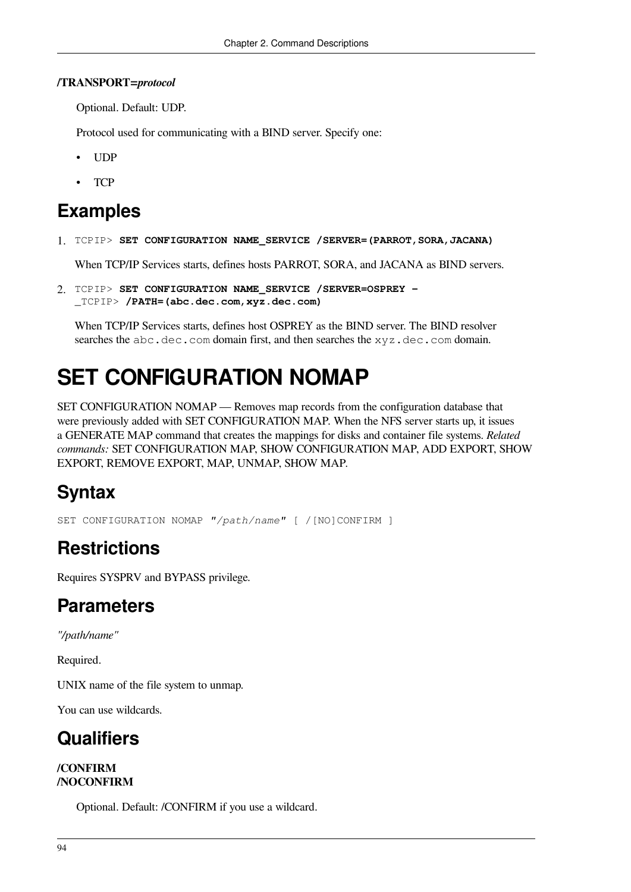**/TRANSPORT=*protocol***

Optional. Default: UDP.

Protocol used for communicating with a BIND server. Specify one:

- UDP
- TCP

## Examples

1. 
```
TCPIP> SET CONFIGURATION NAME_SERVICE /SERVER=(PARROT,SORA,JACANA)
```

When TCP/IP Services starts, defines hosts PARROT, SORA, and JACANA as BIND servers.

2. 
```
TCPIP> SET CONFIGURATION NAME_SERVICE /SERVER=OSPREY -
_TCPIP> /PATH=(abc.dec.com,xyz.dec.com)
```

When TCP/IP Services starts, defines host OSPREY as the BIND server. The BIND resolver searches the `abc.dec.com` domain first, and then searches the `xyz.dec.com` domain.

# SET CONFIGURATION NOMAP

SET CONFIGURATION NOMAP — Removes map records from the configuration database that were previously added with SET CONFIGURATION MAP. When the NFS server starts up, it issues a GENERATE MAP command that creates the mappings for disks and container file systems. *Related commands:* SET CONFIGURATION MAP, SHOW CONFIGURATION MAP, ADD EXPORT, SHOW EXPORT, REMOVE EXPORT, MAP, UNMAP, SHOW MAP.

## Syntax

```
SET CONFIGURATION NOMAP "/path/name" [ /[NO]CONFIRM ]
```

## Restrictions

Requires SYSPRV and BYPASS privilege.

## Parameters

*"/path/name"*

Required.

UNIX name of the file system to unmap.

You can use wildcards.

## Qualifiers

**/CONFIRM**
**/NOCONFIRM**

Optional. Default: /CONFIRM if you use a wildcard.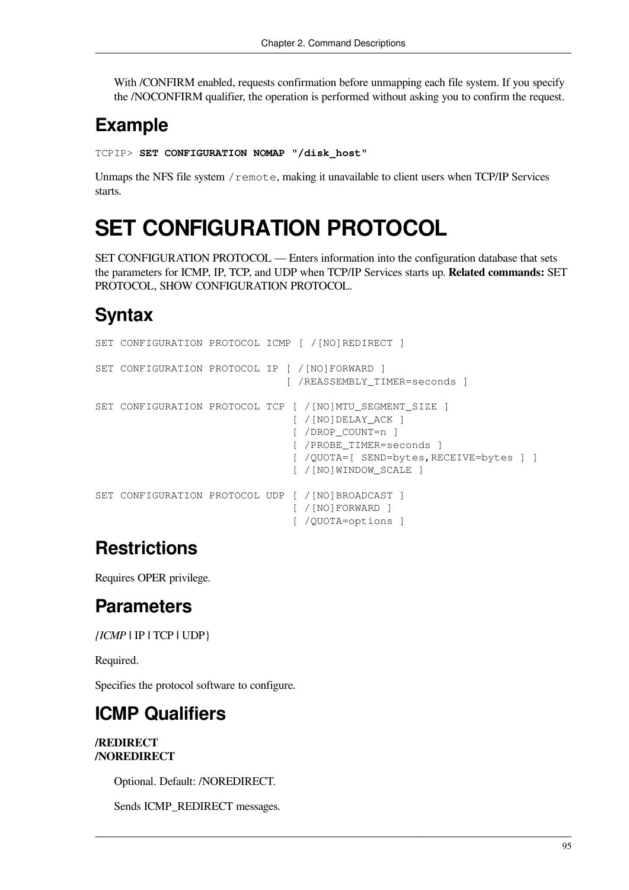With /CONFIRM enabled, requests confirmation before unmapping each file system. If you specify the /NOCONFIRM qualifier, the operation is performed without asking you to confirm the request.

## Example

```
TCPIP> SET CONFIGURATION NOMAP "/disk_host"
```

Unmaps the NFS file system `/remote`, making it unavailable to client users when TCP/IP Services starts.

# SET CONFIGURATION PROTOCOL

SET CONFIGURATION PROTOCOL — Enters information into the configuration database that sets the parameters for ICMP, IP, TCP, and UDP when TCP/IP Services starts up. **Related commands:** SET PROTOCOL, SHOW CONFIGURATION PROTOCOL.

## Syntax

```
SET CONFIGURATION PROTOCOL ICMP [ /[NO]REDIRECT ]

SET CONFIGURATION PROTOCOL IP [ /[NO]FORWARD ]
                              [ /REASSEMBLY_TIMER=seconds ]

SET CONFIGURATION PROTOCOL TCP [ /[NO]MTU_SEGMENT_SIZE ]
                               [ /[NO]DELAY_ACK ]
                               [ /DROP_COUNT=n ]
                               [ /PROBE_TIMER=seconds ]
                               [ /QUOTA=[ SEND=bytes,RECEIVE=bytes ] ]
                               [ /[NO]WINDOW_SCALE ]

SET CONFIGURATION PROTOCOL UDP [ /[NO]BROADCAST ]
                               [ /[NO]FORWARD ]
                               [ /QUOTA=options ]
```

## Restrictions

Requires OPER privilege.

## Parameters

*{ICMP* | IP | TCP | UDP}

Required.

Specifies the protocol software to configure.

## ICMP Qualifiers

**/REDIRECT**
**/NOREDIRECT**

Optional. Default: /NOREDIRECT.

Sends ICMP_REDIRECT messages.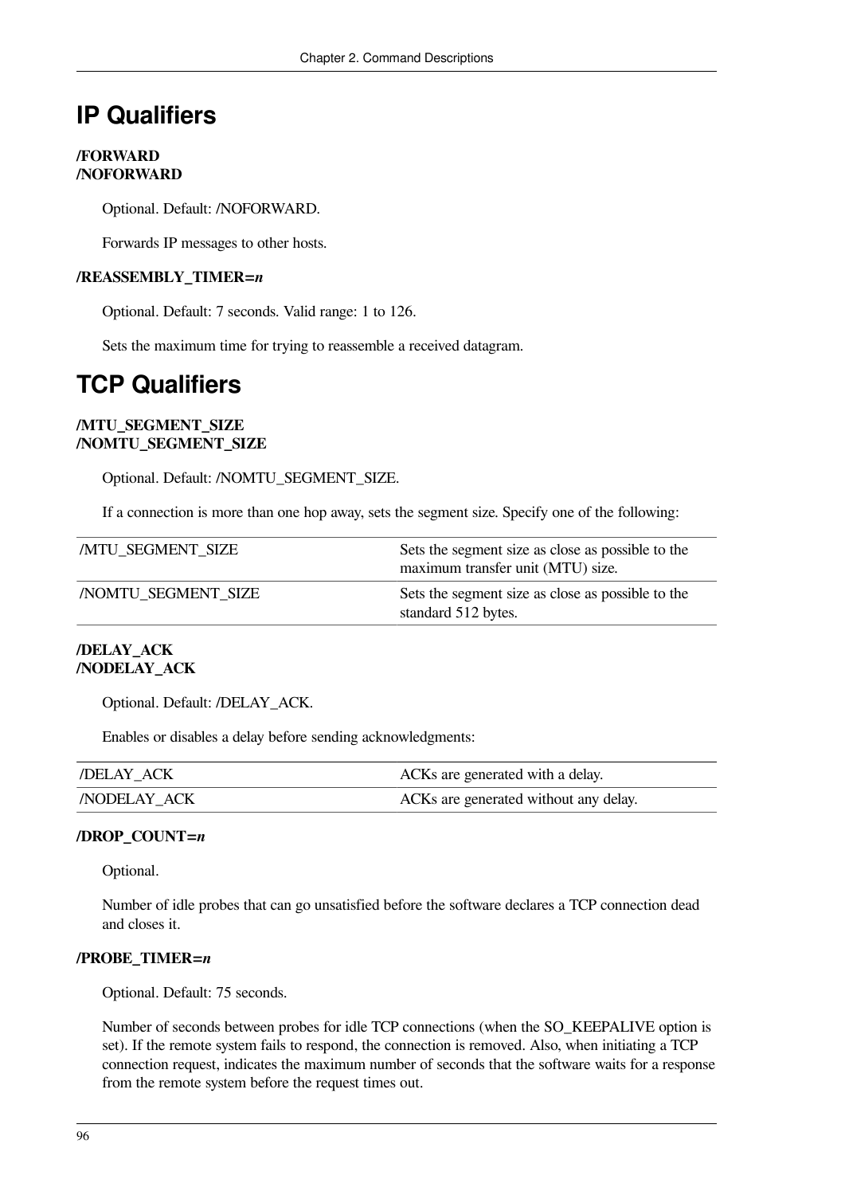# IP Qualifiers

**/FORWARD**
**/NOFORWARD**

Optional. Default: /NOFORWARD.

Forwards IP messages to other hosts.

**/REASSEMBLY_TIMER=*n***

Optional. Default: 7 seconds. Valid range: 1 to 126.

Sets the maximum time for trying to reassemble a received datagram.

# TCP Qualifiers

**/MTU_SEGMENT_SIZE**
**/NOMTU_SEGMENT_SIZE**

Optional. Default: /NOMTU_SEGMENT_SIZE.

If a connection is more than one hop away, sets the segment size. Specify one of the following:

| | |
|---|---|
| /MTU_SEGMENT_SIZE | Sets the segment size as close as possible to the maximum transfer unit (MTU) size. |
| /NOMTU_SEGMENT_SIZE | Sets the segment size as close as possible to the standard 512 bytes. |

**/DELAY_ACK**
**/NODELAY_ACK**

Optional. Default: /DELAY_ACK.

Enables or disables a delay before sending acknowledgments:

| | |
|---|---|
| /DELAY_ACK | ACKs are generated with a delay. |
| /NODELAY_ACK | ACKs are generated without any delay. |

**/DROP_COUNT=*n***

Optional.

Number of idle probes that can go unsatisfied before the software declares a TCP connection dead and closes it.

**/PROBE_TIMER=*n***

Optional. Default: 75 seconds.

Number of seconds between probes for idle TCP connections (when the SO_KEEPALIVE option is set). If the remote system fails to respond, the connection is removed. Also, when initiating a TCP connection request, indicates the maximum number of seconds that the software waits for a response from the remote system before the request times out.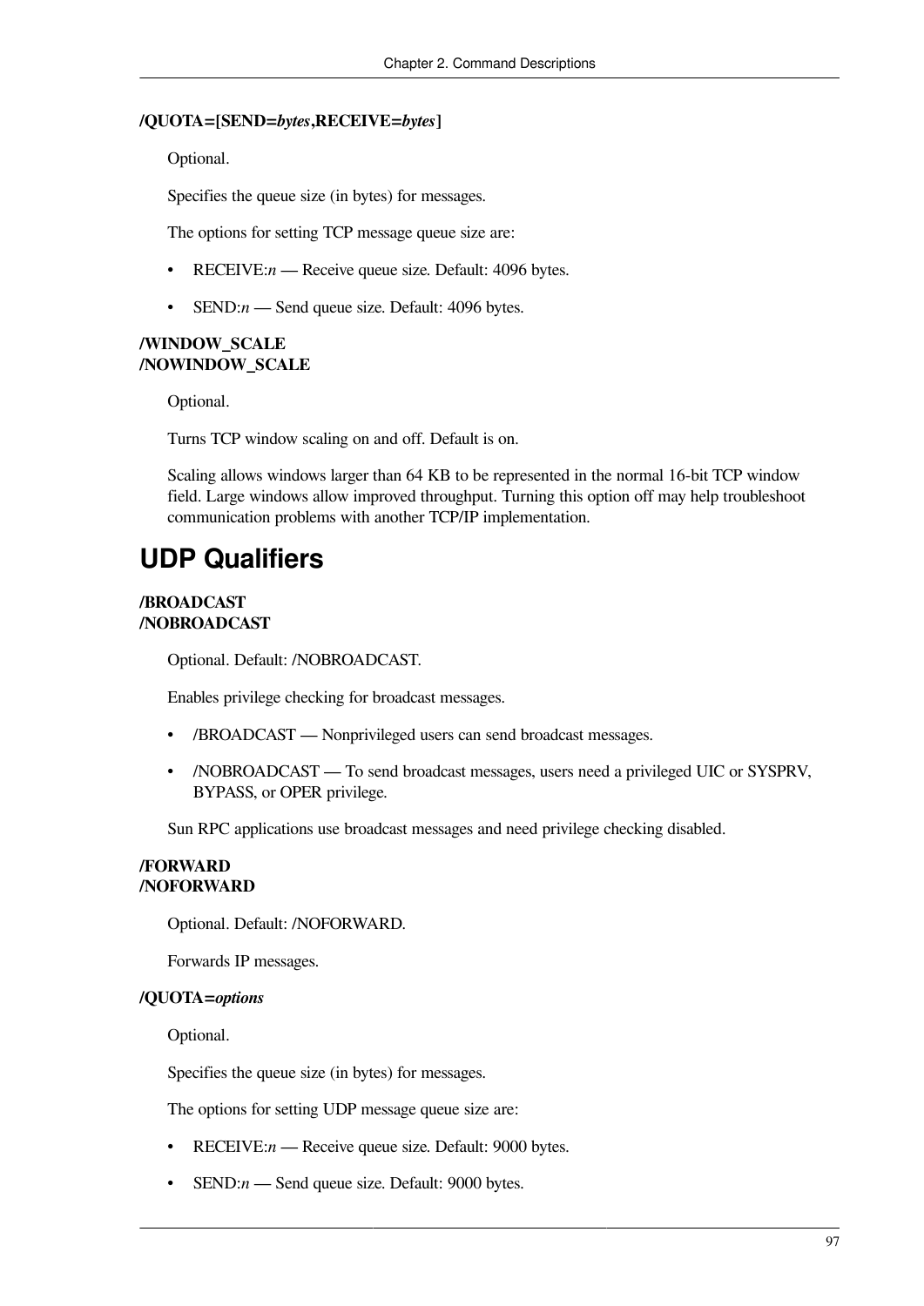**/QUOTA=[SEND=*bytes*,RECEIVE=*bytes*]**

Optional.

Specifies the queue size (in bytes) for messages.

The options for setting TCP message queue size are:

- RECEIVE:*n* — Receive queue size. Default: 4096 bytes.
- SEND:*n* — Send queue size. Default: 4096 bytes.

**/WINDOW_SCALE**
**/NOWINDOW_SCALE**

Optional.

Turns TCP window scaling on and off. Default is on.

Scaling allows windows larger than 64 KB to be represented in the normal 16-bit TCP window field. Large windows allow improved throughput. Turning this option off may help troubleshoot communication problems with another TCP/IP implementation.

## UDP Qualifiers

**/BROADCAST**
**/NOBROADCAST**

Optional. Default: /NOBROADCAST.

Enables privilege checking for broadcast messages.

- /BROADCAST — Nonprivileged users can send broadcast messages.
- /NOBROADCAST — To send broadcast messages, users need a privileged UIC or SYSPRV, BYPASS, or OPER privilege.

Sun RPC applications use broadcast messages and need privilege checking disabled.

**/FORWARD**
**/NOFORWARD**

Optional. Default: /NOFORWARD.

Forwards IP messages.

**/QUOTA=*options***

Optional.

Specifies the queue size (in bytes) for messages.

The options for setting UDP message queue size are:

- RECEIVE:*n* — Receive queue size. Default: 9000 bytes.
- SEND:*n* — Send queue size. Default: 9000 bytes.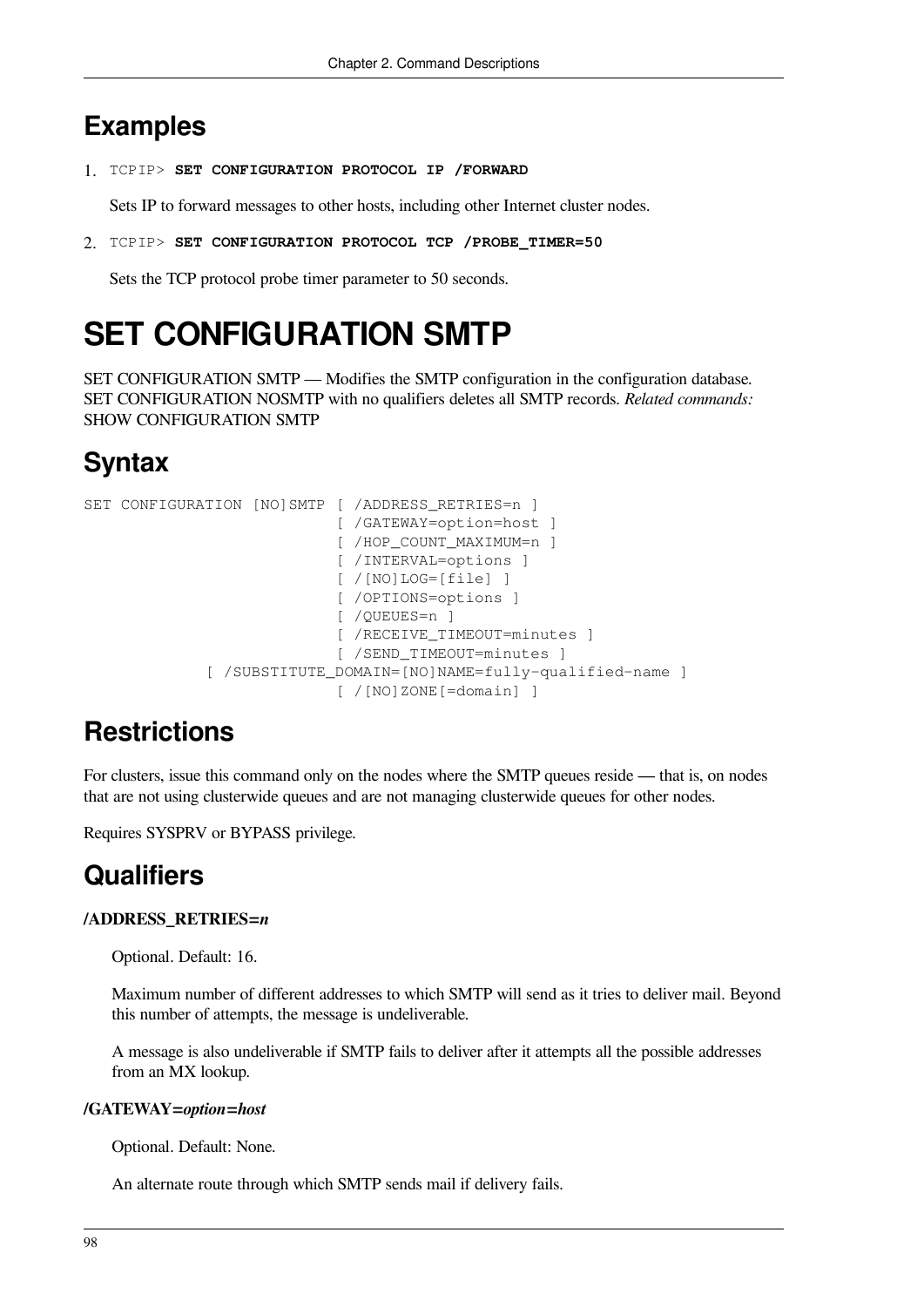## Examples

1. `TCPIP>` **`SET CONFIGURATION PROTOCOL IP /FORWARD`**

   Sets IP to forward messages to other hosts, including other Internet cluster nodes.

2. `TCPIP>` **`SET CONFIGURATION PROTOCOL TCP /PROBE_TIMER=50`**

   Sets the TCP protocol probe timer parameter to 50 seconds.

# SET CONFIGURATION SMTP

SET CONFIGURATION SMTP — Modifies the SMTP configuration in the configuration database. SET CONFIGURATION NOSMTP with no qualifiers deletes all SMTP records. *Related commands:* SHOW CONFIGURATION SMTP

## Syntax

```
SET CONFIGURATION [NO]SMTP  [ /ADDRESS_RETRIES=n ]
                            [ /GATEWAY=option=host ]
                            [ /HOP_COUNT_MAXIMUM=n ]
                            [ /INTERVAL=options ]
                            [ /[NO]LOG=[file] ]
                            [ /OPTIONS=options ]
                            [ /QUEUES=n ]
                            [ /RECEIVE_TIMEOUT=minutes ]
                            [ /SEND_TIMEOUT=minutes ]
             [ /SUBSTITUTE_DOMAIN=[NO]NAME=fully-qualified-name ]
                            [ /[NO]ZONE[=domain] ]
```

## Restrictions

For clusters, issue this command only on the nodes where the SMTP queues reside — that is, on nodes that are not using clusterwide queues and are not managing clusterwide queues for other nodes.

Requires SYSPRV or BYPASS privilege.

## Qualifiers

**/ADDRESS_RETRIES=*n***

Optional. Default: 16.

Maximum number of different addresses to which SMTP will send as it tries to deliver mail. Beyond this number of attempts, the message is undeliverable.

A message is also undeliverable if SMTP fails to deliver after it attempts all the possible addresses from an MX lookup.

**/GATEWAY=*option=host***

Optional. Default: None.

An alternate route through which SMTP sends mail if delivery fails.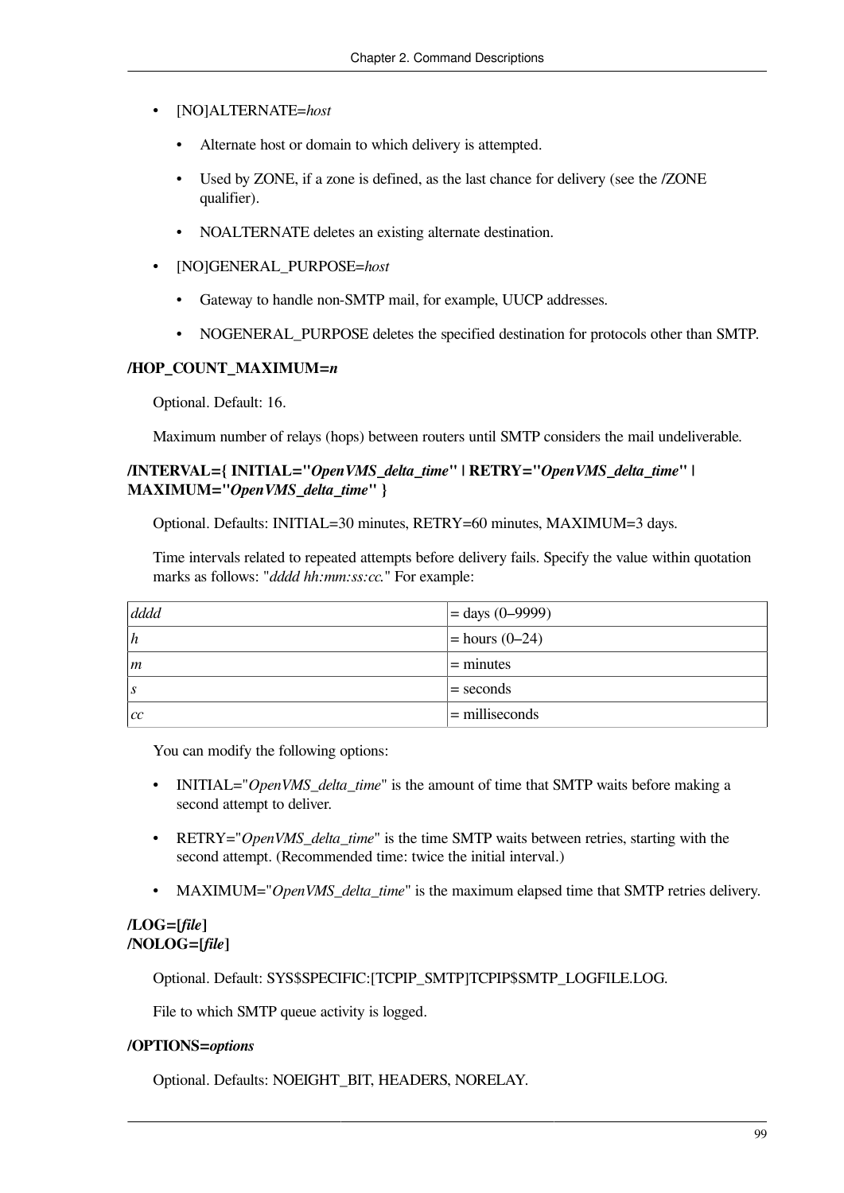- [NO]ALTERNATE=*host*
  - Alternate host or domain to which delivery is attempted.
  - Used by ZONE, if a zone is defined, as the last chance for delivery (see the /ZONE qualifier).
  - NOALTERNATE deletes an existing alternate destination.
- [NO]GENERAL_PURPOSE=*host*
  - Gateway to handle non-SMTP mail, for example, UUCP addresses.
  - NOGENERAL_PURPOSE deletes the specified destination for protocols other than SMTP.

**/HOP_COUNT_MAXIMUM=*n***

Optional. Default: 16.

Maximum number of relays (hops) between routers until SMTP considers the mail undeliverable.

**/INTERVAL={ INITIAL="*OpenVMS_delta_time*" | RETRY="*OpenVMS_delta_time*" | MAXIMUM="*OpenVMS_delta_time*" }**

Optional. Defaults: INITIAL=30 minutes, RETRY=60 minutes, MAXIMUM=3 days.

Time intervals related to repeated attempts before delivery fails. Specify the value within quotation marks as follows: "*dddd hh:mm:ss:cc.*" For example:

| | |
|---|---|
| *dddd* | = days (0–9999) |
| *h* | = hours (0–24) |
| *m* | = minutes |
| *s* | = seconds |
| *cc* | = milliseconds |

You can modify the following options:

- INITIAL="*OpenVMS_delta_time*" is the amount of time that SMTP waits before making a second attempt to deliver.
- RETRY="*OpenVMS_delta_time*" is the time SMTP waits between retries, starting with the second attempt. (Recommended time: twice the initial interval.)
- MAXIMUM="*OpenVMS_delta_time*" is the maximum elapsed time that SMTP retries delivery.

**/LOG=[*file*]**
**/NOLOG=[*file*]**

Optional. Default: SYS$SPECIFIC:[TCPIP_SMTP]TCPIP$SMTP_LOGFILE.LOG.

File to which SMTP queue activity is logged.

**/OPTIONS=*options***

Optional. Defaults: NOEIGHT_BIT, HEADERS, NORELAY.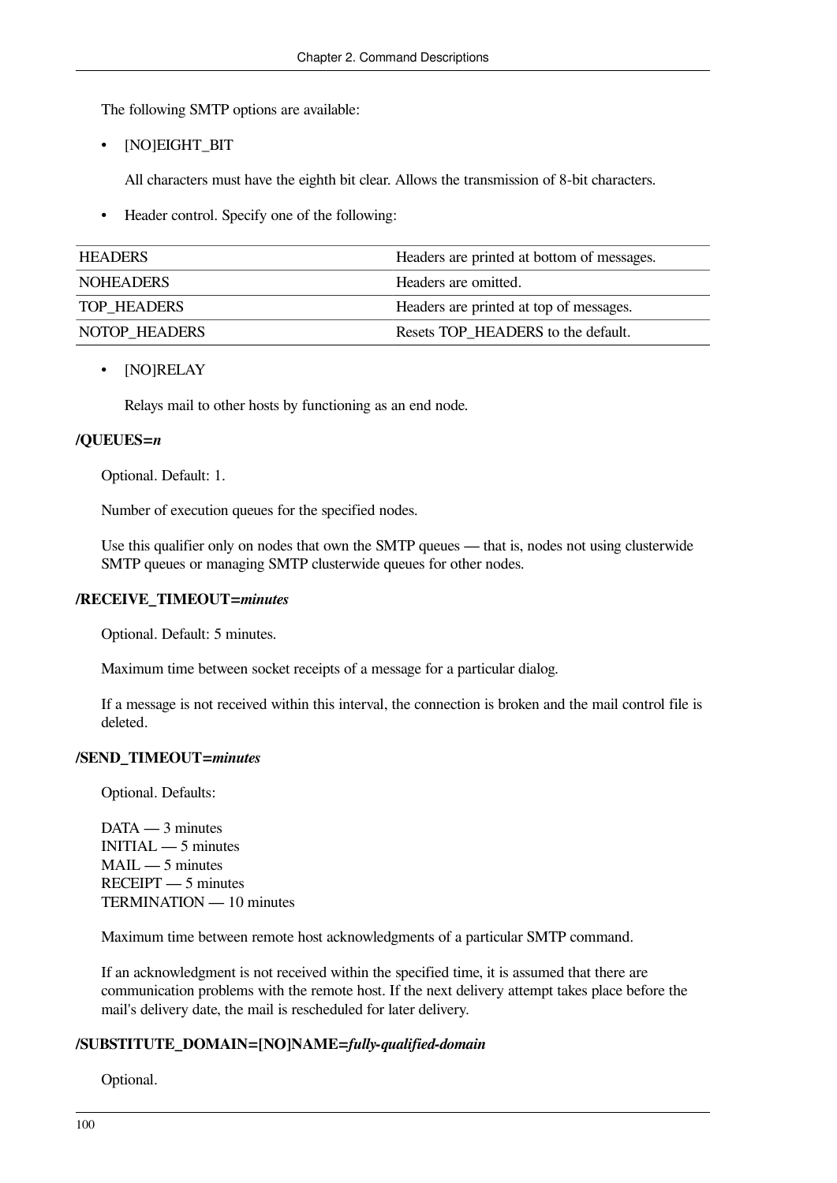The following SMTP options are available:

- [NO]EIGHT_BIT

  All characters must have the eighth bit clear. Allows the transmission of 8-bit characters.

- Header control. Specify one of the following:

| HEADERS | Headers are printed at bottom of messages. |
|---|---|
| NOHEADERS | Headers are omitted. |
| TOP_HEADERS | Headers are printed at top of messages. |
| NOTOP_HEADERS | Resets TOP_HEADERS to the default. |

- [NO]RELAY

  Relays mail to other hosts by functioning as an end node.

**/QUEUES=*n***

Optional. Default: 1.

Number of execution queues for the specified nodes.

Use this qualifier only on nodes that own the SMTP queues — that is, nodes not using clusterwide SMTP queues or managing SMTP clusterwide queues for other nodes.

**/RECEIVE_TIMEOUT=*minutes***

Optional. Default: 5 minutes.

Maximum time between socket receipts of a message for a particular dialog.

If a message is not received within this interval, the connection is broken and the mail control file is deleted.

**/SEND_TIMEOUT=*minutes***

Optional. Defaults:

DATA — 3 minutes
INITIAL — 5 minutes
MAIL — 5 minutes
RECEIPT — 5 minutes
TERMINATION — 10 minutes

Maximum time between remote host acknowledgments of a particular SMTP command.

If an acknowledgment is not received within the specified time, it is assumed that there are communication problems with the remote host. If the next delivery attempt takes place before the mail's delivery date, the mail is rescheduled for later delivery.

**/SUBSTITUTE_DOMAIN=[NO]NAME=*fully-qualified-domain***

Optional.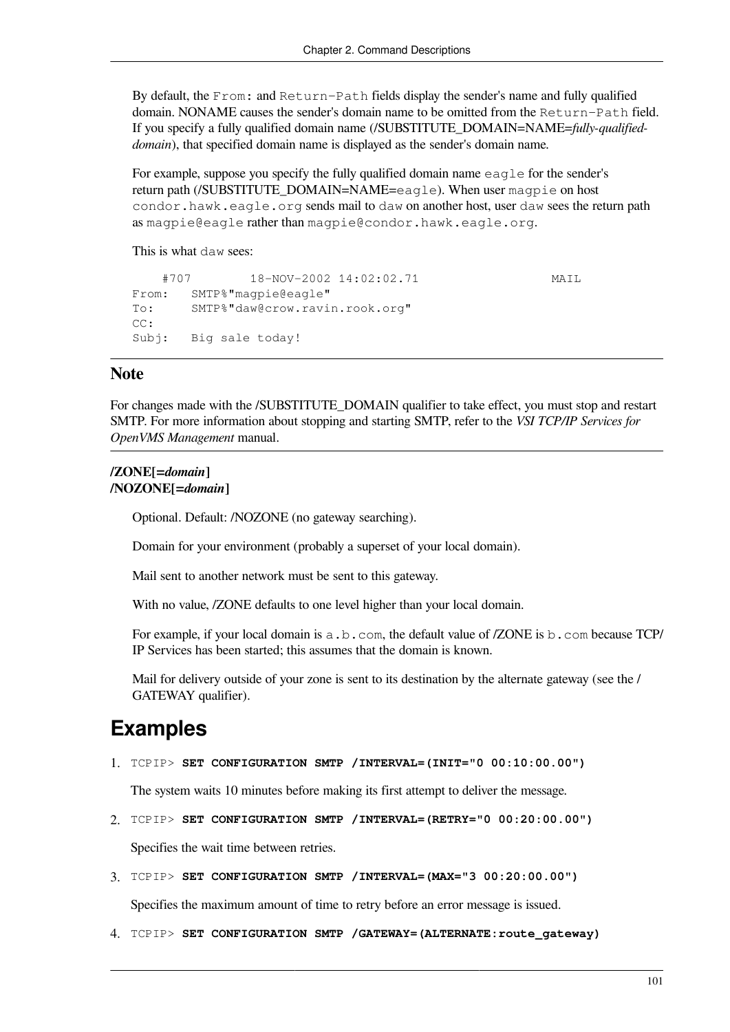By default, the `From:` and `Return-Path` fields display the sender's name and fully qualified domain. NONAME causes the sender's domain name to be omitted from the `Return-Path` field. If you specify a fully qualified domain name (/SUBSTITUTE_DOMAIN=NAME=*fully-qualified-domain*), that specified domain name is displayed as the sender's domain name.

For example, suppose you specify the fully qualified domain name `eagle` for the sender's return path (/SUBSTITUTE_DOMAIN=NAME=`eagle`). When user `magpie` on host `condor.hawk.eagle.org` sends mail to `daw` on another host, user `daw` sees the return path as `magpie@eagle` rather than `magpie@condor.hawk.eagle.org`.

This is what `daw` sees:

```
    #707        18-NOV-2002 14:02:02.71                  MAIL
From:   SMTP%"magpie@eagle"
To:     SMTP%"daw@crow.ravin.rook.org"
CC:
Subj:   Big sale today!
```

### Note

For changes made with the /SUBSTITUTE_DOMAIN qualifier to take effect, you must stop and restart SMTP. For more information about stopping and starting SMTP, refer to the *VSI TCP/IP Services for OpenVMS Management* manual.

**/ZONE[=*domain*]**
**/NOZONE[=*domain*]**

Optional. Default: /NOZONE (no gateway searching).

Domain for your environment (probably a superset of your local domain).

Mail sent to another network must be sent to this gateway.

With no value, /ZONE defaults to one level higher than your local domain.

For example, if your local domain is `a.b.com`, the default value of /ZONE is `b.com` because TCP/IP Services has been started; this assumes that the domain is known.

Mail for delivery outside of your zone is sent to its destination by the alternate gateway (see the /GATEWAY qualifier).

## Examples

1. `TCPIP>` **`SET CONFIGURATION SMTP /INTERVAL=(INIT="0 00:10:00.00")`**

   The system waits 10 minutes before making its first attempt to deliver the message.

2. `TCPIP>` **`SET CONFIGURATION SMTP /INTERVAL=(RETRY="0 00:20:00.00")`**

   Specifies the wait time between retries.

3. `TCPIP>` **`SET CONFIGURATION SMTP /INTERVAL=(MAX="3 00:20:00.00")`**

   Specifies the maximum amount of time to retry before an error message is issued.

4. `TCPIP>` **`SET CONFIGURATION SMTP /GATEWAY=(ALTERNATE:route_gateway)`**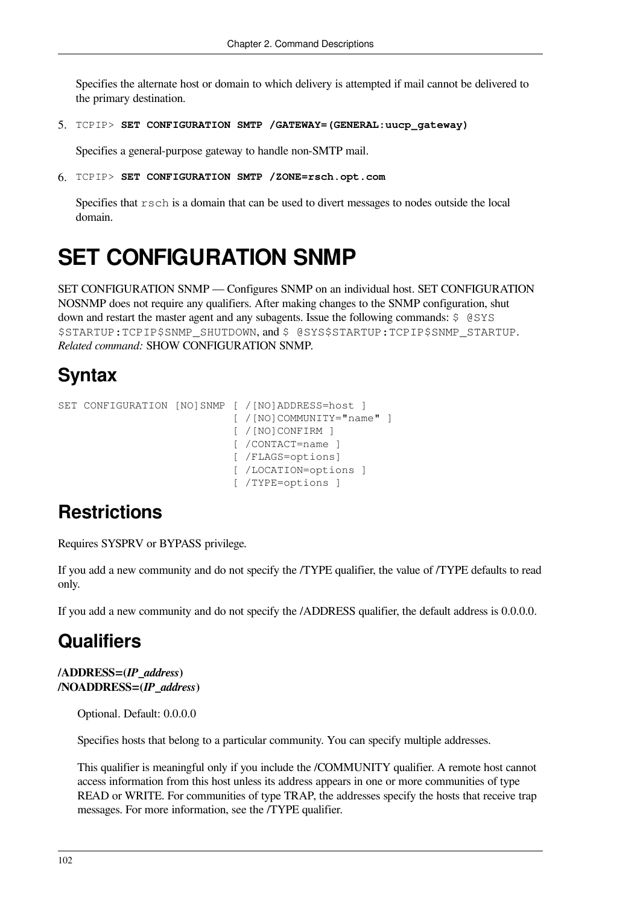Specifies the alternate host or domain to which delivery is attempted if mail cannot be delivered to the primary destination.

5. `TCPIP>` **`SET CONFIGURATION SMTP /GATEWAY=(GENERAL:uucp_gateway)`**

   Specifies a general-purpose gateway to handle non-SMTP mail.

6. `TCPIP>` **`SET CONFIGURATION SMTP /ZONE=rsch.opt.com`**

   Specifies that `rsch` is a domain that can be used to divert messages to nodes outside the local domain.

# SET CONFIGURATION SNMP

SET CONFIGURATION SNMP — Configures SNMP on an individual host. SET CONFIGURATION NOSNMP does not require any qualifiers. After making changes to the SNMP configuration, shut down and restart the master agent and any subagents. Issue the following commands: `$ @SYS$STARTUP:TCPIP$SNMP_SHUTDOWN`, and `$ @SYS$STARTUP:TCPIP$SNMP_STARTUP`. *Related command:* SHOW CONFIGURATION SNMP.

## Syntax

```
SET CONFIGURATION [NO]SNMP  [ /[NO]ADDRESS=host ]
                            [ /[NO]COMMUNITY="name" ]
                            [ /[NO]CONFIRM ]
                            [ /CONTACT=name ]
                            [ /FLAGS=options]
                            [ /LOCATION=options ]
                            [ /TYPE=options ]
```

## Restrictions

Requires SYSPRV or BYPASS privilege.

If you add a new community and do not specify the /TYPE qualifier, the value of /TYPE defaults to read only.

If you add a new community and do not specify the /ADDRESS qualifier, the default address is 0.0.0.0.

## Qualifiers

**/ADDRESS=(*IP_address*)**
**/NOADDRESS=(*IP_address*)**

Optional. Default: 0.0.0.0

Specifies hosts that belong to a particular community. You can specify multiple addresses.

This qualifier is meaningful only if you include the /COMMUNITY qualifier. A remote host cannot access information from this host unless its address appears in one or more communities of type READ or WRITE. For communities of type TRAP, the addresses specify the hosts that receive trap messages. For more information, see the /TYPE qualifier.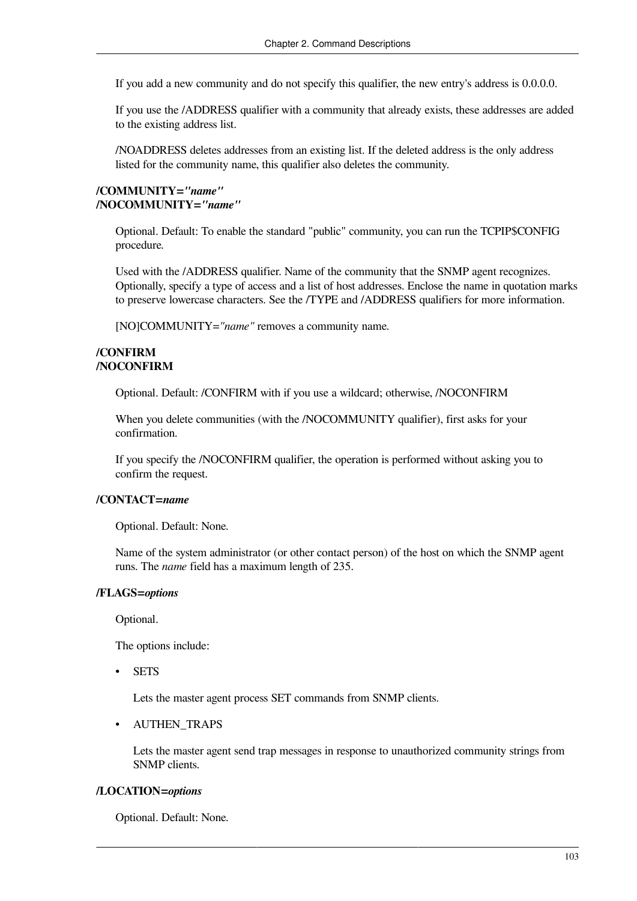If you add a new community and do not specify this qualifier, the new entry's address is 0.0.0.0.

If you use the /ADDRESS qualifier with a community that already exists, these addresses are added to the existing address list.

/NOADDRESS deletes addresses from an existing list. If the deleted address is the only address listed for the community name, this qualifier also deletes the community.

**/COMMUNITY=*"name"***
**/NOCOMMUNITY=*"name"***

Optional. Default: To enable the standard "public" community, you can run the TCPIP$CONFIG procedure.

Used with the /ADDRESS qualifier. Name of the community that the SNMP agent recognizes. Optionally, specify a type of access and a list of host addresses. Enclose the name in quotation marks to preserve lowercase characters. See the /TYPE and /ADDRESS qualifiers for more information.

[NO]COMMUNITY=*"name"* removes a community name.

**/CONFIRM**
**/NOCONFIRM**

Optional. Default: /CONFIRM with if you use a wildcard; otherwise, /NOCONFIRM

When you delete communities (with the /NOCOMMUNITY qualifier), first asks for your confirmation.

If you specify the /NOCONFIRM qualifier, the operation is performed without asking you to confirm the request.

**/CONTACT=*name***

Optional. Default: None.

Name of the system administrator (or other contact person) of the host on which the SNMP agent runs. The *name* field has a maximum length of 235.

**/FLAGS=*options***

Optional.

The options include:

- SETS

  Lets the master agent process SET commands from SNMP clients.

- AUTHEN_TRAPS

  Lets the master agent send trap messages in response to unauthorized community strings from SNMP clients.

**/LOCATION=*options***

Optional. Default: None.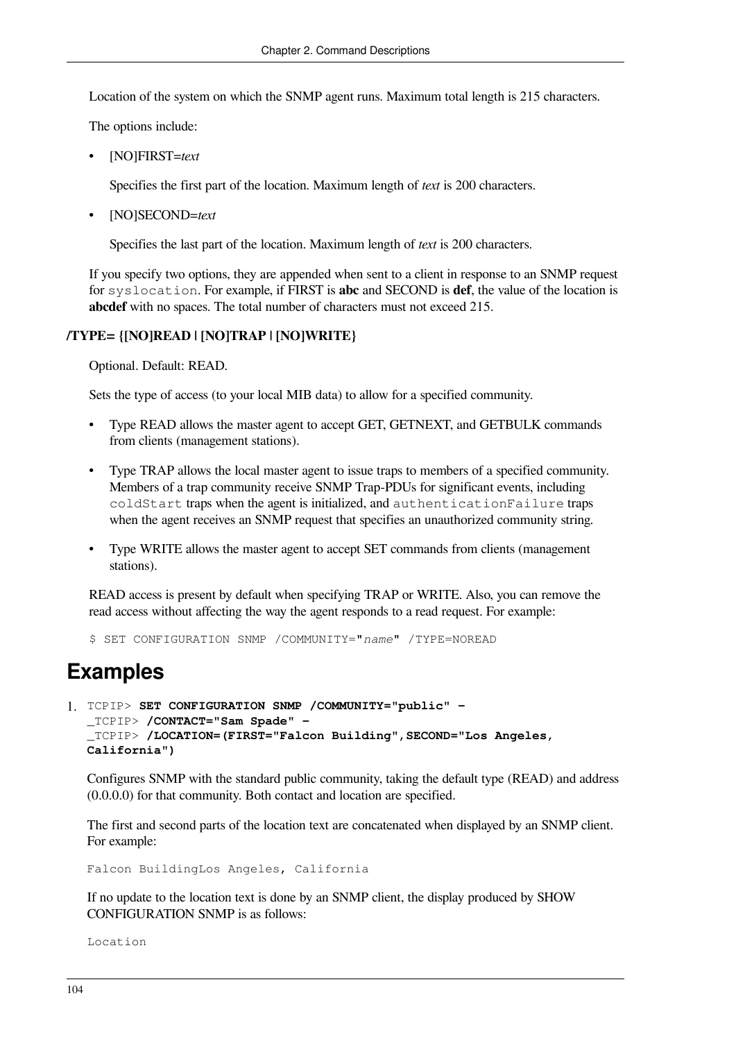Location of the system on which the SNMP agent runs. Maximum total length is 215 characters.

The options include:

- [NO]FIRST=*text*

  Specifies the first part of the location. Maximum length of *text* is 200 characters.

- [NO]SECOND=*text*

  Specifies the last part of the location. Maximum length of *text* is 200 characters.

If you specify two options, they are appended when sent to a client in response to an SNMP request for `syslocation`. For example, if FIRST is **abc** and SECOND is **def**, the value of the location is **abcdef** with no spaces. The total number of characters must not exceed 215.

**/TYPE= {[NO]READ | [NO]TRAP | [NO]WRITE}**

Optional. Default: READ.

Sets the type of access (to your local MIB data) to allow for a specified community.

- Type READ allows the master agent to accept GET, GETNEXT, and GETBULK commands from clients (management stations).
- Type TRAP allows the local master agent to issue traps to members of a specified community. Members of a trap community receive SNMP Trap-PDUs for significant events, including `coldStart` traps when the agent is initialized, and `authenticationFailure` traps when the agent receives an SNMP request that specifies an unauthorized community string.
- Type WRITE allows the master agent to accept SET commands from clients (management stations).

READ access is present by default when specifying TRAP or WRITE. Also, you can remove the read access without affecting the way the agent responds to a read request. For example:

```
$ SET CONFIGURATION SNMP /COMMUNITY="name" /TYPE=NOREAD
```

# Examples

1. 
```
TCPIP> SET CONFIGURATION SNMP /COMMUNITY="public" -
_TCPIP> /CONTACT="Sam Spade" -
_TCPIP> /LOCATION=(FIRST="Falcon Building",SECOND="Los Angeles, California")
```

Configures SNMP with the standard public community, taking the default type (READ) and address (0.0.0.0) for that community. Both contact and location are specified.

The first and second parts of the location text are concatenated when displayed by an SNMP client. For example:

```
Falcon BuildingLos Angeles, California
```

If no update to the location text is done by an SNMP client, the display produced by SHOW CONFIGURATION SNMP is as follows:

```
Location
```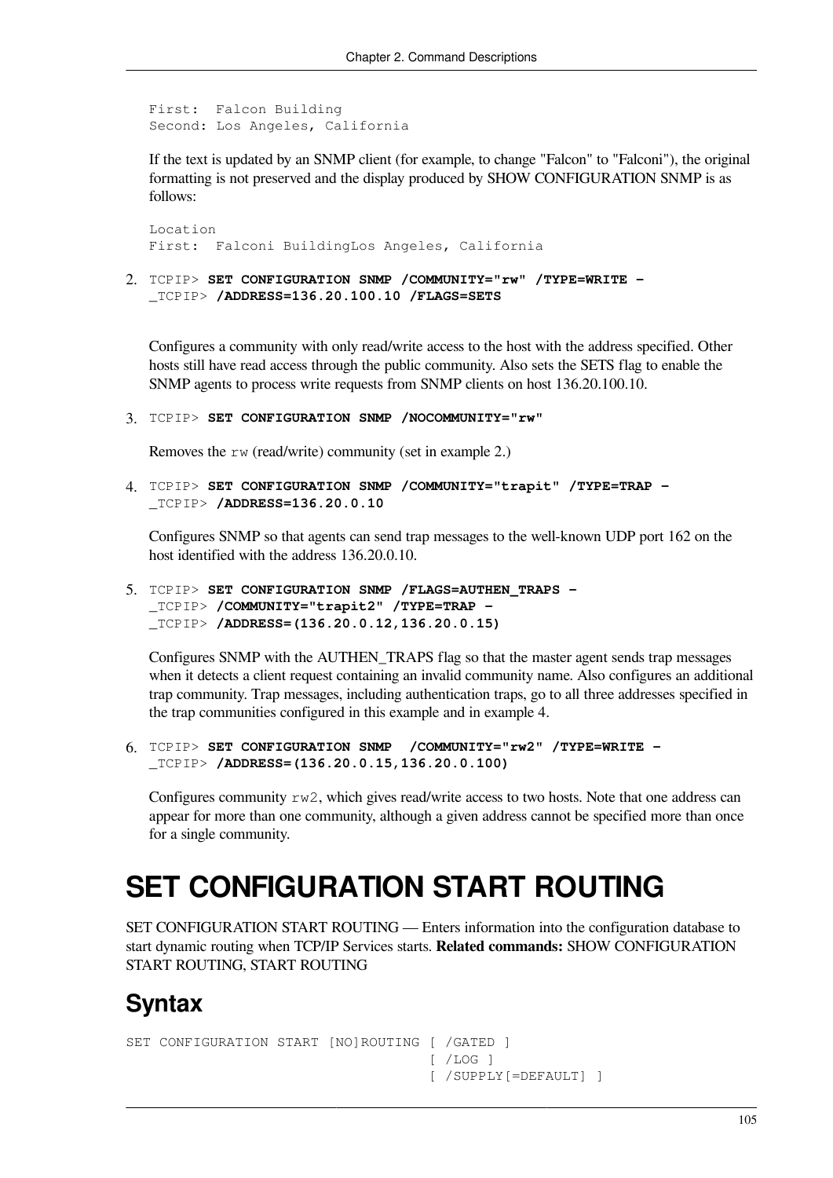```
First:  Falcon Building
Second: Los Angeles, California
```

If the text is updated by an SNMP client (for example, to change "Falcon" to "Falconi"), the original formatting is not preserved and the display produced by SHOW CONFIGURATION SNMP is as follows:

```
Location
First:  Falconi BuildingLos Angeles, California
```

2. ```
   TCPIP> SET CONFIGURATION SNMP /COMMUNITY="rw" /TYPE=WRITE -
   _TCPIP> /ADDRESS=136.20.100.10 /FLAGS=SETS
   ```

   Configures a community with only read/write access to the host with the address specified. Other hosts still have read access through the public community. Also sets the SETS flag to enable the SNMP agents to process write requests from SNMP clients on host 136.20.100.10.

3. ```
   TCPIP> SET CONFIGURATION SNMP /NOCOMMUNITY="rw"
   ```

   Removes the `rw` (read/write) community (set in example 2.)

4. ```
   TCPIP> SET CONFIGURATION SNMP /COMMUNITY="trapit" /TYPE=TRAP -
   _TCPIP> /ADDRESS=136.20.0.10
   ```

   Configures SNMP so that agents can send trap messages to the well-known UDP port 162 on the host identified with the address 136.20.0.10.

5. ```
   TCPIP> SET CONFIGURATION SNMP /FLAGS=AUTHEN_TRAPS -
   _TCPIP> /COMMUNITY="trapit2" /TYPE=TRAP -
   _TCPIP> /ADDRESS=(136.20.0.12,136.20.0.15)
   ```

   Configures SNMP with the AUTHEN_TRAPS flag so that the master agent sends trap messages when it detects a client request containing an invalid community name. Also configures an additional trap community. Trap messages, including authentication traps, go to all three addresses specified in the trap communities configured in this example and in example 4.

6. ```
   TCPIP> SET CONFIGURATION SNMP  /COMMUNITY="rw2" /TYPE=WRITE -
   _TCPIP> /ADDRESS=(136.20.0.15,136.20.0.100)
   ```

   Configures community `rw2`, which gives read/write access to two hosts. Note that one address can appear for more than one community, although a given address cannot be specified more than once for a single community.

# SET CONFIGURATION START ROUTING

SET CONFIGURATION START ROUTING — Enters information into the configuration database to start dynamic routing when TCP/IP Services starts. **Related commands:** SHOW CONFIGURATION START ROUTING, START ROUTING

## Syntax

```
SET CONFIGURATION START [NO]ROUTING [ /GATED ]
                                    [ /LOG ]
                                    [ /SUPPLY[=DEFAULT] ]
```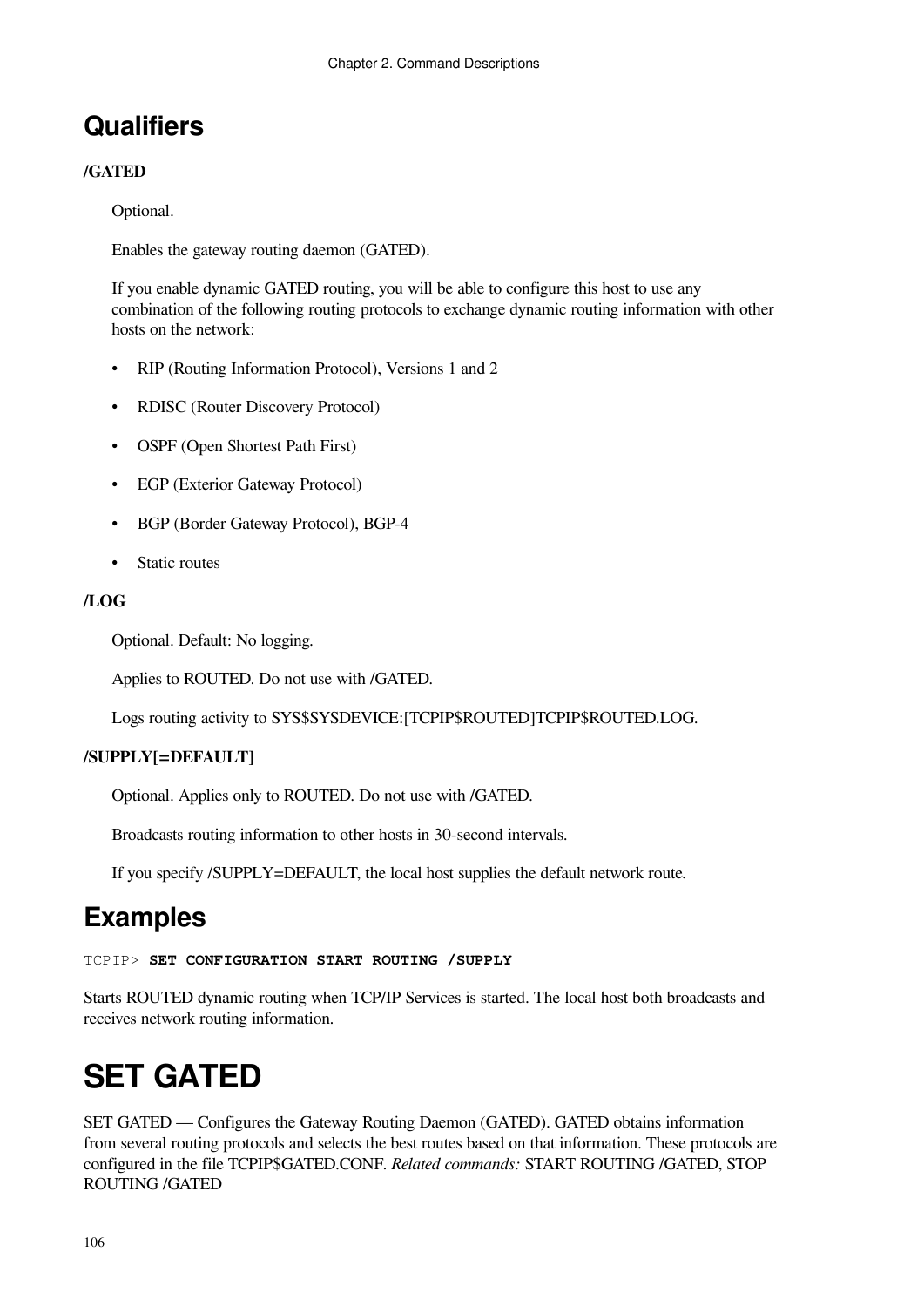## Qualifiers

**/GATED**

Optional.

Enables the gateway routing daemon (GATED).

If you enable dynamic GATED routing, you will be able to configure this host to use any combination of the following routing protocols to exchange dynamic routing information with other hosts on the network:

- RIP (Routing Information Protocol), Versions 1 and 2
- RDISC (Router Discovery Protocol)
- OSPF (Open Shortest Path First)
- EGP (Exterior Gateway Protocol)
- BGP (Border Gateway Protocol), BGP-4
- Static routes

**/LOG**

Optional. Default: No logging.

Applies to ROUTED. Do not use with /GATED.

Logs routing activity to SYS$SYSDEVICE:[TCPIP$ROUTED]TCPIP$ROUTED.LOG.

**/SUPPLY[=DEFAULT]**

Optional. Applies only to ROUTED. Do not use with /GATED.

Broadcasts routing information to other hosts in 30-second intervals.

If you specify /SUPPLY=DEFAULT, the local host supplies the default network route.

## Examples

```
TCPIP> SET CONFIGURATION START ROUTING /SUPPLY
```

Starts ROUTED dynamic routing when TCP/IP Services is started. The local host both broadcasts and receives network routing information.

# SET GATED

SET GATED — Configures the Gateway Routing Daemon (GATED). GATED obtains information from several routing protocols and selects the best routes based on that information. These protocols are configured in the file TCPIP$GATED.CONF. *Related commands:* START ROUTING /GATED, STOP ROUTING /GATED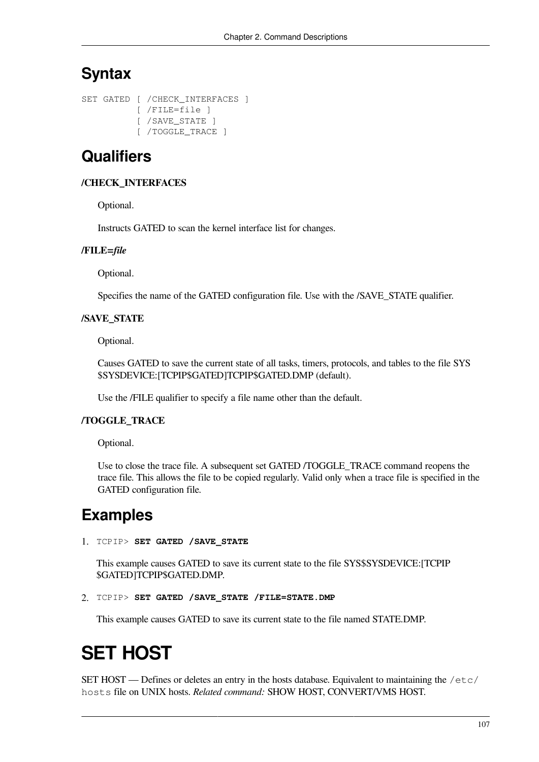## Syntax

```
SET GATED [ /CHECK_INTERFACES ]
          [ /FILE=file ]
          [ /SAVE_STATE ]
          [ /TOGGLE_TRACE ]
```

## Qualifiers

**/CHECK_INTERFACES**

Optional.

Instructs GATED to scan the kernel interface list for changes.

**/FILE=*file***

Optional.

Specifies the name of the GATED configuration file. Use with the /SAVE_STATE qualifier.

**/SAVE_STATE**

Optional.

Causes GATED to save the current state of all tasks, timers, protocols, and tables to the file SYS$SYSDEVICE:[TCPIP$GATED]TCPIP$GATED.DMP (default).

Use the /FILE qualifier to specify a file name other than the default.

**/TOGGLE_TRACE**

Optional.

Use to close the trace file. A subsequent set GATED /TOGGLE_TRACE command reopens the trace file. This allows the file to be copied regularly. Valid only when a trace file is specified in the GATED configuration file.

## Examples

1. `TCPIP>` **`SET GATED /SAVE_STATE`**

   This example causes GATED to save its current state to the file SYS$SYSDEVICE:[TCPIP$GATED]TCPIP$GATED.DMP.

2. `TCPIP>` **`SET GATED /SAVE_STATE /FILE=STATE.DMP`**

   This example causes GATED to save its current state to the file named STATE.DMP.

# SET HOST

SET HOST — Defines or deletes an entry in the hosts database. Equivalent to maintaining the `/etc/hosts` file on UNIX hosts. *Related command:* SHOW HOST, CONVERT/VMS HOST.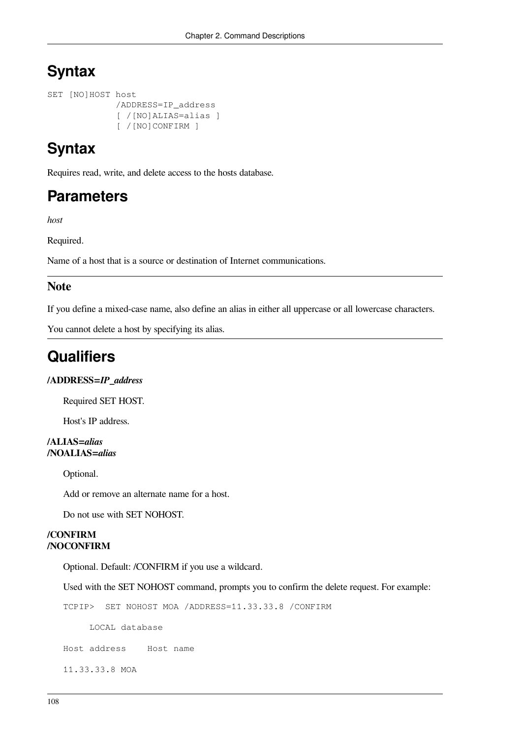# Syntax

```
SET [NO]HOST host
             /ADDRESS=IP_address
             [ /[NO]ALIAS=alias ]
             [ /[NO]CONFIRM ]
```

# Syntax

Requires read, write, and delete access to the hosts database.

# Parameters

*host*

Required.

Name of a host that is a source or destination of Internet communications.

---

**Note**

If you define a mixed-case name, also define an alias in either all uppercase or all lowercase characters.

You cannot delete a host by specifying its alias.

---

# Qualifiers

**/ADDRESS=*IP_address***

Required SET HOST.

Host's IP address.

**/ALIAS=*alias***
**/NOALIAS=*alias***

Optional.

Add or remove an alternate name for a host.

Do not use with SET NOHOST.

**/CONFIRM**
**/NOCONFIRM**

Optional. Default: /CONFIRM if you use a wildcard.

Used with the SET NOHOST command, prompts you to confirm the delete request. For example:

```
TCPIP>  SET NOHOST MOA /ADDRESS=11.33.33.8 /CONFIRM

     LOCAL database

Host address    Host name

11.33.33.8 MOA
```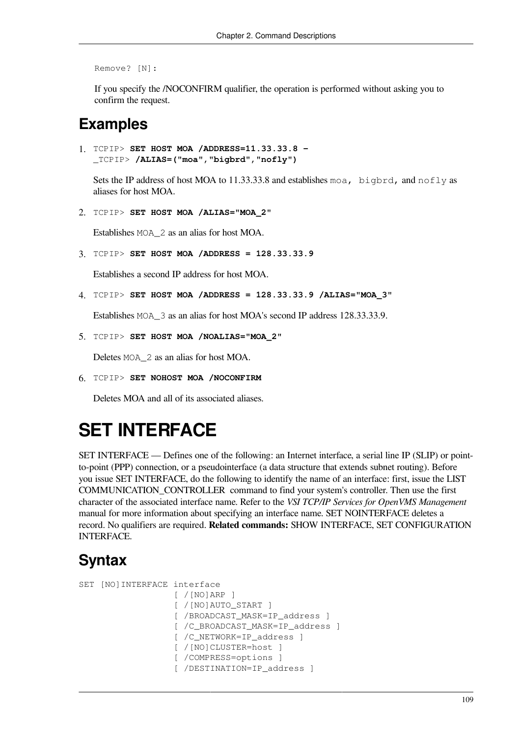```
Remove? [N]:
```

If you specify the **/NOCONFIRM** qualifier, the operation is performed without asking you to confirm the request.

## Examples

1. ```
   TCPIP> SET HOST MOA /ADDRESS=11.33.33.8 -
   _TCPIP> /ALIAS=("moa","bigbrd","nofly")
   ```

   Sets the IP address of host MOA to 11.33.33.8 and establishes `moa, bigbrd,` and `nofly` as aliases for host MOA.

2. ```
   TCPIP> SET HOST MOA /ALIAS="MOA_2"
   ```

   Establishes `MOA_2` as an alias for host MOA.

3. ```
   TCPIP> SET HOST MOA /ADDRESS = 128.33.33.9
   ```

   Establishes a second IP address for host MOA.

4. ```
   TCPIP> SET HOST MOA /ADDRESS = 128.33.33.9 /ALIAS="MOA_3"
   ```

   Establishes `MOA_3` as an alias for host MOA's second IP address 128.33.33.9.

5. ```
   TCPIP> SET HOST MOA /NOALIAS="MOA_2"
   ```

   Deletes `MOA_2` as an alias for host MOA.

6. ```
   TCPIP> SET NOHOST MOA /NOCONFIRM
   ```

   Deletes MOA and all of its associated aliases.

# SET INTERFACE

SET INTERFACE — Defines one of the following: an Internet interface, a serial line IP (SLIP) or point-to-point (PPP) connection, or a pseudointerface (a data structure that extends subnet routing). Before you issue SET INTERFACE, do the following to identify the name of an interface: first, issue the LIST COMMUNICATION_CONTROLLER command to find your system's controller. Then use the first character of the associated interface name. Refer to the *VSI TCP/IP Services for OpenVMS Management* manual for more information about specifying an interface name. SET NOINTERFACE deletes a record. No qualifiers are required. **Related commands:** SHOW INTERFACE, SET CONFIGURATION INTERFACE.

## Syntax

```
SET [NO]INTERFACE interface
                  [ /[NO]ARP ]
                  [ /[NO]AUTO_START ]
                  [ /BROADCAST_MASK=IP_address ]
                  [ /C_BROADCAST_MASK=IP_address ]
                  [ /C_NETWORK=IP_address ]
                  [ /[NO]CLUSTER=host ]
                  [ /COMPRESS=options ]
                  [ /DESTINATION=IP_address ]
```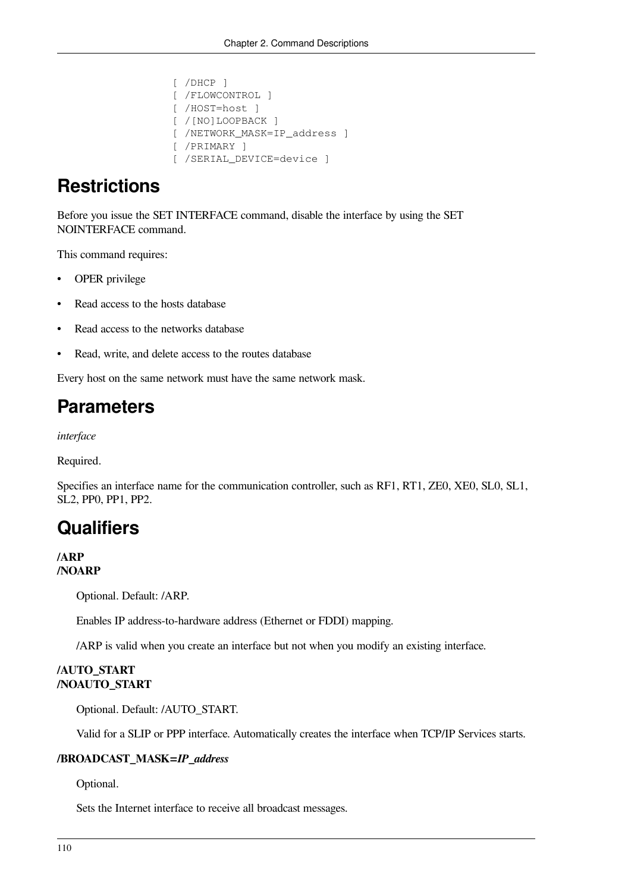```
[ /DHCP ]
[ /FLOWCONTROL ]
[ /HOST=host ]
[ /[NO]LOOPBACK ]
[ /NETWORK_MASK=IP_address ]
[ /PRIMARY ]
[ /SERIAL_DEVICE=device ]
```

# Restrictions

Before you issue the SET INTERFACE command, disable the interface by using the SET NOINTERFACE command.

This command requires:

- OPER privilege
- Read access to the hosts database
- Read access to the networks database
- Read, write, and delete access to the routes database

Every host on the same network must have the same network mask.

# Parameters

*interface*

Required.

Specifies an interface name for the communication controller, such as RF1, RT1, ZE0, XE0, SL0, SL1, SL2, PP0, PP1, PP2.

# Qualifiers

**/ARP**
**/NOARP**

Optional. Default: /ARP.

Enables IP address-to-hardware address (Ethernet or FDDI) mapping.

/ARP is valid when you create an interface but not when you modify an existing interface.

**/AUTO_START**
**/NOAUTO_START**

Optional. Default: /AUTO_START.

Valid for a SLIP or PPP interface. Automatically creates the interface when TCP/IP Services starts.

**/BROADCAST_MASK=*IP_address***

Optional.

Sets the Internet interface to receive all broadcast messages.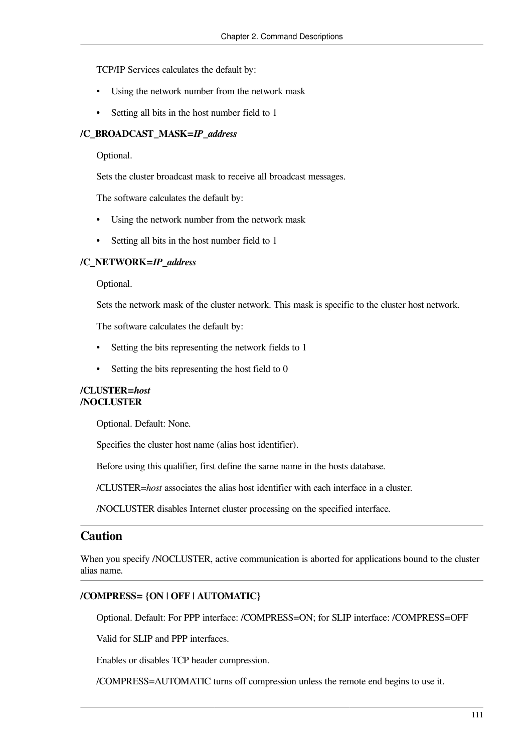TCP/IP Services calculates the default by:

- Using the network number from the network mask
- Setting all bits in the host number field to 1

**/C_BROADCAST_MASK=*IP_address***

Optional.

Sets the cluster broadcast mask to receive all broadcast messages.

The software calculates the default by:

- Using the network number from the network mask
- Setting all bits in the host number field to 1

**/C_NETWORK=*IP_address***

Optional.

Sets the network mask of the cluster network. This mask is specific to the cluster host network.

The software calculates the default by:

- Setting the bits representing the network fields to 1
- Setting the bits representing the host field to 0

**/CLUSTER=*host***
**/NOCLUSTER**

Optional. Default: None.

Specifies the cluster host name (alias host identifier).

Before using this qualifier, first define the same name in the hosts database.

/CLUSTER=*host* associates the alias host identifier with each interface in a cluster.

/NOCLUSTER disables Internet cluster processing on the specified interface.

## Caution

When you specify /NOCLUSTER, active communication is aborted for applications bound to the cluster alias name.

**/COMPRESS= {ON | OFF | AUTOMATIC}**

Optional. Default: For PPP interface: /COMPRESS=ON; for SLIP interface: /COMPRESS=OFF

Valid for SLIP and PPP interfaces.

Enables or disables TCP header compression.

/COMPRESS=AUTOMATIC turns off compression unless the remote end begins to use it.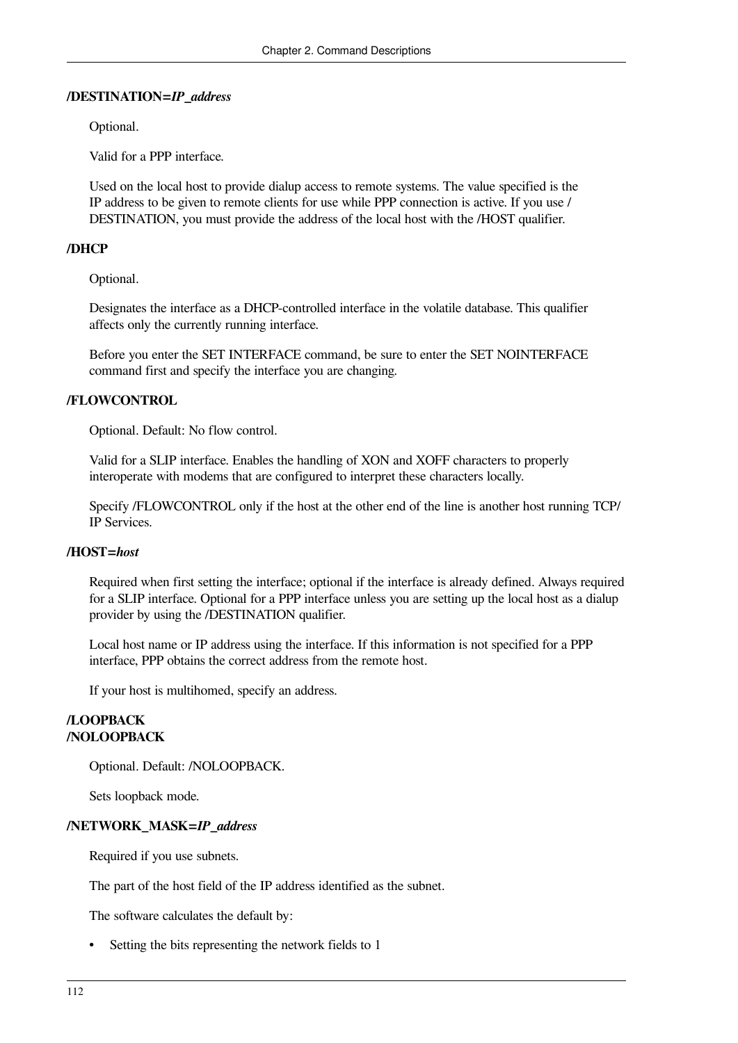**/DESTINATION=*IP_address***

Optional.

Valid for a PPP interface.

Used on the local host to provide dialup access to remote systems. The value specified is the IP address to be given to remote clients for use while PPP connection is active. If you use /DESTINATION, you must provide the address of the local host with the /HOST qualifier.

**/DHCP**

Optional.

Designates the interface as a DHCP-controlled interface in the volatile database. This qualifier affects only the currently running interface.

Before you enter the SET INTERFACE command, be sure to enter the SET NOINTERFACE command first and specify the interface you are changing.

**/FLOWCONTROL**

Optional. Default: No flow control.

Valid for a SLIP interface. Enables the handling of XON and XOFF characters to properly interoperate with modems that are configured to interpret these characters locally.

Specify /FLOWCONTROL only if the host at the other end of the line is another host running TCP/IP Services.

**/HOST=*host***

Required when first setting the interface; optional if the interface is already defined. Always required for a SLIP interface. Optional for a PPP interface unless you are setting up the local host as a dialup provider by using the /DESTINATION qualifier.

Local host name or IP address using the interface. If this information is not specified for a PPP interface, PPP obtains the correct address from the remote host.

If your host is multihomed, specify an address.

**/LOOPBACK**
**/NOLOOPBACK**

Optional. Default: /NOLOOPBACK.

Sets loopback mode.

**/NETWORK_MASK=*IP_address***

Required if you use subnets.

The part of the host field of the IP address identified as the subnet.

The software calculates the default by:

- Setting the bits representing the network fields to 1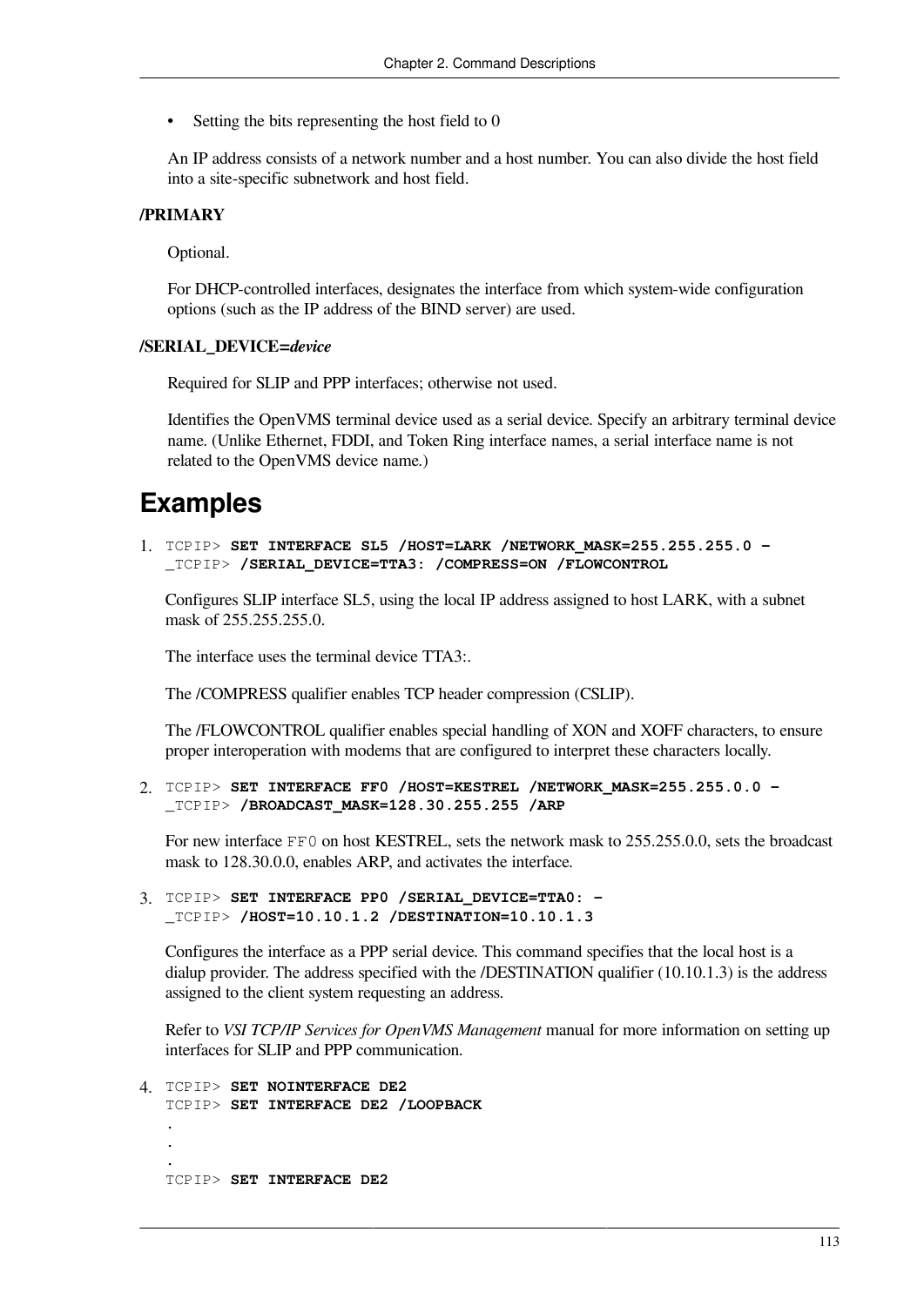- Setting the bits representing the host field to 0

An IP address consists of a network number and a host number. You can also divide the host field into a site-specific subnetwork and host field.

**/PRIMARY**

Optional.

For DHCP-controlled interfaces, designates the interface from which system-wide configuration options (such as the IP address of the BIND server) are used.

**/SERIAL_DEVICE=*device***

Required for SLIP and PPP interfaces; otherwise not used.

Identifies the OpenVMS terminal device used as a serial device. Specify an arbitrary terminal device name. (Unlike Ethernet, FDDI, and Token Ring interface names, a serial interface name is not related to the OpenVMS device name.)

# Examples

1. ```
   TCPIP> SET INTERFACE SL5 /HOST=LARK /NETWORK_MASK=255.255.255.0 -
   _TCPIP> /SERIAL_DEVICE=TTA3: /COMPRESS=ON /FLOWCONTROL
   ```

   Configures SLIP interface SL5, using the local IP address assigned to host LARK, with a subnet mask of 255.255.255.0.

   The interface uses the terminal device TTA3:.

   The /COMPRESS qualifier enables TCP header compression (CSLIP).

   The /FLOWCONTROL qualifier enables special handling of XON and XOFF characters, to ensure proper interoperation with modems that are configured to interpret these characters locally.

2. ```
   TCPIP> SET INTERFACE FF0 /HOST=KESTREL /NETWORK_MASK=255.255.0.0 -
   _TCPIP> /BROADCAST_MASK=128.30.255.255 /ARP
   ```

   For new interface `FF0` on host KESTREL, sets the network mask to 255.255.0.0, sets the broadcast mask to 128.30.0.0, enables ARP, and activates the interface.

3. ```
   TCPIP> SET INTERFACE PP0 /SERIAL_DEVICE=TTA0: -
   _TCPIP> /HOST=10.10.1.2 /DESTINATION=10.10.1.3
   ```

   Configures the interface as a PPP serial device. This command specifies that the local host is a dialup provider. The address specified with the /DESTINATION qualifier (10.10.1.3) is the address assigned to the client system requesting an address.

   Refer to *VSI TCP/IP Services for OpenVMS Management* manual for more information on setting up interfaces for SLIP and PPP communication.

4. ```
   TCPIP> SET NOINTERFACE DE2
   TCPIP> SET INTERFACE DE2 /LOOPBACK
   .
   .
   .
   TCPIP> SET INTERFACE DE2
   ```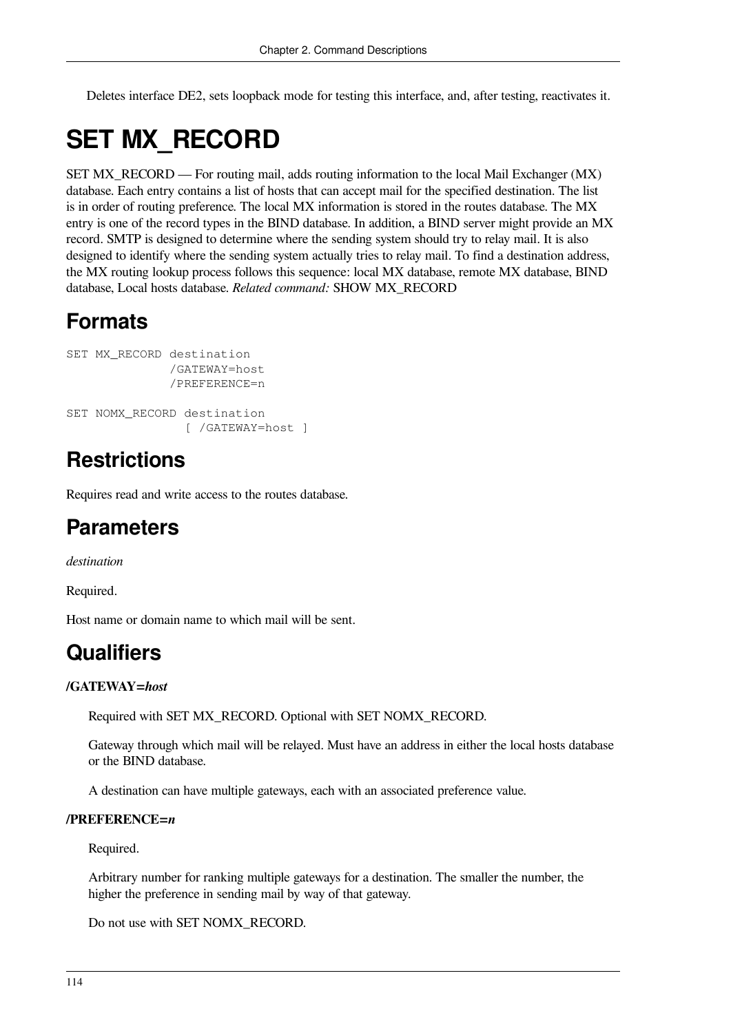Deletes interface DE2, sets loopback mode for testing this interface, and, after testing, reactivates it.

# SET MX_RECORD

SET MX_RECORD — For routing mail, adds routing information to the local Mail Exchanger (MX) database. Each entry contains a list of hosts that can accept mail for the specified destination. The list is in order of routing preference. The local MX information is stored in the routes database. The MX entry is one of the record types in the BIND database. In addition, a BIND server might provide an MX record. SMTP is designed to determine where the sending system should try to relay mail. It is also designed to identify where the sending system actually tries to relay mail. To find a destination address, the MX routing lookup process follows this sequence: local MX database, remote MX database, BIND database, Local hosts database. *Related command:* SHOW MX_RECORD

## Formats

```
SET MX_RECORD destination
              /GATEWAY=host
              /PREFERENCE=n

SET NOMX_RECORD destination
                [ /GATEWAY=host ]
```

## Restrictions

Requires read and write access to the routes database.

## Parameters

*destination*

Required.

Host name or domain name to which mail will be sent.

## Qualifiers

**/GATEWAY=*host***

Required with SET MX_RECORD. Optional with SET NOMX_RECORD.

Gateway through which mail will be relayed. Must have an address in either the local hosts database or the BIND database.

A destination can have multiple gateways, each with an associated preference value.

**/PREFERENCE=*n***

Required.

Arbitrary number for ranking multiple gateways for a destination. The smaller the number, the higher the preference in sending mail by way of that gateway.

Do not use with SET NOMX_RECORD.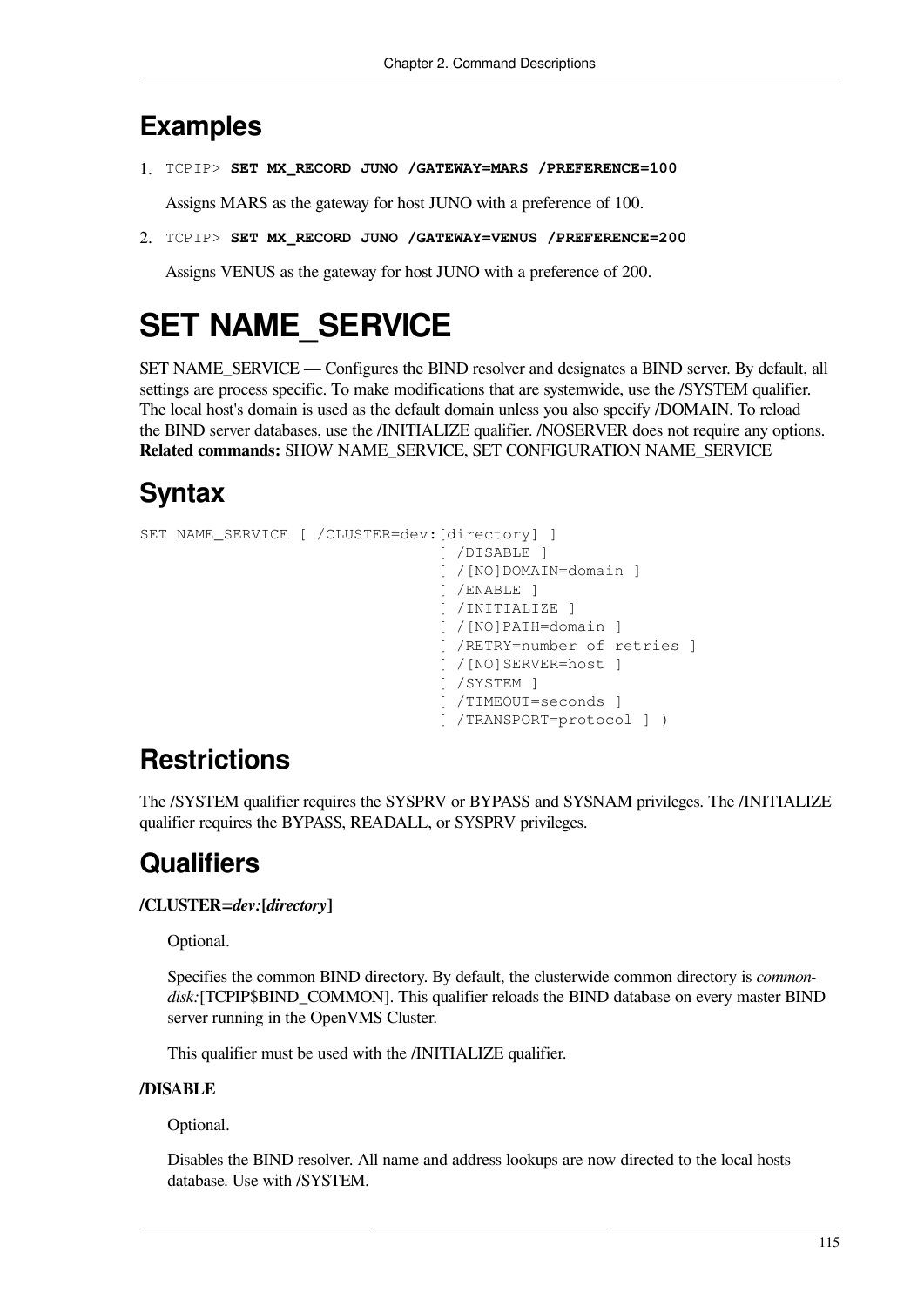## Examples

1. TCPIP> **SET MX_RECORD JUNO /GATEWAY=MARS /PREFERENCE=100**

   Assigns MARS as the gateway for host JUNO with a preference of 100.

2. TCPIP> **SET MX_RECORD JUNO /GATEWAY=VENUS /PREFERENCE=200**

   Assigns VENUS as the gateway for host JUNO with a preference of 200.

# SET NAME_SERVICE

SET NAME_SERVICE — Configures the BIND resolver and designates a BIND server. By default, all settings are process specific. To make modifications that are systemwide, use the /SYSTEM qualifier. The local host's domain is used as the default domain unless you also specify /DOMAIN. To reload the BIND server databases, use the /INITIALIZE qualifier. /NOSERVER does not require any options. **Related commands:** SHOW NAME_SERVICE, SET CONFIGURATION NAME_SERVICE

## Syntax

```
SET NAME_SERVICE [ /CLUSTER=dev:[directory] ]
                                [ /DISABLE ]
                                [ /[NO]DOMAIN=domain ]
                                [ /ENABLE ]
                                [ /INITIALIZE ]
                                [ /[NO]PATH=domain ]
                                [ /RETRY=number of retries ]
                                [ /[NO]SERVER=host ]
                                [ /SYSTEM ]
                                [ /TIMEOUT=seconds ]
                                [ /TRANSPORT=protocol ] )
```

## Restrictions

The /SYSTEM qualifier requires the SYSPRV or BYPASS and SYSNAM privileges. The /INITIALIZE qualifier requires the BYPASS, READALL, or SYSPRV privileges.

## Qualifiers

**/CLUSTER=*dev:*[*directory*]**

Optional.

Specifies the common BIND directory. By default, the clusterwide common directory is *common-disk:*[TCPIP$BIND_COMMON]. This qualifier reloads the BIND database on every master BIND server running in the OpenVMS Cluster.

This qualifier must be used with the /INITIALIZE qualifier.

**/DISABLE**

Optional.

Disables the BIND resolver. All name and address lookups are now directed to the local hosts database. Use with /SYSTEM.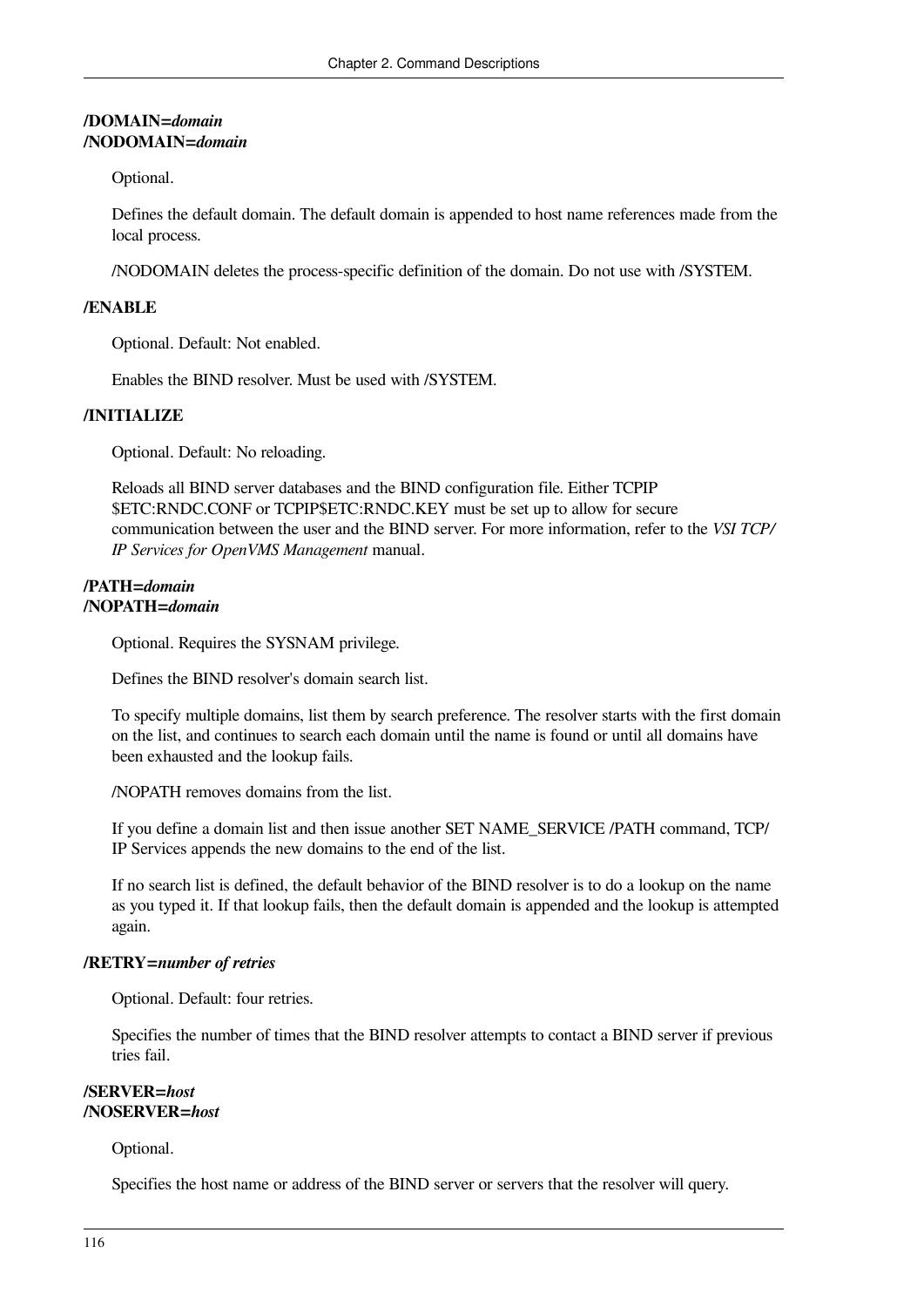**/DOMAIN=*domain***
**/NODOMAIN=*domain***

Optional.

Defines the default domain. The default domain is appended to host name references made from the local process.

/NODOMAIN deletes the process-specific definition of the domain. Do not use with /SYSTEM.

**/ENABLE**

Optional. Default: Not enabled.

Enables the BIND resolver. Must be used with /SYSTEM.

**/INITIALIZE**

Optional. Default: No reloading.

Reloads all BIND server databases and the BIND configuration file. Either TCPIP $ETC:RNDC.CONF or TCPIP$ETC:RNDC.KEY must be set up to allow for secure communication between the user and the BIND server. For more information, refer to the *VSI TCP/IP Services for OpenVMS Management* manual.

**/PATH=*domain***
**/NOPATH=*domain***

Optional. Requires the SYSNAM privilege.

Defines the BIND resolver's domain search list.

To specify multiple domains, list them by search preference. The resolver starts with the first domain on the list, and continues to search each domain until the name is found or until all domains have been exhausted and the lookup fails.

/NOPATH removes domains from the list.

If you define a domain list and then issue another SET NAME_SERVICE /PATH command, TCP/IP Services appends the new domains to the end of the list.

If no search list is defined, the default behavior of the BIND resolver is to do a lookup on the name as you typed it. If that lookup fails, then the default domain is appended and the lookup is attempted again.

**/RETRY=*number of retries***

Optional. Default: four retries.

Specifies the number of times that the BIND resolver attempts to contact a BIND server if previous tries fail.

**/SERVER=*host***
**/NOSERVER=*host***

Optional.

Specifies the host name or address of the BIND server or servers that the resolver will query.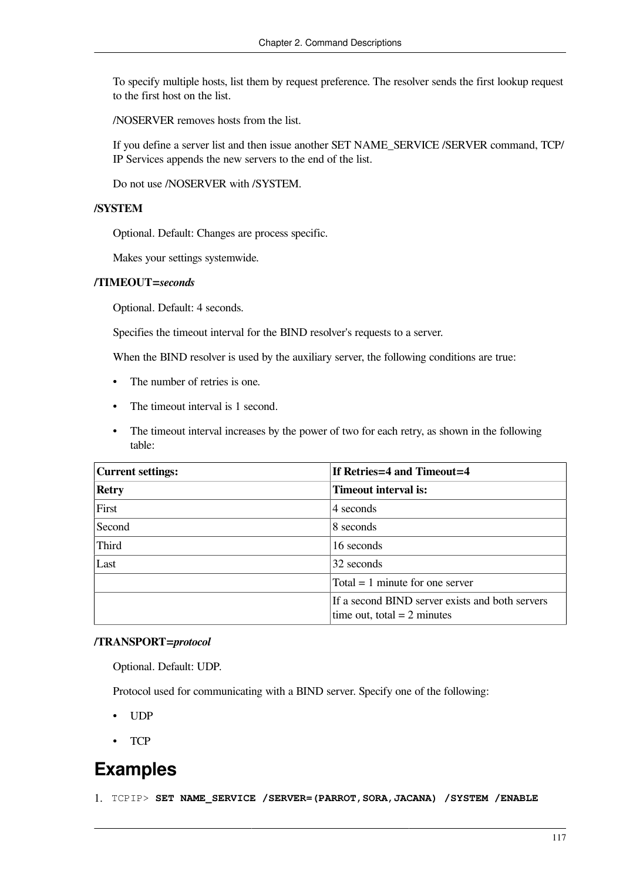To specify multiple hosts, list them by request preference. The resolver sends the first lookup request to the first host on the list.

/NOSERVER removes hosts from the list.

If you define a server list and then issue another SET NAME_SERVICE /SERVER command, TCP/IP Services appends the new servers to the end of the list.

Do not use /NOSERVER with /SYSTEM.

**/SYSTEM**

Optional. Default: Changes are process specific.

Makes your settings systemwide.

**/TIMEOUT=*seconds***

Optional. Default: 4 seconds.

Specifies the timeout interval for the BIND resolver's requests to a server.

When the BIND resolver is used by the auxiliary server, the following conditions are true:

- The number of retries is one.
- The timeout interval is 1 second.
- The timeout interval increases by the power of two for each retry, as shown in the following table:

| **Current settings:** | **If Retries=4 and Timeout=4** |
|---|---|
| **Retry** | **Timeout interval is:** |
| First | 4 seconds |
| Second | 8 seconds |
| Third | 16 seconds |
| Last | 32 seconds |
| | Total = 1 minute for one server |
| | If a second BIND server exists and both servers time out, total = 2 minutes |

**/TRANSPORT=*protocol***

Optional. Default: UDP.

Protocol used for communicating with a BIND server. Specify one of the following:

- UDP
- TCP

# Examples

1. `TCPIP>` **`SET NAME_SERVICE /SERVER=(PARROT,SORA,JACANA) /SYSTEM /ENABLE`**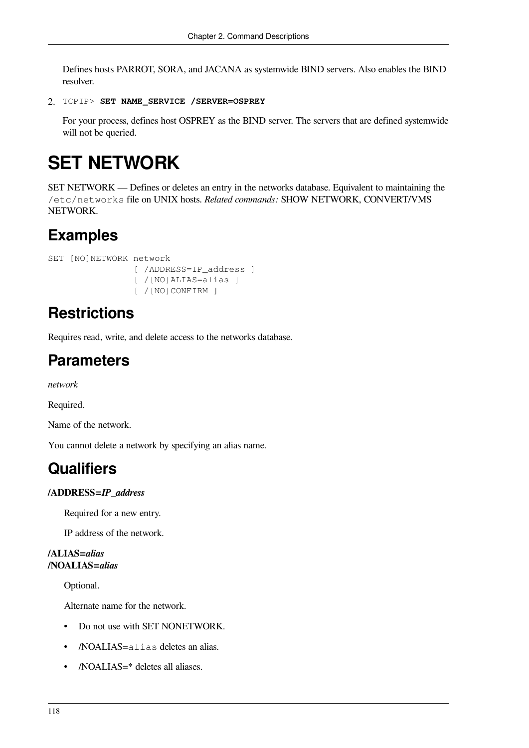Defines hosts PARROT, SORA, and JACANA as systemwide BIND servers. Also enables the BIND resolver.

2. `TCPIP>` **`SET NAME_SERVICE /SERVER=OSPREY`**

   For your process, defines host OSPREY as the BIND server. The servers that are defined systemwide will not be queried.

# SET NETWORK

SET NETWORK — Defines or deletes an entry in the networks database. Equivalent to maintaining the `/etc/networks` file on UNIX hosts. *Related commands:* SHOW NETWORK, CONVERT/VMS NETWORK.

## Examples

```
SET [NO]NETWORK network
                [ /ADDRESS=IP_address ]
                [ /[NO]ALIAS=alias ]
                [ /[NO]CONFIRM ]
```

## Restrictions

Requires read, write, and delete access to the networks database.

## Parameters

*network*

Required.

Name of the network.

You cannot delete a network by specifying an alias name.

## Qualifiers

**/ADDRESS=*IP_address***

Required for a new entry.

IP address of the network.

**/ALIAS=*alias***
**/NOALIAS=*alias***

Optional.

Alternate name for the network.

- Do not use with SET NONETWORK.
- /NOALIAS=`alias` deletes an alias.
- /NOALIAS=* deletes all aliases.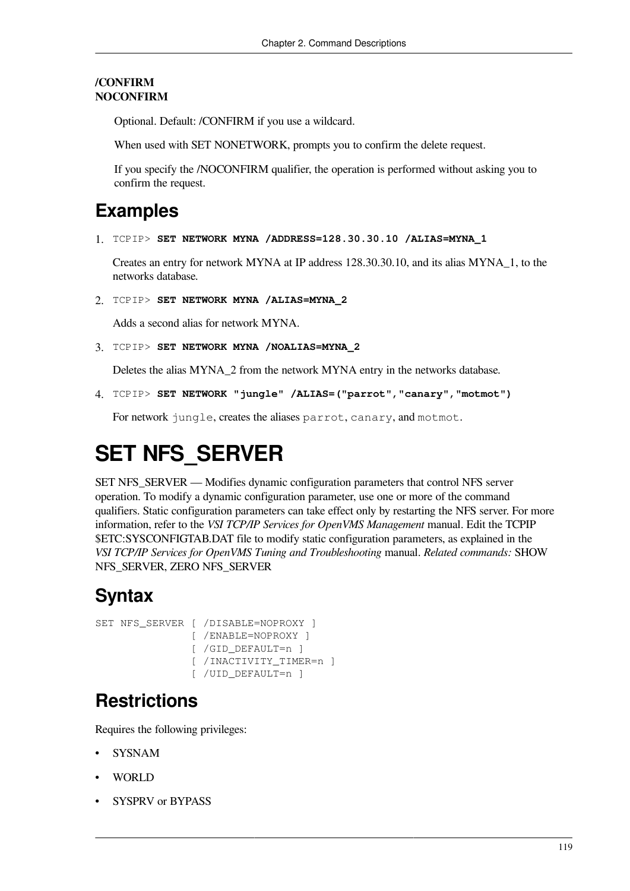**/CONFIRM**
**NOCONFIRM**

Optional. Default: /CONFIRM if you use a wildcard.

When used with SET NONETWORK, prompts you to confirm the delete request.

If you specify the /NOCONFIRM qualifier, the operation is performed without asking you to confirm the request.

## Examples

1. `TCPIP>` **`SET NETWORK MYNA /ADDRESS=128.30.30.10 /ALIAS=MYNA_1`**

   Creates an entry for network MYNA at IP address 128.30.30.10, and its alias MYNA_1, to the networks database.

2. `TCPIP>` **`SET NETWORK MYNA /ALIAS=MYNA_2`**

   Adds a second alias for network MYNA.

3. `TCPIP>` **`SET NETWORK MYNA /NOALIAS=MYNA_2`**

   Deletes the alias MYNA_2 from the network MYNA entry in the networks database.

4. `TCPIP>` **`SET NETWORK "jungle" /ALIAS=("parrot","canary","motmot")`**

   For network `jungle`, creates the aliases `parrot`, `canary`, and `motmot`.

# SET NFS_SERVER

SET NFS_SERVER — Modifies dynamic configuration parameters that control NFS server operation. To modify a dynamic configuration parameter, use one or more of the command qualifiers. Static configuration parameters can take effect only by restarting the NFS server. For more information, refer to the *VSI TCP/IP Services for OpenVMS Management* manual. Edit the TCPIP $ETC:SYSCONFIGTAB.DAT file to modify static configuration parameters, as explained in the *VSI TCP/IP Services for OpenVMS Tuning and Troubleshooting* manual. *Related commands:* SHOW NFS_SERVER, ZERO NFS_SERVER

## Syntax

```
SET NFS_SERVER [ /DISABLE=NOPROXY ]
               [ /ENABLE=NOPROXY ]
               [ /GID_DEFAULT=n ]
               [ /INACTIVITY_TIMER=n ]
               [ /UID_DEFAULT=n ]
```

## Restrictions

Requires the following privileges:

- SYSNAM
- WORLD
- SYSPRV or BYPASS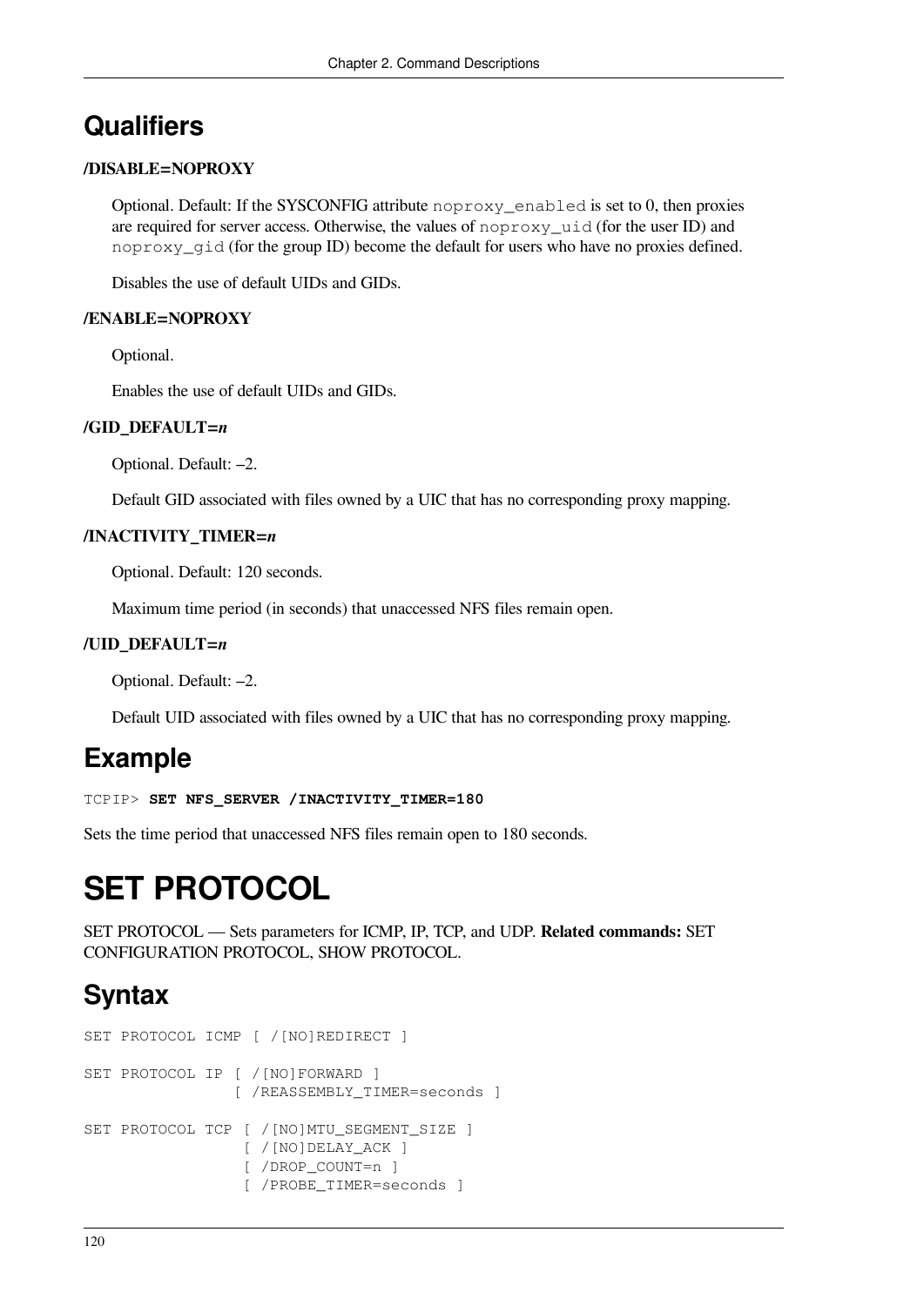## Qualifiers

**/DISABLE=NOPROXY**

Optional. Default: If the SYSCONFIG attribute `noproxy_enabled` is set to 0, then proxies are required for server access. Otherwise, the values of `noproxy_uid` (for the user ID) and `noproxy_gid` (for the group ID) become the default for users who have no proxies defined.

Disables the use of default UIDs and GIDs.

**/ENABLE=NOPROXY**

Optional.

Enables the use of default UIDs and GIDs.

**/GID_DEFAULT=*n***

Optional. Default: –2.

Default GID associated with files owned by a UIC that has no corresponding proxy mapping.

**/INACTIVITY_TIMER=*n***

Optional. Default: 120 seconds.

Maximum time period (in seconds) that unaccessed NFS files remain open.

**/UID_DEFAULT=*n***

Optional. Default: –2.

Default UID associated with files owned by a UIC that has no corresponding proxy mapping.

## Example

```
TCPIP> SET NFS_SERVER /INACTIVITY_TIMER=180
```

Sets the time period that unaccessed NFS files remain open to 180 seconds.

# SET PROTOCOL

SET PROTOCOL — Sets parameters for ICMP, IP, TCP, and UDP. **Related commands:** SET CONFIGURATION PROTOCOL, SHOW PROTOCOL.

## Syntax

```
SET PROTOCOL ICMP [ /[NO]REDIRECT ]

SET PROTOCOL IP [ /[NO]FORWARD ]
                [ /REASSEMBLY_TIMER=seconds ]

SET PROTOCOL TCP [ /[NO]MTU_SEGMENT_SIZE ]
                 [ /[NO]DELAY_ACK ]
                 [ /DROP_COUNT=n ]
                 [ /PROBE_TIMER=seconds ]
```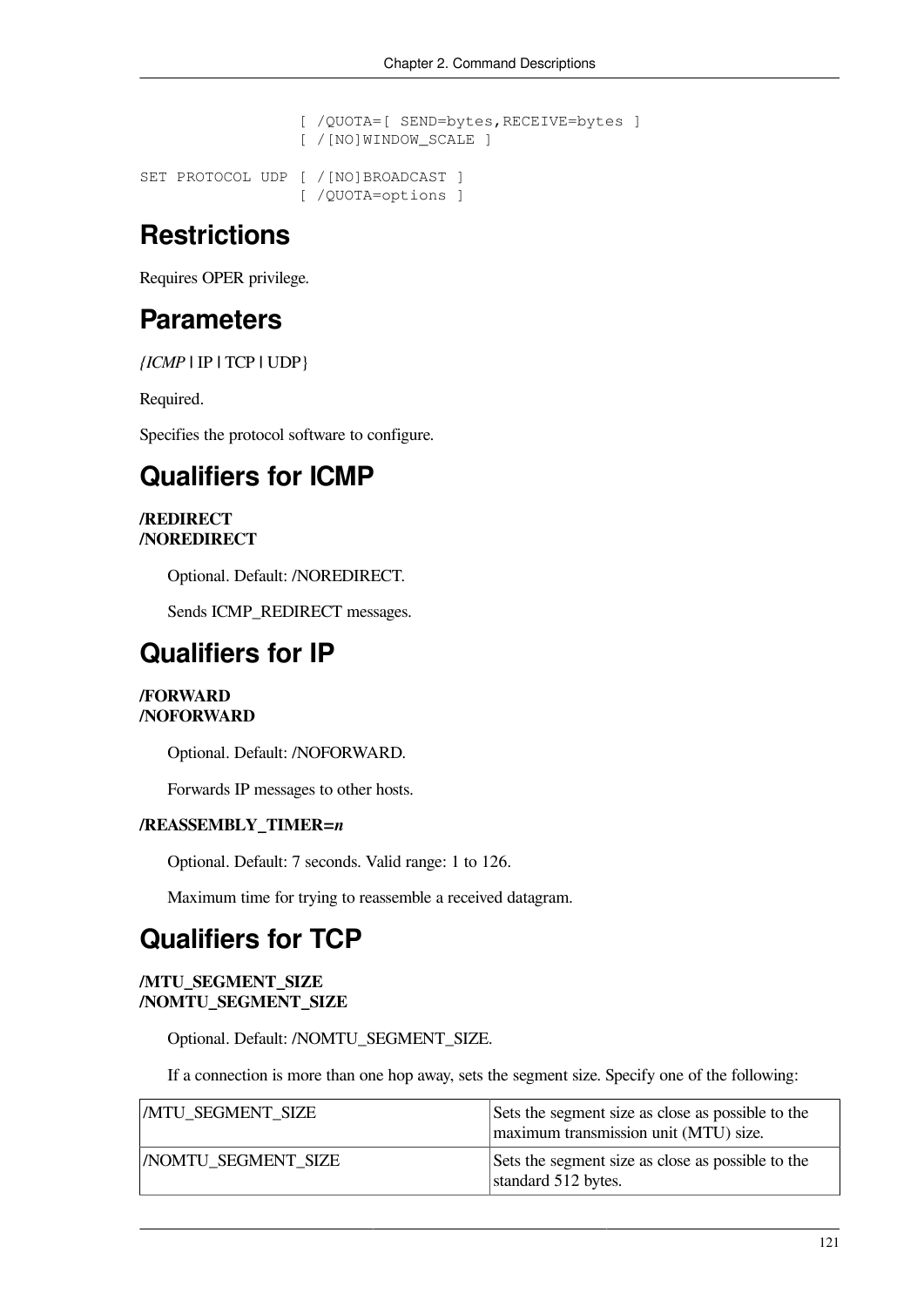```
                 [ /QUOTA=[ SEND=bytes,RECEIVE=bytes ]
                 [ /[NO]WINDOW_SCALE ]

SET PROTOCOL UDP [ /[NO]BROADCAST ]
                 [ /QUOTA=options ]
```

# Restrictions

Requires OPER privilege.

# Parameters

*{ICMP* | IP | TCP | UDP}

Required.

Specifies the protocol software to configure.

# Qualifiers for ICMP

**/REDIRECT**
**/NOREDIRECT**

Optional. Default: /NOREDIRECT.

Sends ICMP_REDIRECT messages.

# Qualifiers for IP

**/FORWARD**
**/NOFORWARD**

Optional. Default: /NOFORWARD.

Forwards IP messages to other hosts.

**/REASSEMBLY_TIMER=*n***

Optional. Default: 7 seconds. Valid range: 1 to 126.

Maximum time for trying to reassemble a received datagram.

# Qualifiers for TCP

**/MTU_SEGMENT_SIZE**
**/NOMTU_SEGMENT_SIZE**

Optional. Default: /NOMTU_SEGMENT_SIZE.

If a connection is more than one hop away, sets the segment size. Specify one of the following:

| | |
|---|---|
| /MTU_SEGMENT_SIZE | Sets the segment size as close as possible to the maximum transmission unit (MTU) size. |
| /NOMTU_SEGMENT_SIZE | Sets the segment size as close as possible to the standard 512 bytes. |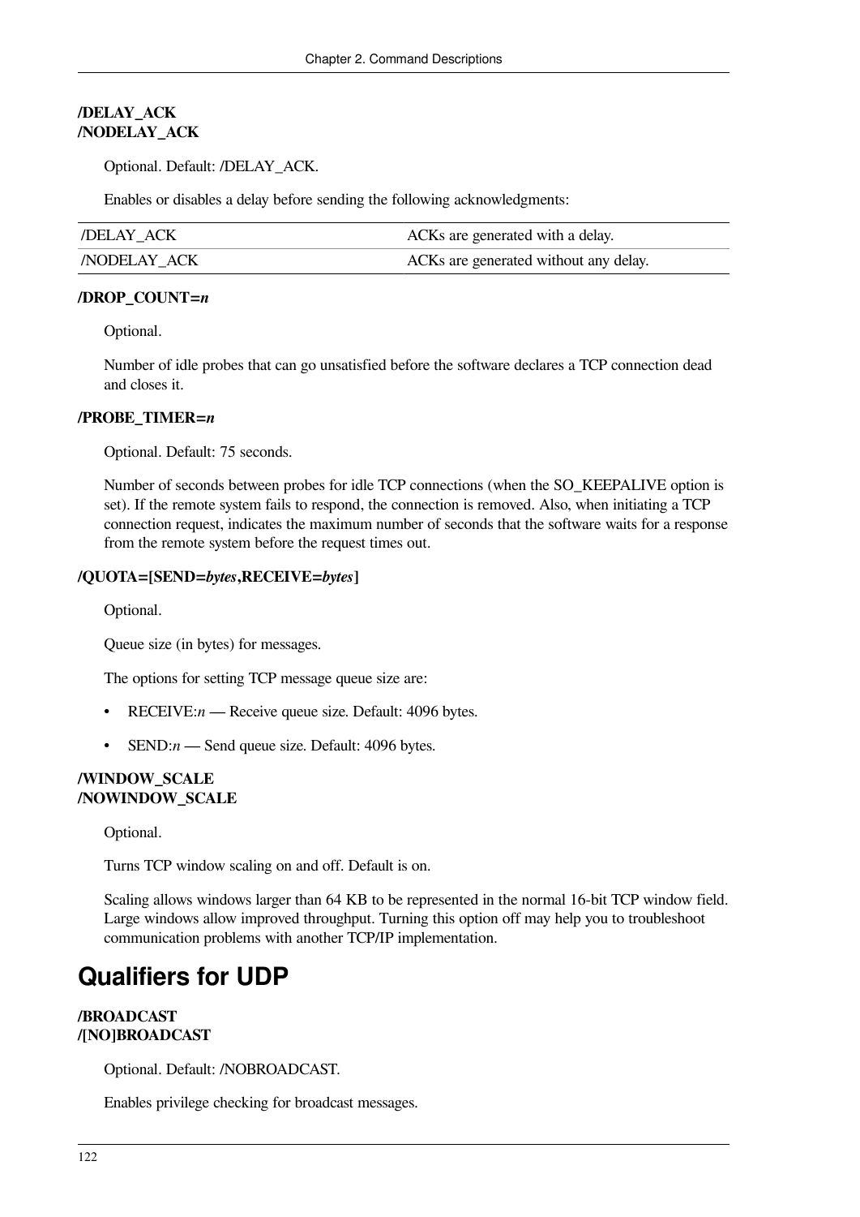**/DELAY_ACK**
**/NODELAY_ACK**

Optional. Default: /DELAY_ACK.

Enables or disables a delay before sending the following acknowledgments:

| | |
|---|---|
| /DELAY_ACK | ACKs are generated with a delay. |
| /NODELAY_ACK | ACKs are generated without any delay. |

**/DROP_COUNT=*n***

Optional.

Number of idle probes that can go unsatisfied before the software declares a TCP connection dead and closes it.

**/PROBE_TIMER=*n***

Optional. Default: 75 seconds.

Number of seconds between probes for idle TCP connections (when the SO_KEEPALIVE option is set). If the remote system fails to respond, the connection is removed. Also, when initiating a TCP connection request, indicates the maximum number of seconds that the software waits for a response from the remote system before the request times out.

**/QUOTA=[SEND=*bytes*,RECEIVE=*bytes*]**

Optional.

Queue size (in bytes) for messages.

The options for setting TCP message queue size are:

- RECEIVE:*n* — Receive queue size. Default: 4096 bytes.
- SEND:*n* — Send queue size. Default: 4096 bytes.

**/WINDOW_SCALE**
**/NOWINDOW_SCALE**

Optional.

Turns TCP window scaling on and off. Default is on.

Scaling allows windows larger than 64 KB to be represented in the normal 16-bit TCP window field. Large windows allow improved throughput. Turning this option off may help you to troubleshoot communication problems with another TCP/IP implementation.

## Qualifiers for UDP

**/BROADCAST**
**/[NO]BROADCAST**

Optional. Default: /NOBROADCAST.

Enables privilege checking for broadcast messages.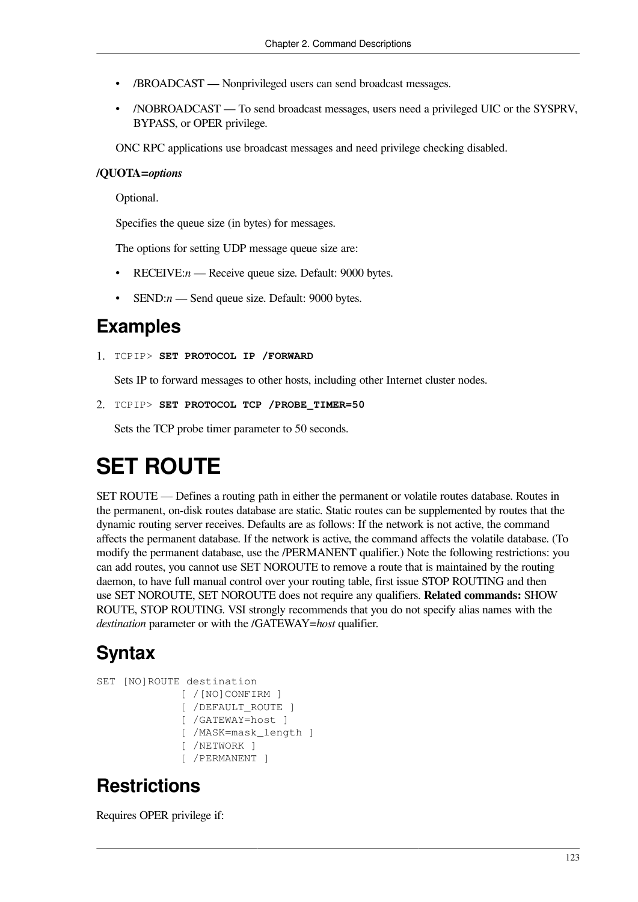- /BROADCAST — Nonprivileged users can send broadcast messages.
- /NOBROADCAST — To send broadcast messages, users need a privileged UIC or the SYSPRV, BYPASS, or OPER privilege.

ONC RPC applications use broadcast messages and need privilege checking disabled.

**/QUOTA=*options***

Optional.

Specifies the queue size (in bytes) for messages.

The options for setting UDP message queue size are:

- RECEIVE:*n* — Receive queue size. Default: 9000 bytes.
- SEND:*n* — Send queue size. Default: 9000 bytes.

## Examples

1. `TCPIP>` **`SET PROTOCOL IP /FORWARD`**

   Sets IP to forward messages to other hosts, including other Internet cluster nodes.

2. `TCPIP>` **`SET PROTOCOL TCP /PROBE_TIMER=50`**

   Sets the TCP probe timer parameter to 50 seconds.

# SET ROUTE

SET ROUTE — Defines a routing path in either the permanent or volatile routes database. Routes in the permanent, on-disk routes database are static. Static routes can be supplemented by routes that the dynamic routing server receives. Defaults are as follows: If the network is not active, the command affects the permanent database. If the network is active, the command affects the volatile database. (To modify the permanent database, use the /PERMANENT qualifier.) Note the following restrictions: you can add routes, you cannot use SET NOROUTE to remove a route that is maintained by the routing daemon, to have full manual control over your routing table, first issue STOP ROUTING and then use SET NOROUTE, SET NOROUTE does not require any qualifiers. **Related commands:** SHOW ROUTE, STOP ROUTING. VSI strongly recommends that you do not specify alias names with the *destination* parameter or with the /GATEWAY=*host* qualifier.

## Syntax

```
SET [NO]ROUTE destination
             [ /[NO]CONFIRM ]
             [ /DEFAULT_ROUTE ]
             [ /GATEWAY=host ]
             [ /MASK=mask_length ]
             [ /NETWORK ]
             [ /PERMANENT ]
```

## Restrictions

Requires OPER privilege if: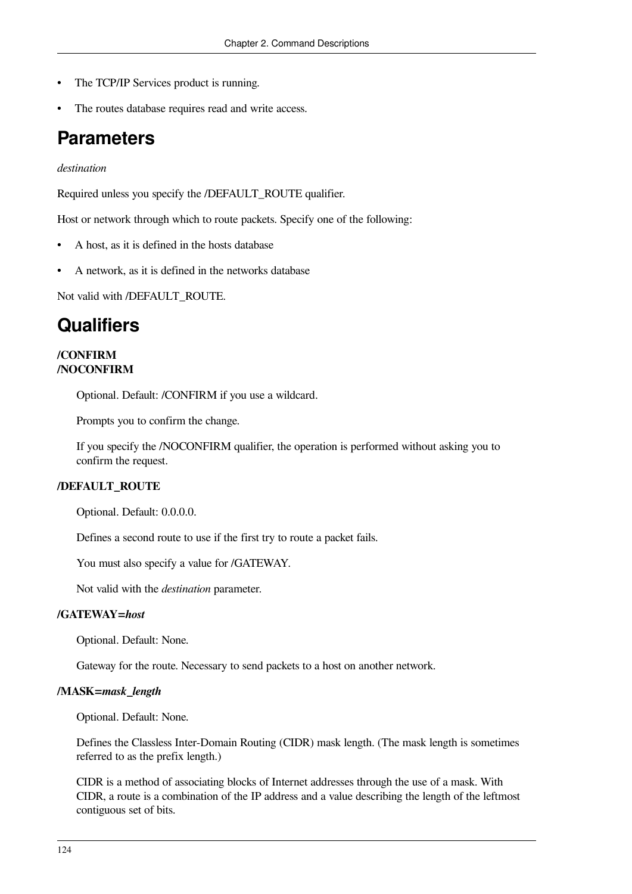- The TCP/IP Services product is running.
- The routes database requires read and write access.

# Parameters

*destination*

Required unless you specify the /DEFAULT_ROUTE qualifier.

Host or network through which to route packets. Specify one of the following:

- A host, as it is defined in the hosts database
- A network, as it is defined in the networks database

Not valid with /DEFAULT_ROUTE.

# Qualifiers

**/CONFIRM**
**/NOCONFIRM**

Optional. Default: /CONFIRM if you use a wildcard.

Prompts you to confirm the change.

If you specify the /NOCONFIRM qualifier, the operation is performed without asking you to confirm the request.

**/DEFAULT_ROUTE**

Optional. Default: 0.0.0.0.

Defines a second route to use if the first try to route a packet fails.

You must also specify a value for /GATEWAY.

Not valid with the *destination* parameter.

**/GATEWAY=*host***

Optional. Default: None.

Gateway for the route. Necessary to send packets to a host on another network.

**/MASK=*mask_length***

Optional. Default: None.

Defines the Classless Inter-Domain Routing (CIDR) mask length. (The mask length is sometimes referred to as the prefix length.)

CIDR is a method of associating blocks of Internet addresses through the use of a mask. With CIDR, a route is a combination of the IP address and a value describing the length of the leftmost contiguous set of bits.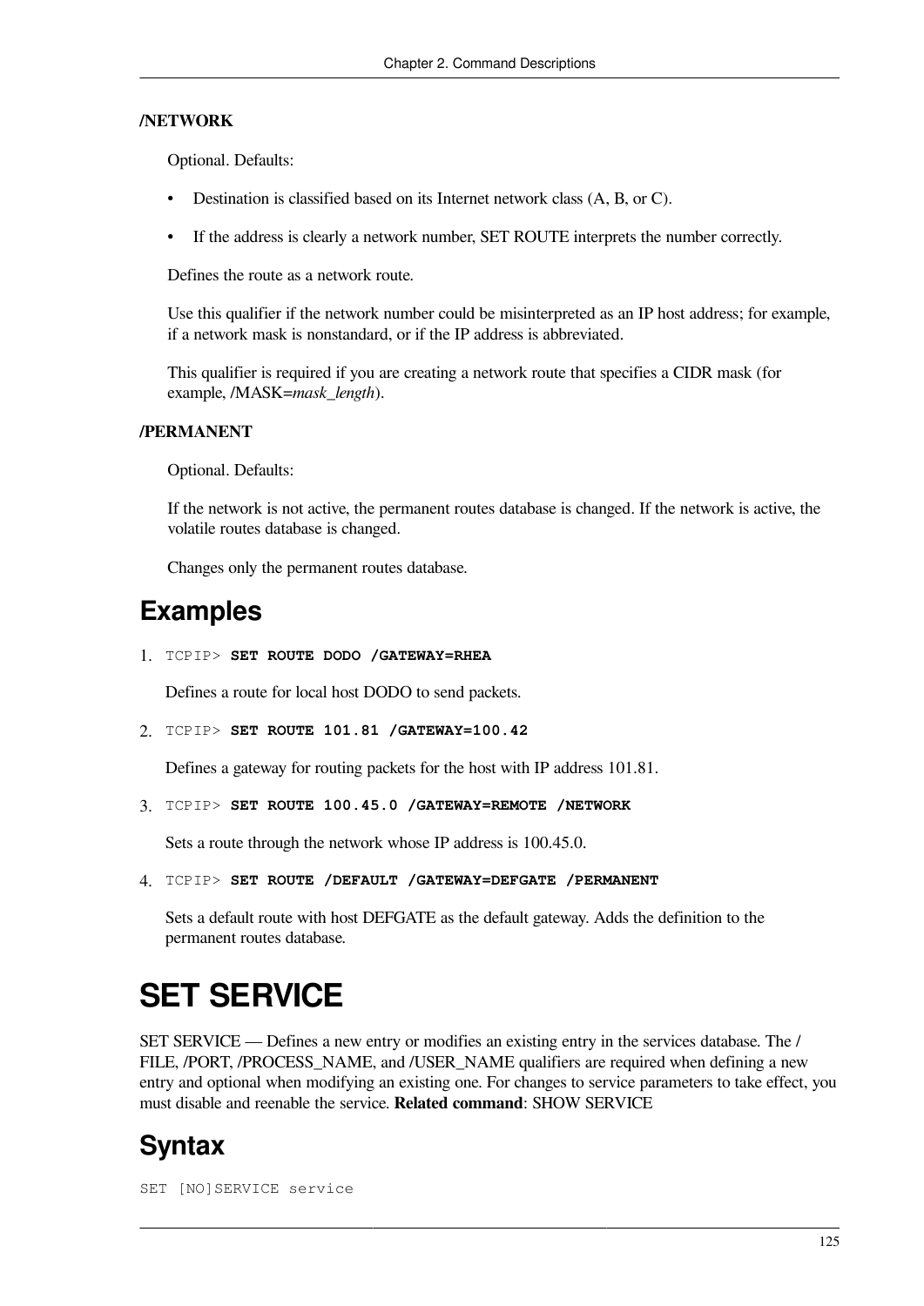**/NETWORK**

Optional. Defaults:

- Destination is classified based on its Internet network class (A, B, or C).
- If the address is clearly a network number, SET ROUTE interprets the number correctly.

Defines the route as a network route.

Use this qualifier if the network number could be misinterpreted as an IP host address; for example, if a network mask is nonstandard, or if the IP address is abbreviated.

This qualifier is required if you are creating a network route that specifies a CIDR mask (for example, /MASK=*mask_length*).

**/PERMANENT**

Optional. Defaults:

If the network is not active, the permanent routes database is changed. If the network is active, the volatile routes database is changed.

Changes only the permanent routes database.

## Examples

1. `TCPIP>` **`SET ROUTE DODO /GATEWAY=RHEA`**

   Defines a route for local host DODO to send packets.

2. `TCPIP>` **`SET ROUTE 101.81 /GATEWAY=100.42`**

   Defines a gateway for routing packets for the host with IP address 101.81.

3. `TCPIP>` **`SET ROUTE 100.45.0 /GATEWAY=REMOTE /NETWORK`**

   Sets a route through the network whose IP address is 100.45.0.

4. `TCPIP>` **`SET ROUTE /DEFAULT /GATEWAY=DEFGATE /PERMANENT`**

   Sets a default route with host DEFGATE as the default gateway. Adds the definition to the permanent routes database.

# SET SERVICE

SET SERVICE — Defines a new entry or modifies an existing entry in the services database. The /FILE, /PORT, /PROCESS_NAME, and /USER_NAME qualifiers are required when defining a new entry and optional when modifying an existing one. For changes to service parameters to take effect, you must disable and reenable the service. **Related command**: SHOW SERVICE

## Syntax

```
SET [NO]SERVICE service
```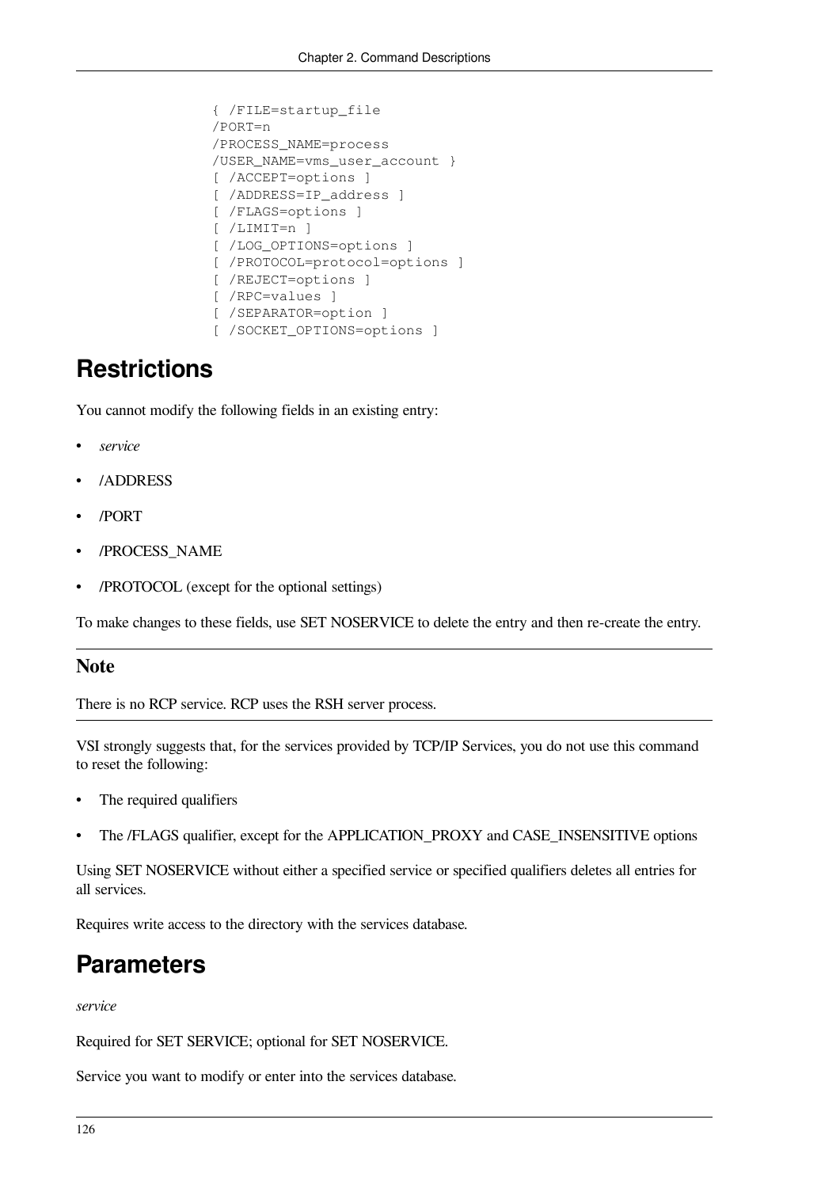```
{ /FILE=startup_file
/PORT=n
/PROCESS_NAME=process
/USER_NAME=vms_user_account }
[ /ACCEPT=options ]
[ /ADDRESS=IP_address ]
[ /FLAGS=options ]
[ /LIMIT=n ]
[ /LOG_OPTIONS=options ]
[ /PROTOCOL=protocol=options ]
[ /REJECT=options ]
[ /RPC=values ]
[ /SEPARATOR=option ]
[ /SOCKET_OPTIONS=options ]
```

# Restrictions

You cannot modify the following fields in an existing entry:

- *service*
- /ADDRESS
- /PORT
- /PROCESS_NAME
- /PROTOCOL (except for the optional settings)

To make changes to these fields, use SET NOSERVICE to delete the entry and then re-create the entry.

## Note

There is no RCP service. RCP uses the RSH server process.

VSI strongly suggests that, for the services provided by TCP/IP Services, you do not use this command to reset the following:

- The required qualifiers
- The /FLAGS qualifier, except for the APPLICATION_PROXY and CASE_INSENSITIVE options

Using SET NOSERVICE without either a specified service or specified qualifiers deletes all entries for all services.

Requires write access to the directory with the services database.

# Parameters

*service*

Required for SET SERVICE; optional for SET NOSERVICE.

Service you want to modify or enter into the services database.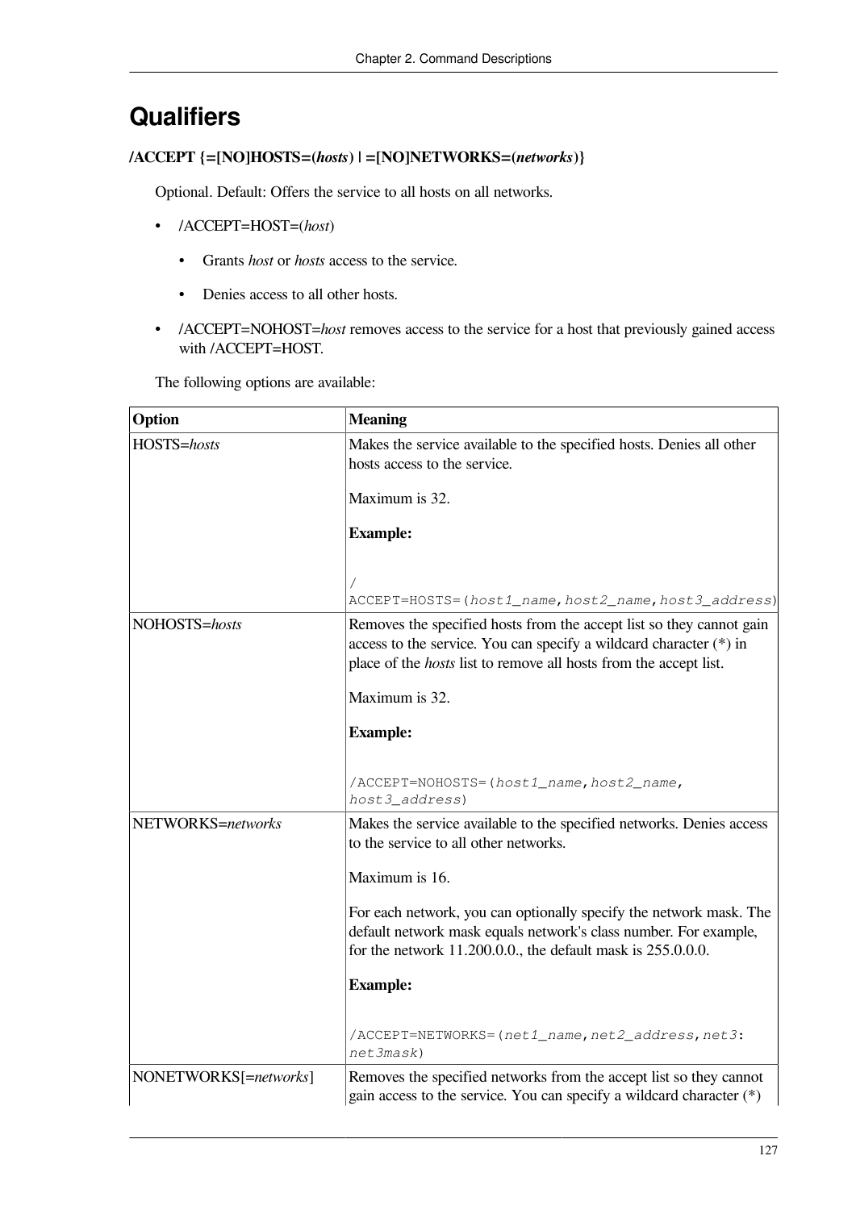## Qualifiers

**/ACCEPT {=[NO]HOSTS=(*hosts*) | =[NO]NETWORKS=(*networks*)}**

Optional. Default: Offers the service to all hosts on all networks.

- /ACCEPT=HOST=(*host*)
  - Grants *host* or *hosts* access to the service.
  - Denies access to all other hosts.
- /ACCEPT=NOHOST=*host* removes access to the service for a host that previously gained access with /ACCEPT=HOST.

The following options are available:

| Option | Meaning |
|---|---|
| HOSTS=*hosts* | Makes the service available to the specified hosts. Denies all other hosts access to the service.<br><br>Maximum is 32.<br><br>**Example:**<br><br>`/ACCEPT=HOSTS=(host1_name,host2_name,host3_address)` |
| NOHOSTS=*hosts* | Removes the specified hosts from the accept list so they cannot gain access to the service. You can specify a wildcard character (*) in place of the *hosts* list to remove all hosts from the accept list.<br><br>Maximum is 32.<br><br>**Example:**<br><br>`/ACCEPT=NOHOSTS=(host1_name,host2_name, host3_address)` |
| NETWORKS=*networks* | Makes the service available to the specified networks. Denies access to the service to all other networks.<br><br>Maximum is 16.<br><br>For each network, you can optionally specify the network mask. The default network mask equals network's class number. For example, for the network 11.200.0.0., the default mask is 255.0.0.0.<br><br>**Example:**<br><br>`/ACCEPT=NETWORKS=(net1_name,net2_address,net3:net3mask)` |
| NONETWORKS[=*networks*] | Removes the specified networks from the accept list so they cannot gain access to the service. You can specify a wildcard character (*) |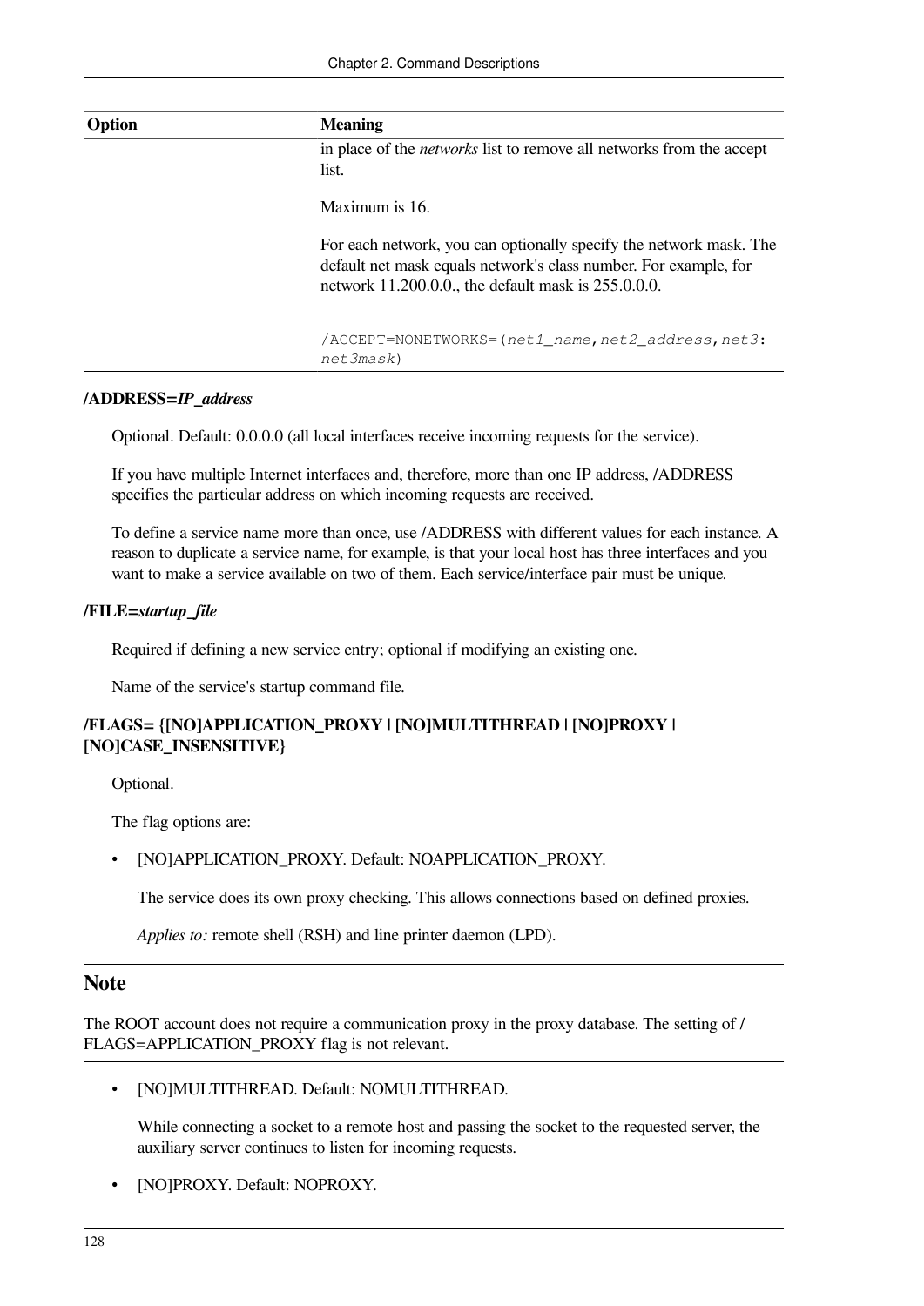| Option | Meaning |
|---|---|
| | in place of the *networks* list to remove all networks from the accept list.<br><br>Maximum is 16.<br><br>For each network, you can optionally specify the network mask. The default net mask equals network's class number. For example, for network 11.200.0.0., the default mask is 255.0.0.0.<br><br>`/ACCEPT=NONETWORKS=(net1_name,net2_address,net3:net3mask)` |

**/ADDRESS=*IP_address***

Optional. Default: 0.0.0.0 (all local interfaces receive incoming requests for the service).

If you have multiple Internet interfaces and, therefore, more than one IP address, /ADDRESS specifies the particular address on which incoming requests are received.

To define a service name more than once, use /ADDRESS with different values for each instance. A reason to duplicate a service name, for example, is that your local host has three interfaces and you want to make a service available on two of them. Each service/interface pair must be unique.

**/FILE=*startup_file***

Required if defining a new service entry; optional if modifying an existing one.

Name of the service's startup command file.

**/FLAGS= {[NO]APPLICATION_PROXY | [NO]MULTITHREAD | [NO]PROXY | [NO]CASE_INSENSITIVE}**

Optional.

The flag options are:

- [NO]APPLICATION_PROXY. Default: NOAPPLICATION_PROXY.

  The service does its own proxy checking. This allows connections based on defined proxies.

  *Applies to:* remote shell (RSH) and line printer daemon (LPD).

## Note

The ROOT account does not require a communication proxy in the proxy database. The setting of /FLAGS=APPLICATION_PROXY flag is not relevant.

- [NO]MULTITHREAD. Default: NOMULTITHREAD.

  While connecting a socket to a remote host and passing the socket to the requested server, the auxiliary server continues to listen for incoming requests.

- [NO]PROXY. Default: NOPROXY.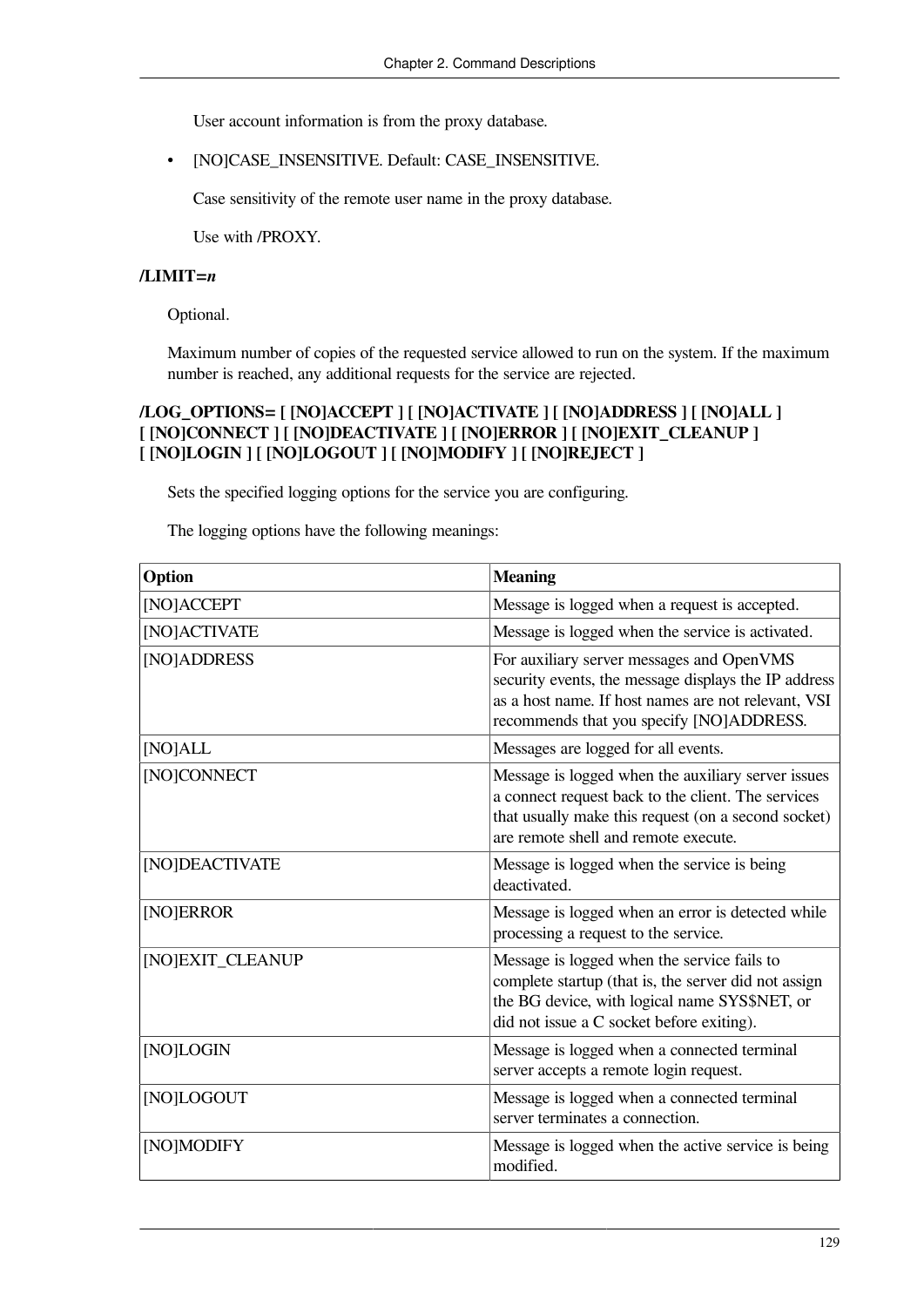User account information is from the proxy database.

- [NO]CASE_INSENSITIVE. Default: CASE_INSENSITIVE.

  Case sensitivity of the remote user name in the proxy database.

  Use with /PROXY.

**/LIMIT=*n***

Optional.

Maximum number of copies of the requested service allowed to run on the system. If the maximum number is reached, any additional requests for the service are rejected.

**/LOG_OPTIONS= [ [NO]ACCEPT ] [ [NO]ACTIVATE ] [ [NO]ADDRESS ] [ [NO]ALL ] [ [NO]CONNECT ] [ [NO]DEACTIVATE ] [ [NO]ERROR ] [ [NO]EXIT_CLEANUP ] [ [NO]LOGIN ] [ [NO]LOGOUT ] [ [NO]MODIFY ] [ [NO]REJECT ]**

Sets the specified logging options for the service you are configuring.

The logging options have the following meanings:

| Option | Meaning |
|---|---|
| [NO]ACCEPT | Message is logged when a request is accepted. |
| [NO]ACTIVATE | Message is logged when the service is activated. |
| [NO]ADDRESS | For auxiliary server messages and OpenVMS security events, the message displays the IP address as a host name. If host names are not relevant, VSI recommends that you specify [NO]ADDRESS. |
| [NO]ALL | Messages are logged for all events. |
| [NO]CONNECT | Message is logged when the auxiliary server issues a connect request back to the client. The services that usually make this request (on a second socket) are remote shell and remote execute. |
| [NO]DEACTIVATE | Message is logged when the service is being deactivated. |
| [NO]ERROR | Message is logged when an error is detected while processing a request to the service. |
| [NO]EXIT_CLEANUP | Message is logged when the service fails to complete startup (that is, the server did not assign the BG device, with logical name SYS$NET, or did not issue a C socket before exiting). |
| [NO]LOGIN | Message is logged when a connected terminal server accepts a remote login request. |
| [NO]LOGOUT | Message is logged when a connected terminal server terminates a connection. |
| [NO]MODIFY | Message is logged when the active service is being modified. |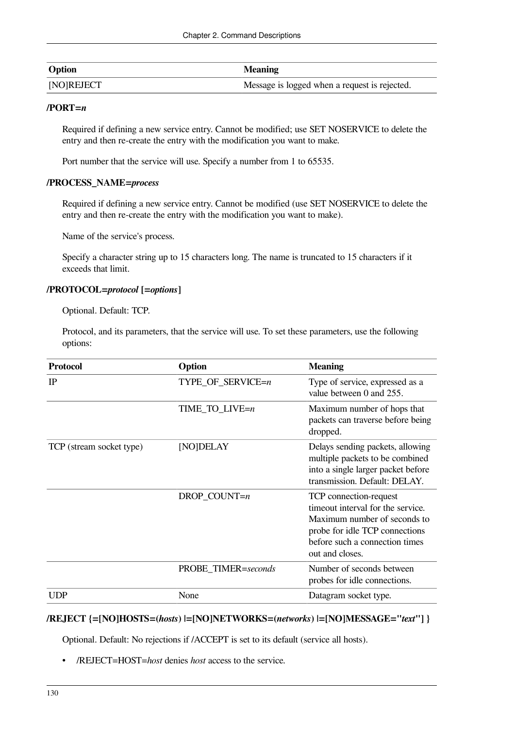| Option | Meaning |
| --- | --- |
| [NO]REJECT | Message is logged when a request is rejected. |

**/PORT=*n***

Required if defining a new service entry. Cannot be modified; use SET NOSERVICE to delete the entry and then re-create the entry with the modification you want to make.

Port number that the service will use. Specify a number from 1 to 65535.

**/PROCESS_NAME=*process***

Required if defining a new service entry. Cannot be modified (use SET NOSERVICE to delete the entry and then re-create the entry with the modification you want to make).

Name of the service's process.

Specify a character string up to 15 characters long. The name is truncated to 15 characters if it exceeds that limit.

**/PROTOCOL=*protocol* [=*options*]**

Optional. Default: TCP.

Protocol, and its parameters, that the service will use. To set these parameters, use the following options:

| Protocol | Option | Meaning |
| --- | --- | --- |
| IP | TYPE_OF_SERVICE=*n* | Type of service, expressed as a value between 0 and 255. |
| | TIME_TO_LIVE=*n* | Maximum number of hops that packets can traverse before being dropped. |
| TCP (stream socket type) | [NO]DELAY | Delays sending packets, allowing multiple packets to be combined into a single larger packet before transmission. Default: DELAY. |
| | DROP_COUNT=*n* | TCP connection-request timeout interval for the service. Maximum number of seconds to probe for idle TCP connections before such a connection times out and closes. |
| | PROBE_TIMER=*seconds* | Number of seconds between probes for idle connections. |
| UDP | None | Datagram socket type. |

**/REJECT {=[NO]HOSTS=(*hosts*) |=[NO]NETWORKS=(*networks*) |=[NO]MESSAGE="*text*"] }**

Optional. Default: No rejections if /ACCEPT is set to its default (service all hosts).

- /REJECT=HOST=*host* denies *host* access to the service.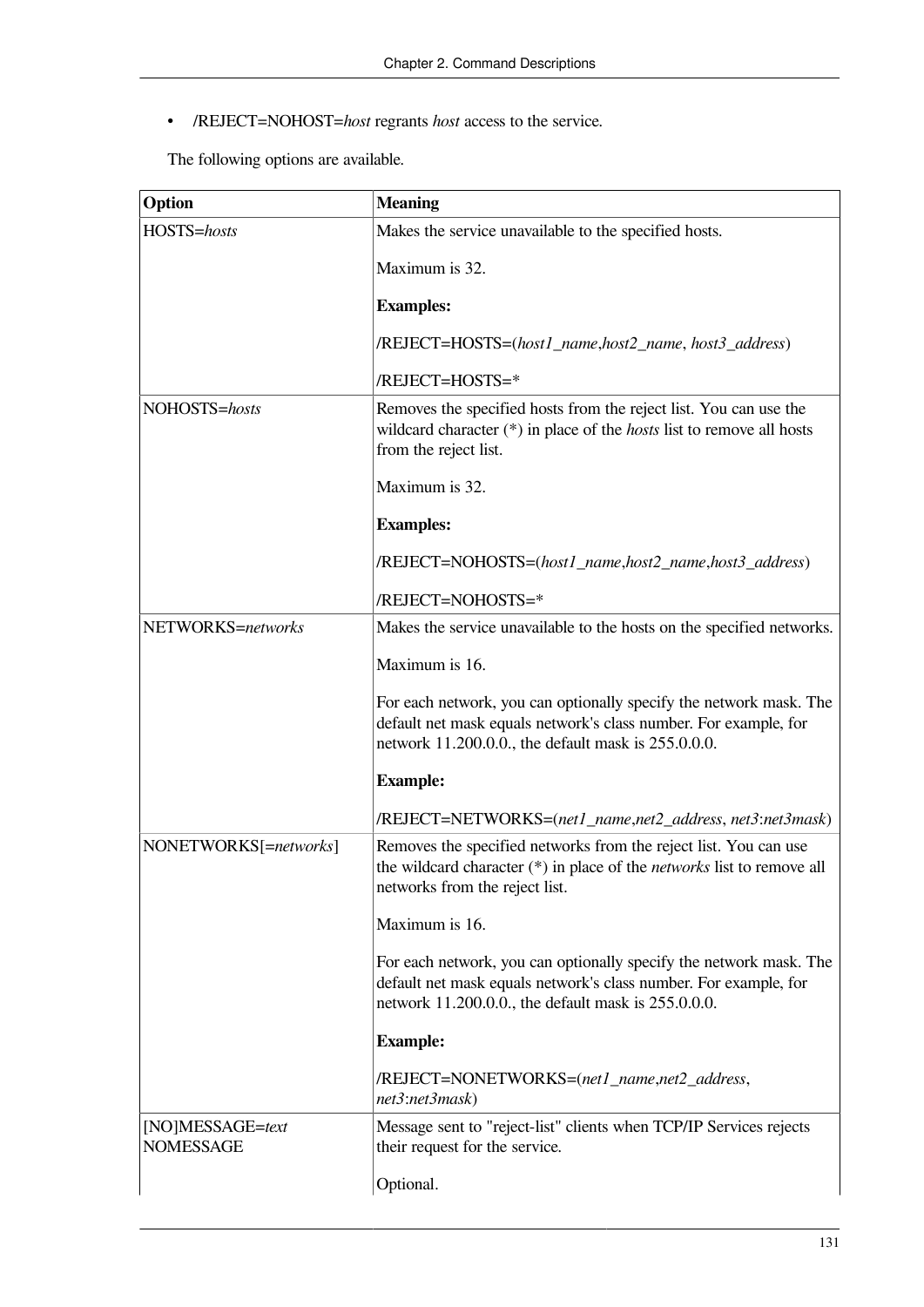- **/REJECT=NOHOST=***host* regrants *host* access to the service.

The following options are available.

| Option | Meaning |
| --- | --- |
| HOSTS=*hosts* | Makes the service unavailable to the specified hosts.<br><br>Maximum is 32.<br><br>**Examples:**<br><br>/REJECT=HOSTS=(*host1_name*,*host2_name*, *host3_address*)<br><br>/REJECT=HOSTS=* |
| NOHOSTS=*hosts* | Removes the specified hosts from the reject list. You can use the wildcard character (*) in place of the *hosts* list to remove all hosts from the reject list.<br><br>Maximum is 32.<br><br>**Examples:**<br><br>/REJECT=NOHOSTS=(*host1_name*,*host2_name*,*host3_address*)<br><br>/REJECT=NOHOSTS=* |
| NETWORKS=*networks* | Makes the service unavailable to the hosts on the specified networks.<br><br>Maximum is 16.<br><br>For each network, you can optionally specify the network mask. The default net mask equals network's class number. For example, for network 11.200.0.0., the default mask is 255.0.0.0.<br><br>**Example:**<br><br>/REJECT=NETWORKS=(*net1_name*,*net2_address*, *net3*:*net3mask*) |
| NONETWORKS[=*networks*] | Removes the specified networks from the reject list. You can use the wildcard character (*) in place of the *networks* list to remove all networks from the reject list.<br><br>Maximum is 16.<br><br>For each network, you can optionally specify the network mask. The default net mask equals network's class number. For example, for network 11.200.0.0., the default mask is 255.0.0.0.<br><br>**Example:**<br><br>/REJECT=NONETWORKS=(*net1_name*,*net2_address*, *net3*:*net3mask*) |
| [NO]MESSAGE=*text*<br>NOMESSAGE | Message sent to "reject-list" clients when TCP/IP Services rejects their request for the service.<br><br>Optional. |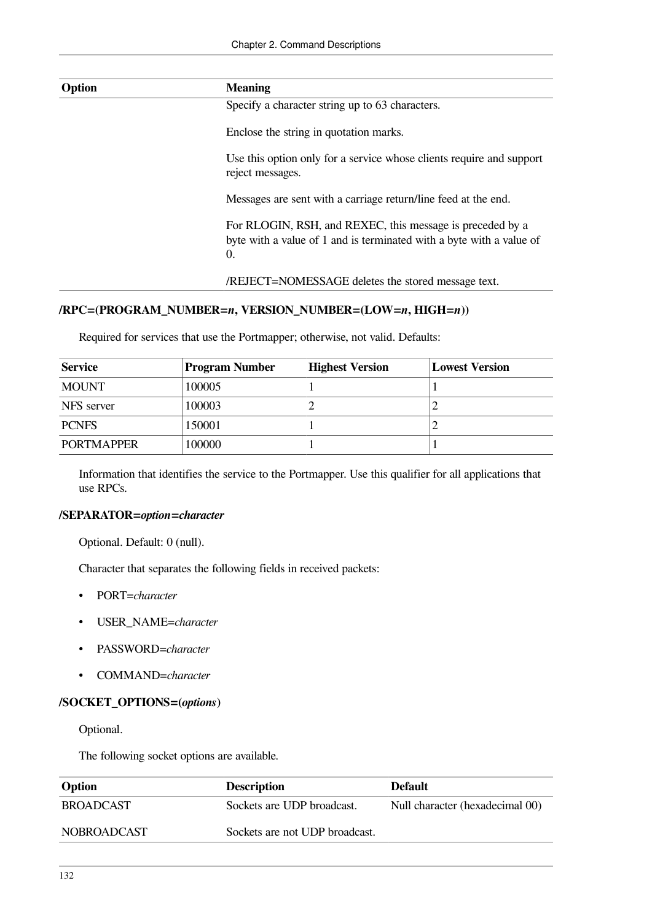| Option | Meaning |
|---|---|
| | Specify a character string up to 63 characters.<br><br>Enclose the string in quotation marks.<br><br>Use this option only for a service whose clients require and support reject messages.<br><br>Messages are sent with a carriage return/line feed at the end.<br><br>For RLOGIN, RSH, and REXEC, this message is preceded by a byte with a value of 1 and is terminated with a byte with a value of 0.<br><br>/REJECT=NOMESSAGE deletes the stored message text. |

**/RPC=(PROGRAM_NUMBER=*n*, VERSION_NUMBER=(LOW=*n*, HIGH=*n*))**

Required for services that use the Portmapper; otherwise, not valid. Defaults:

| Service | Program Number | Highest Version | Lowest Version |
|---|---|---|---|
| MOUNT | 100005 | 1 | 1 |
| NFS server | 100003 | 2 | 2 |
| PCNFS | 150001 | 1 | 2 |
| PORTMAPPER | 100000 | 1 | 1 |

Information that identifies the service to the Portmapper. Use this qualifier for all applications that use RPCs.

**/SEPARATOR=*option*=*character***

Optional. Default: 0 (null).

Character that separates the following fields in received packets:

- PORT=*character*
- USER_NAME=*character*
- PASSWORD=*character*
- COMMAND=*character*

**/SOCKET_OPTIONS=(*options*)**

Optional.

The following socket options are available.

| Option | Description | Default |
|---|---|---|
| BROADCAST | Sockets are UDP broadcast. | Null character (hexadecimal 00) |
| NOBROADCAST | Sockets are not UDP broadcast. | |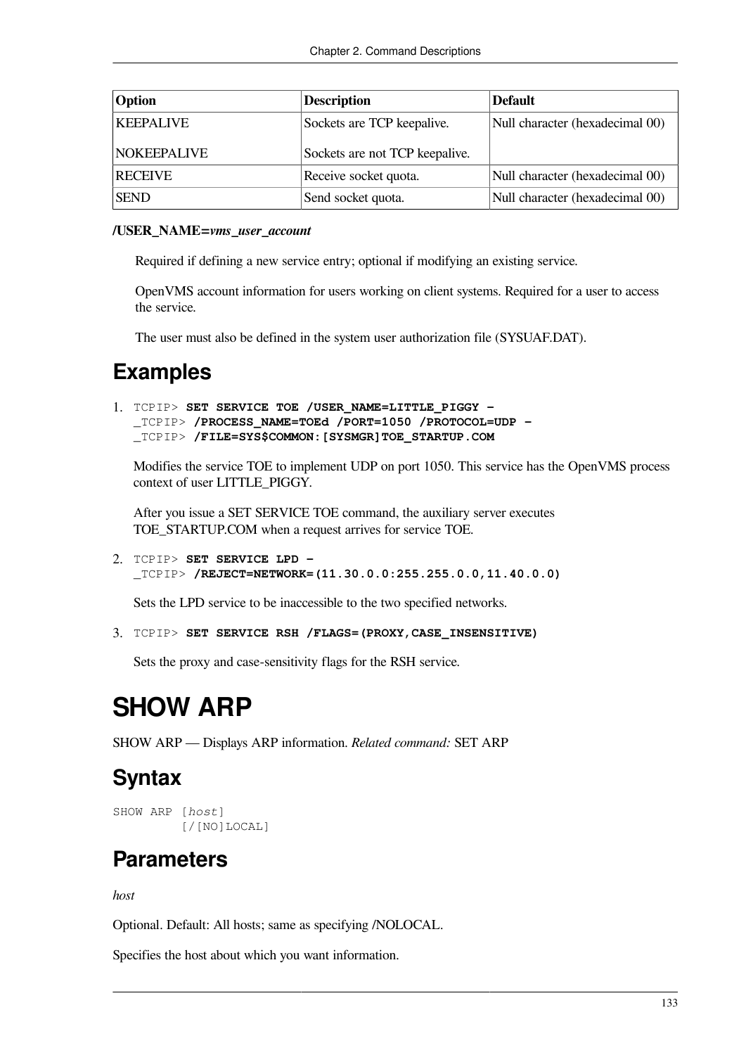| Option | Description | Default |
| --- | --- | --- |
| KEEPALIVE<br><br>NOKEEPALIVE | Sockets are TCP keepalive.<br><br>Sockets are not TCP keepalive. | Null character (hexadecimal 00) |
| RECEIVE | Receive socket quota. | Null character (hexadecimal 00) |
| SEND | Send socket quota. | Null character (hexadecimal 00) |

**/USER_NAME=*vms_user_account***

Required if defining a new service entry; optional if modifying an existing service.

OpenVMS account information for users working on client systems. Required for a user to access the service.

The user must also be defined in the system user authorization file (SYSUAF.DAT).

## Examples

1.
```
TCPIP> SET SERVICE TOE /USER_NAME=LITTLE_PIGGY -
_TCPIP> /PROCESS_NAME=TOEd /PORT=1050 /PROTOCOL=UDP -
_TCPIP> /FILE=SYS$COMMON:[SYSMGR]TOE_STARTUP.COM
```

   Modifies the service TOE to implement UDP on port 1050. This service has the OpenVMS process context of user LITTLE_PIGGY.

   After you issue a SET SERVICE TOE command, the auxiliary server executes TOE_STARTUP.COM when a request arrives for service TOE.

2.
```
TCPIP> SET SERVICE LPD -
_TCPIP> /REJECT=NETWORK=(11.30.0.0:255.255.0.0,11.40.0.0)
```

   Sets the LPD service to be inaccessible to the two specified networks.

3.
```
TCPIP> SET SERVICE RSH /FLAGS=(PROXY,CASE_INSENSITIVE)
```

   Sets the proxy and case-sensitivity flags for the RSH service.

# SHOW ARP

SHOW ARP — Displays ARP information. *Related command:* SET ARP

## Syntax

```
SHOW ARP [host]
         [/[NO]LOCAL]
```

## Parameters

*host*

Optional. Default: All hosts; same as specifying /NOLOCAL.

Specifies the host about which you want information.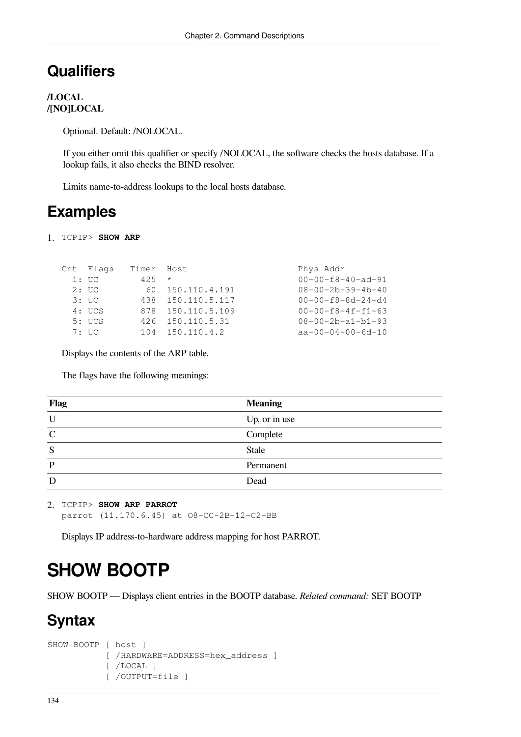## Qualifiers

**/LOCAL**
**/[NO]LOCAL**

Optional. Default: /NOLOCAL.

If you either omit this qualifier or specify /NOLOCAL, the software checks the hosts database. If a lookup fails, it also checks the BIND resolver.

Limits name-to-address lookups to the local hosts database.

## Examples

1. `TCPIP>` **`SHOW ARP`**

```
Cnt  Flags   Timer  Host                     Phys Addr
  1: UC        425  *                        00-00-f8-40-ad-91
  2: UC         60  150.110.4.191            08-00-2b-39-4b-40
  3: UC        438  150.110.5.117            00-00-f8-8d-24-d4
  4: UCS       878  150.110.5.109            00-00-f8-4f-f1-63
  5: UCS       426  150.110.5.31             08-00-2b-a1-b1-93
  7: UC        104  150.110.4.2              aa-00-04-00-6d-10
```

Displays the contents of the ARP table.

The flags have the following meanings:

| Flag | Meaning |
|---|---|
| U | Up, or in use |
| C | Complete |
| S | Stale |
| P | Permanent |
| D | Dead |

2. `TCPIP>` **`SHOW ARP PARROT`**

```
parrot (11.170.6.45) at O8-CC-2B-12-C2-BB
```

Displays IP address-to-hardware address mapping for host PARROT.

# SHOW BOOTP

SHOW BOOTP — Displays client entries in the BOOTP database. *Related command:* SET BOOTP

## Syntax

```
SHOW BOOTP [ host ]
           [ /HARDWARE=ADDRESS=hex_address ]
           [ /LOCAL ]
           [ /OUTPUT=file ]
```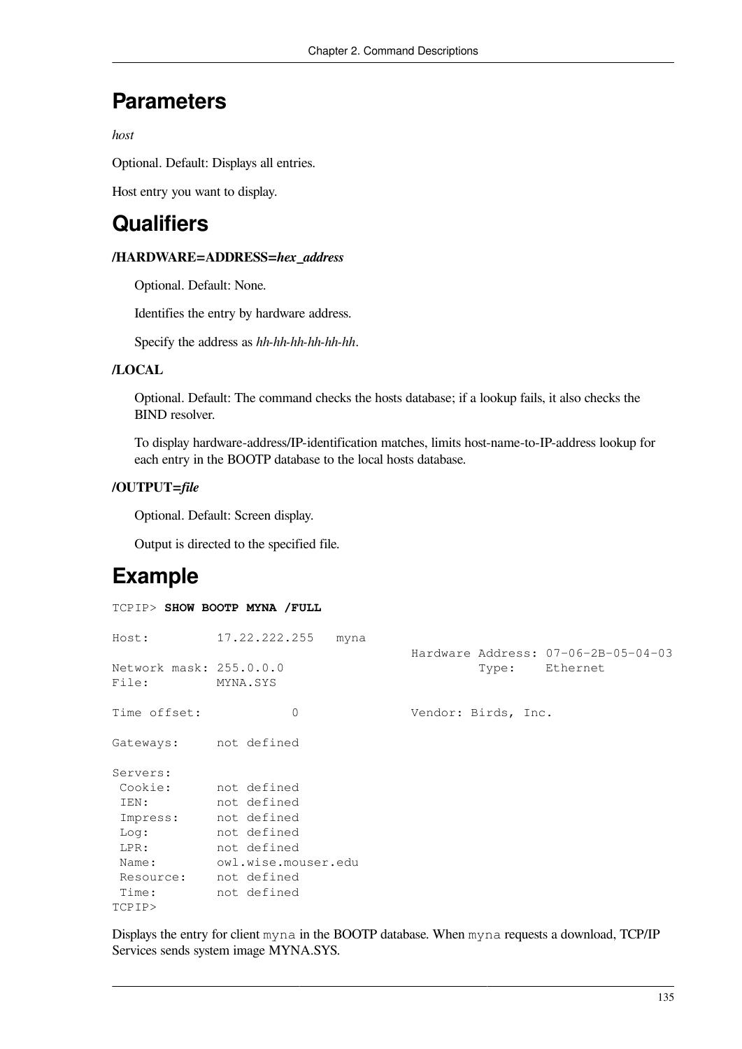## Parameters

*host*

Optional. Default: Displays all entries.

Host entry you want to display.

## Qualifiers

**/HARDWARE=ADDRESS=*hex_address***

Optional. Default: None.

Identifies the entry by hardware address.

Specify the address as *hh-hh-hh-hh-hh-hh*.

**/LOCAL**

Optional. Default: The command checks the hosts database; if a lookup fails, it also checks the BIND resolver.

To display hardware-address/IP-identification matches, limits host-name-to-IP-address lookup for each entry in the BOOTP database to the local hosts database.

**/OUTPUT=*file***

Optional. Default: Screen display.

Output is directed to the specified file.

## Example

```
TCPIP> SHOW BOOTP MYNA /FULL

Host:         17.22.222.255   myna
                                          Hardware Address: 07-06-2B-05-04-03
Network mask: 255.0.0.0                           Type:    Ethernet
File:         MYNA.SYS

Time offset:           0                  Vendor: Birds, Inc.

Gateways:     not defined

Servers:
 Cookie:      not defined
 IEN:         not defined
 Impress:     not defined
 Log:         not defined
 LPR:         not defined
 Name:        owl.wise.mouser.edu
 Resource:    not defined
 Time:        not defined
TCPIP>
```

Displays the entry for client `myna` in the BOOTP database. When `myna` requests a download, TCP/IP Services sends system image MYNA.SYS.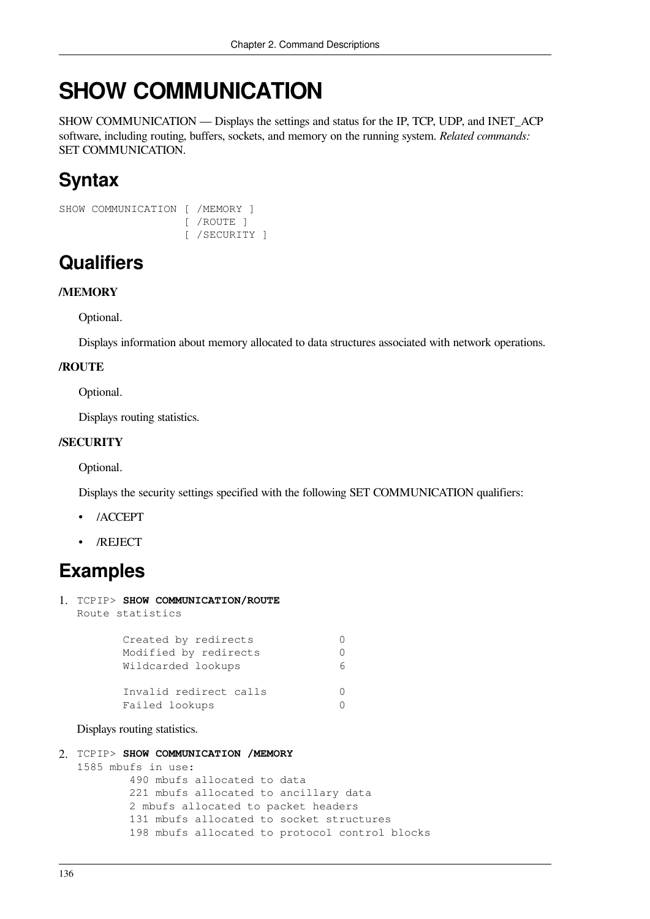# SHOW COMMUNICATION

SHOW COMMUNICATION — Displays the settings and status for the IP, TCP, UDP, and INET_ACP software, including routing, buffers, sockets, and memory on the running system. *Related commands:* SET COMMUNICATION.

## Syntax

```
SHOW COMMUNICATION [ /MEMORY ]
                   [ /ROUTE ]
                   [ /SECURITY ]
```

## Qualifiers

**/MEMORY**

Optional.

Displays information about memory allocated to data structures associated with network operations.

**/ROUTE**

Optional.

Displays routing statistics.

**/SECURITY**

Optional.

Displays the security settings specified with the following SET COMMUNICATION qualifiers:

- /ACCEPT
- /REJECT

## Examples

1. 
```
TCPIP> SHOW COMMUNICATION/ROUTE
Route statistics

       Created by redirects            0
       Modified by redirects           0
       Wildcarded lookups              6

       Invalid redirect calls          0
       Failed lookups                  0
```

   Displays routing statistics.

2. 
```
TCPIP> SHOW COMMUNICATION /MEMORY
1585 mbufs in use:
        490 mbufs allocated to data
        221 mbufs allocated to ancillary data
        2 mbufs allocated to packet headers
        131 mbufs allocated to socket structures
        198 mbufs allocated to protocol control blocks
```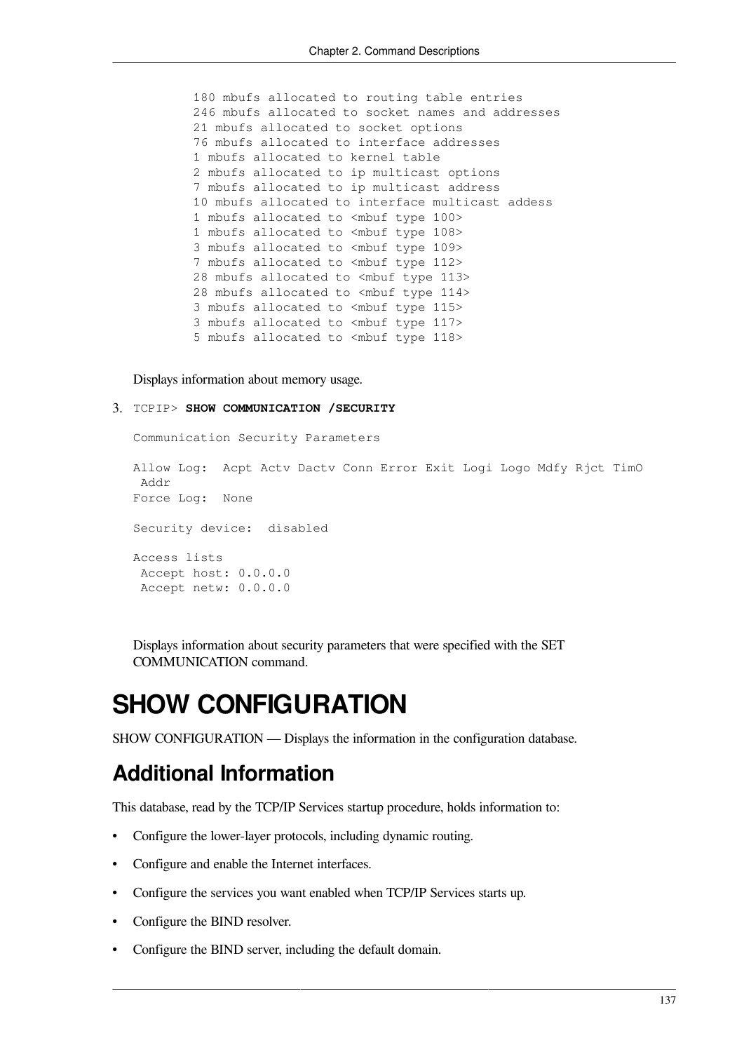```
180 mbufs allocated to routing table entries
246 mbufs allocated to socket names and addresses
21 mbufs allocated to socket options
76 mbufs allocated to interface addresses
1 mbufs allocated to kernel table
2 mbufs allocated to ip multicast options
7 mbufs allocated to ip multicast address
10 mbufs allocated to interface multicast addess
1 mbufs allocated to <mbuf type 100>
1 mbufs allocated to <mbuf type 108>
3 mbufs allocated to <mbuf type 109>
7 mbufs allocated to <mbuf type 112>
28 mbufs allocated to <mbuf type 113>
28 mbufs allocated to <mbuf type 114>
3 mbufs allocated to <mbuf type 115>
3 mbufs allocated to <mbuf type 117>
5 mbufs allocated to <mbuf type 118>
```

Displays information about memory usage.

3. TCPIP> **SHOW COMMUNICATION /SECURITY**

```
Communication Security Parameters

Allow Log:  Acpt Actv Dactv Conn Error Exit Logi Logo Mdfy Rjct TimO
 Addr
Force Log:  None

Security device:  disabled

Access lists
 Accept host: 0.0.0.0
 Accept netw: 0.0.0.0
```

Displays information about security parameters that were specified with the SET COMMUNICATION command.

# SHOW CONFIGURATION

SHOW CONFIGURATION — Displays the information in the configuration database.

## Additional Information

This database, read by the TCP/IP Services startup procedure, holds information to:

- Configure the lower-layer protocols, including dynamic routing.
- Configure and enable the Internet interfaces.
- Configure the services you want enabled when TCP/IP Services starts up.
- Configure the BIND resolver.
- Configure the BIND server, including the default domain.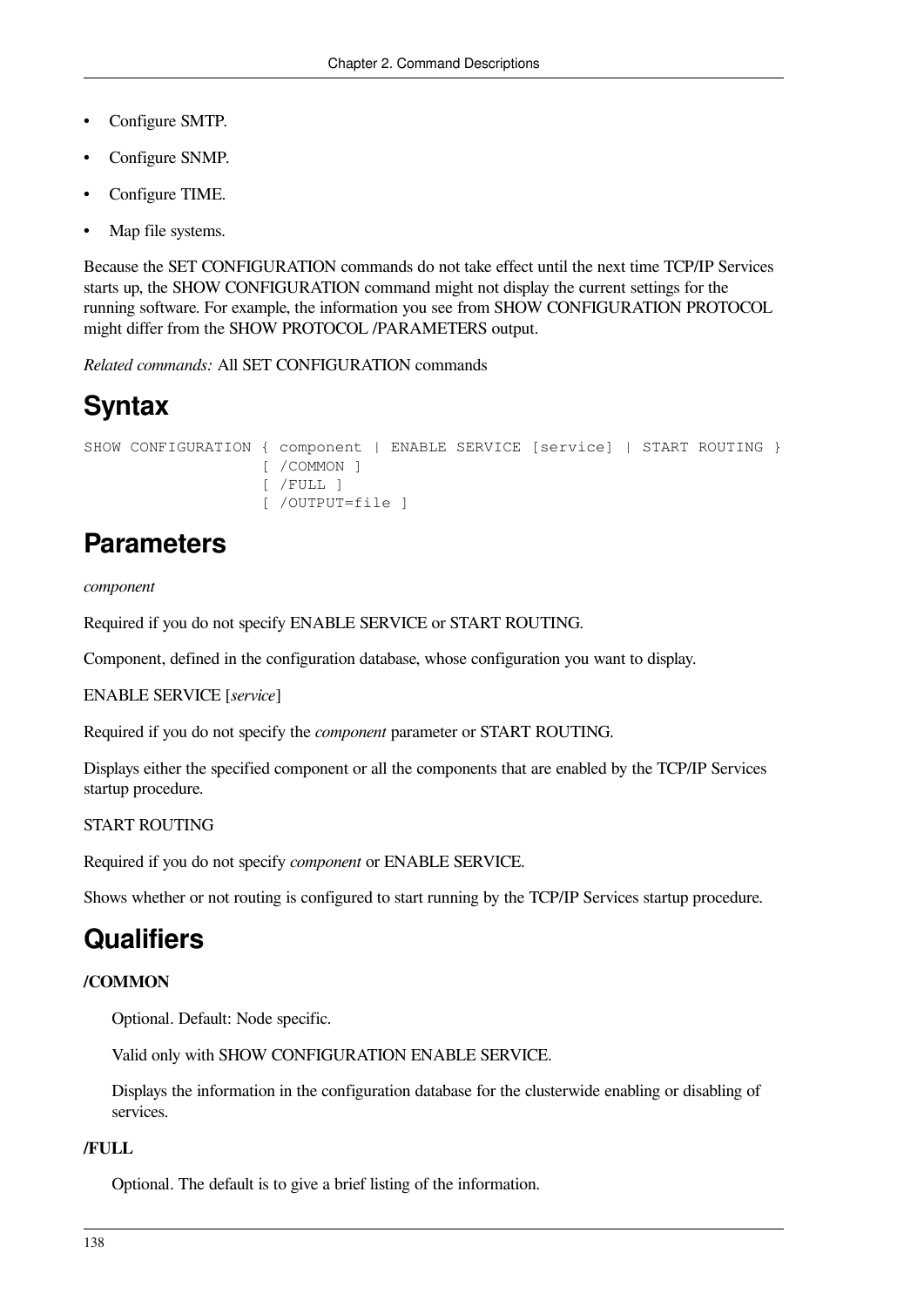- Configure SMTP.
- Configure SNMP.
- Configure TIME.
- Map file systems.

Because the SET CONFIGURATION commands do not take effect until the next time TCP/IP Services starts up, the SHOW CONFIGURATION command might not display the current settings for the running software. For example, the information you see from SHOW CONFIGURATION PROTOCOL might differ from the SHOW PROTOCOL /PARAMETERS output.

*Related commands:* All SET CONFIGURATION commands

# Syntax

```
SHOW CONFIGURATION { component | ENABLE SERVICE [service] | START ROUTING }
                   [ /COMMON ]
                   [ /FULL ]
                   [ /OUTPUT=file ]
```

# Parameters

*component*

Required if you do not specify ENABLE SERVICE or START ROUTING.

Component, defined in the configuration database, whose configuration you want to display.

ENABLE SERVICE [*service*]

Required if you do not specify the *component* parameter or START ROUTING.

Displays either the specified component or all the components that are enabled by the TCP/IP Services startup procedure.

START ROUTING

Required if you do not specify *component* or ENABLE SERVICE.

Shows whether or not routing is configured to start running by the TCP/IP Services startup procedure.

# Qualifiers

**/COMMON**

Optional. Default: Node specific.

Valid only with SHOW CONFIGURATION ENABLE SERVICE.

Displays the information in the configuration database for the clusterwide enabling or disabling of services.

**/FULL**

Optional. The default is to give a brief listing of the information.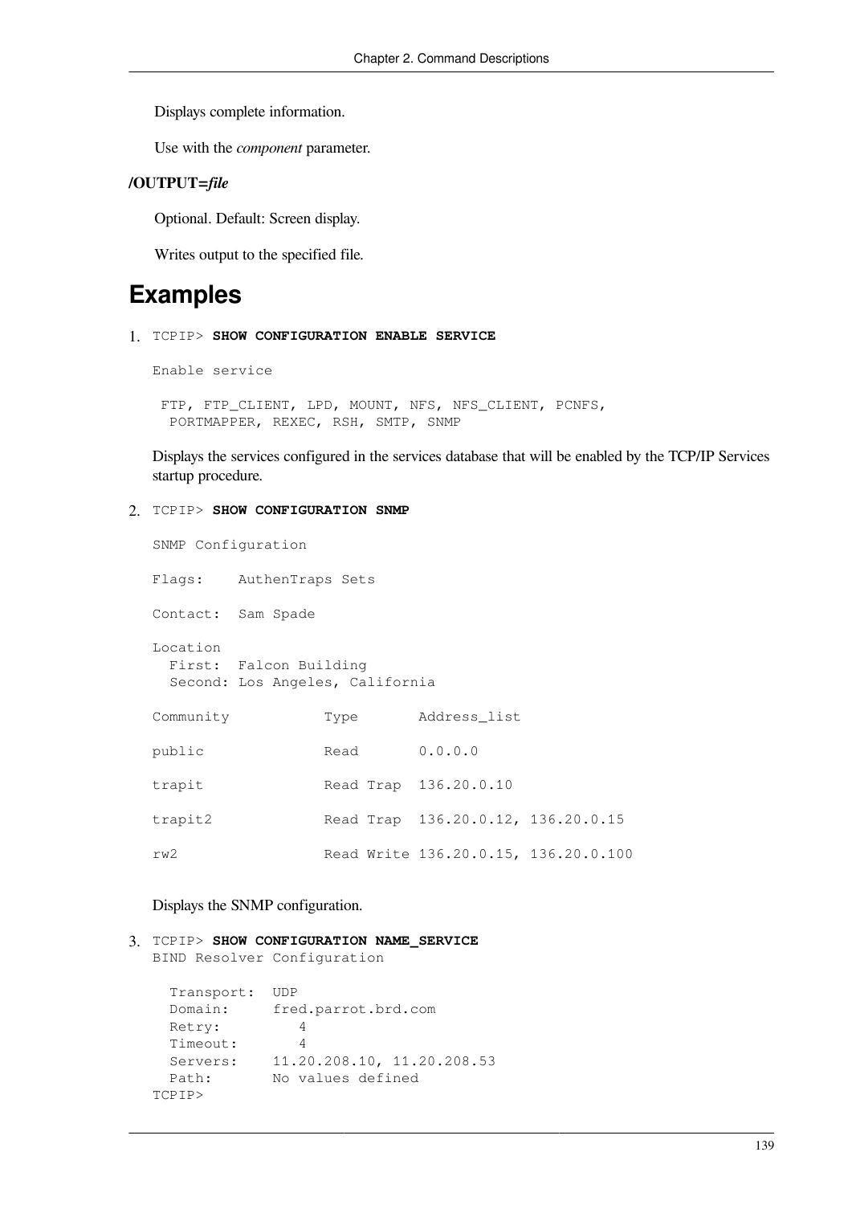Displays complete information.

Use with the *component* parameter.

**/OUTPUT=*file***

Optional. Default: Screen display.

Writes output to the specified file.

# Examples

1. `TCPIP>` **`SHOW CONFIGURATION ENABLE SERVICE`**

   ```
   Enable service

    FTP, FTP_CLIENT, LPD, MOUNT, NFS, NFS_CLIENT, PCNFS,
     PORTMAPPER, REXEC, RSH, SMTP, SNMP
   ```

   Displays the services configured in the services database that will be enabled by the TCP/IP Services startup procedure.

2. `TCPIP>` **`SHOW CONFIGURATION SNMP`**

   ```
   SNMP Configuration

   Flags:    AuthenTraps Sets

   Contact:  Sam Spade

   Location
     First:  Falcon Building
     Second: Los Angeles, California

   Community           Type       Address_list

   public              Read       0.0.0.0

   trapit              Read Trap  136.20.0.10

   trapit2             Read Trap  136.20.0.12, 136.20.0.15

   rw2                 Read Write 136.20.0.15, 136.20.0.100
   ```

   Displays the SNMP configuration.

3. `TCPIP>` **`SHOW CONFIGURATION NAME_SERVICE`**

   ```
   BIND Resolver Configuration

     Transport:  UDP
     Domain:     fred.parrot.brd.com
     Retry:         4
     Timeout:       4
     Servers:    11.20.208.10, 11.20.208.53
     Path:       No values defined
   TCPIP>
   ```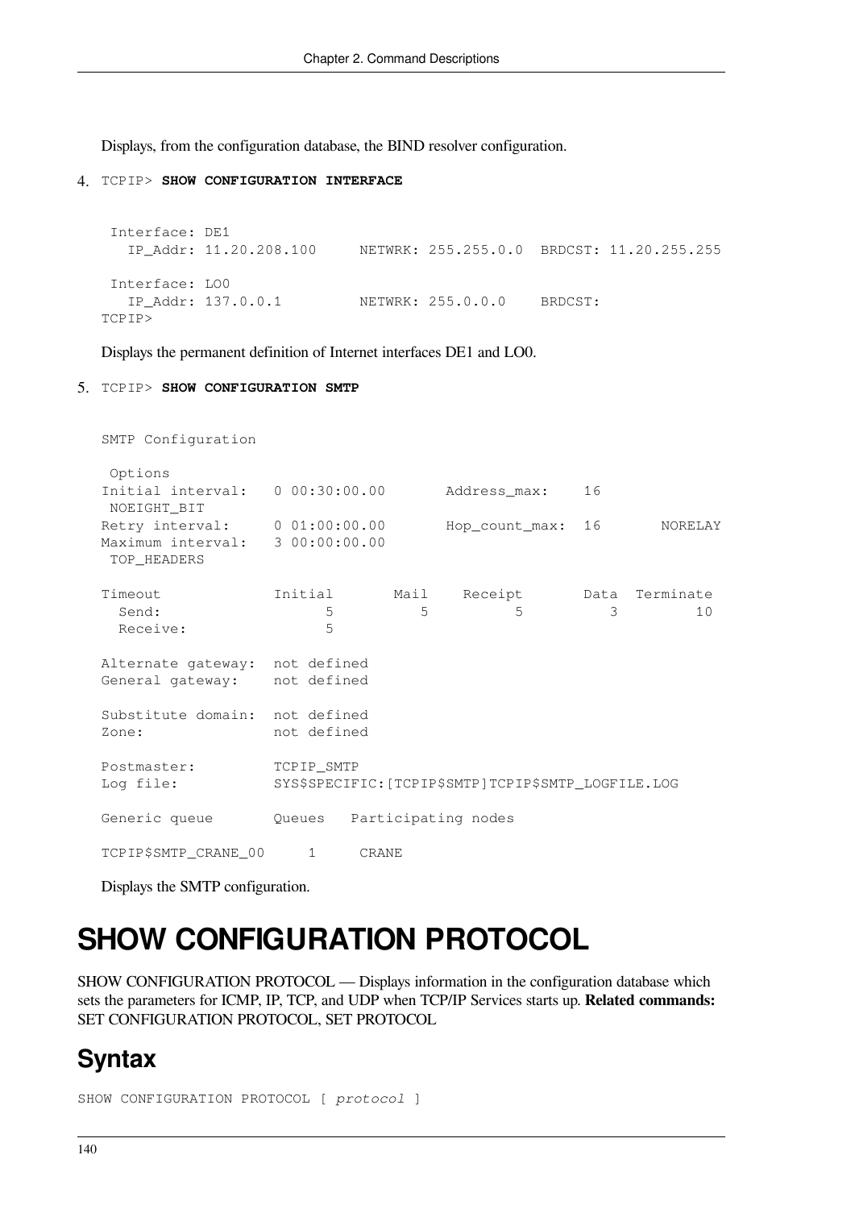Displays, from the configuration database, the BIND resolver configuration.

4. TCPIP> **SHOW CONFIGURATION INTERFACE**

```
 Interface: DE1
   IP_Addr: 11.20.208.100     NETWRK: 255.255.0.0  BRDCST: 11.20.255.255

 Interface: LO0
   IP_Addr: 137.0.0.1         NETWRK: 255.0.0.0    BRDCST:
TCPIP>
```

Displays the permanent definition of Internet interfaces DE1 and LO0.

5. TCPIP> **SHOW CONFIGURATION SMTP**

```
SMTP Configuration

 Options
Initial interval:   0 00:30:00.00       Address_max:    16
 NOEIGHT_BIT
Retry interval:     0 01:00:00.00       Hop_count_max:  16       NORELAY
Maximum interval:   3 00:00:00.00
 TOP_HEADERS

Timeout             Initial       Mail    Receipt       Data  Terminate
  Send:                   5          5          5          3         10
  Receive:                5

Alternate gateway:  not defined
General gateway:    not defined

Substitute domain:  not defined
Zone:               not defined

Postmaster:         TCPIP_SMTP
Log file:           SYS$SPECIFIC:[TCPIP$SMTP]TCPIP$SMTP_LOGFILE.LOG

Generic queue       Queues   Participating nodes

TCPIP$SMTP_CRANE_00     1     CRANE
```

Displays the SMTP configuration.

# SHOW CONFIGURATION PROTOCOL

SHOW CONFIGURATION PROTOCOL — Displays information in the configuration database which sets the parameters for ICMP, IP, TCP, and UDP when TCP/IP Services starts up. **Related commands:** SET CONFIGURATION PROTOCOL, SET PROTOCOL

## Syntax

SHOW CONFIGURATION PROTOCOL [ *protocol* ]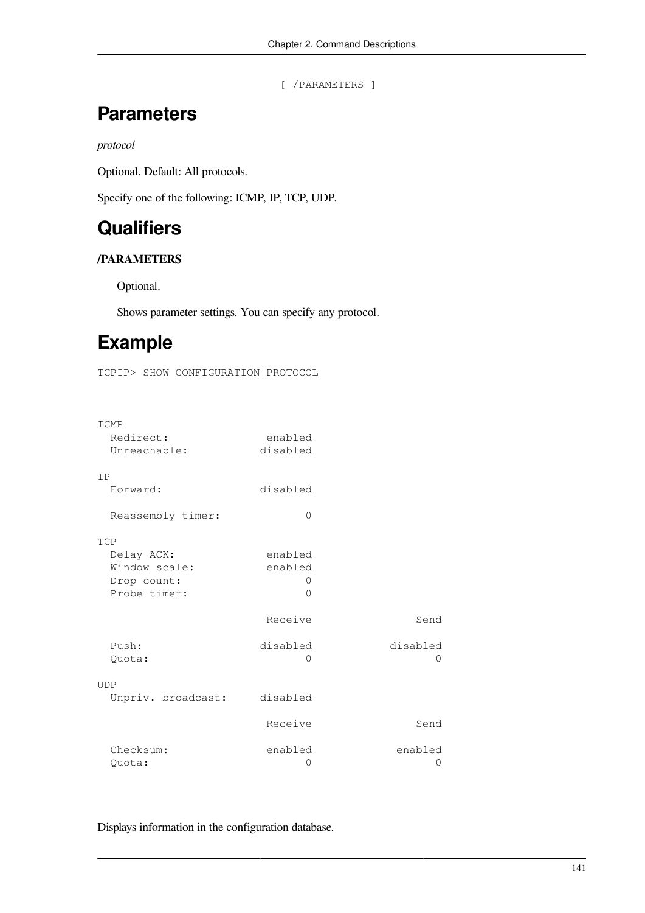```
[ /PARAMETERS ]
```

# Parameters

*protocol*

Optional. Default: All protocols.

Specify one of the following: ICMP, IP, TCP, UDP.

# Qualifiers

**/PARAMETERS**

Optional.

Shows parameter settings. You can specify any protocol.

# Example

```
TCPIP> SHOW CONFIGURATION PROTOCOL



ICMP
  Redirect:                enabled
  Unreachable:            disabled

IP
  Forward:                disabled

  Reassembly timer:              0

TCP
  Delay ACK:               enabled
  Window scale:            enabled
  Drop count:                    0
  Probe timer:                   0

                           Receive                Send

  Push:                   disabled            disabled
  Quota:                         0                   0

UDP
  Unpriv. broadcast:      disabled

                           Receive                Send

  Checksum:                enabled             enabled
  Quota:                         0                   0
```

Displays information in the configuration database.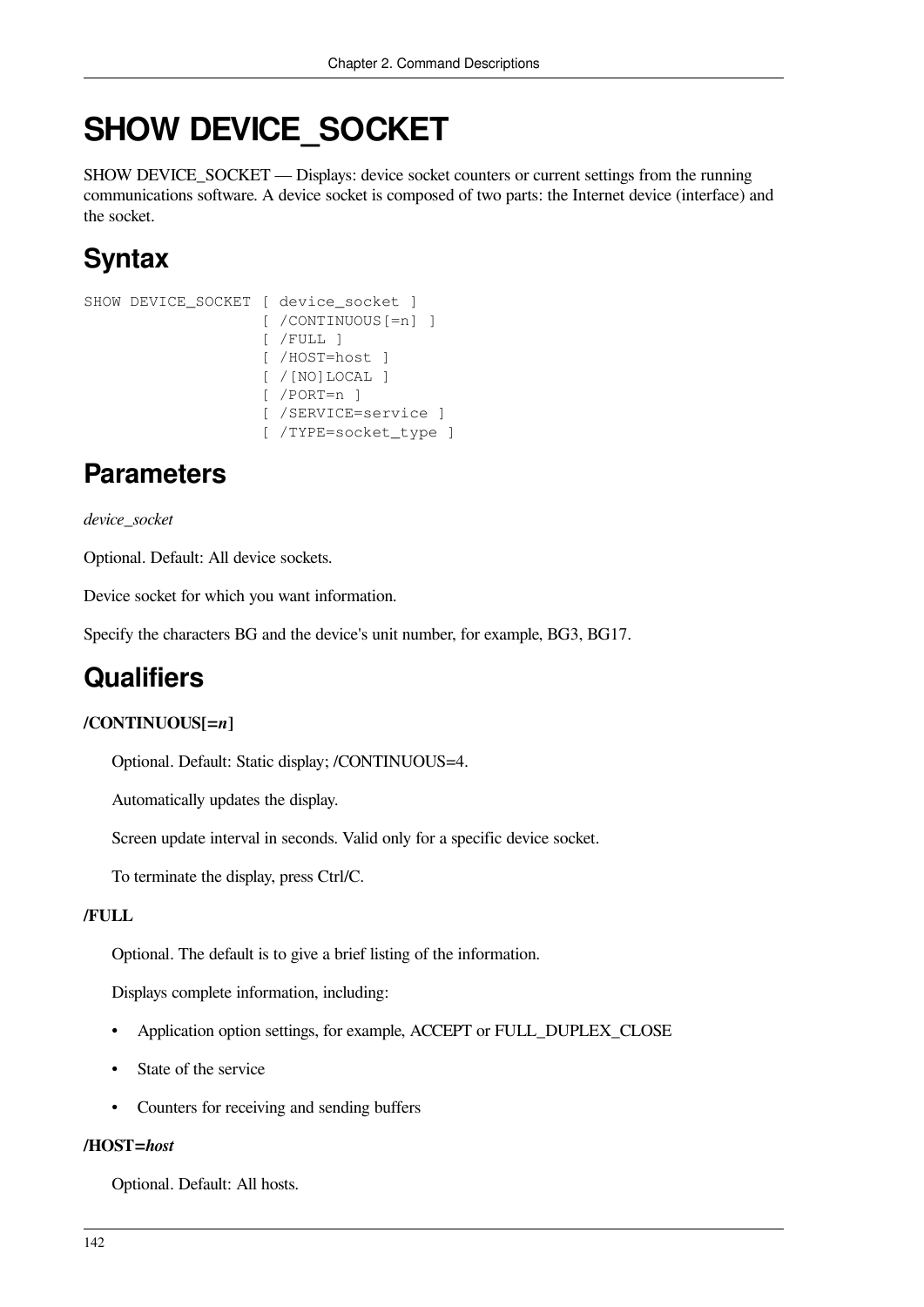# SHOW DEVICE_SOCKET

SHOW DEVICE_SOCKET — Displays: device socket counters or current settings from the running communications software. A device socket is composed of two parts: the Internet device (interface) and the socket.

## Syntax

```
SHOW DEVICE_SOCKET [ device_socket ]
                   [ /CONTINUOUS[=n] ]
                   [ /FULL ]
                   [ /HOST=host ]
                   [ /[NO]LOCAL ]
                   [ /PORT=n ]
                   [ /SERVICE=service ]
                   [ /TYPE=socket_type ]
```

## Parameters

*device_socket*

Optional. Default: All device sockets.

Device socket for which you want information.

Specify the characters BG and the device's unit number, for example, BG3, BG17.

## Qualifiers

**/CONTINUOUS[=*n*]**

Optional. Default: Static display; /CONTINUOUS=4.

Automatically updates the display.

Screen update interval in seconds. Valid only for a specific device socket.

To terminate the display, press Ctrl/C.

**/FULL**

Optional. The default is to give a brief listing of the information.

Displays complete information, including:

- Application option settings, for example, ACCEPT or FULL_DUPLEX_CLOSE
- State of the service
- Counters for receiving and sending buffers

**/HOST=*host***

Optional. Default: All hosts.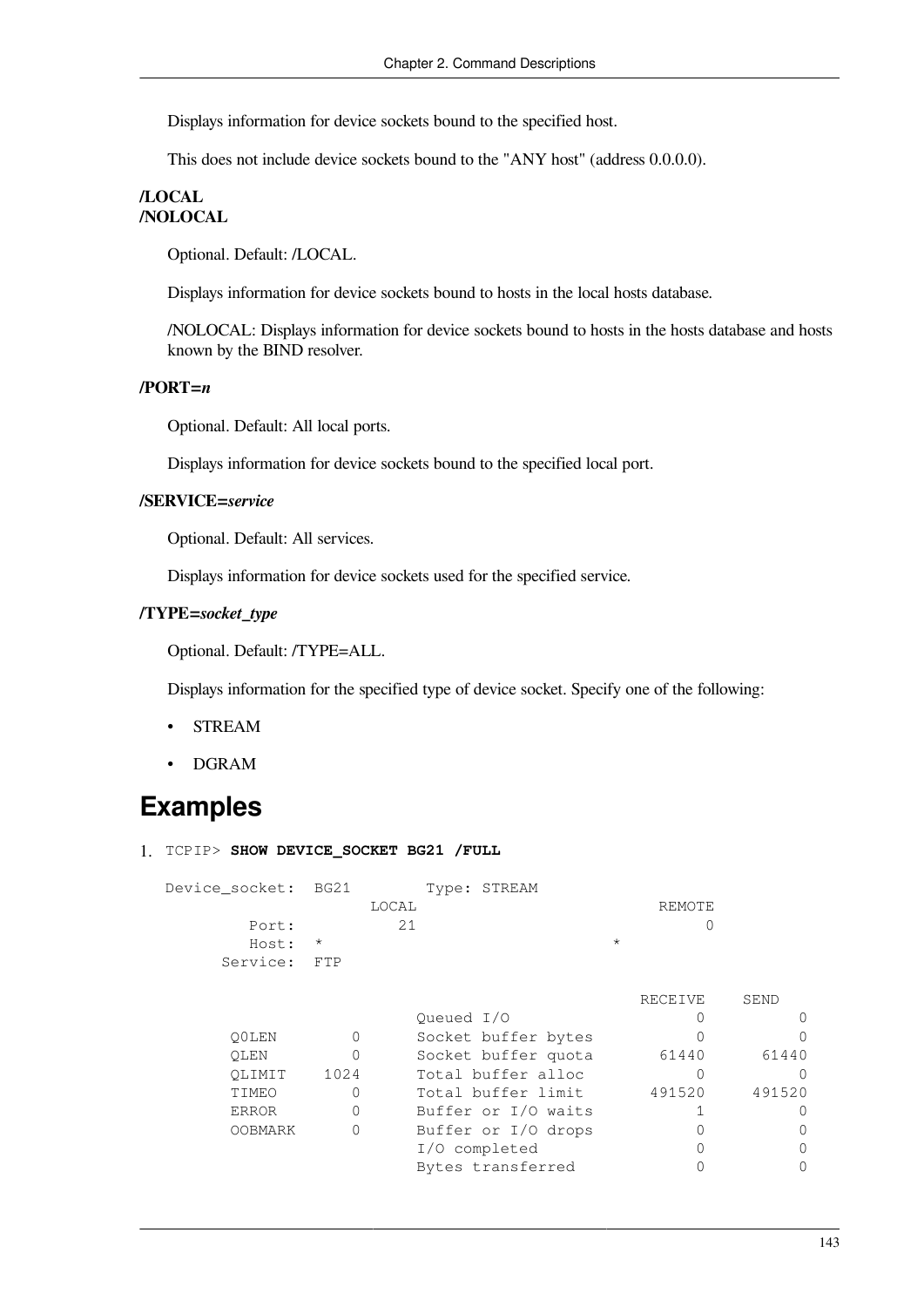Displays information for device sockets bound to the specified host.

This does not include device sockets bound to the "ANY host" (address 0.0.0.0).

**/LOCAL**
**/NOLOCAL**

Optional. Default: /LOCAL.

Displays information for device sockets bound to hosts in the local hosts database.

/NOLOCAL: Displays information for device sockets bound to hosts in the hosts database and hosts known by the BIND resolver.

**/PORT=*n***

Optional. Default: All local ports.

Displays information for device sockets bound to the specified local port.

**/SERVICE=*service***

Optional. Default: All services.

Displays information for device sockets used for the specified service.

**/TYPE=*socket_type***

Optional. Default: /TYPE=ALL.

Displays information for the specified type of device socket. Specify one of the following:

- STREAM
- DGRAM

# Examples

1. TCPIP> **SHOW DEVICE_SOCKET BG21 /FULL**

```
Device_socket:  BG21        Type: STREAM
                    LOCAL                          REMOTE
         Port:          21                              0
         Host:  *                            *
      Service:  FTP

                                                RECEIVE    SEND
                         Queued I/O                   0          0
       Q0LEN       0     Socket buffer bytes          0          0
       QLEN        0     Socket buffer quota      61440      61440
       QLIMIT   1024     Total buffer alloc           0          0
       TIMEO       0     Total buffer limit      491520     491520
       ERROR       0     Buffer or I/O waits          1          0
       OOBMARK     0     Buffer or I/O drops          0          0
                         I/O completed                0          0
                         Bytes transferred            0          0
```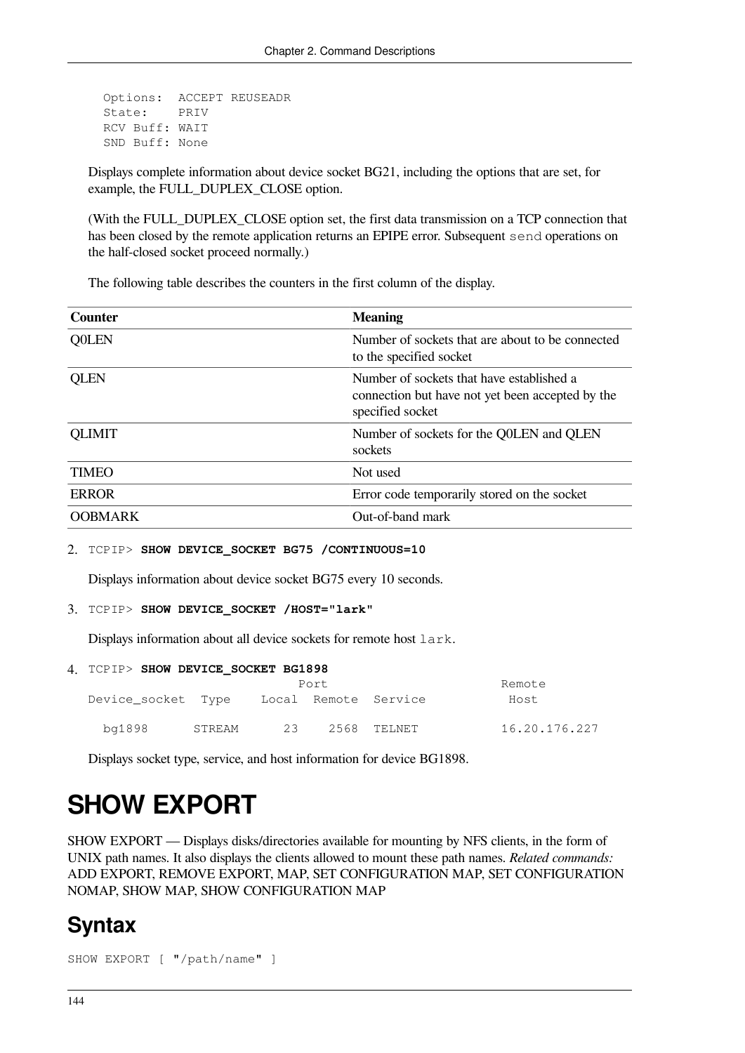```
Options:  ACCEPT REUSEADR
State:    PRIV
RCV Buff: WAIT
SND Buff: None
```

Displays complete information about device socket BG21, including the options that are set, for example, the FULL_DUPLEX_CLOSE option.

(With the FULL_DUPLEX_CLOSE option set, the first data transmission on a TCP connection that has been closed by the remote application returns an EPIPE error. Subsequent `send` operations on the half-closed socket proceed normally.)

The following table describes the counters in the first column of the display.

| Counter | Meaning |
| --- | --- |
| Q0LEN | Number of sockets that are about to be connected to the specified socket |
| QLEN | Number of sockets that have established a connection but have not yet been accepted by the specified socket |
| QLIMIT | Number of sockets for the Q0LEN and QLEN sockets |
| TIMEO | Not used |
| ERROR | Error code temporarily stored on the socket |
| OOBMARK | Out-of-band mark |

2. `TCPIP>` **`SHOW DEVICE_SOCKET BG75 /CONTINUOUS=10`**

   Displays information about device socket BG75 every 10 seconds.

3. `TCPIP>` **`SHOW DEVICE_SOCKET /HOST="lark"`**

   Displays information about all device sockets for remote host `lark`.

4. `TCPIP>` **`SHOW DEVICE_SOCKET BG1898`**

```
                           Port                         Remote
Device_socket  Type    Local  Remote  Service           Host

  bg1898      STREAM      23    2568  TELNET           16.20.176.227
```

   Displays socket type, service, and host information for device BG1898.

# SHOW EXPORT

SHOW EXPORT — Displays disks/directories available for mounting by NFS clients, in the form of UNIX path names. It also displays the clients allowed to mount these path names. *Related commands:* ADD EXPORT, REMOVE EXPORT, MAP, SET CONFIGURATION MAP, SET CONFIGURATION NOMAP, SHOW MAP, SHOW CONFIGURATION MAP

## Syntax

```
SHOW EXPORT [ "/path/name" ]
```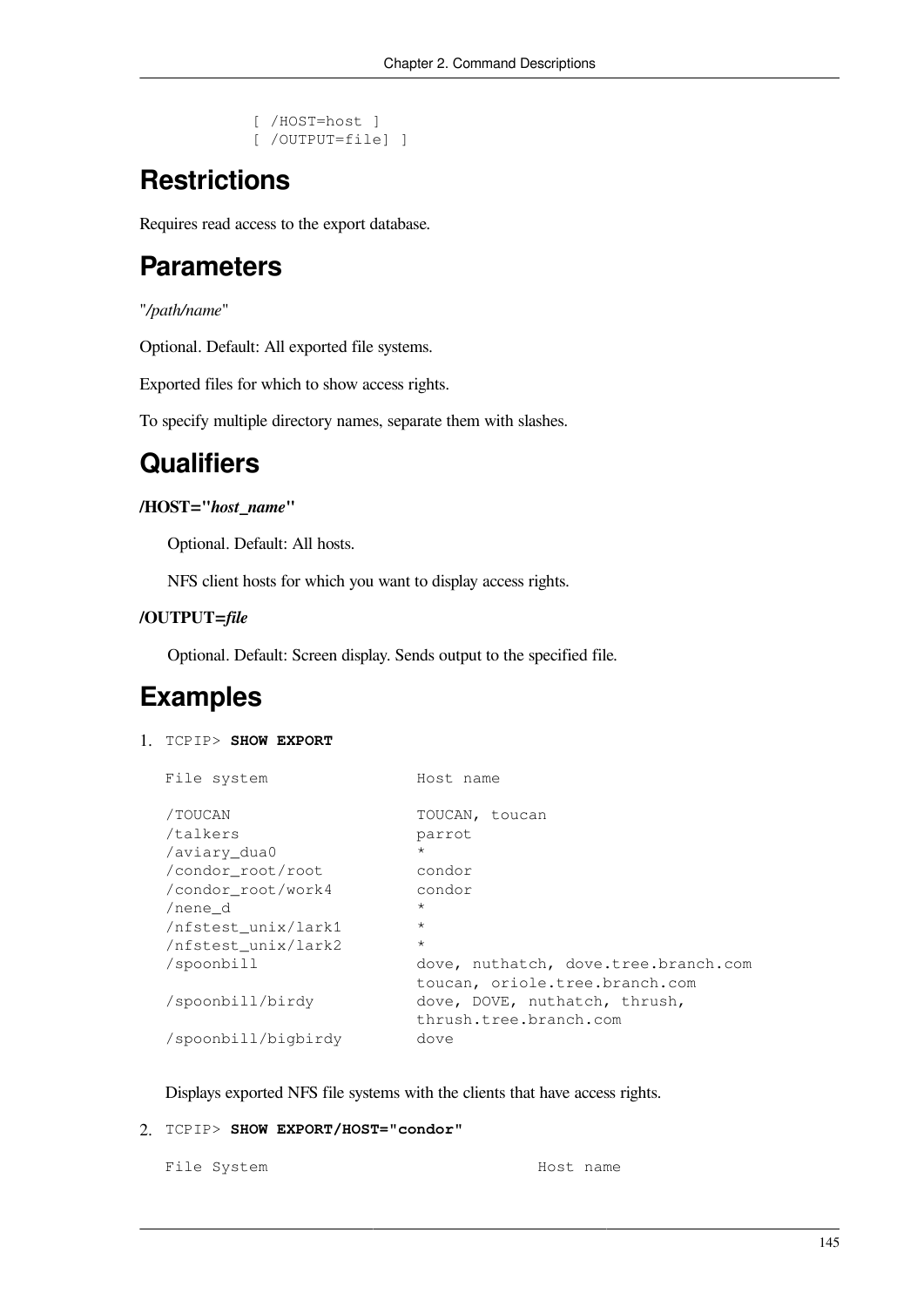```
          [ /HOST=host ]
          [ /OUTPUT=file] ]
```

## Restrictions

Requires read access to the export database.

## Parameters

"*/path/name*"

Optional. Default: All exported file systems.

Exported files for which to show access rights.

To specify multiple directory names, separate them with slashes.

## Qualifiers

**/HOST="*host_name*"**

Optional. Default: All hosts.

NFS client hosts for which you want to display access rights.

**/OUTPUT=*file***

Optional. Default: Screen display. Sends output to the specified file.

## Examples

1. `TCPIP>` **`SHOW EXPORT`**

```
File system                 Host name

/TOUCAN                     TOUCAN, toucan
/talkers                    parrot
/aviary_dua0                *
/condor_root/root           condor
/condor_root/work4          condor
/nene_d                     *
/nfstest_unix/lark1         *
/nfstest_unix/lark2         *
/spoonbill                  dove, nuthatch, dove.tree.branch.com
                            toucan, oriole.tree.branch.com
/spoonbill/birdy            dove, DOVE, nuthatch, thrush,
                            thrush.tree.branch.com
/spoonbill/bigbirdy         dove
```

Displays exported NFS file systems with the clients that have access rights.

2. `TCPIP>` **`SHOW EXPORT/HOST="condor"`**

```
File System                               Host name
```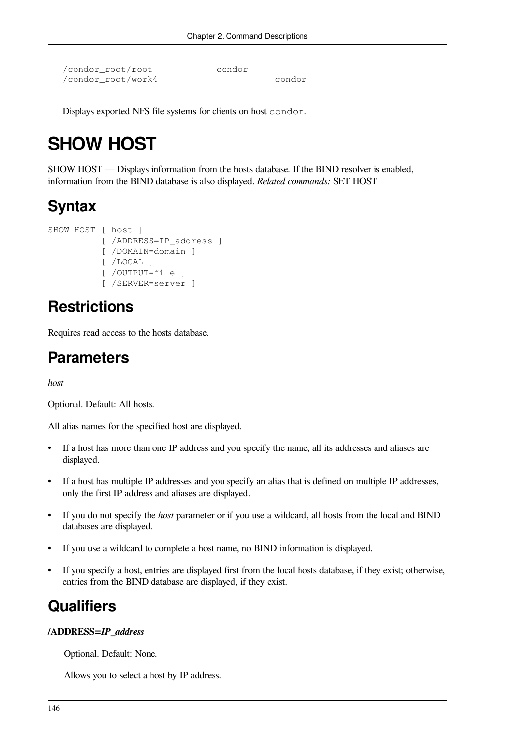```
/condor_root/root            condor
/condor_root/work4                      condor
```

Displays exported NFS file systems for clients on host `condor`.

# SHOW HOST

SHOW HOST — Displays information from the hosts database. If the BIND resolver is enabled, information from the BIND database is also displayed. *Related commands:* SET HOST

## Syntax

```
SHOW HOST [ host ]
          [ /ADDRESS=IP_address ]
          [ /DOMAIN=domain ]
          [ /LOCAL ]
          [ /OUTPUT=file ]
          [ /SERVER=server ]
```

## Restrictions

Requires read access to the hosts database.

## Parameters

*host*

Optional. Default: All hosts.

All alias names for the specified host are displayed.

- If a host has more than one IP address and you specify the name, all its addresses and aliases are displayed.
- If a host has multiple IP addresses and you specify an alias that is defined on multiple IP addresses, only the first IP address and aliases are displayed.
- If you do not specify the *host* parameter or if you use a wildcard, all hosts from the local and BIND databases are displayed.
- If you use a wildcard to complete a host name, no BIND information is displayed.
- If you specify a host, entries are displayed first from the local hosts database, if they exist; otherwise, entries from the BIND database are displayed, if they exist.

## Qualifiers

**/ADDRESS=*IP_address***

Optional. Default: None.

Allows you to select a host by IP address.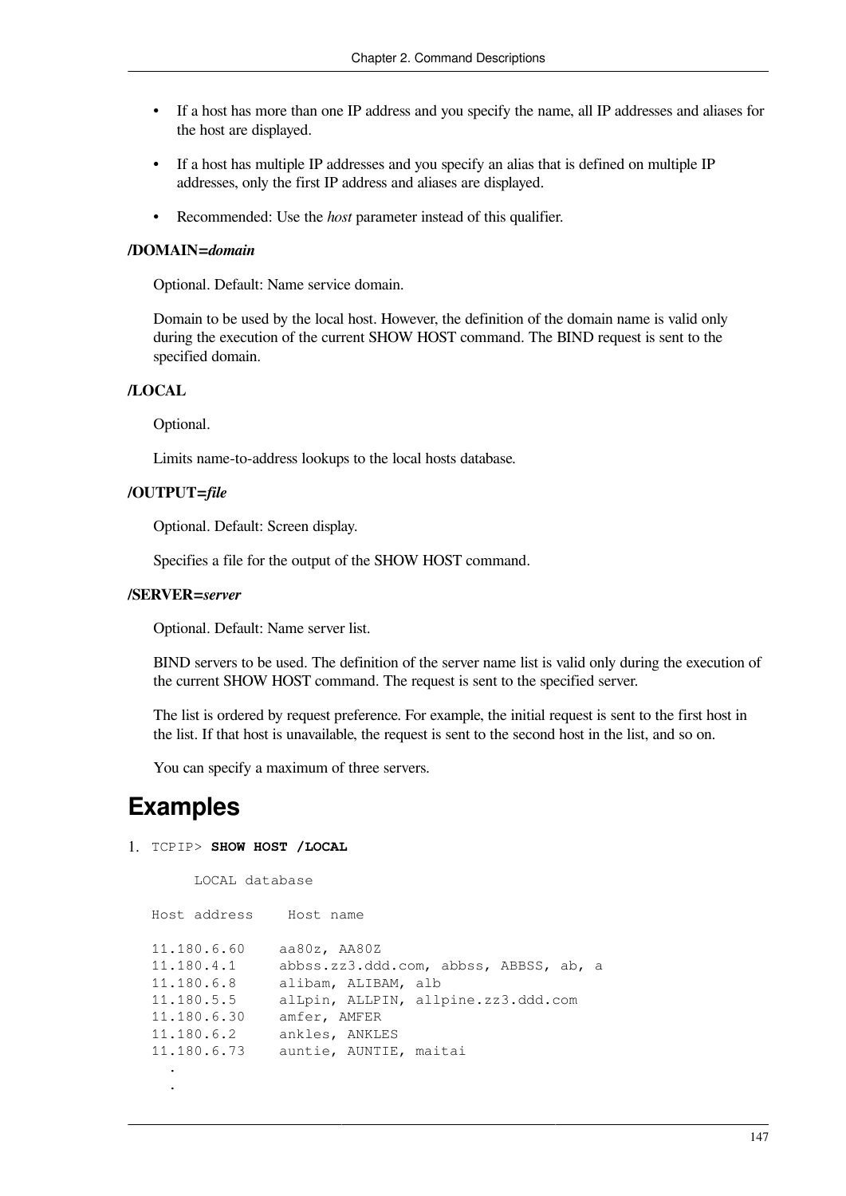- If a host has more than one IP address and you specify the name, all IP addresses and aliases for the host are displayed.
- If a host has multiple IP addresses and you specify an alias that is defined on multiple IP addresses, only the first IP address and aliases are displayed.
- Recommended: Use the *host* parameter instead of this qualifier.

**/DOMAIN=*domain***

Optional. Default: Name service domain.

Domain to be used by the local host. However, the definition of the domain name is valid only during the execution of the current SHOW HOST command. The BIND request is sent to the specified domain.

**/LOCAL**

Optional.

Limits name-to-address lookups to the local hosts database.

**/OUTPUT=*file***

Optional. Default: Screen display.

Specifies a file for the output of the SHOW HOST command.

**/SERVER=*server***

Optional. Default: Name server list.

BIND servers to be used. The definition of the server name list is valid only during the execution of the current SHOW HOST command. The request is sent to the specified server.

The list is ordered by request preference. For example, the initial request is sent to the first host in the list. If that host is unavailable, the request is sent to the second host in the list, and so on.

You can specify a maximum of three servers.

# Examples

1. ```
   TCPIP> SHOW HOST /LOCAL

         LOCAL database

   Host address    Host name

   11.180.6.60    aa80z, AA80Z
   11.180.4.1     abbss.zz3.ddd.com, abbss, ABBSS, ab, a
   11.180.6.8     alibam, ALIBAM, alb
   11.180.5.5     alLpin, ALLPIN, allpine.zz3.ddd.com
   11.180.6.30    amfer, AMFER
   11.180.6.2     ankles, ANKLES
   11.180.6.73    auntie, AUNTIE, maitai
     .
     .
   ```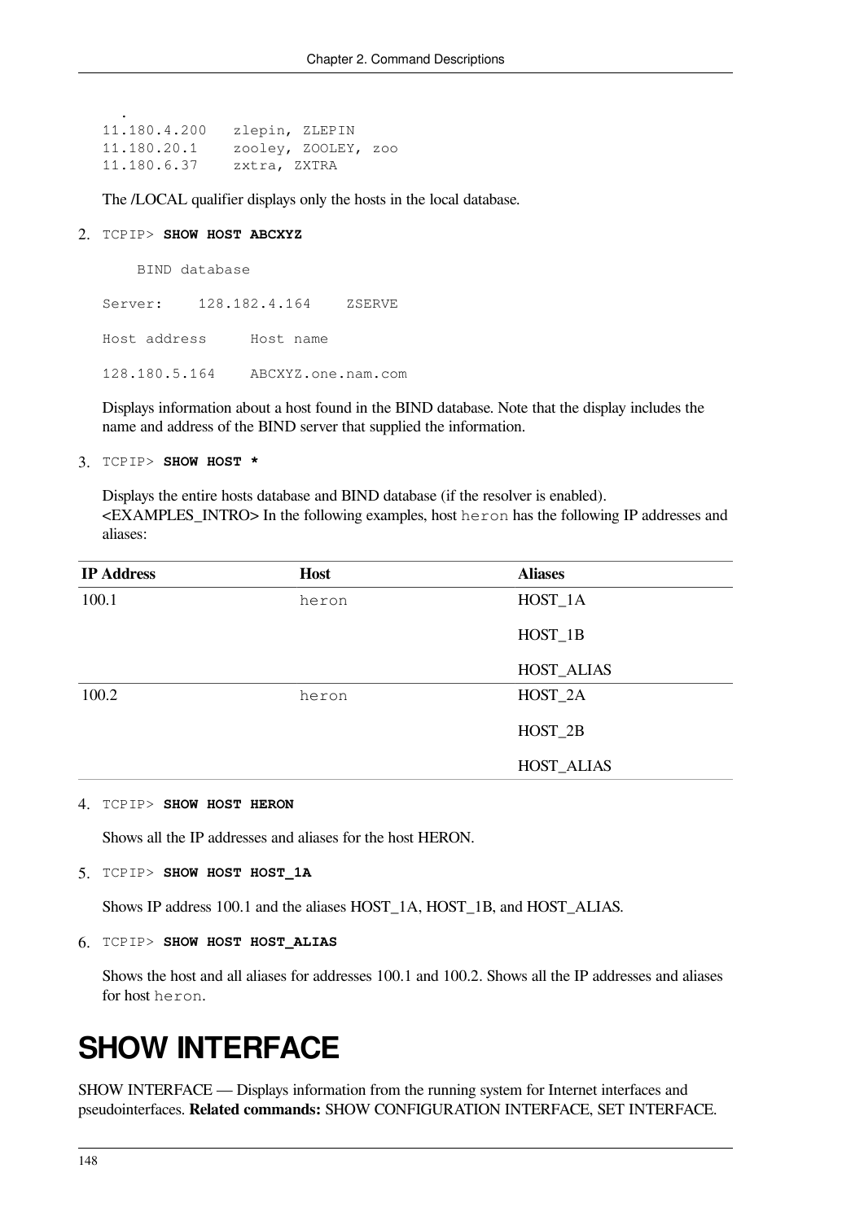```
   .
11.180.4.200   zlepin, ZLEPIN
11.180.20.1    zooley, ZOOLEY, zoo
11.180.6.37    zxtra, ZXTRA
```

The /LOCAL qualifier displays only the hosts in the local database.

2. TCPIP> **SHOW HOST ABCXYZ**

```
    BIND database

Server:    128.182.4.164    ZSERVE

Host address     Host name

128.180.5.164    ABCXYZ.one.nam.com
```

Displays information about a host found in the BIND database. Note that the display includes the name and address of the BIND server that supplied the information.

3. TCPIP> **SHOW HOST ***

Displays the entire hosts database and BIND database (if the resolver is enabled). <EXAMPLES_INTRO> In the following examples, host `heron` has the following IP addresses and aliases:

| IP Address | Host | Aliases |
|---|---|---|
| 100.1 | heron | HOST_1A<br>HOST_1B<br>HOST_ALIAS |
| 100.2 | heron | HOST_2A<br>HOST_2B<br>HOST_ALIAS |

4. TCPIP> **SHOW HOST HERON**

Shows all the IP addresses and aliases for the host HERON.

5. TCPIP> **SHOW HOST HOST_1A**

Shows IP address 100.1 and the aliases HOST_1A, HOST_1B, and HOST_ALIAS.

6. TCPIP> **SHOW HOST HOST_ALIAS**

Shows the host and all aliases for addresses 100.1 and 100.2. Shows all the IP addresses and aliases for host `heron`.

# SHOW INTERFACE

SHOW INTERFACE — Displays information from the running system for Internet interfaces and pseudointerfaces. **Related commands:** SHOW CONFIGURATION INTERFACE, SET INTERFACE.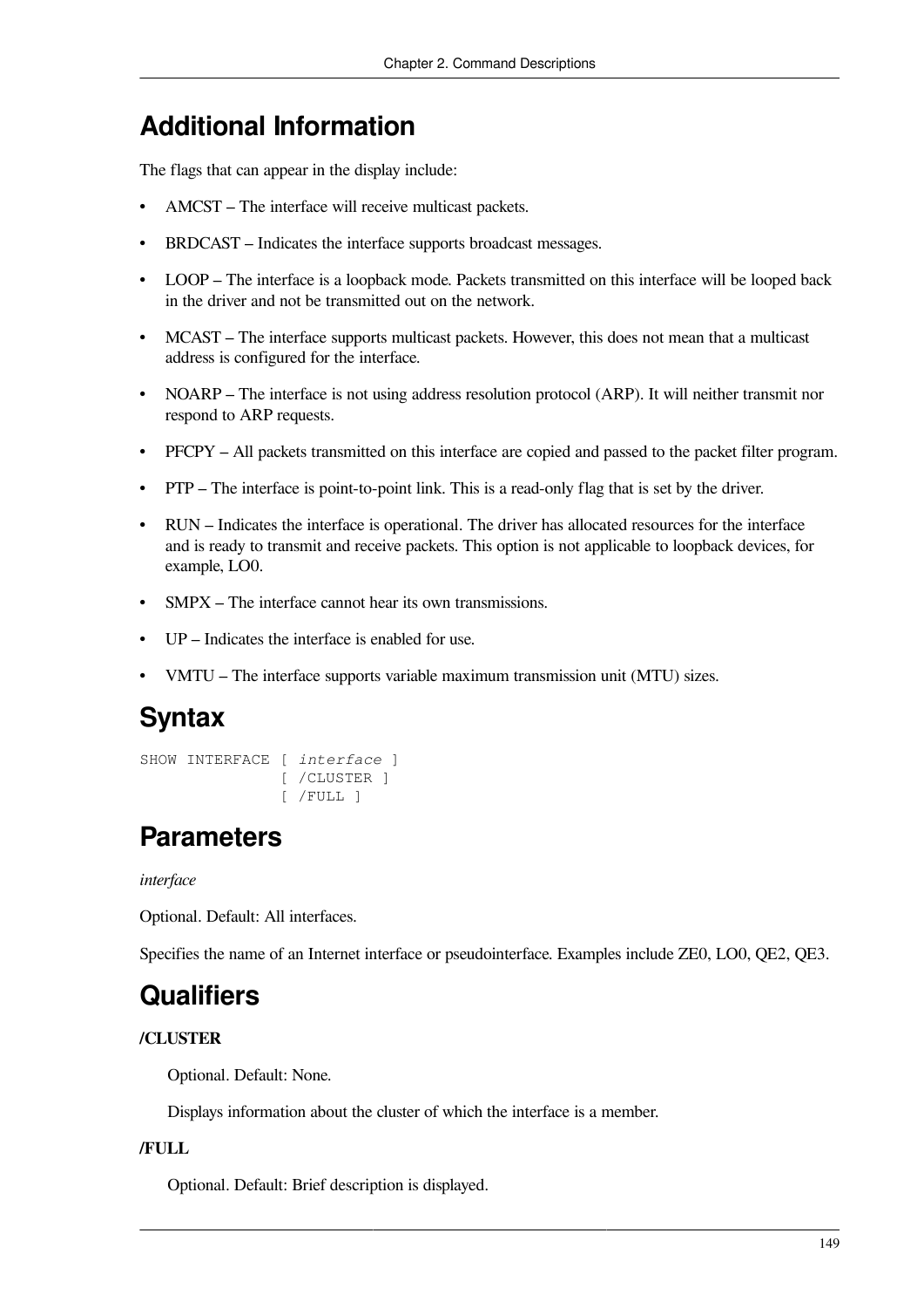## Additional Information

The flags that can appear in the display include:

- AMCST – The interface will receive multicast packets.
- BRDCAST – Indicates the interface supports broadcast messages.
- LOOP – The interface is a loopback mode. Packets transmitted on this interface will be looped back in the driver and not be transmitted out on the network.
- MCAST – The interface supports multicast packets. However, this does not mean that a multicast address is configured for the interface.
- NOARP – The interface is not using address resolution protocol (ARP). It will neither transmit nor respond to ARP requests.
- PFCPY – All packets transmitted on this interface are copied and passed to the packet filter program.
- PTP – The interface is point-to-point link. This is a read-only flag that is set by the driver.
- RUN – Indicates the interface is operational. The driver has allocated resources for the interface and is ready to transmit and receive packets. This option is not applicable to loopback devices, for example, LO0.
- SMPX – The interface cannot hear its own transmissions.
- UP – Indicates the interface is enabled for use.
- VMTU – The interface supports variable maximum transmission unit (MTU) sizes.

## Syntax

```
SHOW INTERFACE [ interface ]
               [ /CLUSTER ]
               [ /FULL ]
```

## Parameters

*interface*

Optional. Default: All interfaces.

Specifies the name of an Internet interface or pseudointerface. Examples include ZE0, LO0, QE2, QE3.

## Qualifiers

**/CLUSTER**

Optional. Default: None.

Displays information about the cluster of which the interface is a member.

**/FULL**

Optional. Default: Brief description is displayed.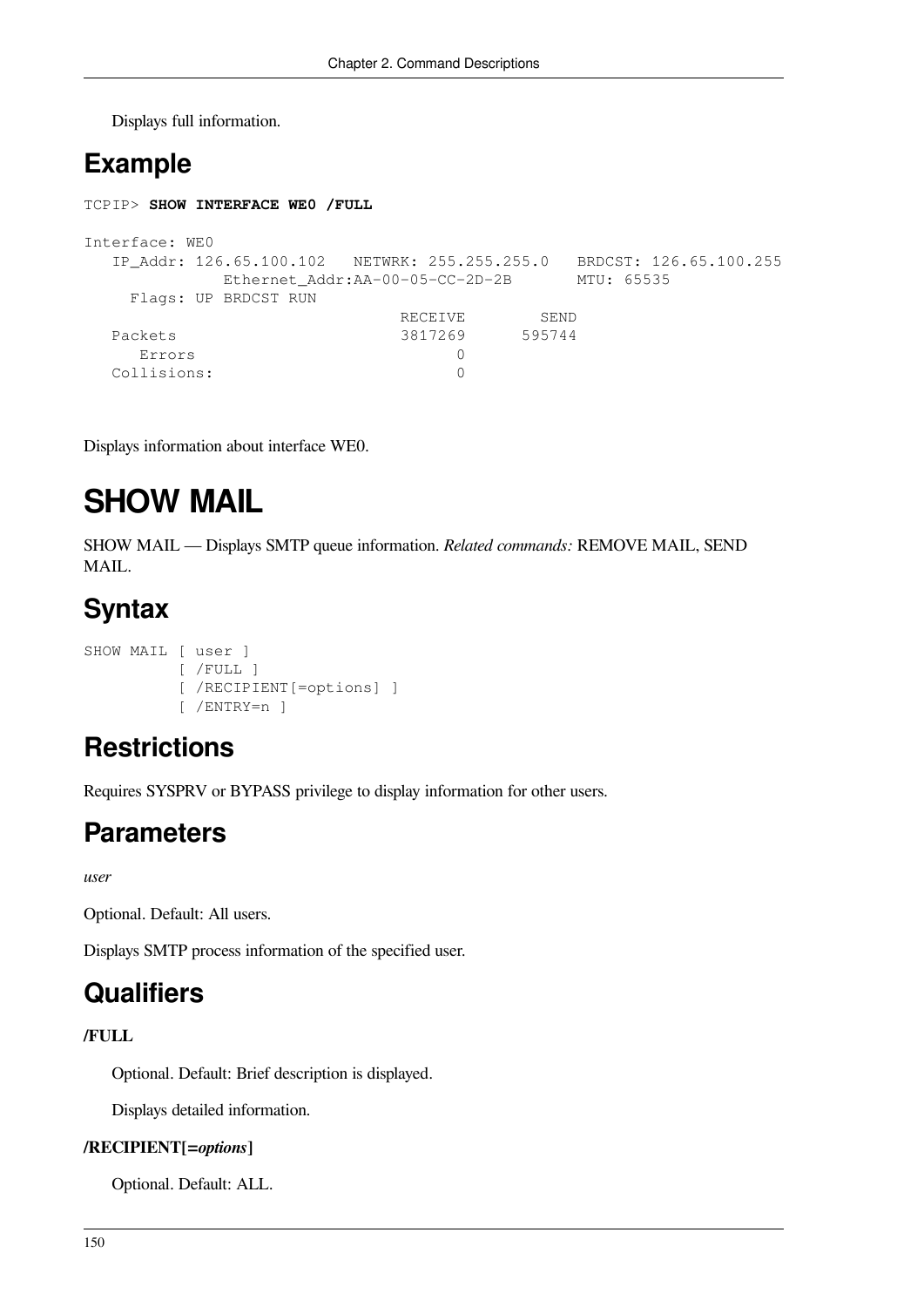Displays full information.

## Example

```
TCPIP> SHOW INTERFACE WE0 /FULL

Interface: WE0
   IP_Addr: 126.65.100.102   NETWRK: 255.255.255.0   BRDCST: 126.65.100.255
            Ethernet_Addr:AA-00-05-CC-2D-2B       MTU: 65535
     Flags: UP BRDCST RUN
                               RECEIVE        SEND
   Packets                     3817269      595744
      Errors                         0
   Collisions:                       0
```

Displays information about interface WE0.

# SHOW MAIL

SHOW MAIL — Displays SMTP queue information. *Related commands:* REMOVE MAIL, SEND MAIL.

## Syntax

```
SHOW MAIL [ user ]
          [ /FULL ]
          [ /RECIPIENT[=options] ]
          [ /ENTRY=n ]
```

## Restrictions

Requires SYSPRV or BYPASS privilege to display information for other users.

## Parameters

*user*

Optional. Default: All users.

Displays SMTP process information of the specified user.

## Qualifiers

**/FULL**

Optional. Default: Brief description is displayed.

Displays detailed information.

**/RECIPIENT[=*options*]**

Optional. Default: ALL.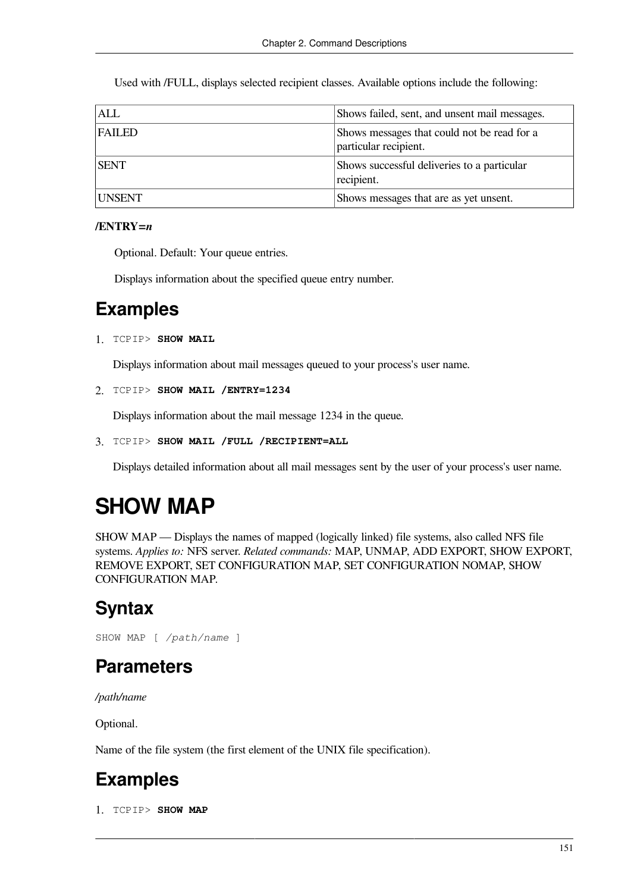Used with /FULL, displays selected recipient classes. Available options include the following:

| | |
|---|---|
| ALL | Shows failed, sent, and unsent mail messages. |
| FAILED | Shows messages that could not be read for a particular recipient. |
| SENT | Shows successful deliveries to a particular recipient. |
| UNSENT | Shows messages that are as yet unsent. |

**/ENTRY=*n***

Optional. Default: Your queue entries.

Displays information about the specified queue entry number.

## Examples

1. `TCPIP>` **`SHOW MAIL`**

   Displays information about mail messages queued to your process's user name.

2. `TCPIP>` **`SHOW MAIL /ENTRY=1234`**

   Displays information about the mail message 1234 in the queue.

3. `TCPIP>` **`SHOW MAIL /FULL /RECIPIENT=ALL`**

   Displays detailed information about all mail messages sent by the user of your process's user name.

# SHOW MAP

SHOW MAP — Displays the names of mapped (logically linked) file systems, also called NFS file systems. *Applies to:* NFS server. *Related commands:* MAP, UNMAP, ADD EXPORT, SHOW EXPORT, REMOVE EXPORT, SET CONFIGURATION MAP, SET CONFIGURATION NOMAP, SHOW CONFIGURATION MAP.

## Syntax

```
SHOW MAP [ /path/name ]
```

## Parameters

***/path/name***

Optional.

Name of the file system (the first element of the UNIX file specification).

## Examples

1. `TCPIP>` **`SHOW MAP`**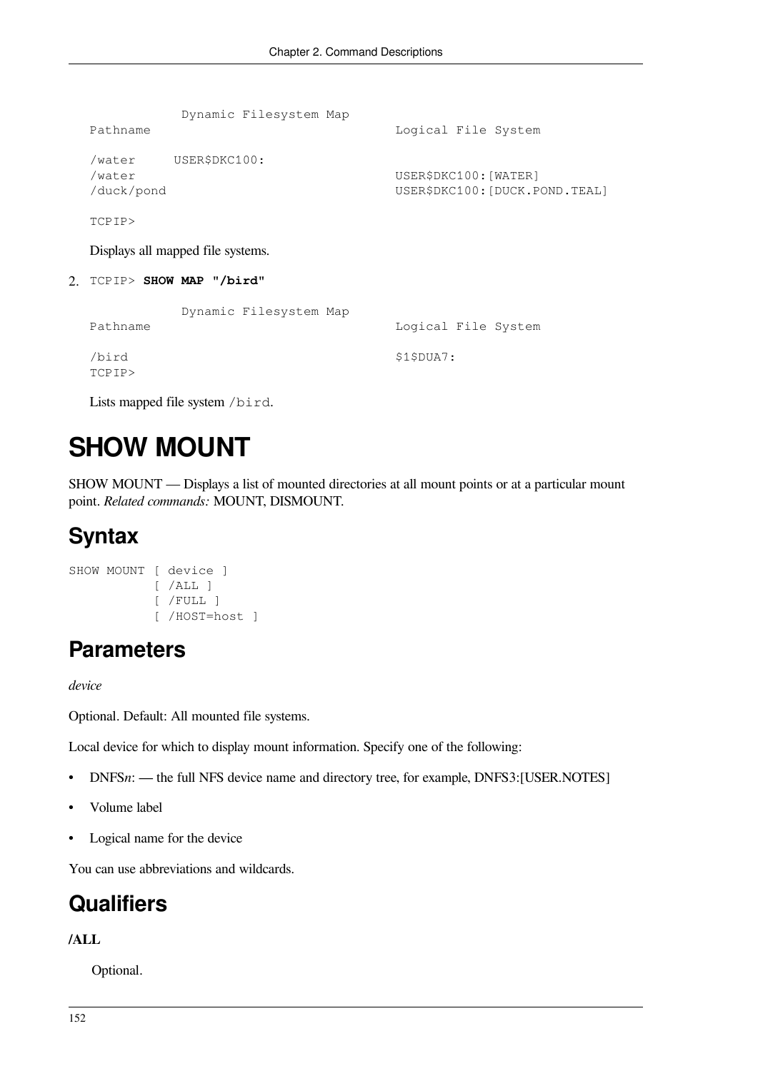```
             Dynamic Filesystem Map
Pathname                                Logical File System

/water     USER$DKC100:
/water                                  USER$DKC100:[WATER]
/duck/pond                              USER$DKC100:[DUCK.POND.TEAL]

TCPIP>
```

Displays all mapped file systems.

2. `TCPIP>` **`SHOW MAP "/bird"`**

```
             Dynamic Filesystem Map
Pathname                                Logical File System

/bird                                   $1$DUA7:
TCPIP>
```

Lists mapped file system `/bird`.

# SHOW MOUNT

SHOW MOUNT — Displays a list of mounted directories at all mount points or at a particular mount point. *Related commands:* MOUNT, DISMOUNT.

## Syntax

```
SHOW MOUNT [ device ]
           [ /ALL ]
           [ /FULL ]
           [ /HOST=host ]
```

## Parameters

*device*

Optional. Default: All mounted file systems.

Local device for which to display mount information. Specify one of the following:

- DNFS*n*: — the full NFS device name and directory tree, for example, DNFS3:[USER.NOTES]
- Volume label
- Logical name for the device

You can use abbreviations and wildcards.

## Qualifiers

**/ALL**

Optional.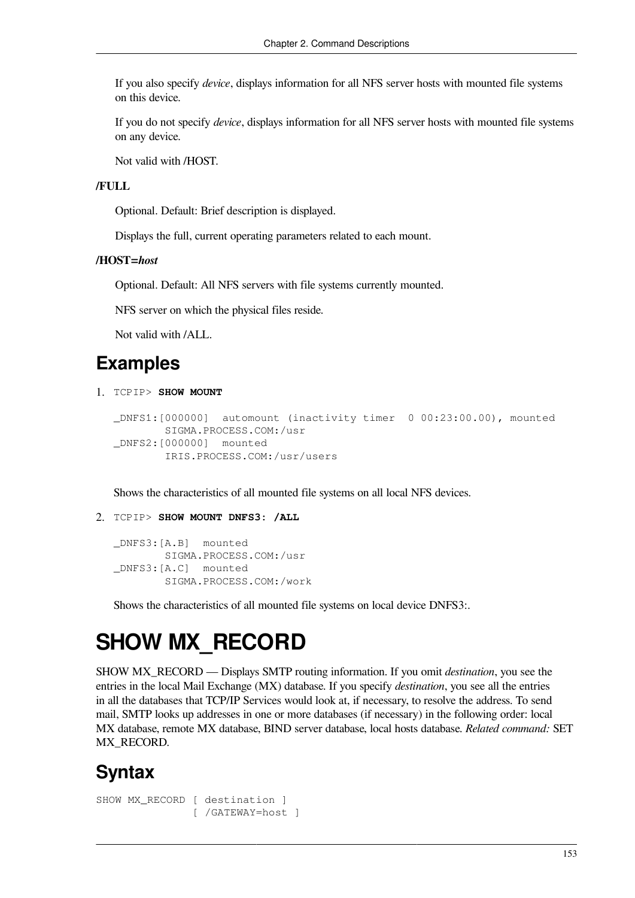If you also specify *device*, displays information for all NFS server hosts with mounted file systems on this device.

If you do not specify *device*, displays information for all NFS server hosts with mounted file systems on any device.

Not valid with /HOST.

**/FULL**

Optional. Default: Brief description is displayed.

Displays the full, current operating parameters related to each mount.

**/HOST=*host***

Optional. Default: All NFS servers with file systems currently mounted.

NFS server on which the physical files reside.

Not valid with /ALL.

## Examples

1. TCPIP> **SHOW MOUNT**

```
_DNFS1:[000000]  automount (inactivity timer  0 00:23:00.00), mounted
        SIGMA.PROCESS.COM:/usr
_DNFS2:[000000]  mounted
        IRIS.PROCESS.COM:/usr/users
```

   Shows the characteristics of all mounted file systems on all local NFS devices.

2. TCPIP> **SHOW MOUNT DNFS3: /ALL**

```
_DNFS3:[A.B]  mounted
        SIGMA.PROCESS.COM:/usr
_DNFS3:[A.C]  mounted
        SIGMA.PROCESS.COM:/work
```

   Shows the characteristics of all mounted file systems on local device DNFS3:.

# SHOW MX_RECORD

SHOW MX_RECORD — Displays SMTP routing information. If you omit *destination*, you see the entries in the local Mail Exchange (MX) database. If you specify *destination*, you see all the entries in all the databases that TCP/IP Services would look at, if necessary, to resolve the address. To send mail, SMTP looks up addresses in one or more databases (if necessary) in the following order: local MX database, remote MX database, BIND server database, local hosts database. *Related command:* SET MX_RECORD.

## Syntax

```
SHOW MX_RECORD [ destination ]
               [ /GATEWAY=host ]
```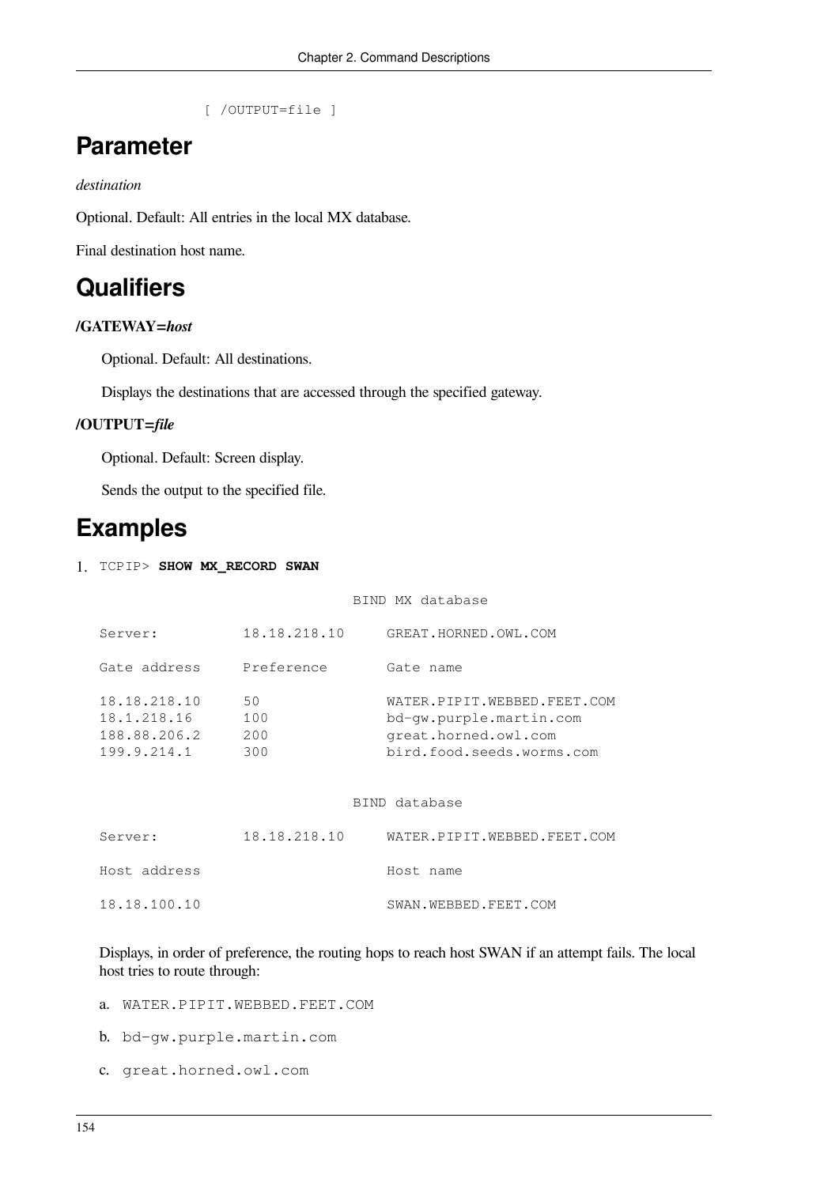```
[ /OUTPUT=file ]
```

# Parameter

*destination*

Optional. Default: All entries in the local MX database.

Final destination host name.

# Qualifiers

**/GATEWAY=*host***

Optional. Default: All destinations.

Displays the destinations that are accessed through the specified gateway.

**/OUTPUT=*file***

Optional. Default: Screen display.

Sends the output to the specified file.

# Examples

1. TCPIP> **SHOW MX_RECORD SWAN**

```
                              BIND MX database

Server:          18.18.218.10     GREAT.HORNED.OWL.COM

Gate address     Preference       Gate name

18.18.218.10     50               WATER.PIPIT.WEBBED.FEET.COM
18.1.218.16      100              bd-gw.purple.martin.com
188.88.206.2     200              great.horned.owl.com
199.9.214.1      300              bird.food.seeds.worms.com


                              BIND database

Server:          18.18.218.10     WATER.PIPIT.WEBBED.FEET.COM

Host address                      Host name

18.18.100.10                      SWAN.WEBBED.FEET.COM
```

Displays, in order of preference, the routing hops to reach host SWAN if an attempt fails. The local host tries to route through:

a. WATER.PIPIT.WEBBED.FEET.COM
b. bd-gw.purple.martin.com
c. great.horned.owl.com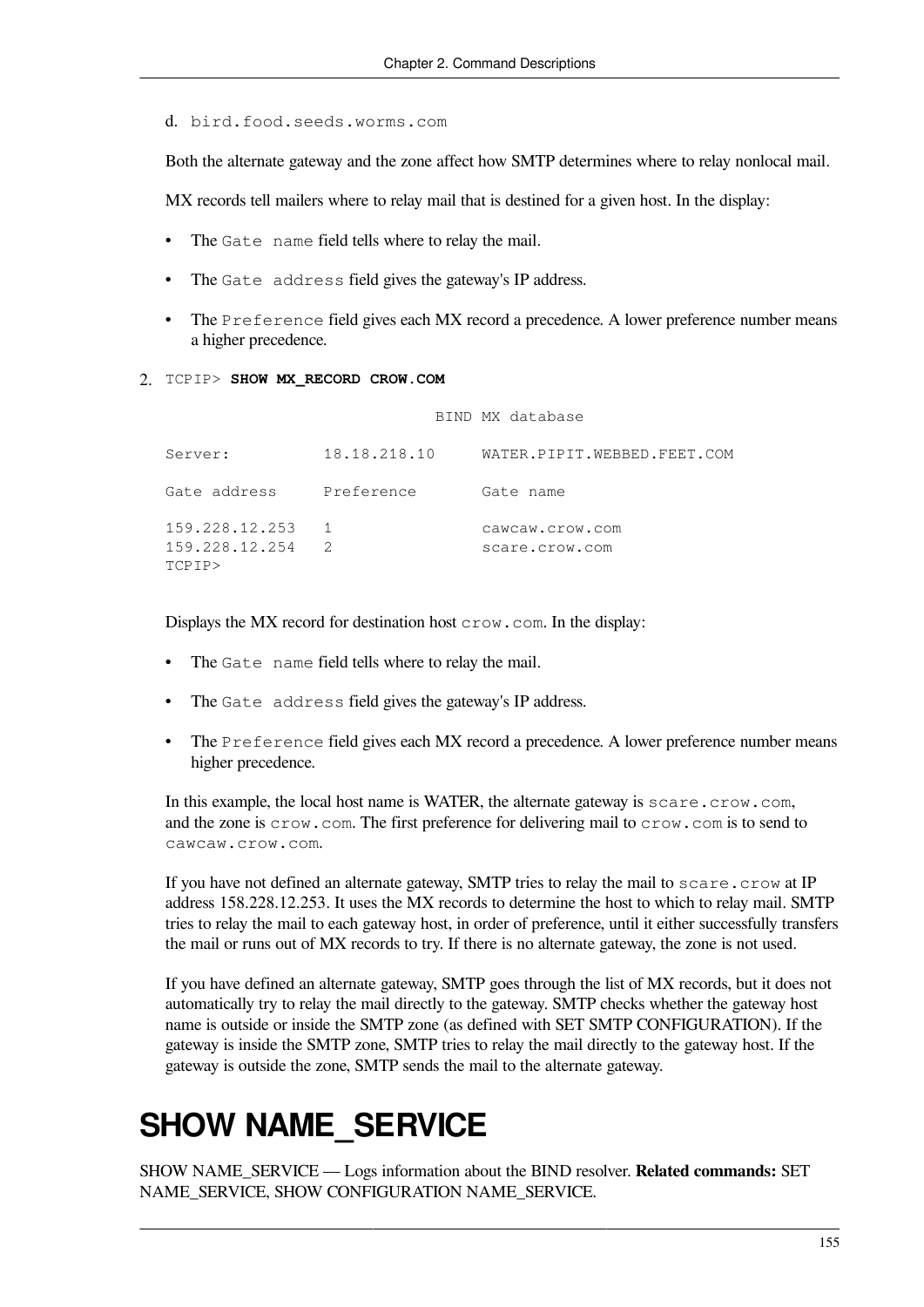d. `bird.food.seeds.worms.com`

Both the alternate gateway and the zone affect how SMTP determines where to relay nonlocal mail.

MX records tell mailers where to relay mail that is destined for a given host. In the display:

- The `Gate name` field tells where to relay the mail.
- The `Gate address` field gives the gateway's IP address.
- The `Preference` field gives each MX record a precedence. A lower preference number means a higher precedence.

2. TCPIP> **SHOW MX_RECORD CROW.COM**

```
                                BIND MX database

Server:          18.18.218.10      WATER.PIPIT.WEBBED.FEET.COM

Gate address     Preference        Gate name

159.228.12.253   1                 cawcaw.crow.com
159.228.12.254   2                 scare.crow.com
TCPIP>
```

Displays the MX record for destination host `crow.com`. In the display:

- The `Gate name` field tells where to relay the mail.
- The `Gate address` field gives the gateway's IP address.
- The `Preference` field gives each MX record a precedence. A lower preference number means higher precedence.

In this example, the local host name is WATER, the alternate gateway is `scare.crow.com`, and the zone is `crow.com`. The first preference for delivering mail to `crow.com` is to send to `cawcaw.crow.com`.

If you have not defined an alternate gateway, SMTP tries to relay the mail to `scare.crow` at IP address 158.228.12.253. It uses the MX records to determine the host to which to relay mail. SMTP tries to relay the mail to each gateway host, in order of preference, until it either successfully transfers the mail or runs out of MX records to try. If there is no alternate gateway, the zone is not used.

If you have defined an alternate gateway, SMTP goes through the list of MX records, but it does not automatically try to relay the mail directly to the gateway. SMTP checks whether the gateway host name is outside or inside the SMTP zone (as defined with SET SMTP CONFIGURATION). If the gateway is inside the SMTP zone, SMTP tries to relay the mail directly to the gateway host. If the gateway is outside the zone, SMTP sends the mail to the alternate gateway.

# SHOW NAME_SERVICE

SHOW NAME_SERVICE — Logs information about the BIND resolver. **Related commands:** SET NAME_SERVICE, SHOW CONFIGURATION NAME_SERVICE.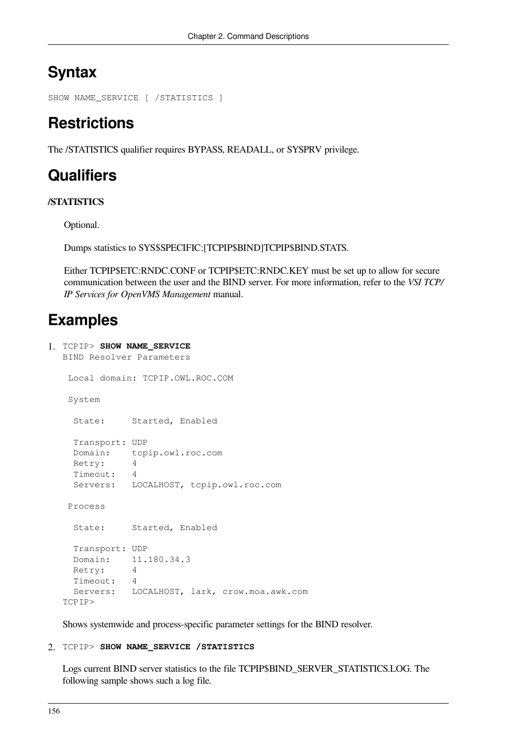# Syntax

```
SHOW NAME_SERVICE [ /STATISTICS ]
```

# Restrictions

The /STATISTICS qualifier requires BYPASS, READALL, or SYSPRV privilege.

# Qualifiers

**/STATISTICS**

Optional.

Dumps statistics to SYS$SPECIFIC:[TCPIP$BIND]TCPIP$BIND.STATS.

Either TCPIP$ETC:RNDC.CONF or TCPIP$ETC:RNDC.KEY must be set up to allow for secure communication between the user and the BIND server. For more information, refer to the *VSI TCP/IP Services for OpenVMS Management* manual.

# Examples

1. 

```
TCPIP> SHOW NAME_SERVICE
BIND Resolver Parameters

 Local domain: TCPIP.OWL.ROC.COM

 System

  State:     Started, Enabled

  Transport: UDP
  Domain:    tcpip.owl.roc.com
  Retry:     4
  Timeout:   4
  Servers:   LOCALHOST, tcpip.owl.roc.com

 Process

  State:     Started, Enabled

  Transport: UDP
  Domain:    11.180.34.3
  Retry:     4
  Timeout:   4
  Servers:   LOCALHOST, lark, crow.moa.awk.com
TCPIP>
```

Shows systemwide and process-specific parameter settings for the BIND resolver.

2. 

```
TCPIP> SHOW NAME_SERVICE /STATISTICS
```

Logs current BIND server statistics to the file TCPIP$BIND_SERVER_STATISTICS.LOG. The following sample shows such a log file.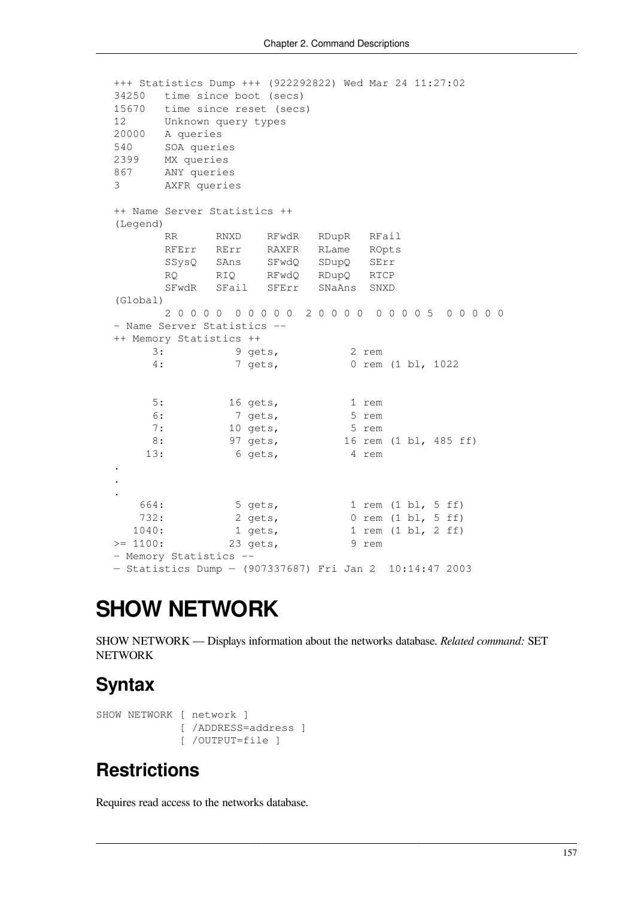```
+++ Statistics Dump +++ (922292822) Wed Mar 24 11:27:02
34250   time since boot (secs)
15670   time since reset (secs)
12      Unknown query types
20000   A queries
540     SOA queries
2399    MX queries
867     ANY queries
3       AXFR queries

++ Name Server Statistics ++
(Legend)
        RR      RNXD    RFwdR   RDupR   RFail
        RFErr   RErr    RAXFR   RLame   ROpts
        SSysQ   SAns    SFwdQ   SDupQ   SErr
        RQ      RIQ     RFwdQ   RDupQ   RTCP
        SFwdR   SFail   SFErr   SNaAns  SNXD
(Global)
        2 0 0 0 0  0 0 0 0 0  2 0 0 0 0  0 0 0 0 5  0 0 0 0 0
- Name Server Statistics --
++ Memory Statistics ++
      3:           9 gets,           2 rem
      4:           7 gets,           0 rem (1 bl, 1022


      5:          16 gets,           1 rem
      6:           7 gets,           5 rem
      7:          10 gets,           5 rem
      8:          97 gets,          16 rem (1 bl, 485 ff)
     13:           6 gets,           4 rem
.
.
.
    664:           5 gets,           1 rem (1 bl, 5 ff)
    732:           2 gets,           0 rem (1 bl, 5 ff)
   1040:           1 gets,           1 rem (1 bl, 2 ff)
>= 1100:          23 gets,           9 rem
- Memory Statistics --
— Statistics Dump — (907337687) Fri Jan 2  10:14:47 2003
```

# SHOW NETWORK

SHOW NETWORK — Displays information about the networks database. *Related command:* SET NETWORK

## Syntax

```
SHOW NETWORK [ network ]
             [ /ADDRESS=address ]
             [ /OUTPUT=file ]
```

## Restrictions

Requires read access to the networks database.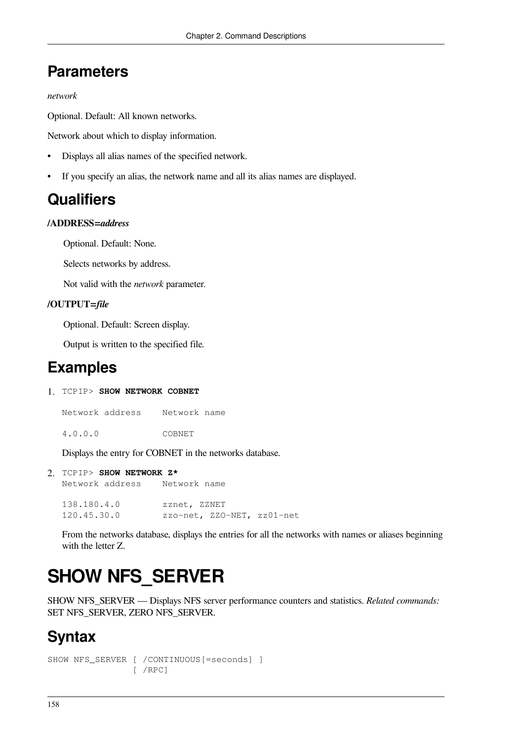## Parameters

*network*

Optional. Default: All known networks.

Network about which to display information.

- Displays all alias names of the specified network.
- If you specify an alias, the network name and all its alias names are displayed.

## Qualifiers

**/ADDRESS=*address***

Optional. Default: None.

Selects networks by address.

Not valid with the *network* parameter.

**/OUTPUT=*file***

Optional. Default: Screen display.

Output is written to the specified file.

## Examples

1. 
```
TCPIP> SHOW NETWORK COBNET

Network address    Network name

4.0.0.0            COBNET
```

   Displays the entry for COBNET in the networks database.

2. 
```
TCPIP> SHOW NETWORK Z*
Network address    Network name

138.180.4.0        zznet, ZZNET
120.45.30.0        zzo-net, ZZO-NET, zz01-net
```

   From the networks database, displays the entries for all the networks with names or aliases beginning with the letter Z.

# SHOW NFS_SERVER

SHOW NFS_SERVER — Displays NFS server performance counters and statistics. *Related commands:* SET NFS_SERVER, ZERO NFS_SERVER.

## Syntax

```
SHOW NFS_SERVER [ /CONTINUOUS[=seconds] ]
                [ /RPC]
```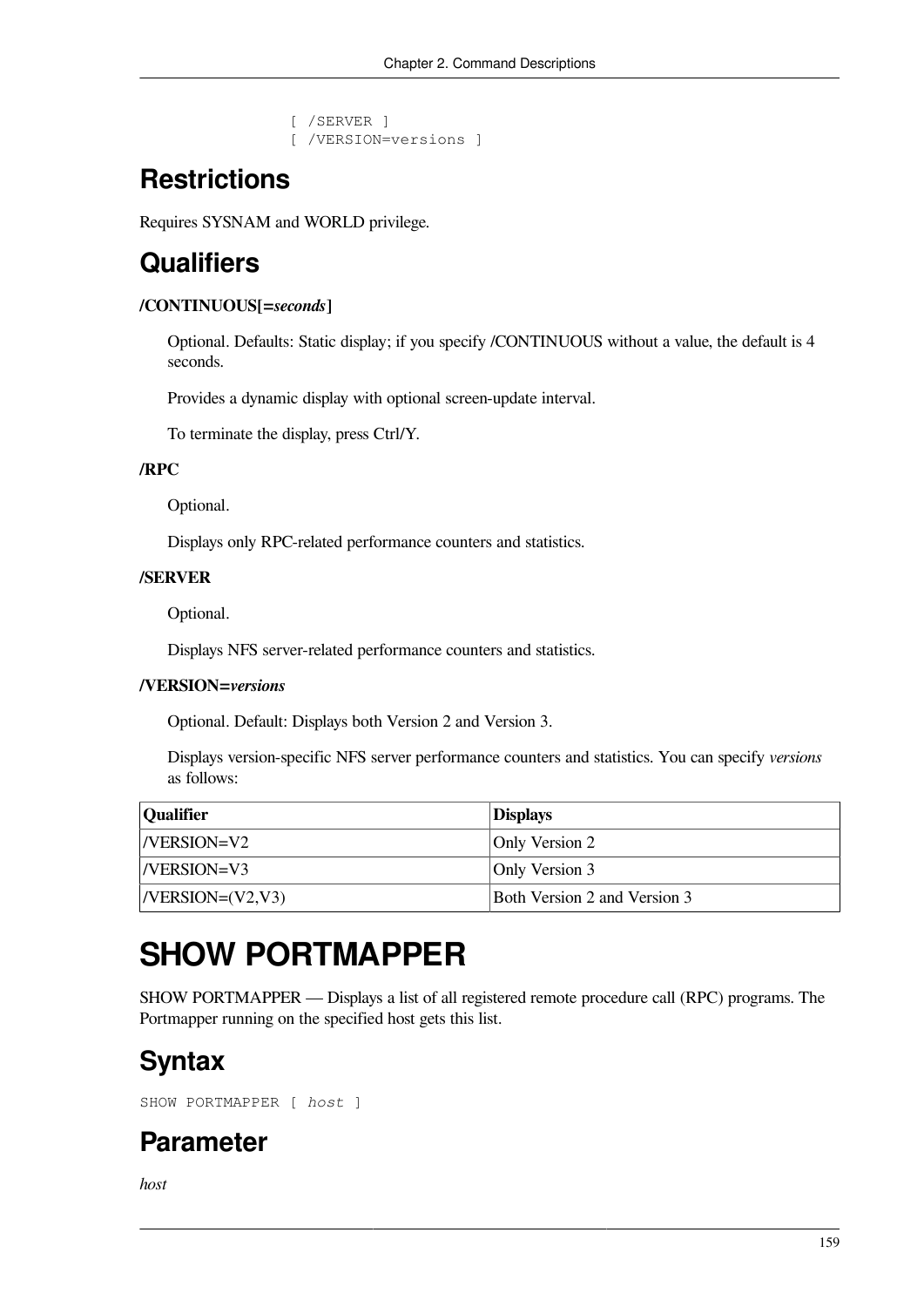```
[ /SERVER ]
[ /VERSION=versions ]
```

## Restrictions

Requires SYSNAM and WORLD privilege.

## Qualifiers

**/CONTINUOUS[=*seconds*]**

Optional. Defaults: Static display; if you specify /CONTINUOUS without a value, the default is 4 seconds.

Provides a dynamic display with optional screen-update interval.

To terminate the display, press Ctrl/Y.

**/RPC**

Optional.

Displays only RPC-related performance counters and statistics.

**/SERVER**

Optional.

Displays NFS server-related performance counters and statistics.

**/VERSION=*versions***

Optional. Default: Displays both Version 2 and Version 3.

Displays version-specific NFS server performance counters and statistics. You can specify *versions* as follows:

| Qualifier | Displays |
|---|---|
| /VERSION=V2 | Only Version 2 |
| /VERSION=V3 | Only Version 3 |
| /VERSION=(V2,V3) | Both Version 2 and Version 3 |

# SHOW PORTMAPPER

SHOW PORTMAPPER — Displays a list of all registered remote procedure call (RPC) programs. The Portmapper running on the specified host gets this list.

## Syntax

```
SHOW PORTMAPPER [ host ]
```

## Parameter

*host*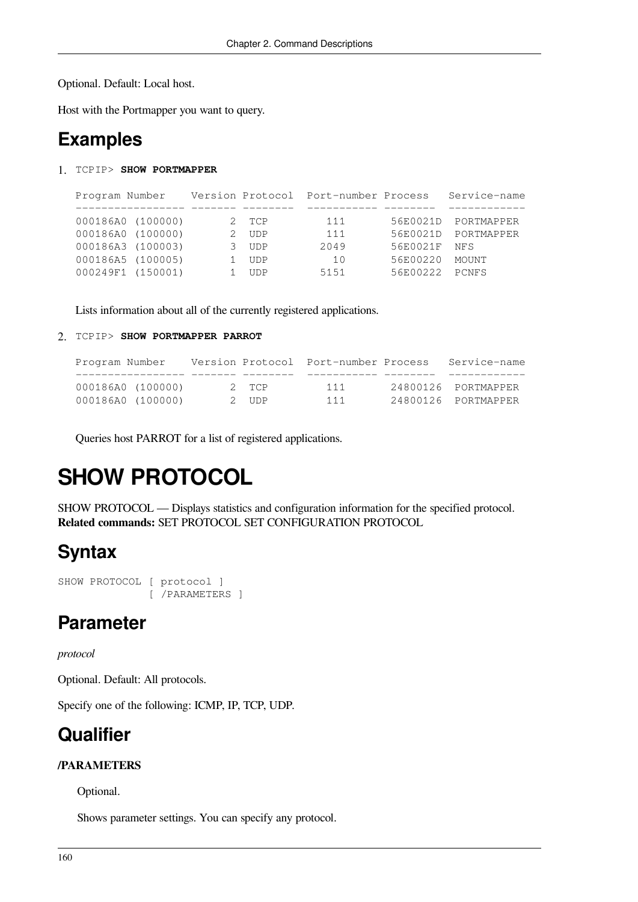Optional. Default: Local host.

Host with the Portmapper you want to query.

## Examples

1. TCPIP> **SHOW PORTMAPPER**

```
Program Number    Version Protocol  Port-number Process   Service-name
----------------- ------- --------  ----------- --------  ------------
000186A0 (100000)       2  TCP          111       56E0021D  PORTMAPPER
000186A0 (100000)       2  UDP          111       56E0021D  PORTMAPPER
000186A3 (100003)       3  UDP         2049       56E0021F  NFS
000186A5 (100005)       1  UDP           10       56E00220  MOUNT
000249F1 (150001)       1  UDP         5151       56E00222  PCNFS
```

   Lists information about all of the currently registered applications.

2. TCPIP> **SHOW PORTMAPPER PARROT**

```
Program Number    Version Protocol  Port-number Process   Service-name
----------------- ------- --------  ----------- --------  ------------
000186A0 (100000)       2  TCP          111       24800126  PORTMAPPER
000186A0 (100000)       2  UDP          111       24800126  PORTMAPPER
```

   Queries host PARROT for a list of registered applications.

# SHOW PROTOCOL

SHOW PROTOCOL — Displays statistics and configuration information for the specified protocol.
**Related commands:** SET PROTOCOL SET CONFIGURATION PROTOCOL

## Syntax

```
SHOW PROTOCOL [ protocol ]
              [ /PARAMETERS ]
```

## Parameter

*protocol*

Optional. Default: All protocols.

Specify one of the following: ICMP, IP, TCP, UDP.

## Qualifier

**/PARAMETERS**

Optional.

Shows parameter settings. You can specify any protocol.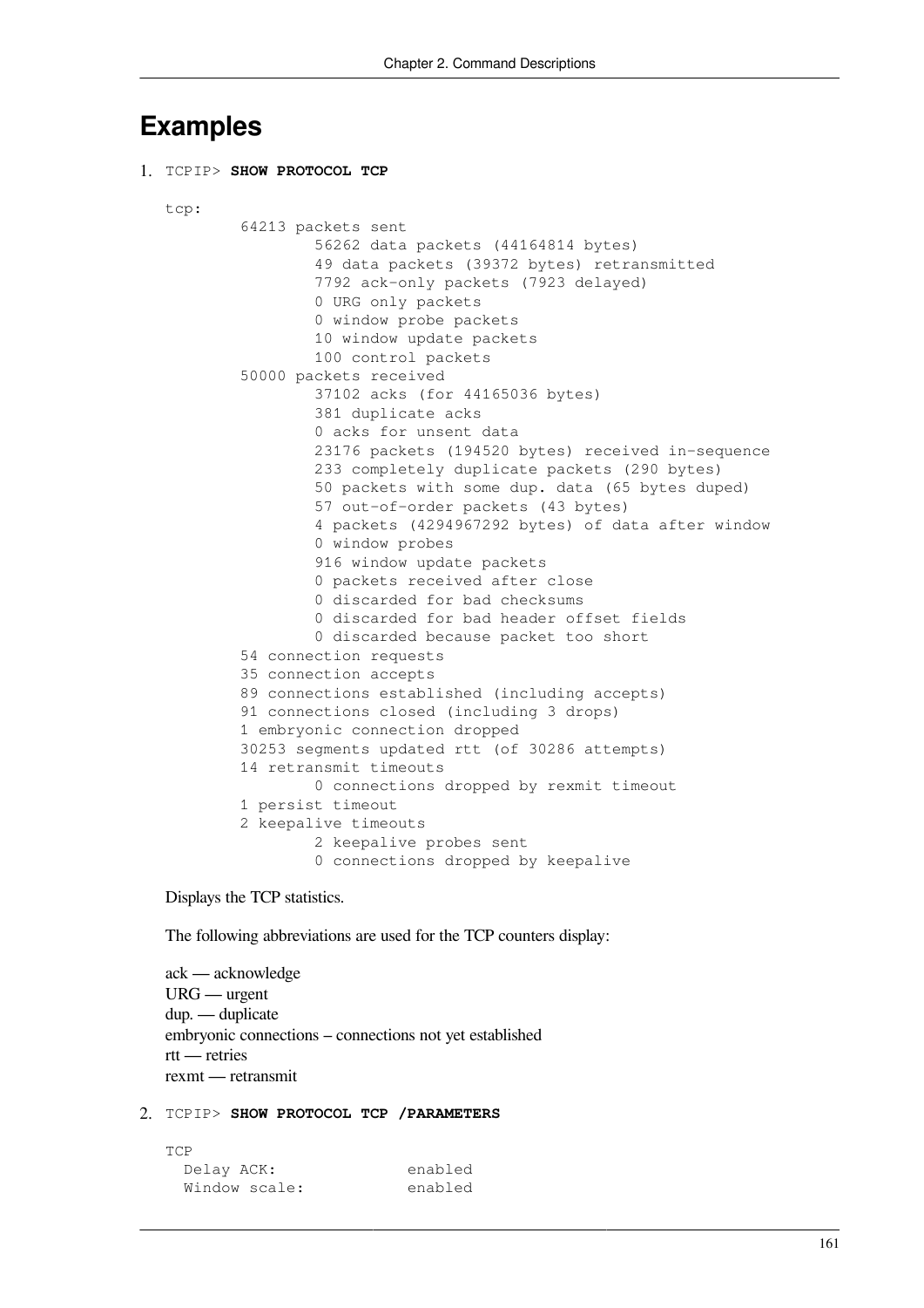# Examples

1. TCPIP> **SHOW PROTOCOL TCP**

```
tcp:
        64213 packets sent
                56262 data packets (44164814 bytes)
                49 data packets (39372 bytes) retransmitted
                7792 ack-only packets (7923 delayed)
                0 URG only packets
                0 window probe packets
                10 window update packets
                100 control packets
        50000 packets received
                37102 acks (for 44165036 bytes)
                381 duplicate acks
                0 acks for unsent data
                23176 packets (194520 bytes) received in-sequence
                233 completely duplicate packets (290 bytes)
                50 packets with some dup. data (65 bytes duped)
                57 out-of-order packets (43 bytes)
                4 packets (4294967292 bytes) of data after window
                0 window probes
                916 window update packets
                0 packets received after close
                0 discarded for bad checksums
                0 discarded for bad header offset fields
                0 discarded because packet too short
        54 connection requests
        35 connection accepts
        89 connections established (including accepts)
        91 connections closed (including 3 drops)
        1 embryonic connection dropped
        30253 segments updated rtt (of 30286 attempts)
        14 retransmit timeouts
                0 connections dropped by rexmit timeout
        1 persist timeout
        2 keepalive timeouts
                2 keepalive probes sent
                0 connections dropped by keepalive
```

Displays the TCP statistics.

The following abbreviations are used for the TCP counters display:

ack — acknowledge
URG — urgent
dup. — duplicate
embryonic connections – connections not yet established
rtt — retries
rexmt — retransmit

2. TCPIP> **SHOW PROTOCOL TCP /PARAMETERS**

```
TCP
  Delay ACK:              enabled
  Window scale:           enabled
```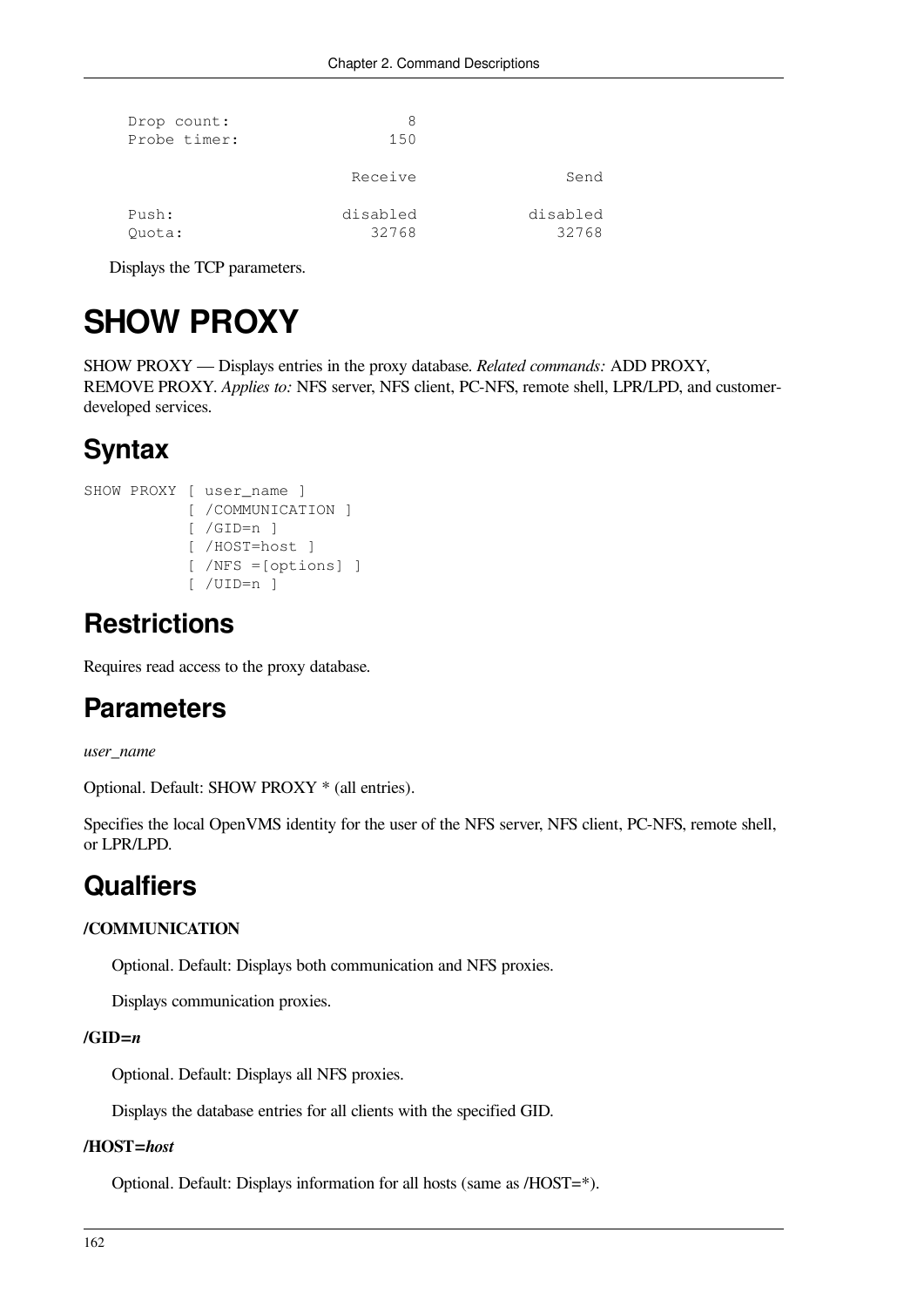```
Drop count:                 8
Probe timer:              150

                      Receive                Send

Push:                disabled            disabled
Quota:                  32768               32768
```

Displays the TCP parameters.

# SHOW PROXY

SHOW PROXY — Displays entries in the proxy database. *Related commands:* ADD PROXY, REMOVE PROXY. *Applies to:* NFS server, NFS client, PC-NFS, remote shell, LPR/LPD, and customer-developed services.

## Syntax

```
SHOW PROXY [ user_name ]
           [ /COMMUNICATION ]
           [ /GID=n ]
           [ /HOST=host ]
           [ /NFS =[options] ]
           [ /UID=n ]
```

## Restrictions

Requires read access to the proxy database.

## Parameters

*user_name*

Optional. Default: SHOW PROXY * (all entries).

Specifies the local OpenVMS identity for the user of the NFS server, NFS client, PC-NFS, remote shell, or LPR/LPD.

## Qualfiers

**/COMMUNICATION**

Optional. Default: Displays both communication and NFS proxies.

Displays communication proxies.

**/GID=*n***

Optional. Default: Displays all NFS proxies.

Displays the database entries for all clients with the specified GID.

**/HOST=*host***

Optional. Default: Displays information for all hosts (same as /HOST=*).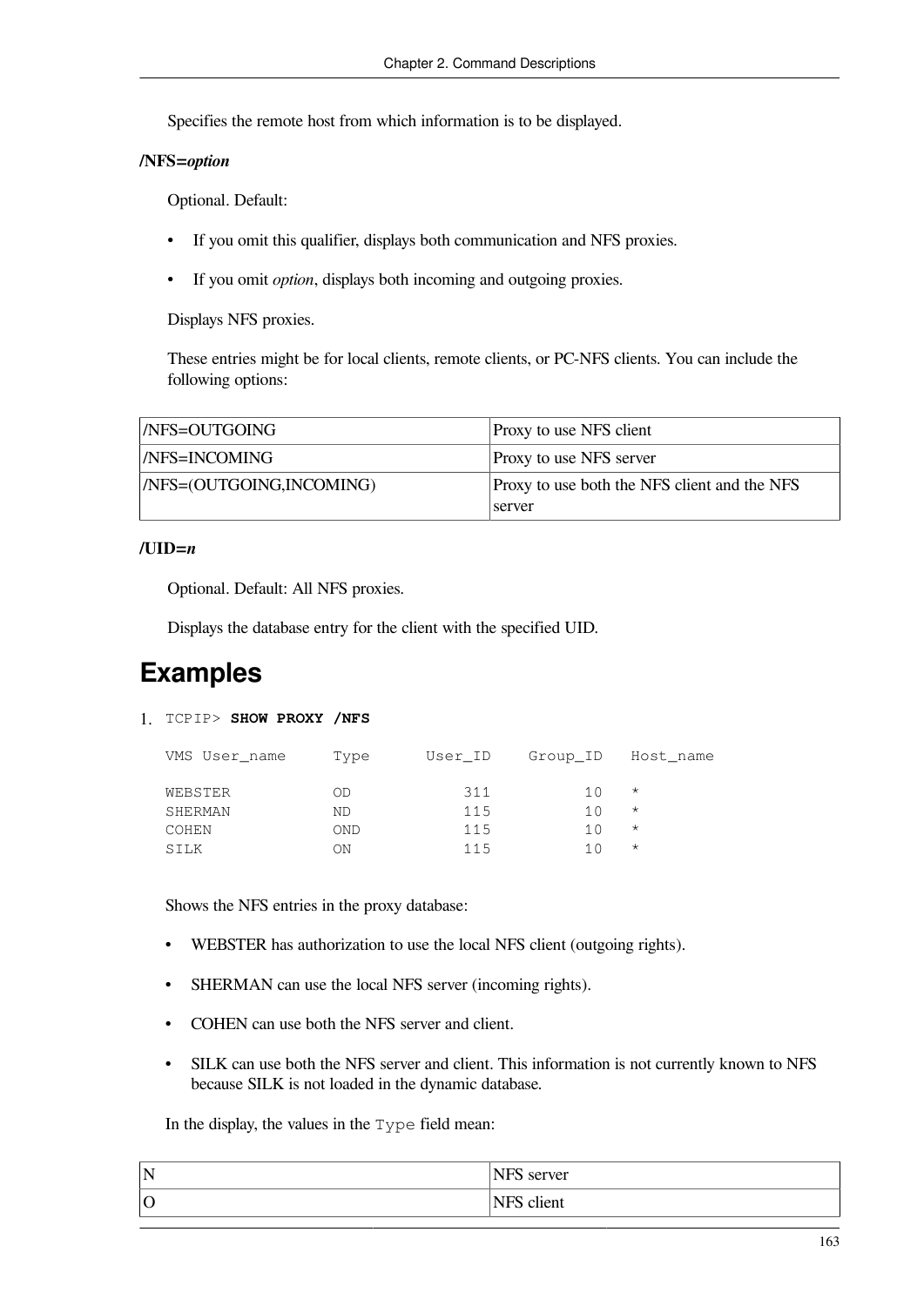Specifies the remote host from which information is to be displayed.

**/NFS=*option***

Optional. Default:

- If you omit this qualifier, displays both communication and NFS proxies.
- If you omit *option*, displays both incoming and outgoing proxies.

Displays NFS proxies.

These entries might be for local clients, remote clients, or PC-NFS clients. You can include the following options:

| | |
|---|---|
| /NFS=OUTGOING | Proxy to use NFS client |
| /NFS=INCOMING | Proxy to use NFS server |
| /NFS=(OUTGOING,INCOMING) | Proxy to use both the NFS client and the NFS server |

**/UID=*n***

Optional. Default: All NFS proxies.

Displays the database entry for the client with the specified UID.

# Examples

1. 

```
TCPIP> SHOW PROXY /NFS

VMS User_name      Type       User_ID    Group_ID   Host_name

WEBSTER            OD             311          10   *
SHERMAN            ND             115          10   *
COHEN              OND            115          10   *
SILK               ON             115          10   *
```

Shows the NFS entries in the proxy database:

- WEBSTER has authorization to use the local NFS client (outgoing rights).
- SHERMAN can use the local NFS server (incoming rights).
- COHEN can use both the NFS server and client.
- SILK can use both the NFS server and client. This information is not currently known to NFS because SILK is not loaded in the dynamic database.

In the display, the values in the `Type` field mean:

| | |
|---|---|
| N | NFS server |
| O | NFS client |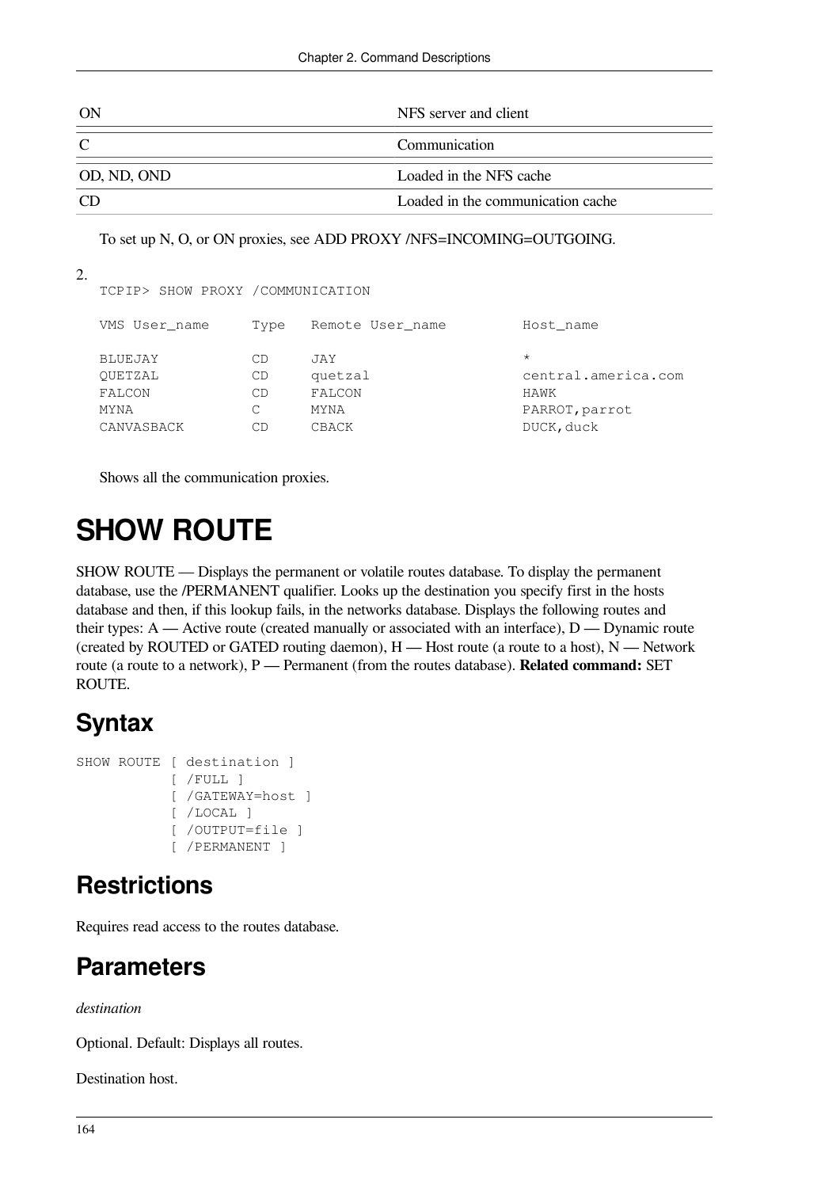| ON | NFS server and client |
|---|---|
| C | Communication |
| OD, ND, OND | Loaded in the NFS cache |
| CD | Loaded in the communication cache |

To set up N, O, or ON proxies, see ADD PROXY /NFS=INCOMING=OUTGOING.

2.

```
TCPIP> SHOW PROXY /COMMUNICATION

VMS User_name      Type   Remote User_name          Host_name

BLUEJAY            CD     JAY                       *
QUETZAL            CD     quetzal                   central.america.com
FALCON             CD     FALCON                    HAWK
MYNA               C      MYNA                      PARROT,parrot
CANVASBACK         CD     CBACK                     DUCK,duck
```

Shows all the communication proxies.

# SHOW ROUTE

SHOW ROUTE — Displays the permanent or volatile routes database. To display the permanent database, use the /PERMANENT qualifier. Looks up the destination you specify first in the hosts database and then, if this lookup fails, in the networks database. Displays the following routes and their types: A — Active route (created manually or associated with an interface), D — Dynamic route (created by ROUTED or GATED routing daemon), H — Host route (a route to a host), N — Network route (a route to a network), P — Permanent (from the routes database). **Related command:** SET ROUTE.

## Syntax

```
SHOW ROUTE [ destination ]
           [ /FULL ]
           [ /GATEWAY=host ]
           [ /LOCAL ]
           [ /OUTPUT=file ]
           [ /PERMANENT ]
```

## Restrictions

Requires read access to the routes database.

## Parameters

*destination*

Optional. Default: Displays all routes.

Destination host.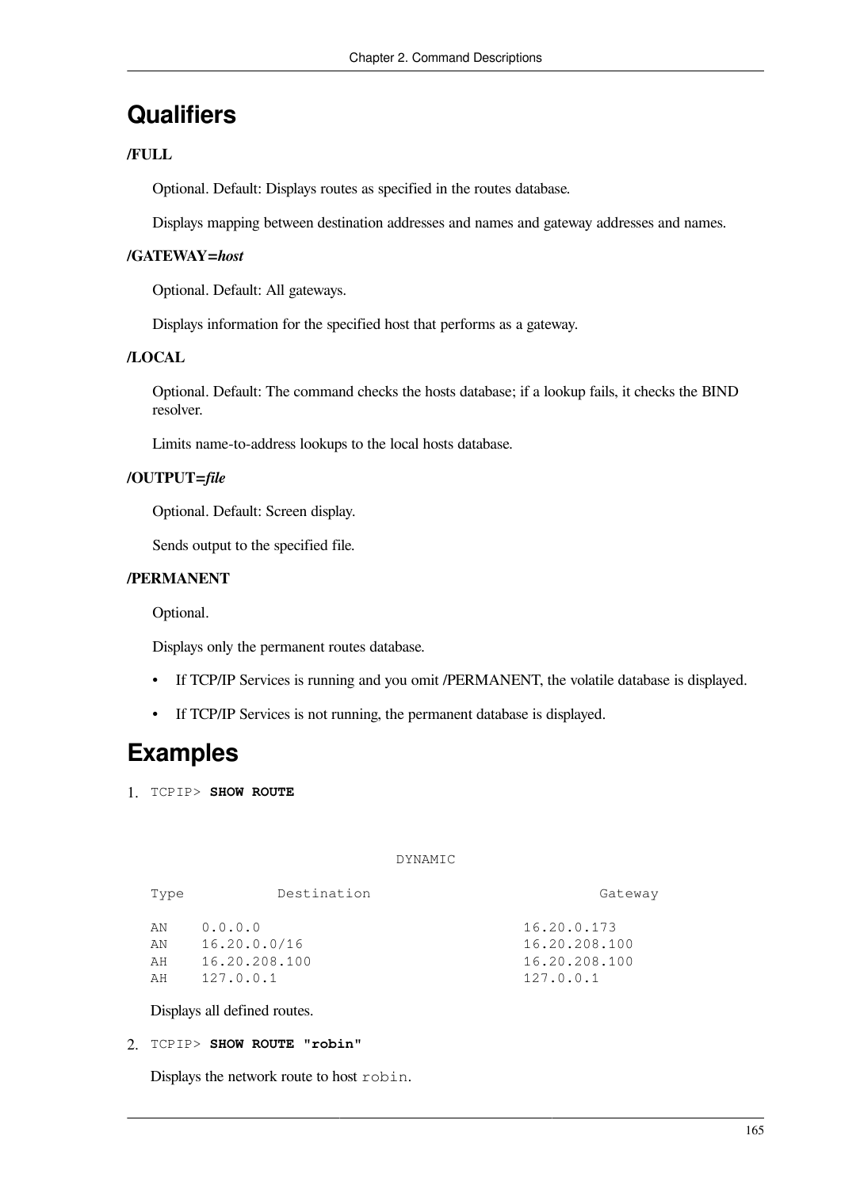## Qualifiers

**/FULL**

Optional. Default: Displays routes as specified in the routes database.

Displays mapping between destination addresses and names and gateway addresses and names.

**/GATEWAY=*host***

Optional. Default: All gateways.

Displays information for the specified host that performs as a gateway.

**/LOCAL**

Optional. Default: The command checks the hosts database; if a lookup fails, it checks the BIND resolver.

Limits name-to-address lookups to the local hosts database.

**/OUTPUT=*file***

Optional. Default: Screen display.

Sends output to the specified file.

**/PERMANENT**

Optional.

Displays only the permanent routes database.

- If TCP/IP Services is running and you omit /PERMANENT, the volatile database is displayed.
- If TCP/IP Services is not running, the permanent database is displayed.

## Examples

1. `TCPIP>` **`SHOW ROUTE`**

```
                              DYNAMIC

Type          Destination                              Gateway

AN    0.0.0.0                                  16.20.0.173
AN    16.20.0.0/16                             16.20.208.100
AH    16.20.208.100                            16.20.208.100
AH    127.0.0.1                                127.0.0.1
```

   Displays all defined routes.

2. `TCPIP>` **`SHOW ROUTE "robin"`**

   Displays the network route to host `robin`.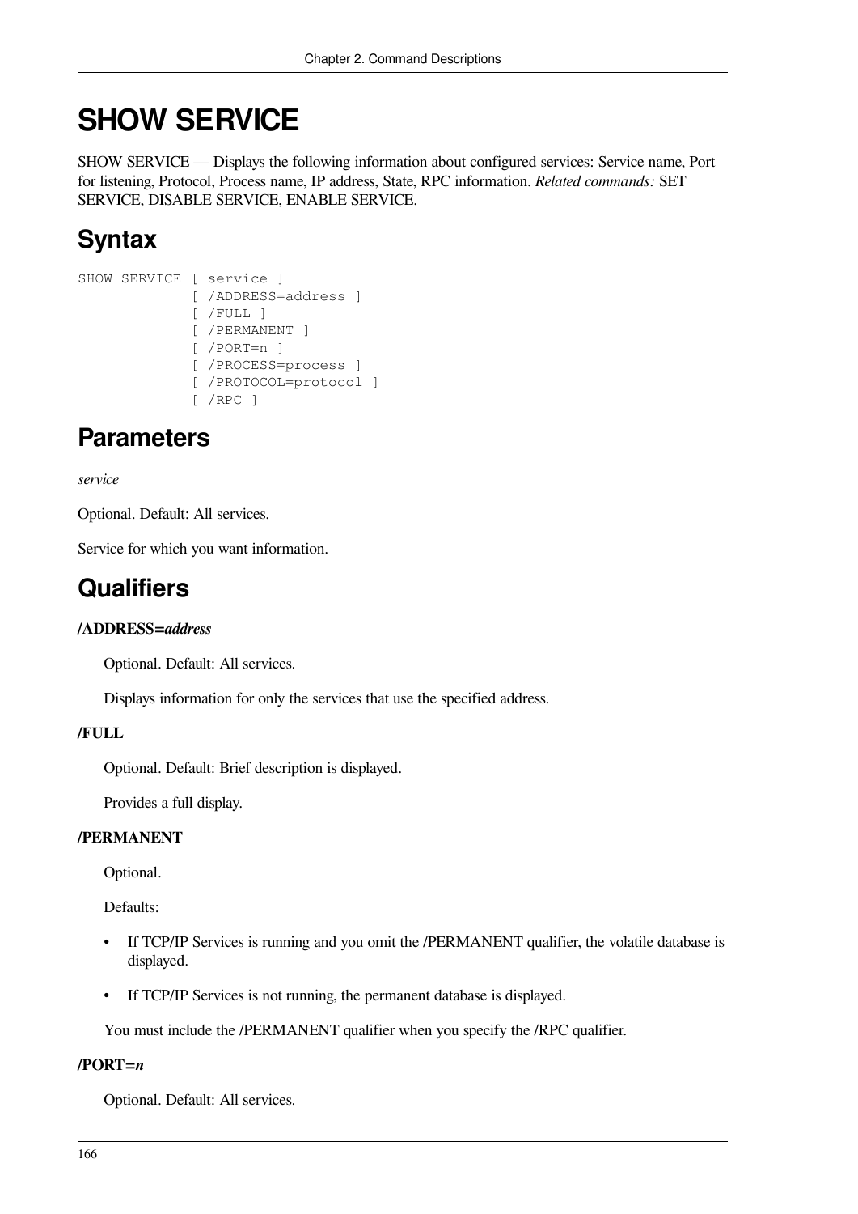# SHOW SERVICE

SHOW SERVICE — Displays the following information about configured services: Service name, Port for listening, Protocol, Process name, IP address, State, RPC information. *Related commands:* SET SERVICE, DISABLE SERVICE, ENABLE SERVICE.

## Syntax

```
SHOW SERVICE [ service ]
             [ /ADDRESS=address ]
             [ /FULL ]
             [ /PERMANENT ]
             [ /PORT=n ]
             [ /PROCESS=process ]
             [ /PROTOCOL=protocol ]
             [ /RPC ]
```

## Parameters

*service*

Optional. Default: All services.

Service for which you want information.

## Qualifiers

**/ADDRESS=*address***

Optional. Default: All services.

Displays information for only the services that use the specified address.

**/FULL**

Optional. Default: Brief description is displayed.

Provides a full display.

**/PERMANENT**

Optional.

Defaults:

- If TCP/IP Services is running and you omit the /PERMANENT qualifier, the volatile database is displayed.
- If TCP/IP Services is not running, the permanent database is displayed.

You must include the /PERMANENT qualifier when you specify the /RPC qualifier.

**/PORT=*n***

Optional. Default: All services.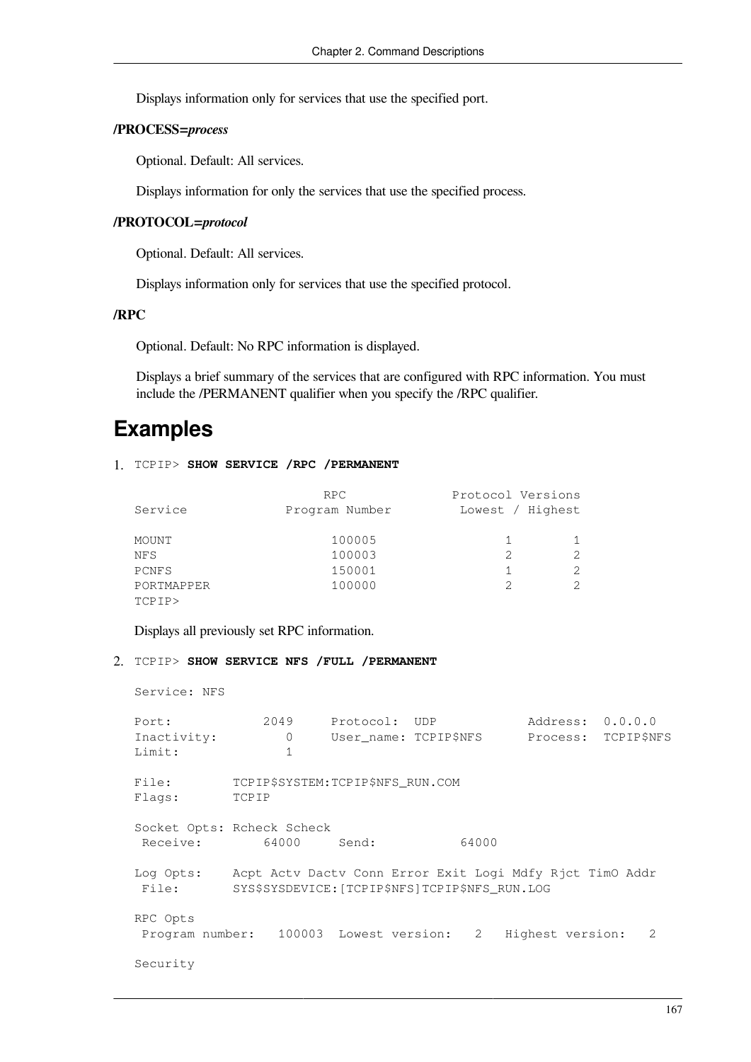Displays information only for services that use the specified port.

**/PROCESS=*process***

Optional. Default: All services.

Displays information for only the services that use the specified process.

**/PROTOCOL=*protocol***

Optional. Default: All services.

Displays information only for services that use the specified protocol.

**/RPC**

Optional. Default: No RPC information is displayed.

Displays a brief summary of the services that are configured with RPC information. You must include the /PERMANENT qualifier when you specify the /RPC qualifier.

## Examples

1. TCPIP> **SHOW SERVICE /RPC /PERMANENT**

```
                         RPC              Protocol Versions
Service            Program Number          Lowest / Highest

MOUNT                   100005                  1        1
NFS                     100003                  2        2
PCNFS                   150001                  1        2
PORTMAPPER              100000                  2        2
TCPIP>
```

Displays all previously set RPC information.

2. TCPIP> **SHOW SERVICE NFS /FULL /PERMANENT**

```
Service: NFS

Port:            2049     Protocol:  UDP           Address:  0.0.0.0
Inactivity:         0     User_name: TCPIP$NFS      Process:  TCPIP$NFS
Limit:              1

File:        TCPIP$SYSTEM:TCPIP$NFS_RUN.COM
Flags:       TCPIP

Socket Opts: Rcheck Scheck
 Receive:        64000     Send:           64000

Log Opts:    Acpt Actv Dactv Conn Error Exit Logi Mdfy Rjct TimO Addr
 File:       SYS$SYSDEVICE:[TCPIP$NFS]TCPIP$NFS_RUN.LOG

RPC Opts
 Program number:   100003  Lowest version:   2   Highest version:   2

Security
```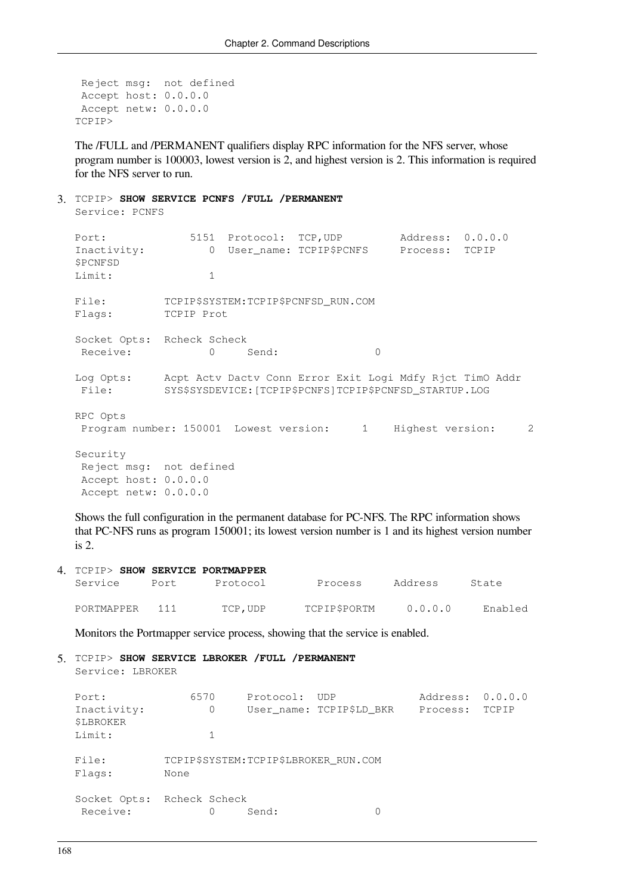```
 Reject msg:  not defined
 Accept host: 0.0.0.0
 Accept netw: 0.0.0.0
TCPIP>
```

The /FULL and /PERMANENT qualifiers display RPC information for the NFS server, whose program number is 100003, lowest version is 2, and highest version is 2. This information is required for the NFS server to run.

3. ```
TCPIP> SHOW SERVICE PCNFS /FULL /PERMANENT
Service: PCNFS

Port:             5151  Protocol:  TCP,UDP         Address:  0.0.0.0
Inactivity:          0  User_name: TCPIP$PCNFS     Process:  TCPIP
$PCNFSD
Limit:               1

File:         TCPIP$SYSTEM:TCPIP$PCNFSD_RUN.COM
Flags:        TCPIP Prot

Socket Opts:  Rcheck Scheck
 Receive:            0     Send:               0

Log Opts:     Acpt Actv Dactv Conn Error Exit Logi Mdfy Rjct TimO Addr
 File:        SYS$SYSDEVICE:[TCPIP$PCNFS]TCPIP$PCNFSD_STARTUP.LOG

RPC Opts
 Program number: 150001  Lowest version:     1    Highest version:     2

Security
 Reject msg:  not defined
 Accept host: 0.0.0.0
 Accept netw: 0.0.0.0
```

Shows the full configuration in the permanent database for PC-NFS. The RPC information shows that PC-NFS runs as program 150001; its lowest version number is 1 and its highest version number is 2.

4. ```
TCPIP> SHOW SERVICE PORTMAPPER
Service     Port      Protocol        Process     Address     State

PORTMAPPER   111       TCP,UDP      TCPIP$PORTM     0.0.0.0     Enabled
```

Monitors the Portmapper service process, showing that the service is enabled.

5. ```
TCPIP> SHOW SERVICE LBROKER /FULL /PERMANENT
Service: LBROKER

Port:             6570     Protocol:  UDP             Address:  0.0.0.0
Inactivity:          0     User_name: TCPIP$LD_BKR    Process:  TCPIP
$LBROKER
Limit:               1

File:         TCPIP$SYSTEM:TCPIP$LBROKER_RUN.COM
Flags:        None

Socket Opts:  Rcheck Scheck
 Receive:            0     Send:               0
```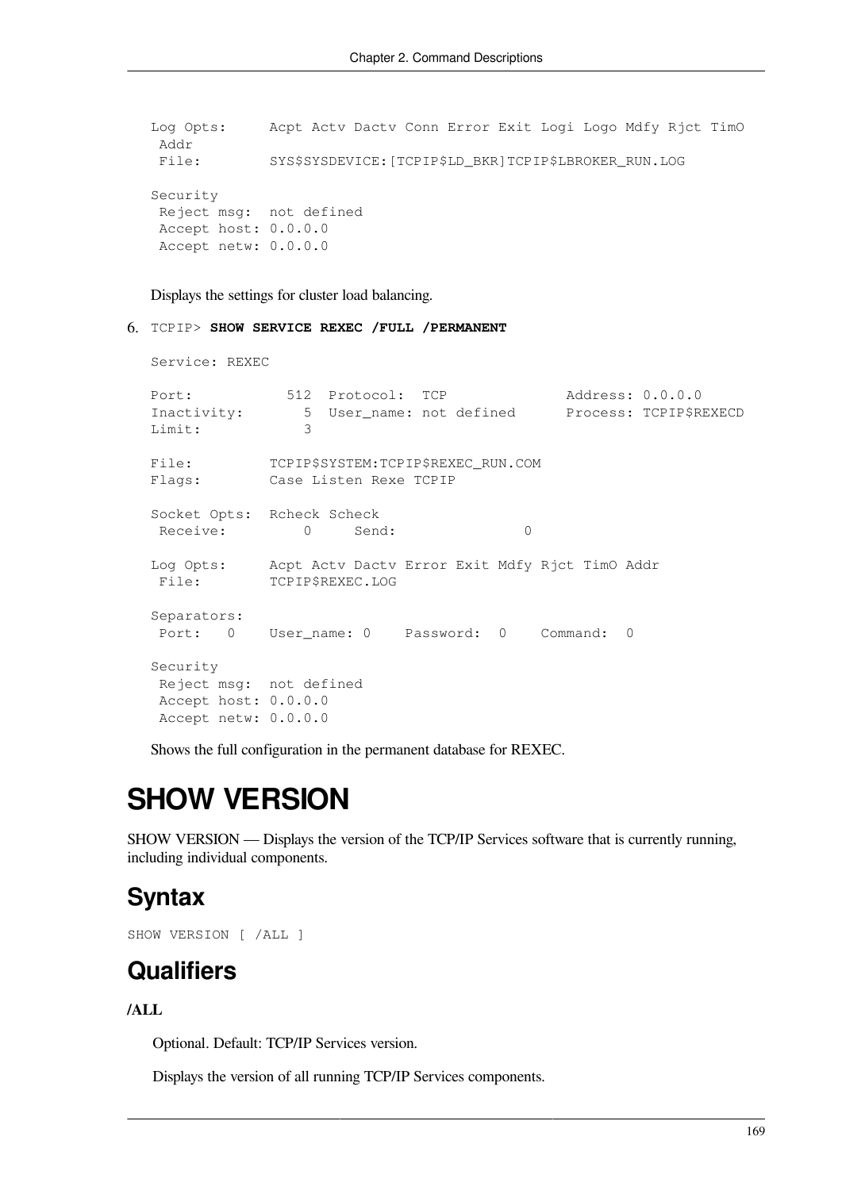```
Log Opts:      Acpt Actv Dactv Conn Error Exit Logi Logo Mdfy Rjct TimO
 Addr
 File:         SYS$SYSDEVICE:[TCPIP$LD_BKR]TCPIP$LBROKER_RUN.LOG

Security
 Reject msg:  not defined
 Accept host: 0.0.0.0
 Accept netw: 0.0.0.0
```

Displays the settings for cluster load balancing.

6. TCPIP> **SHOW SERVICE REXEC /FULL /PERMANENT**

```
Service: REXEC

Port:           512  Protocol:  TCP              Address: 0.0.0.0
Inactivity:       5  User_name: not defined      Process: TCPIP$REXECD
Limit:            3

File:         TCPIP$SYSTEM:TCPIP$REXEC_RUN.COM
Flags:        Case Listen Rexe TCPIP

Socket Opts:  Rcheck Scheck
 Receive:         0     Send:               0

Log Opts:     Acpt Actv Dactv Error Exit Mdfy Rjct TimO Addr
 File:        TCPIP$REXEC.LOG

Separators:
 Port:   0    User_name: 0    Password:  0    Command:  0

Security
 Reject msg:  not defined
 Accept host: 0.0.0.0
 Accept netw: 0.0.0.0
```

Shows the full configuration in the permanent database for REXEC.

# SHOW VERSION

SHOW VERSION — Displays the version of the TCP/IP Services software that is currently running, including individual components.

## Syntax

```
SHOW VERSION [ /ALL ]
```

## Qualifiers

**/ALL**

Optional. Default: TCP/IP Services version.

Displays the version of all running TCP/IP Services components.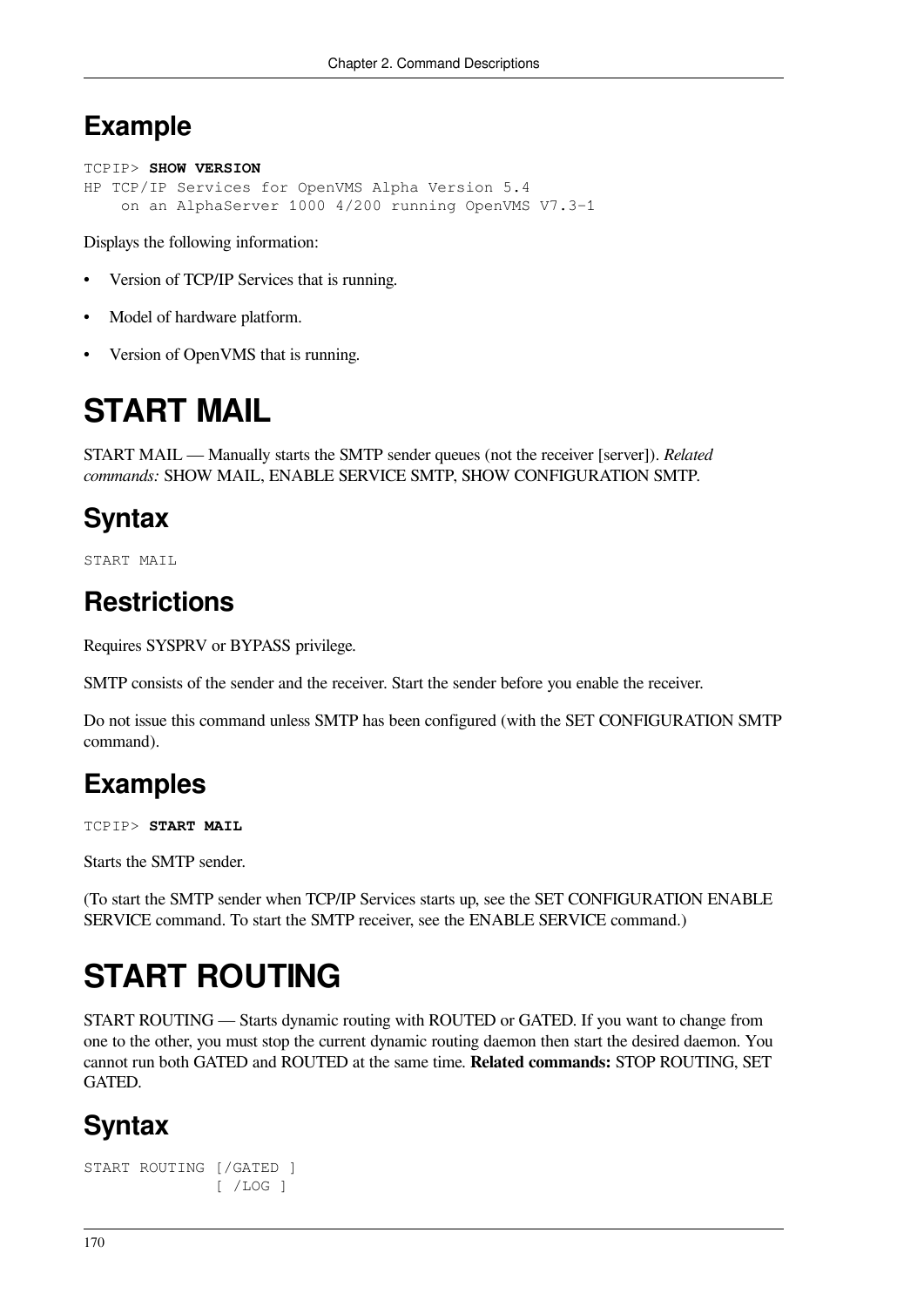## Example

```
TCPIP> SHOW VERSION
HP TCP/IP Services for OpenVMS Alpha Version 5.4
    on an AlphaServer 1000 4/200 running OpenVMS V7.3-1
```

Displays the following information:

- Version of TCP/IP Services that is running.
- Model of hardware platform.
- Version of OpenVMS that is running.

# START MAIL

START MAIL — Manually starts the SMTP sender queues (not the receiver [server]). *Related commands:* SHOW MAIL, ENABLE SERVICE SMTP, SHOW CONFIGURATION SMTP.

## Syntax

```
START MAIL
```

## Restrictions

Requires SYSPRV or BYPASS privilege.

SMTP consists of the sender and the receiver. Start the sender before you enable the receiver.

Do not issue this command unless SMTP has been configured (with the SET CONFIGURATION SMTP command).

## Examples

```
TCPIP> START MAIL
```

Starts the SMTP sender.

(To start the SMTP sender when TCP/IP Services starts up, see the SET CONFIGURATION ENABLE SERVICE command. To start the SMTP receiver, see the ENABLE SERVICE command.)

# START ROUTING

START ROUTING — Starts dynamic routing with ROUTED or GATED. If you want to change from one to the other, you must stop the current dynamic routing daemon then start the desired daemon. You cannot run both GATED and ROUTED at the same time. **Related commands:** STOP ROUTING, SET GATED.

## Syntax

```
START ROUTING [/GATED ]
              [ /LOG ]
```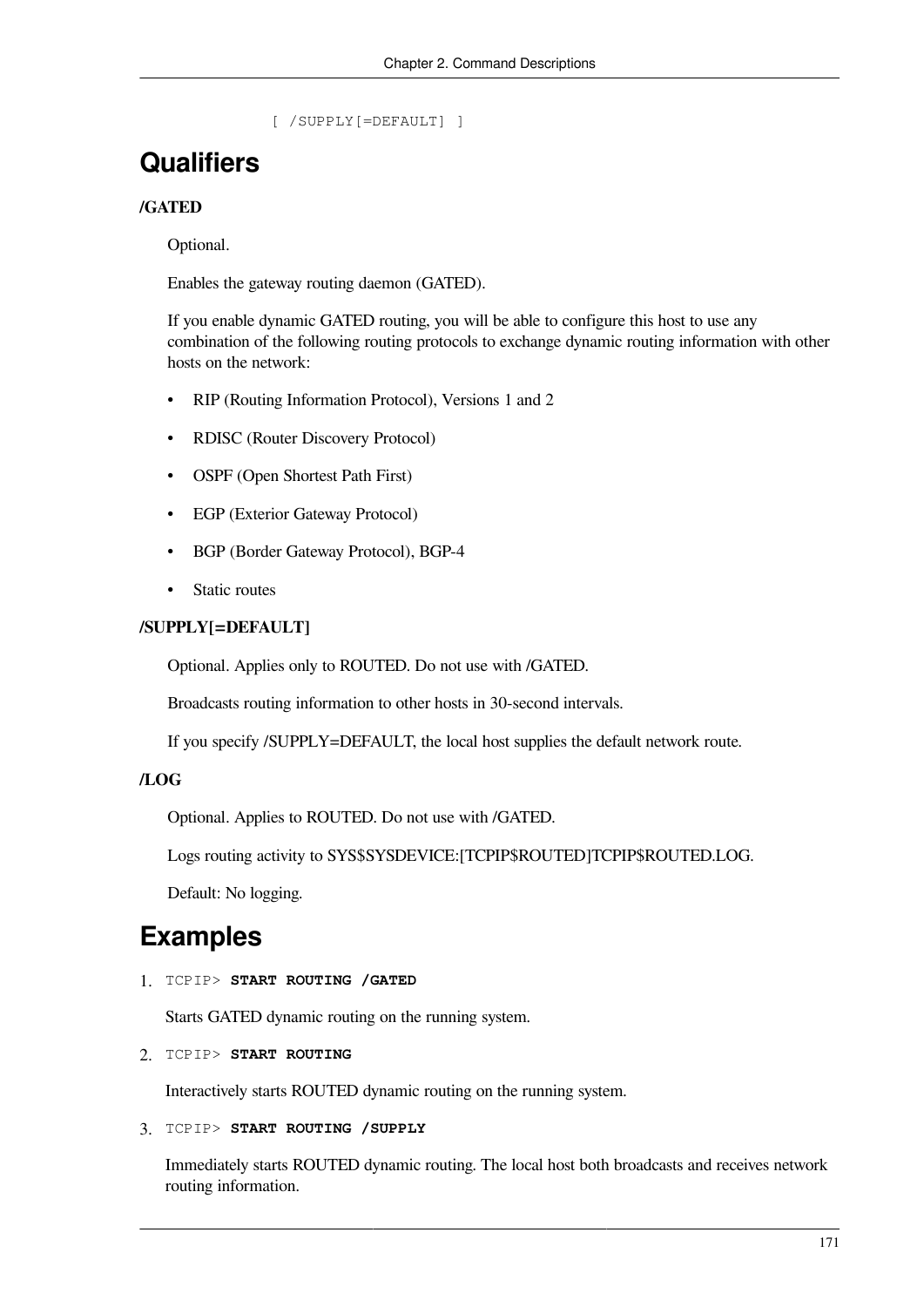```
[ /SUPPLY[=DEFAULT] ]
```

## Qualifiers

**/GATED**

Optional.

Enables the gateway routing daemon (GATED).

If you enable dynamic GATED routing, you will be able to configure this host to use any combination of the following routing protocols to exchange dynamic routing information with other hosts on the network:

- RIP (Routing Information Protocol), Versions 1 and 2
- RDISC (Router Discovery Protocol)
- OSPF (Open Shortest Path First)
- EGP (Exterior Gateway Protocol)
- BGP (Border Gateway Protocol), BGP-4
- Static routes

**/SUPPLY[=DEFAULT]**

Optional. Applies only to ROUTED. Do not use with /GATED.

Broadcasts routing information to other hosts in 30-second intervals.

If you specify /SUPPLY=DEFAULT, the local host supplies the default network route.

**/LOG**

Optional. Applies to ROUTED. Do not use with /GATED.

Logs routing activity to SYS$SYSDEVICE:[TCPIP$ROUTED]TCPIP$ROUTED.LOG.

Default: No logging.

## Examples

1. `TCPIP>` **`START ROUTING /GATED`**

   Starts GATED dynamic routing on the running system.

2. `TCPIP>` **`START ROUTING`**

   Interactively starts ROUTED dynamic routing on the running system.

3. `TCPIP>` **`START ROUTING /SUPPLY`**

   Immediately starts ROUTED dynamic routing. The local host both broadcasts and receives network routing information.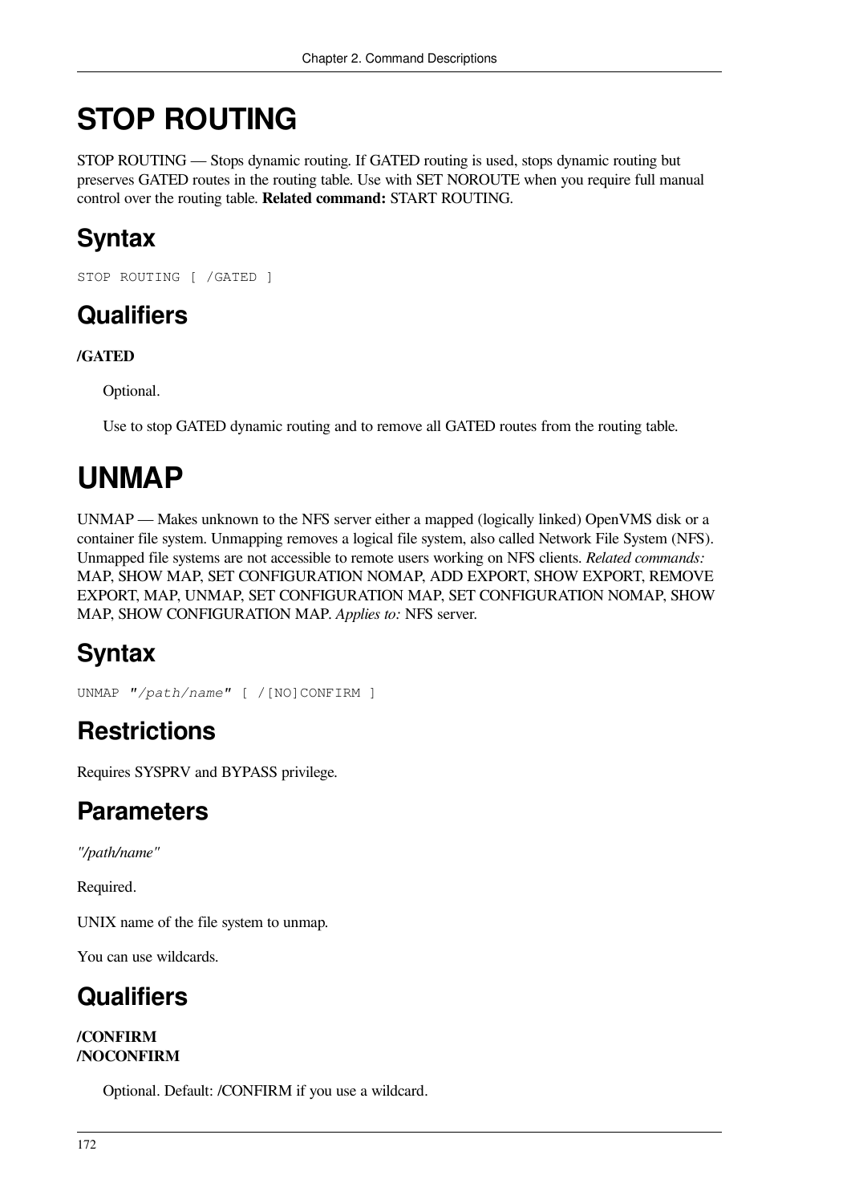# STOP ROUTING

STOP ROUTING — Stops dynamic routing. If GATED routing is used, stops dynamic routing but preserves GATED routes in the routing table. Use with SET NOROUTE when you require full manual control over the routing table. **Related command:** START ROUTING.

## Syntax

```
STOP ROUTING [ /GATED ]
```

## Qualifiers

**/GATED**

Optional.

Use to stop GATED dynamic routing and to remove all GATED routes from the routing table.

# UNMAP

UNMAP — Makes unknown to the NFS server either a mapped (logically linked) OpenVMS disk or a container file system. Unmapping removes a logical file system, also called Network File System (NFS). Unmapped file systems are not accessible to remote users working on NFS clients. *Related commands:* MAP, SHOW MAP, SET CONFIGURATION NOMAP, ADD EXPORT, SHOW EXPORT, REMOVE EXPORT, MAP, UNMAP, SET CONFIGURATION MAP, SET CONFIGURATION NOMAP, SHOW MAP, SHOW CONFIGURATION MAP. *Applies to:* NFS server.

## Syntax

```
UNMAP "/path/name" [ /[NO]CONFIRM ]
```

## Restrictions

Requires SYSPRV and BYPASS privilege.

## Parameters

*"/path/name"*

Required.

UNIX name of the file system to unmap.

You can use wildcards.

## Qualifiers

**/CONFIRM**
**/NOCONFIRM**

Optional. Default: /CONFIRM if you use a wildcard.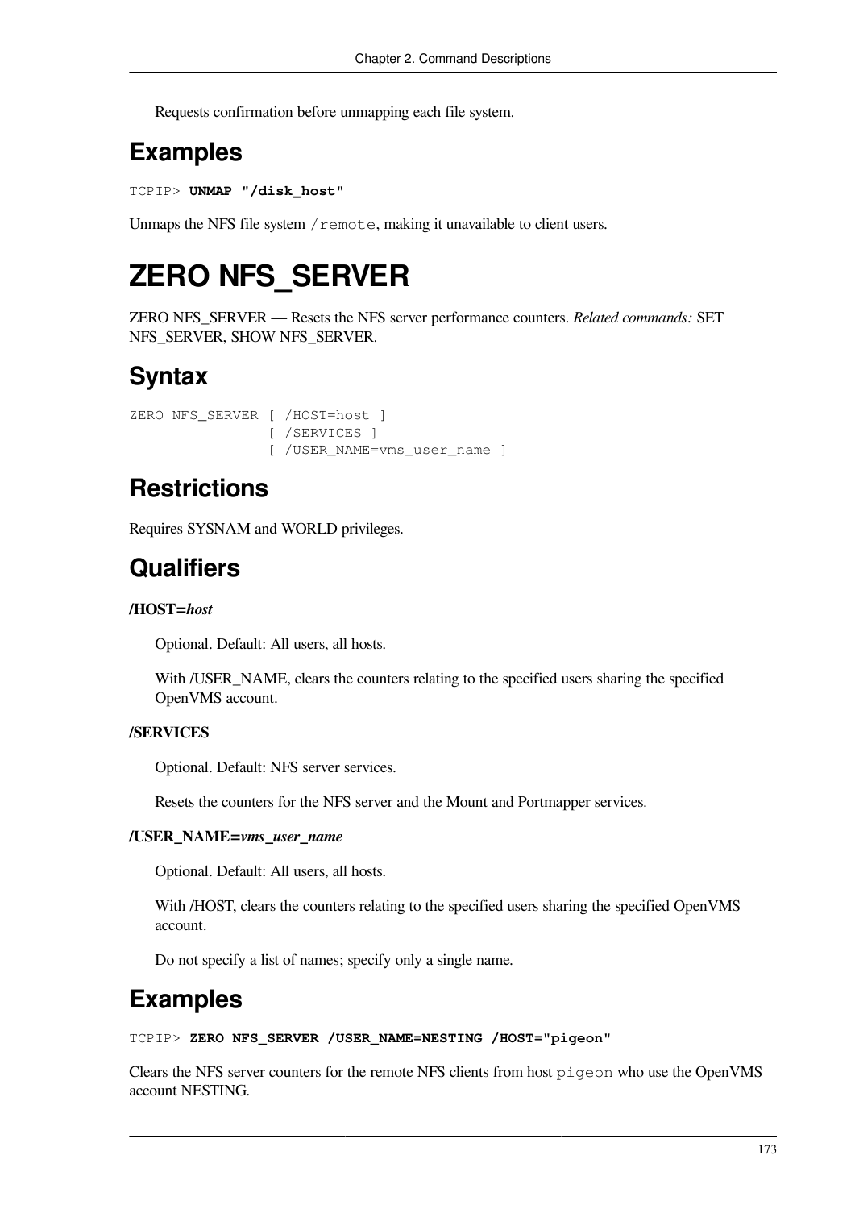Requests confirmation before unmapping each file system.

## Examples

```
TCPIP> UNMAP "/disk_host"
```

Unmaps the NFS file system `/remote`, making it unavailable to client users.

# ZERO NFS_SERVER

ZERO NFS_SERVER — Resets the NFS server performance counters. *Related commands:* SET NFS_SERVER, SHOW NFS_SERVER.

## Syntax

```
ZERO NFS_SERVER [ /HOST=host ]
                [ /SERVICES ]
                [ /USER_NAME=vms_user_name ]
```

## Restrictions

Requires SYSNAM and WORLD privileges.

## Qualifiers

**/HOST=*host***

Optional. Default: All users, all hosts.

With /USER_NAME, clears the counters relating to the specified users sharing the specified OpenVMS account.

**/SERVICES**

Optional. Default: NFS server services.

Resets the counters for the NFS server and the Mount and Portmapper services.

**/USER_NAME=*vms_user_name***

Optional. Default: All users, all hosts.

With /HOST, clears the counters relating to the specified users sharing the specified OpenVMS account.

Do not specify a list of names; specify only a single name.

## Examples

```
TCPIP> ZERO NFS_SERVER /USER_NAME=NESTING /HOST="pigeon"
```

Clears the NFS server counters for the remote NFS clients from host `pigeon` who use the OpenVMS account NESTING.